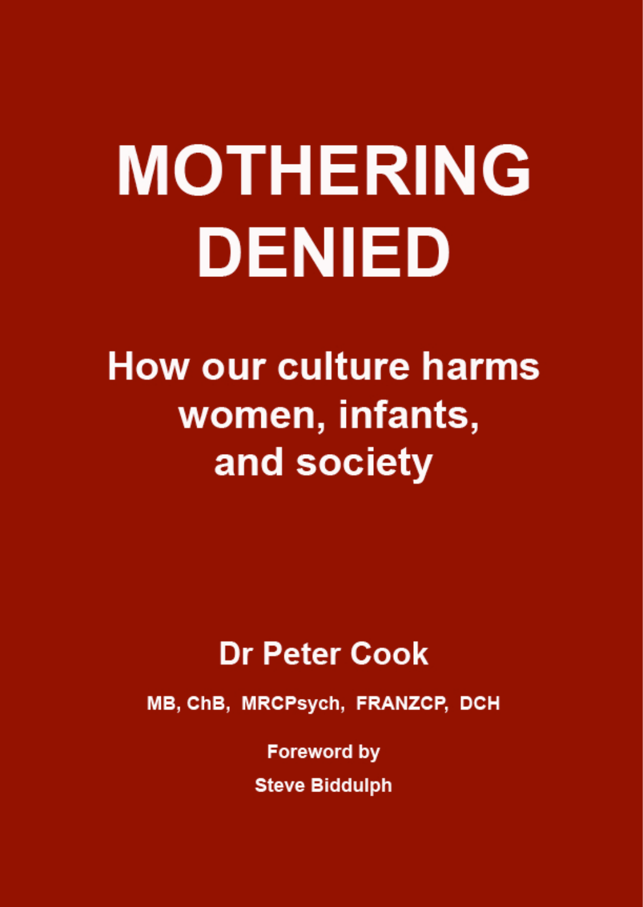# MOTHERING DENIED

## How our culture harms women, infants, and society

**Dr Peter Cook**

**MB, ChB, MRCPsych, FRANZCP, DCH**

**Foreword by**

**Steve Biddulph**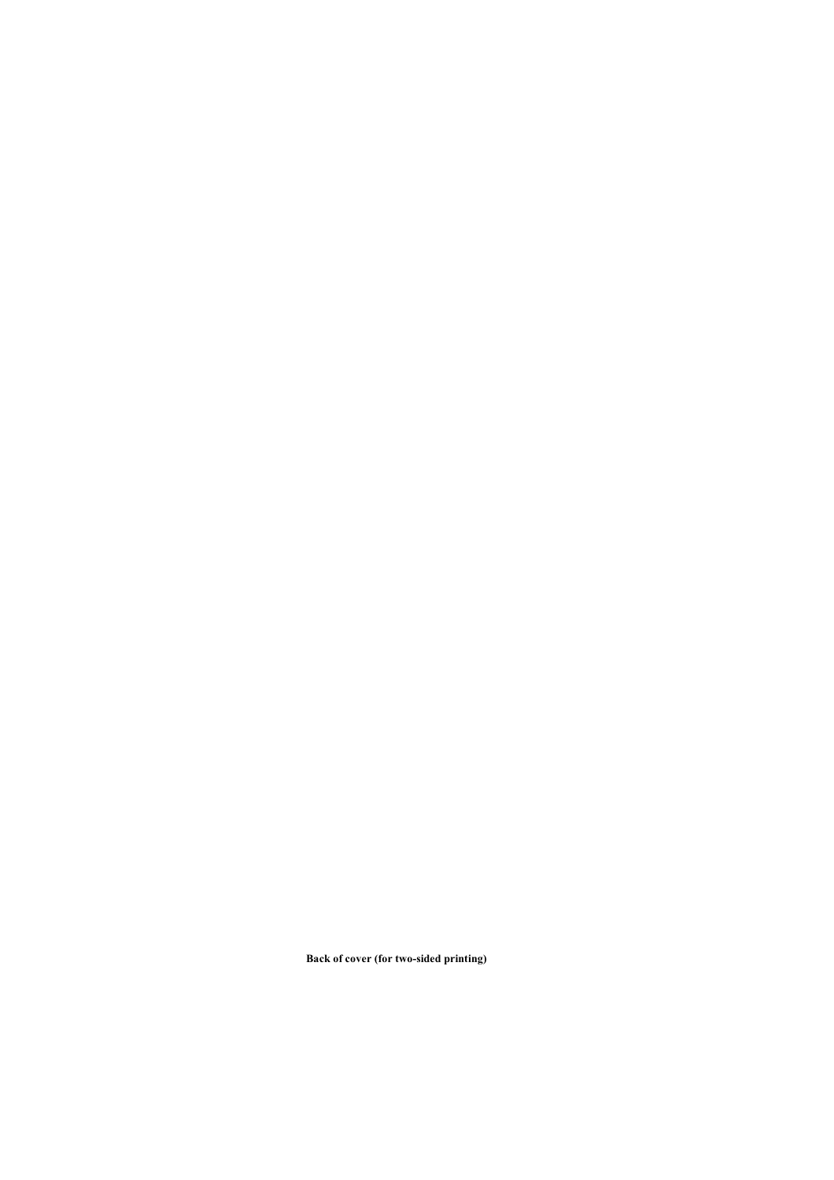**Back of cover (for two-sided printing)**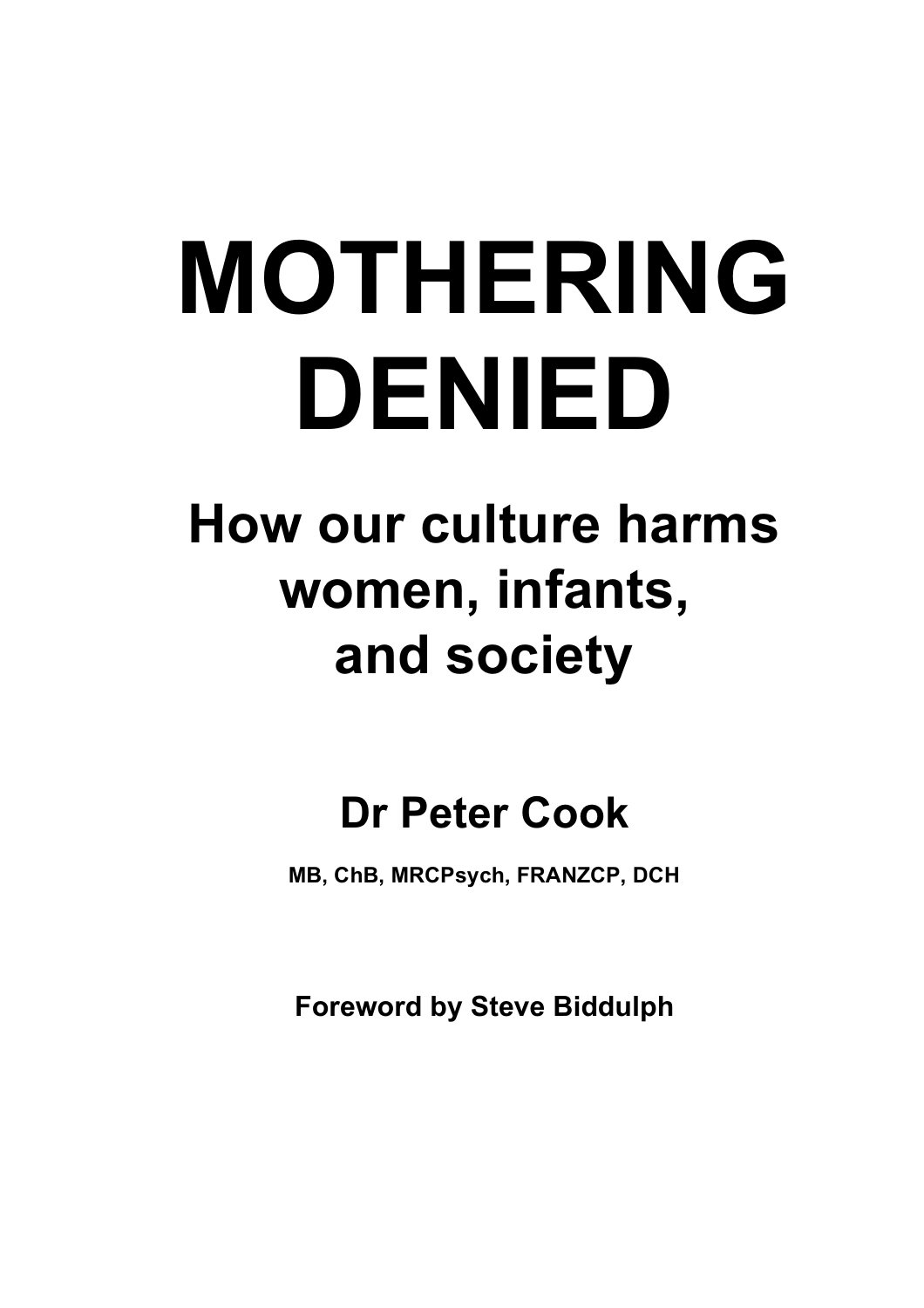# MOTHERING DENIED

## How our culture harms women, infants, and society

**Dr Peter Cook**

**MB, ChB, MRCPsych, FRANZCP, DCH**

**Foreword by Steve Biddulph**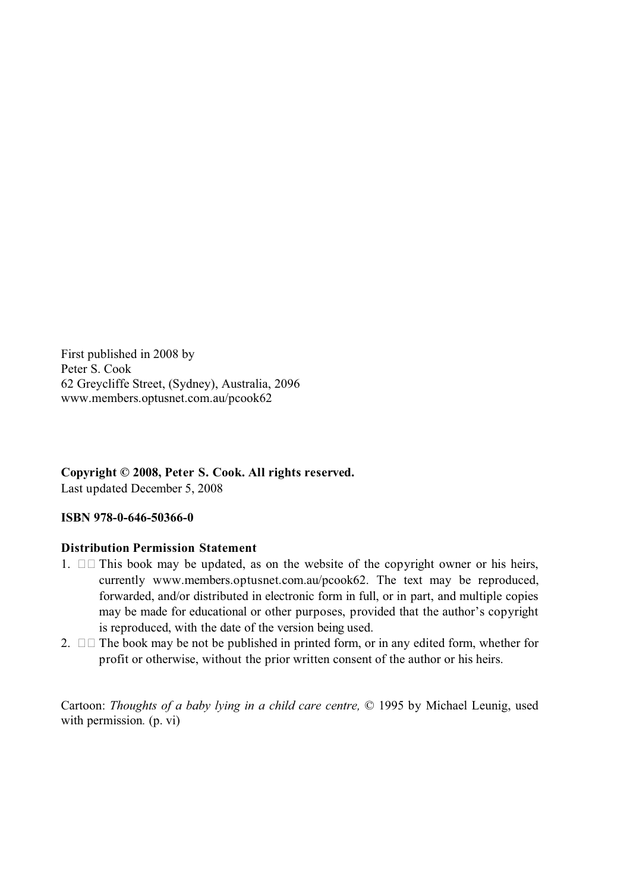First published in 2008 by
Peter S. Cook
62 Greycliffe Street, (Sydney), Australia, 2096
www.members.optusnet.com.au/pcook62

**Copyright © 2008, Peter S. Cook. All rights reserved.**
Last updated December 5, 2008

**ISBN 978-0-646-50366-0**

**Distribution Permission Statement**

1. This book may be updated, as on the website of the copyright owner or his heirs, currently www.members.optusnet.com.au/pcook62. The text may be reproduced, forwarded, and/or distributed in electronic form in full, or in part, and multiple copies may be made for educational or other purposes, provided that the author's copyright is reproduced, with the date of the version being used.
2. The book may be not be published in printed form, or in any edited form, whether for profit or otherwise, without the prior written consent of the author or his heirs.

Cartoon: *Thoughts of a baby lying in a child care centre,* © 1995 by Michael Leunig, used with permission. (p. vi)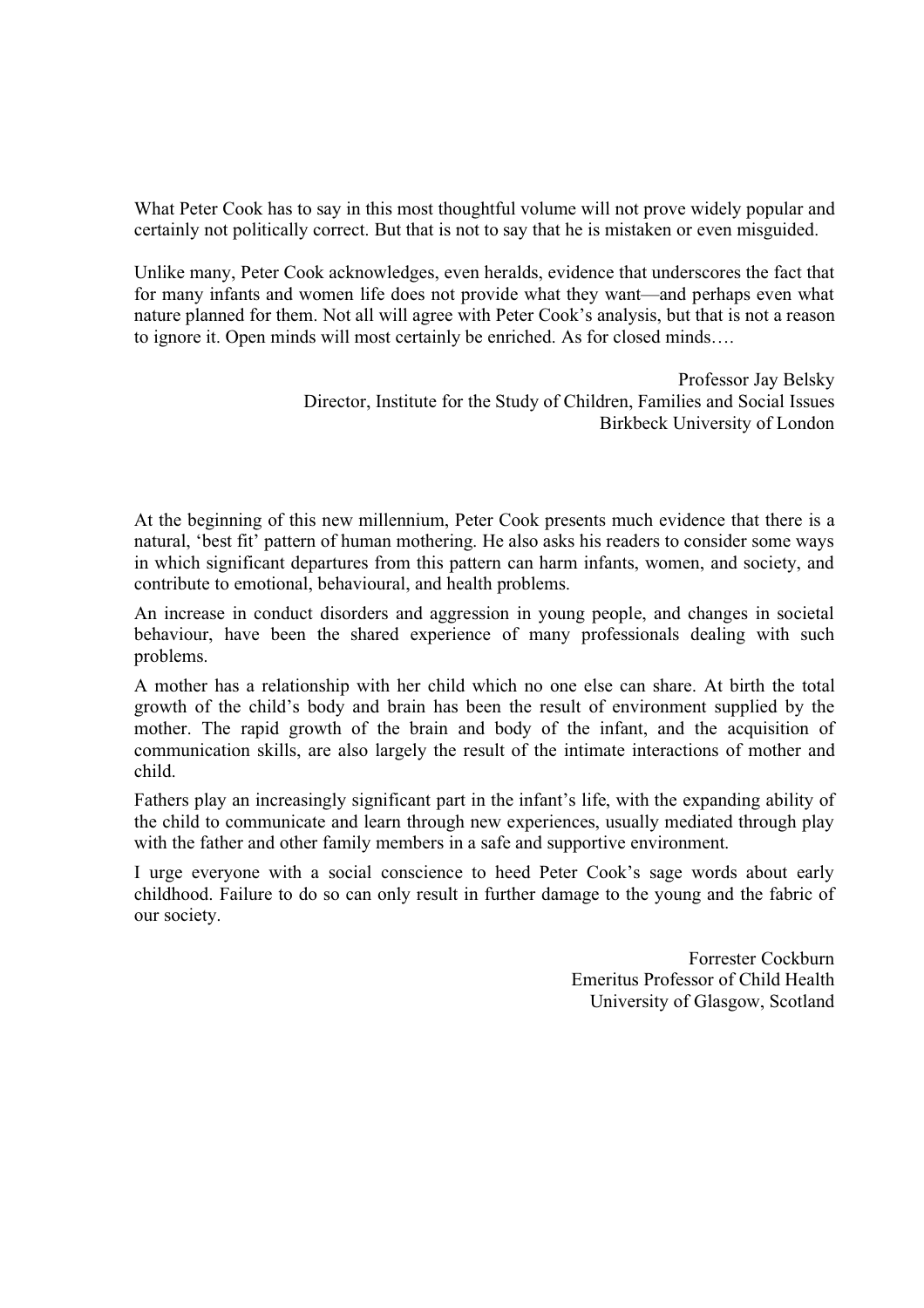What Peter Cook has to say in this most thoughtful volume will not prove widely popular and certainly not politically correct. But that is not to say that he is mistaken or even misguided.

Unlike many, Peter Cook acknowledges, even heralds, evidence that underscores the fact that for many infants and women life does not provide what they want—and perhaps even what nature planned for them. Not all will agree with Peter Cook's analysis, but that is not a reason to ignore it. Open minds will most certainly be enriched. As for closed minds….

Professor Jay Belsky
Director, Institute for the Study of Children, Families and Social Issues
Birkbeck University of London

At the beginning of this new millennium, Peter Cook presents much evidence that there is a natural, 'best fit' pattern of human mothering. He also asks his readers to consider some ways in which significant departures from this pattern can harm infants, women, and society, and contribute to emotional, behavioural, and health problems.

An increase in conduct disorders and aggression in young people, and changes in societal behaviour, have been the shared experience of many professionals dealing with such problems.

A mother has a relationship with her child which no one else can share. At birth the total growth of the child's body and brain has been the result of environment supplied by the mother. The rapid growth of the brain and body of the infant, and the acquisition of communication skills, are also largely the result of the intimate interactions of mother and child.

Fathers play an increasingly significant part in the infant's life, with the expanding ability of the child to communicate and learn through new experiences, usually mediated through play with the father and other family members in a safe and supportive environment.

I urge everyone with a social conscience to heed Peter Cook's sage words about early childhood. Failure to do so can only result in further damage to the young and the fabric of our society.

Forrester Cockburn
Emeritus Professor of Child Health
University of Glasgow, Scotland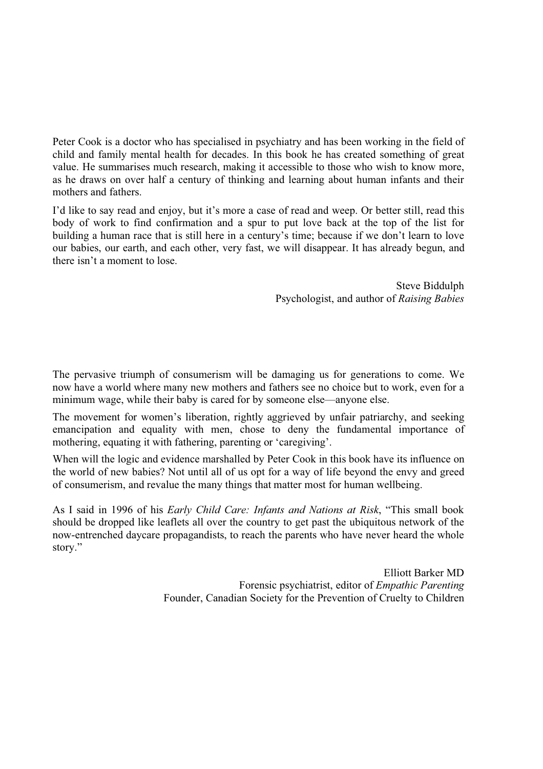Peter Cook is a doctor who has specialised in psychiatry and has been working in the field of child and family mental health for decades. In this book he has created something of great value. He summarises much research, making it accessible to those who wish to know more, as he draws on over half a century of thinking and learning about human infants and their mothers and fathers.

I'd like to say read and enjoy, but it's more a case of read and weep. Or better still, read this body of work to find confirmation and a spur to put love back at the top of the list for building a human race that is still here in a century's time; because if we don't learn to love our babies, our earth, and each other, very fast, we will disappear. It has already begun, and there isn't a moment to lose.

Steve Biddulph
Psychologist, and author of *Raising Babies*

The pervasive triumph of consumerism will be damaging us for generations to come. We now have a world where many new mothers and fathers see no choice but to work, even for a minimum wage, while their baby is cared for by someone else—anyone else.

The movement for women's liberation, rightly aggrieved by unfair patriarchy, and seeking emancipation and equality with men, chose to deny the fundamental importance of mothering, equating it with fathering, parenting or 'caregiving'.

When will the logic and evidence marshalled by Peter Cook in this book have its influence on the world of new babies? Not until all of us opt for a way of life beyond the envy and greed of consumerism, and revalue the many things that matter most for human wellbeing.

As I said in 1996 of his *Early Child Care: Infants and Nations at Risk*, "This small book should be dropped like leaflets all over the country to get past the ubiquitous network of the now-entrenched daycare propagandists, to reach the parents who have never heard the whole story."

Elliott Barker MD
Forensic psychiatrist, editor of *Empathic Parenting*
Founder, Canadian Society for the Prevention of Cruelty to Children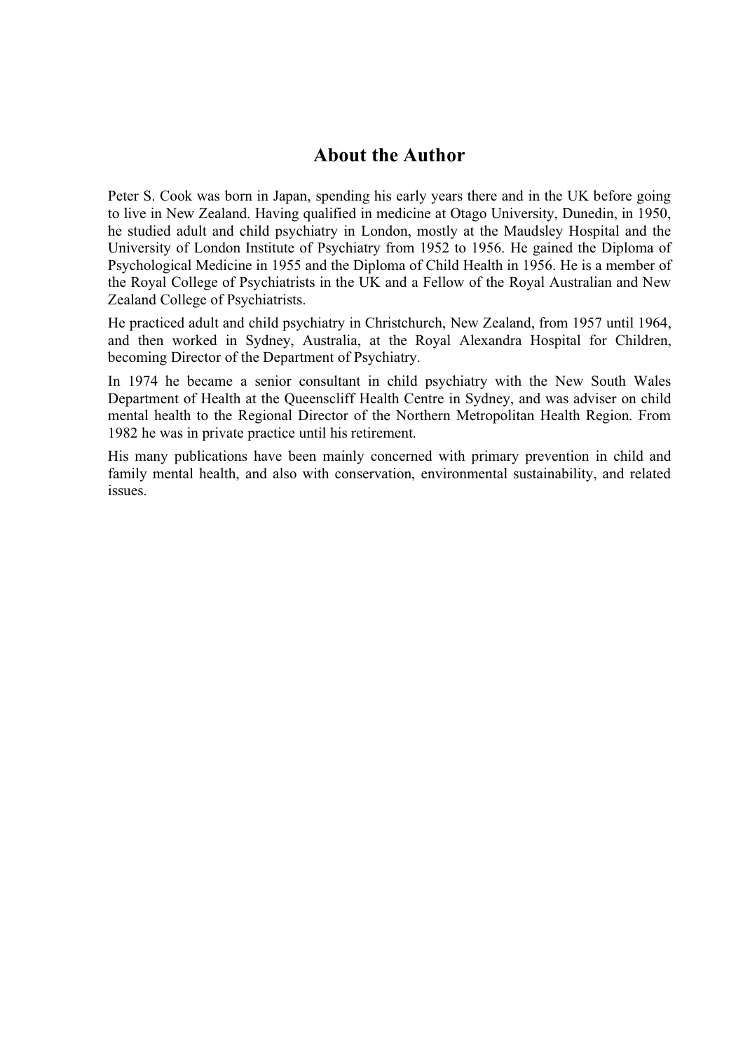## About the Author

Peter S. Cook was born in Japan, spending his early years there and in the UK before going to live in New Zealand. Having qualified in medicine at Otago University, Dunedin, in 1950, he studied adult and child psychiatry in London, mostly at the Maudsley Hospital and the University of London Institute of Psychiatry from 1952 to 1956. He gained the Diploma of Psychological Medicine in 1955 and the Diploma of Child Health in 1956. He is a member of the Royal College of Psychiatrists in the UK and a Fellow of the Royal Australian and New Zealand College of Psychiatrists.

He practiced adult and child psychiatry in Christchurch, New Zealand, from 1957 until 1964, and then worked in Sydney, Australia, at the Royal Alexandra Hospital for Children, becoming Director of the Department of Psychiatry.

In 1974 he became a senior consultant in child psychiatry with the New South Wales Department of Health at the Queenscliff Health Centre in Sydney, and was adviser on child mental health to the Regional Director of the Northern Metropolitan Health Region. From 1982 he was in private practice until his retirement.

His many publications have been mainly concerned with primary prevention in child and family mental health, and also with conservation, environmental sustainability, and related issues.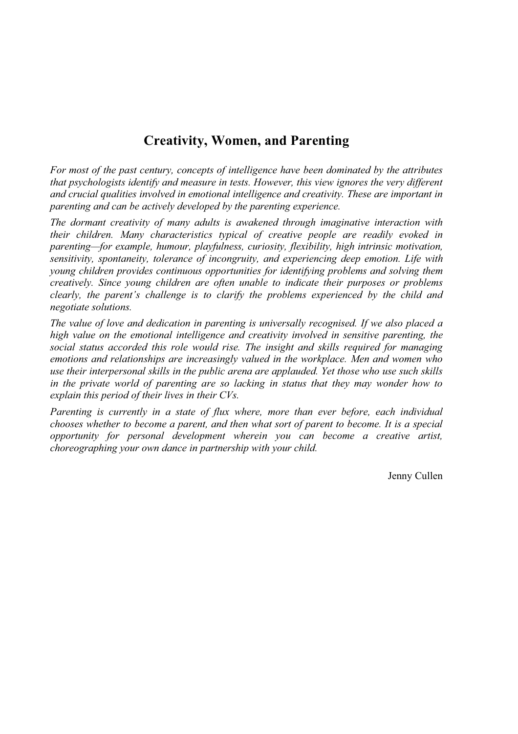## Creativity, Women, and Parenting

*For most of the past century, concepts of intelligence have been dominated by the attributes that psychologists identify and measure in tests. However, this view ignores the very different and crucial qualities involved in emotional intelligence and creativity. These are important in parenting and can be actively developed by the parenting experience.*

*The dormant creativity of many adults is awakened through imaginative interaction with their children. Many characteristics typical of creative people are readily evoked in parenting—for example, humour, playfulness, curiosity, flexibility, high intrinsic motivation, sensitivity, spontaneity, tolerance of incongruity, and experiencing deep emotion. Life with young children provides continuous opportunities for identifying problems and solving them creatively. Since young children are often unable to indicate their purposes or problems clearly, the parent's challenge is to clarify the problems experienced by the child and negotiate solutions.*

*The value of love and dedication in parenting is universally recognised. If we also placed a high value on the emotional intelligence and creativity involved in sensitive parenting, the social status accorded this role would rise. The insight and skills required for managing emotions and relationships are increasingly valued in the workplace. Men and women who use their interpersonal skills in the public arena are applauded. Yet those who use such skills in the private world of parenting are so lacking in status that they may wonder how to explain this period of their lives in their CVs.*

*Parenting is currently in a state of flux where, more than ever before, each individual chooses whether to become a parent, and then what sort of parent to become. It is a special opportunity for personal development wherein you can become a creative artist, choreographing your own dance in partnership with your child.*

Jenny Cullen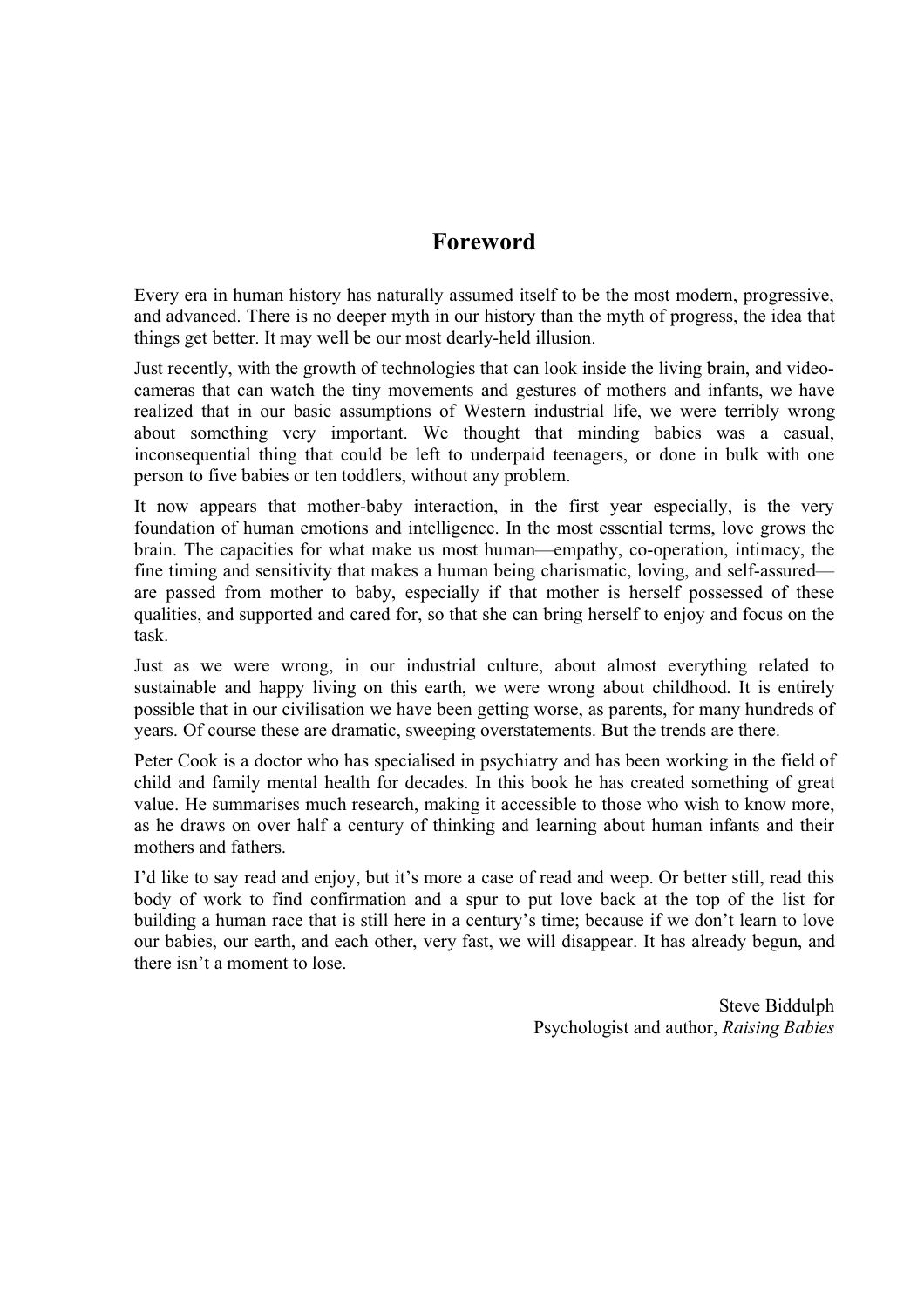# Foreword

Every era in human history has naturally assumed itself to be the most modern, progressive, and advanced. There is no deeper myth in our history than the myth of progress, the idea that things get better. It may well be our most dearly-held illusion.

Just recently, with the growth of technologies that can look inside the living brain, and video-cameras that can watch the tiny movements and gestures of mothers and infants, we have realized that in our basic assumptions of Western industrial life, we were terribly wrong about something very important. We thought that minding babies was a casual, inconsequential thing that could be left to underpaid teenagers, or done in bulk with one person to five babies or ten toddlers, without any problem.

It now appears that mother-baby interaction, in the first year especially, is the very foundation of human emotions and intelligence. In the most essential terms, love grows the brain. The capacities for what make us most human—empathy, co-operation, intimacy, the fine timing and sensitivity that makes a human being charismatic, loving, and self-assured—are passed from mother to baby, especially if that mother is herself possessed of these qualities, and supported and cared for, so that she can bring herself to enjoy and focus on the task.

Just as we were wrong, in our industrial culture, about almost everything related to sustainable and happy living on this earth, we were wrong about childhood. It is entirely possible that in our civilisation we have been getting worse, as parents, for many hundreds of years. Of course these are dramatic, sweeping overstatements. But the trends are there.

Peter Cook is a doctor who has specialised in psychiatry and has been working in the field of child and family mental health for decades. In this book he has created something of great value. He summarises much research, making it accessible to those who wish to know more, as he draws on over half a century of thinking and learning about human infants and their mothers and fathers.

I'd like to say read and enjoy, but it's more a case of read and weep. Or better still, read this body of work to find confirmation and a spur to put love back at the top of the list for building a human race that is still here in a century's time; because if we don't learn to love our babies, our earth, and each other, very fast, we will disappear. It has already begun, and there isn't a moment to lose.

Steve Biddulph
Psychologist and author, *Raising Babies*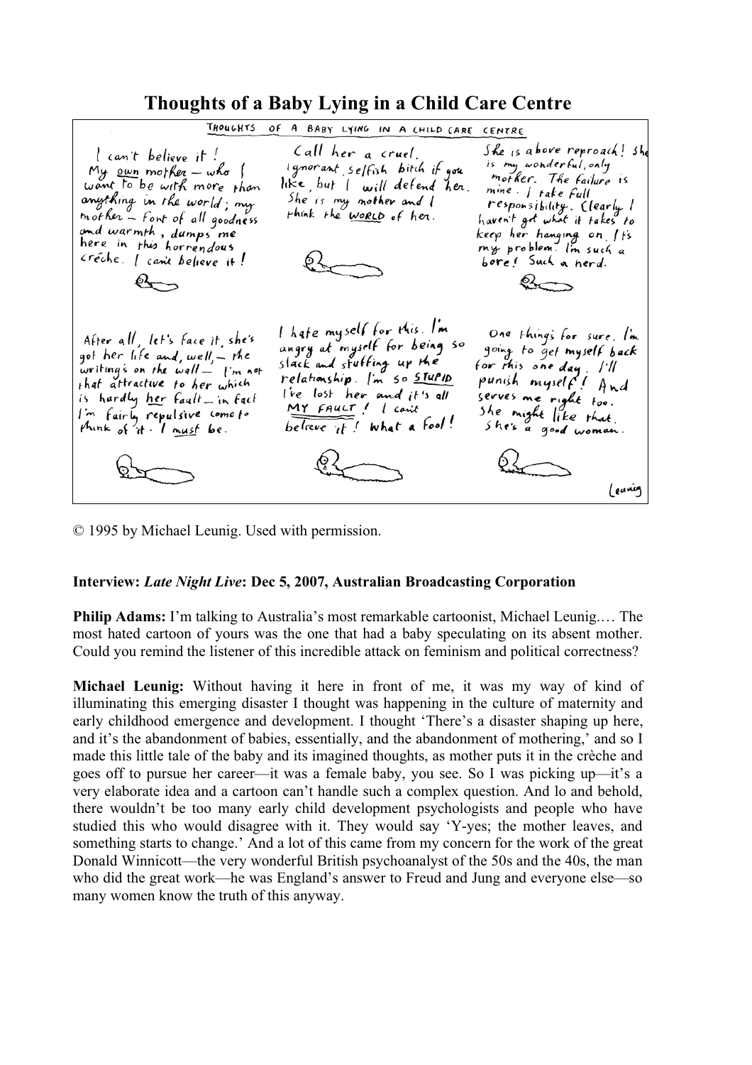# Thoughts of a Baby Lying in a Child Care Centre

THOUGHTS OF A BABY LYING IN A CHILD CARE CENTRE

I can't believe it! My own mother — who I want to be with more than anything in the world; my mother — font of all goodness and warmth, dumps me here in this horrendous crèche. I can't believe it!

Call her a cruel, ignorant, selfish bitch if you like, but I will defend her. She is my mother and I think the WORLD of her.

She is above reproach! She is my wonderful, only mother. The failure is mine. I take full responsibility. Clearly I haven't got what it takes to keep her hanging on. It's my problem. I'm such a bore! Such a nerd.

After all, let's face it, she's got her life and, well, — the writing's on the wall — I'm not that attractive to her which is hardly her fault — in fact I'm fairly repulsive come to think of it. I must be.

I hate myself for this. I'm angry at myself for being so slack and stuffing up the relationship. I'm so STUPID. I've lost her and it's all MY FAULT! I can't believe it! What a fool!

One thing's for sure. I'm going to get myself back for this one day. I'll punish myself! And serves me right too. She might like that. She's a good woman.

Leunig

© 1995 by Michael Leunig. Used with permission.

**Interview:** ***Late Night Live*****: Dec 5, 2007, Australian Broadcasting Corporation**

**Philip Adams:** I'm talking to Australia's most remarkable cartoonist, Michael Leunig.… The most hated cartoon of yours was the one that had a baby speculating on its absent mother. Could you remind the listener of this incredible attack on feminism and political correctness?

**Michael Leunig:** Without having it here in front of me, it was my way of kind of illuminating this emerging disaster I thought was happening in the culture of maternity and early childhood emergence and development. I thought 'There's a disaster shaping up here, and it's the abandonment of babies, essentially, and the abandonment of mothering,' and so I made this little tale of the baby and its imagined thoughts, as mother puts it in the crèche and goes off to pursue her career—it was a female baby, you see. So I was picking up—it's a very elaborate idea and a cartoon can't handle such a complex question. And lo and behold, there wouldn't be too many early child development psychologists and people who have studied this who would disagree with it. They would say 'Y-yes; the mother leaves, and something starts to change.' And a lot of this came from my concern for the work of the great Donald Winnicott—the very wonderful British psychoanalyst of the 50s and the 40s, the man who did the great work—he was England's answer to Freud and Jung and everyone else—so many women know the truth of this anyway.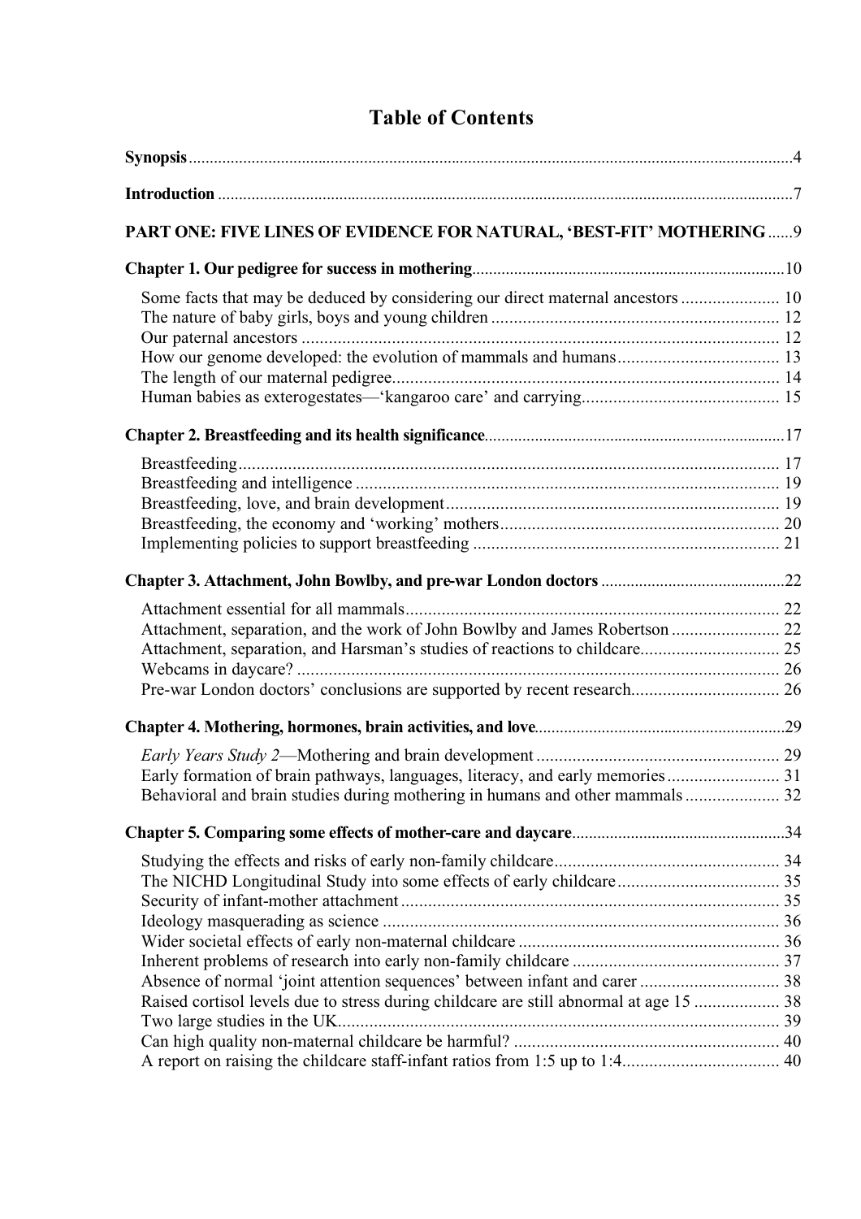# Table of Contents

**Synopsis** 4

**Introduction** 7

**PART ONE: FIVE LINES OF EVIDENCE FOR NATURAL, 'BEST-FIT' MOTHERING** 9

**Chapter 1. Our pedigree for success in mothering** 10

- Some facts that may be deduced by considering our direct maternal ancestors 10
- The nature of baby girls, boys and young children 12
- Our paternal ancestors 12
- How our genome developed: the evolution of mammals and humans 13
- The length of our maternal pedigree 14
- Human babies as exterogestates—'kangaroo care' and carrying 15

**Chapter 2. Breastfeeding and its health significance** 17

- Breastfeeding 17
- Breastfeeding and intelligence 19
- Breastfeeding, love, and brain development 19
- Breastfeeding, the economy and 'working' mothers 20
- Implementing policies to support breastfeeding 21

**Chapter 3. Attachment, John Bowlby, and pre-war London doctors** 22

- Attachment essential for all mammals 22
- Attachment, separation, and the work of John Bowlby and James Robertson 22
- Attachment, separation, and Harsman's studies of reactions to childcare 25
- Webcams in daycare? 26
- Pre-war London doctors' conclusions are supported by recent research 26

**Chapter 4. Mothering, hormones, brain activities, and love** 29

- *Early Years Study 2*—Mothering and brain development 29
- Early formation of brain pathways, languages, literacy, and early memories 31
- Behavioral and brain studies during mothering in humans and other mammals 32

**Chapter 5. Comparing some effects of mother-care and daycare** 34

- Studying the effects and risks of early non-family childcare 34
- The NICHD Longitudinal Study into some effects of early childcare 35
- Security of infant-mother attachment 35
- Ideology masquerading as science 36
- Wider societal effects of early non-maternal childcare 36
- Inherent problems of research into early non-family childcare 37
- Absence of normal 'joint attention sequences' between infant and carer 38
- Raised cortisol levels due to stress during childcare are still abnormal at age 15 38
- Two large studies in the UK 39
- Can high quality non-maternal childcare be harmful? 40
- A report on raising the childcare staff-infant ratios from 1:5 up to 1:4 40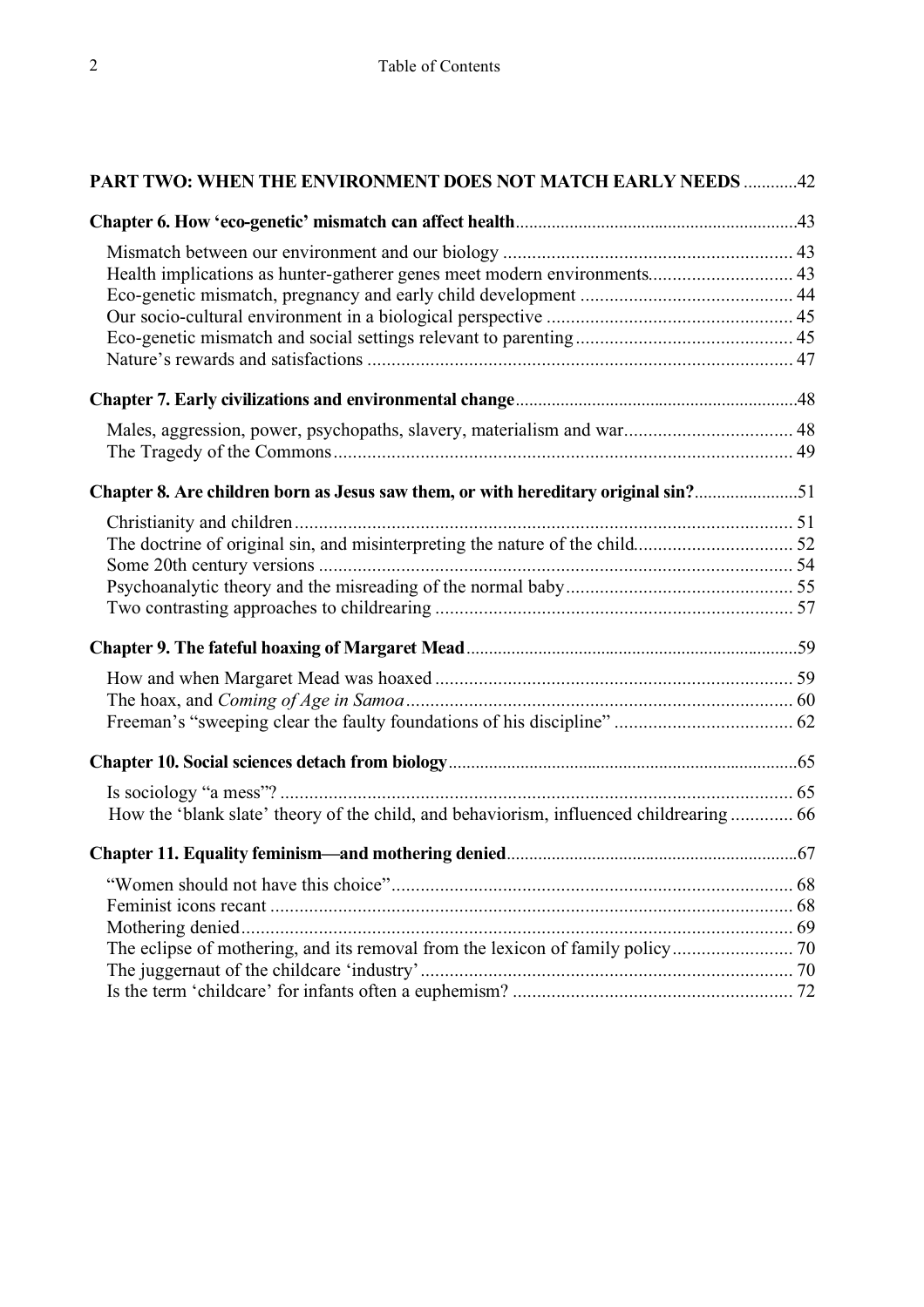**PART TWO: WHEN THE ENVIRONMENT DOES NOT MATCH EARLY NEEDS** ............42

**Chapter 6. How 'eco-genetic' mismatch can affect health**............43

Mismatch between our environment and our biology ............ 43
Health implications as hunter-gatherer genes meet modern environments............ 43
Eco-genetic mismatch, pregnancy and early child development ............ 44
Our socio-cultural environment in a biological perspective ............ 45
Eco-genetic mismatch and social settings relevant to parenting............ 45
Nature's rewards and satisfactions ............ 47

**Chapter 7. Early civilizations and environmental change**............48

Males, aggression, power, psychopaths, slavery, materialism and war............ 48
The Tragedy of the Commons............ 49

**Chapter 8. Are children born as Jesus saw them, or with hereditary original sin?**............51

Christianity and children............ 51
The doctrine of original sin, and misinterpreting the nature of the child............ 52
Some 20th century versions ............ 54
Psychoanalytic theory and the misreading of the normal baby............ 55
Two contrasting approaches to childrearing ............ 57

**Chapter 9. The fateful hoaxing of Margaret Mead**............59

How and when Margaret Mead was hoaxed ............ 59
The hoax, and *Coming of Age in Samoa*............ 60
Freeman's "sweeping clear the faulty foundations of his discipline" ............ 62

**Chapter 10. Social sciences detach from biology**............65

Is sociology "a mess"? ............ 65
How the 'blank slate' theory of the child, and behaviorism, influenced childrearing ............ 66

**Chapter 11. Equality feminism—and mothering denied**............67

"Women should not have this choice"............ 68
Feminist icons recant ............ 68
Mothering denied............ 69
The eclipse of mothering, and its removal from the lexicon of family policy............ 70
The juggernaut of the childcare 'industry'............ 70
Is the term 'childcare' for infants often a euphemism? ............ 72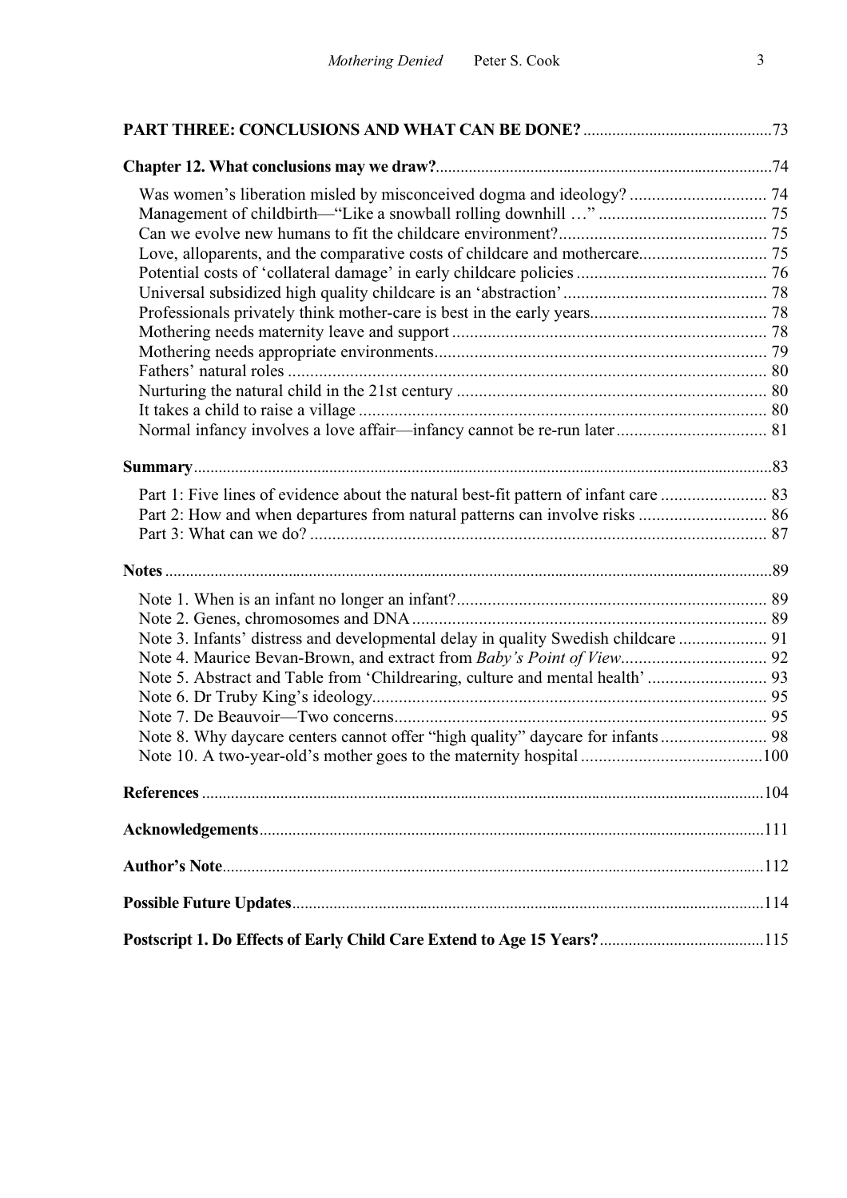**PART THREE: CONCLUSIONS AND WHAT CAN BE DONE?** ....73

**Chapter 12. What conclusions may we draw?** ....74

- Was women's liberation misled by misconceived dogma and ideology? .... 74
- Management of childbirth—"Like a snowball rolling downhill …" .... 75
- Can we evolve new humans to fit the childcare environment? .... 75
- Love, alloparents, and the comparative costs of childcare and mothercare .... 75
- Potential costs of 'collateral damage' in early childcare policies .... 76
- Universal subsidized high quality childcare is an 'abstraction' .... 78
- Professionals privately think mother-care is best in the early years .... 78
- Mothering needs maternity leave and support .... 78
- Mothering needs appropriate environments .... 79
- Fathers' natural roles .... 80
- Nurturing the natural child in the 21st century .... 80
- It takes a child to raise a village .... 80
- Normal infancy involves a love affair—infancy cannot be re-run later .... 81

**Summary** ....83

- Part 1: Five lines of evidence about the natural best-fit pattern of infant care .... 83
- Part 2: How and when departures from natural patterns can involve risks .... 86
- Part 3: What can we do? .... 87

**Notes** ....89

- Note 1. When is an infant no longer an infant? .... 89
- Note 2. Genes, chromosomes and DNA .... 89
- Note 3. Infants' distress and developmental delay in quality Swedish childcare .... 91
- Note 4. Maurice Bevan-Brown, and extract from *Baby's Point of View* .... 92
- Note 5. Abstract and Table from 'Childrearing, culture and mental health' .... 93
- Note 6. Dr Truby King's ideology .... 95
- Note 7. De Beauvoir—Two concerns .... 95
- Note 8. Why daycare centers cannot offer "high quality" daycare for infants .... 98
- Note 10. A two-year-old's mother goes to the maternity hospital .... 100

**References** ....104

**Acknowledgements** ....111

**Author's Note** ....112

**Possible Future Updates** ....114

**Postscript 1. Do Effects of Early Child Care Extend to Age 15 Years?** ....115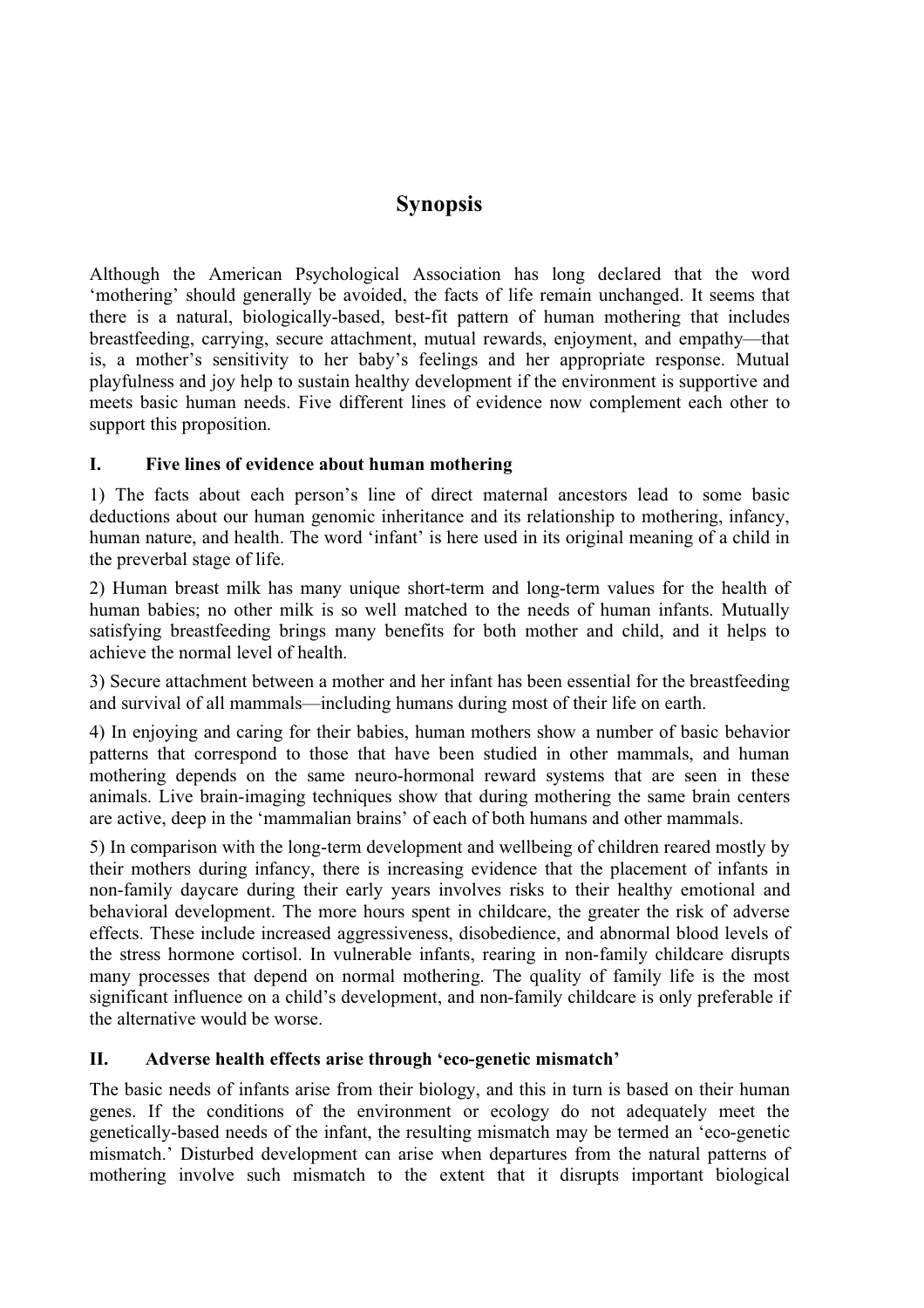# Synopsis

Although the American Psychological Association has long declared that the word ‘mothering’ should generally be avoided, the facts of life remain unchanged. It seems that there is a natural, biologically-based, best-fit pattern of human mothering that includes breastfeeding, carrying, secure attachment, mutual rewards, enjoyment, and empathy—that is, a mother’s sensitivity to her baby’s feelings and her appropriate response. Mutual playfulness and joy help to sustain healthy development if the environment is supportive and meets basic human needs. Five different lines of evidence now complement each other to support this proposition.

## I. Five lines of evidence about human mothering

1) The facts about each person’s line of direct maternal ancestors lead to some basic deductions about our human genomic inheritance and its relationship to mothering, infancy, human nature, and health. The word ‘infant’ is here used in its original meaning of a child in the preverbal stage of life.

2) Human breast milk has many unique short-term and long-term values for the health of human babies; no other milk is so well matched to the needs of human infants. Mutually satisfying breastfeeding brings many benefits for both mother and child, and it helps to achieve the normal level of health.

3) Secure attachment between a mother and her infant has been essential for the breastfeeding and survival of all mammals—including humans during most of their life on earth.

4) In enjoying and caring for their babies, human mothers show a number of basic behavior patterns that correspond to those that have been studied in other mammals, and human mothering depends on the same neuro-hormonal reward systems that are seen in these animals. Live brain-imaging techniques show that during mothering the same brain centers are active, deep in the ‘mammalian brains’ of each of both humans and other mammals.

5) In comparison with the long-term development and wellbeing of children reared mostly by their mothers during infancy, there is increasing evidence that the placement of infants in non-family daycare during their early years involves risks to their healthy emotional and behavioral development. The more hours spent in childcare, the greater the risk of adverse effects. These include increased aggressiveness, disobedience, and abnormal blood levels of the stress hormone cortisol. In vulnerable infants, rearing in non-family childcare disrupts many processes that depend on normal mothering. The quality of family life is the most significant influence on a child’s development, and non-family childcare is only preferable if the alternative would be worse.

## II. Adverse health effects arise through ‘eco-genetic mismatch’

The basic needs of infants arise from their biology, and this in turn is based on their human genes. If the conditions of the environment or ecology do not adequately meet the genetically-based needs of the infant, the resulting mismatch may be termed an ‘eco-genetic mismatch.’ Disturbed development can arise when departures from the natural patterns of mothering involve such mismatch to the extent that it disrupts important biological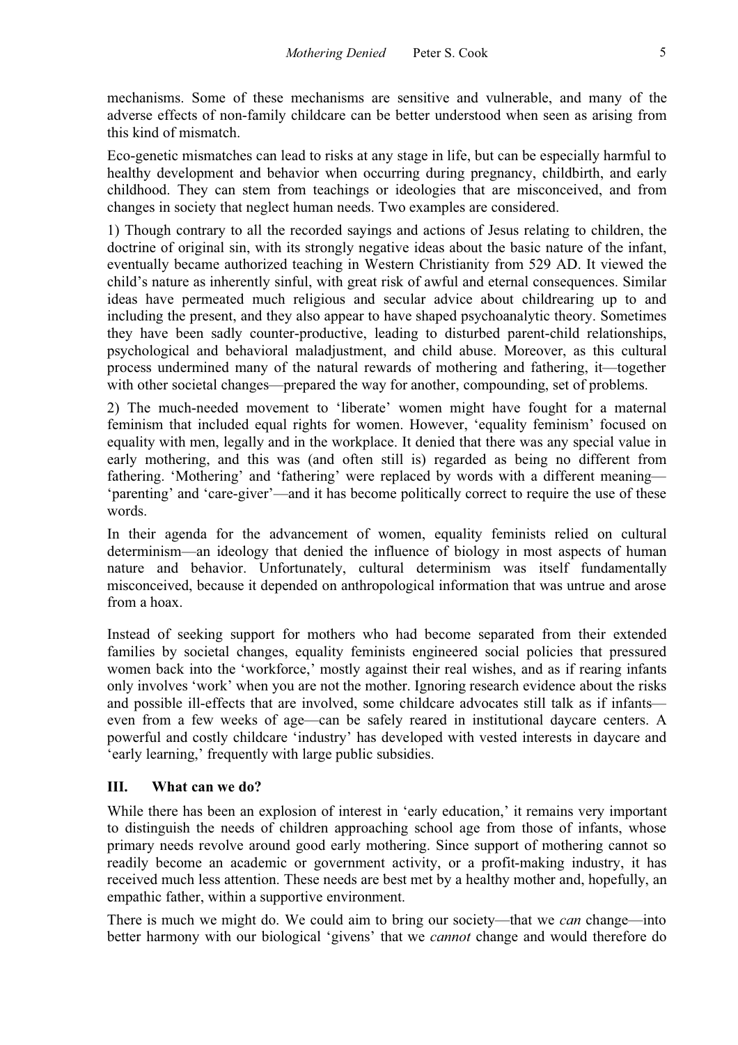mechanisms. Some of these mechanisms are sensitive and vulnerable, and many of the adverse effects of non-family childcare can be better understood when seen as arising from this kind of mismatch.

Eco-genetic mismatches can lead to risks at any stage in life, but can be especially harmful to healthy development and behavior when occurring during pregnancy, childbirth, and early childhood. They can stem from teachings or ideologies that are misconceived, and from changes in society that neglect human needs. Two examples are considered.

1) Though contrary to all the recorded sayings and actions of Jesus relating to children, the doctrine of original sin, with its strongly negative ideas about the basic nature of the infant, eventually became authorized teaching in Western Christianity from 529 AD. It viewed the child's nature as inherently sinful, with great risk of awful and eternal consequences. Similar ideas have permeated much religious and secular advice about childrearing up to and including the present, and they also appear to have shaped psychoanalytic theory. Sometimes they have been sadly counter-productive, leading to disturbed parent-child relationships, psychological and behavioral maladjustment, and child abuse. Moreover, as this cultural process undermined many of the natural rewards of mothering and fathering, it—together with other societal changes—prepared the way for another, compounding, set of problems.

2) The much-needed movement to 'liberate' women might have fought for a maternal feminism that included equal rights for women. However, 'equality feminism' focused on equality with men, legally and in the workplace. It denied that there was any special value in early mothering, and this was (and often still is) regarded as being no different from fathering. 'Mothering' and 'fathering' were replaced by words with a different meaning—'parenting' and 'care-giver'—and it has become politically correct to require the use of these words.

In their agenda for the advancement of women, equality feminists relied on cultural determinism—an ideology that denied the influence of biology in most aspects of human nature and behavior. Unfortunately, cultural determinism was itself fundamentally misconceived, because it depended on anthropological information that was untrue and arose from a hoax.

Instead of seeking support for mothers who had become separated from their extended families by societal changes, equality feminists engineered social policies that pressured women back into the 'workforce,' mostly against their real wishes, and as if rearing infants only involves 'work' when you are not the mother. Ignoring research evidence about the risks and possible ill-effects that are involved, some childcare advocates still talk as if infants—even from a few weeks of age—can be safely reared in institutional daycare centers. A powerful and costly childcare 'industry' has developed with vested interests in daycare and 'early learning,' frequently with large public subsidies.

## III. What can we do?

While there has been an explosion of interest in 'early education,' it remains very important to distinguish the needs of children approaching school age from those of infants, whose primary needs revolve around good early mothering. Since support of mothering cannot so readily become an academic or government activity, or a profit-making industry, it has received much less attention. These needs are best met by a healthy mother and, hopefully, an empathic father, within a supportive environment.

There is much we might do. We could aim to bring our society—that we *can* change—into better harmony with our biological 'givens' that we *cannot* change and would therefore do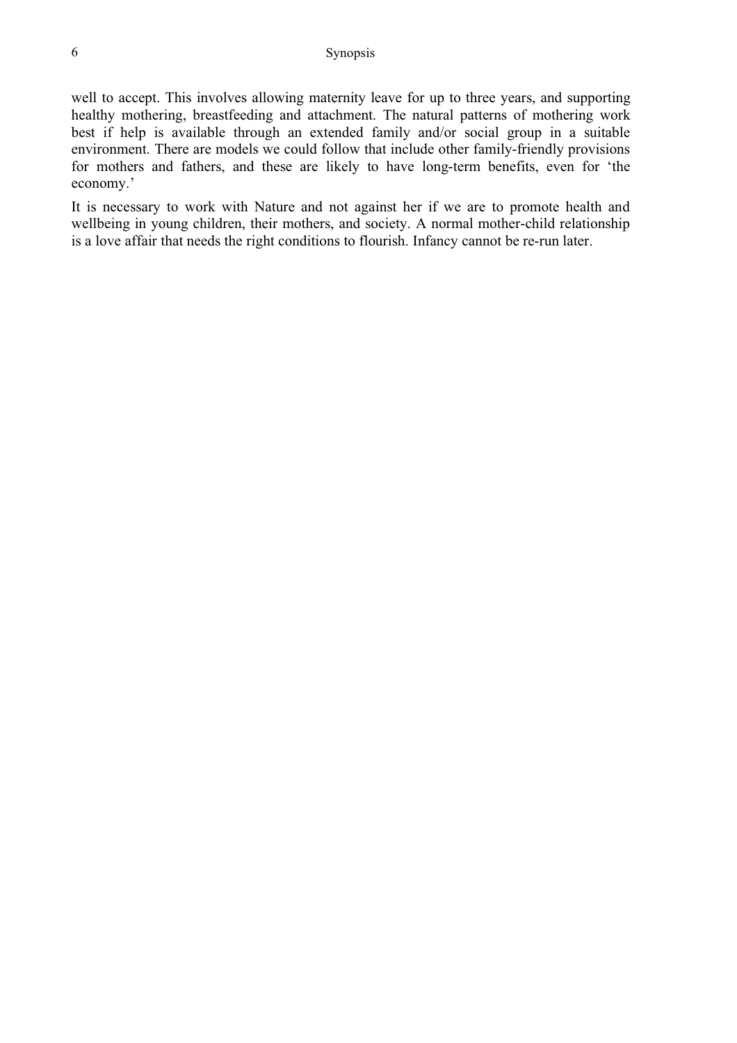well to accept. This involves allowing maternity leave for up to three years, and supporting healthy mothering, breastfeeding and attachment. The natural patterns of mothering work best if help is available through an extended family and/or social group in a suitable environment. There are models we could follow that include other family-friendly provisions for mothers and fathers, and these are likely to have long-term benefits, even for 'the economy.'

It is necessary to work with Nature and not against her if we are to promote health and wellbeing in young children, their mothers, and society. A normal mother-child relationship is a love affair that needs the right conditions to flourish. Infancy cannot be re-run later.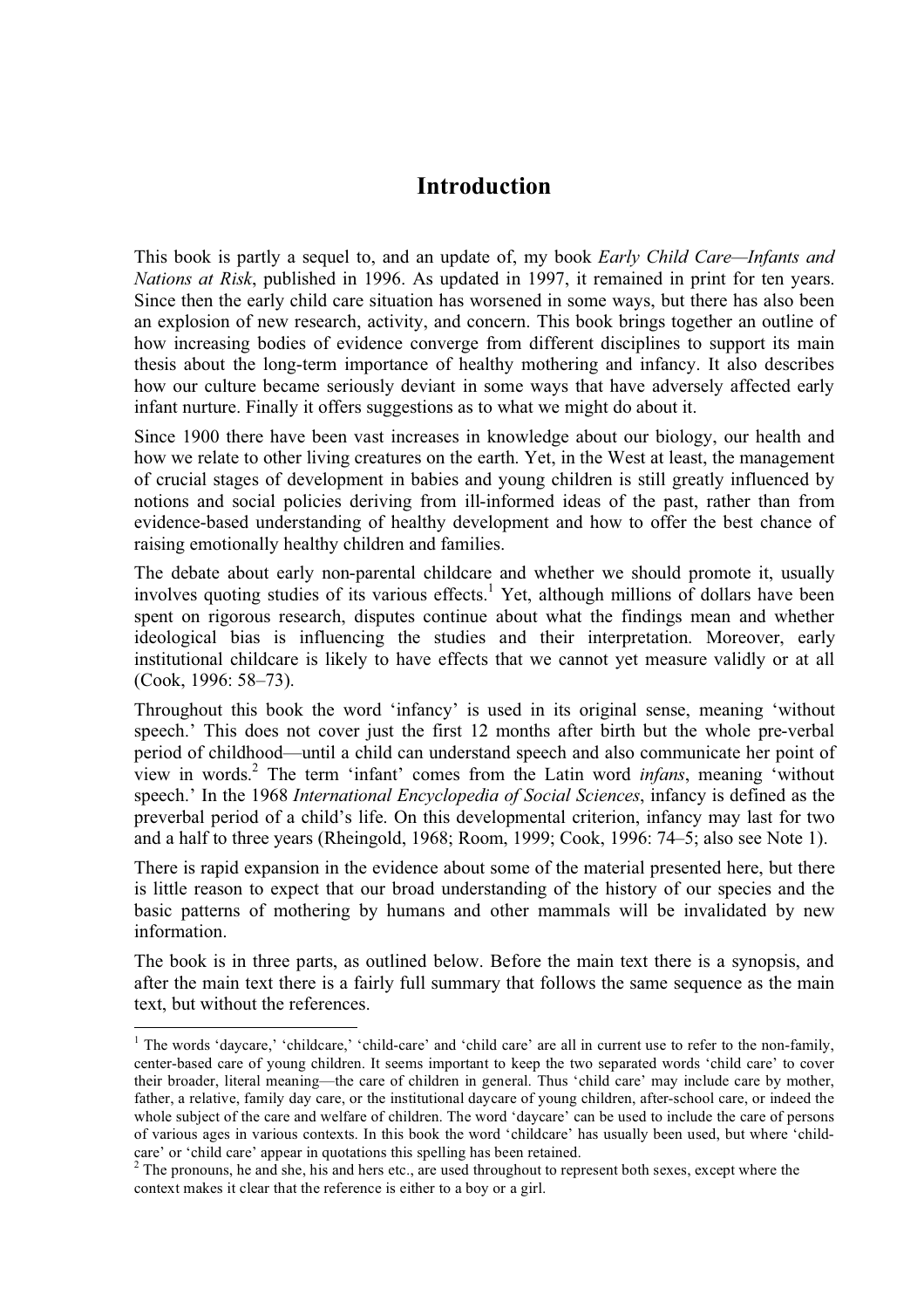# Introduction

This book is partly a sequel to, and an update of, my book *Early Child Care—Infants and Nations at Risk*, published in 1996. As updated in 1997, it remained in print for ten years. Since then the early child care situation has worsened in some ways, but there has also been an explosion of new research, activity, and concern. This book brings together an outline of how increasing bodies of evidence converge from different disciplines to support its main thesis about the long-term importance of healthy mothering and infancy. It also describes how our culture became seriously deviant in some ways that have adversely affected early infant nurture. Finally it offers suggestions as to what we might do about it.

Since 1900 there have been vast increases in knowledge about our biology, our health and how we relate to other living creatures on the earth. Yet, in the West at least, the management of crucial stages of development in babies and young children is still greatly influenced by notions and social policies deriving from ill-informed ideas of the past, rather than from evidence-based understanding of healthy development and how to offer the best chance of raising emotionally healthy children and families.

The debate about early non-parental childcare and whether we should promote it, usually involves quoting studies of its various effects.[1] Yet, although millions of dollars have been spent on rigorous research, disputes continue about what the findings mean and whether ideological bias is influencing the studies and their interpretation. Moreover, early institutional childcare is likely to have effects that we cannot yet measure validly or at all (Cook, 1996: 58–73).

Throughout this book the word 'infancy' is used in its original sense, meaning 'without speech.' This does not cover just the first 12 months after birth but the whole pre-verbal period of childhood—until a child can understand speech and also communicate her point of view in words.[2] The term 'infant' comes from the Latin word *infans*, meaning 'without speech.' In the 1968 *International Encyclopedia of Social Sciences*, infancy is defined as the preverbal period of a child's life. On this developmental criterion, infancy may last for two and a half to three years (Rheingold, 1968; Room, 1999; Cook, 1996: 74–5; also see Note 1).

There is rapid expansion in the evidence about some of the material presented here, but there is little reason to expect that our broad understanding of the history of our species and the basic patterns of mothering by humans and other mammals will be invalidated by new information.

The book is in three parts, as outlined below. Before the main text there is a synopsis, and after the main text there is a fairly full summary that follows the same sequence as the main text, but without the references.

---

[1] The words 'daycare,' 'childcare,' 'child-care' and 'child care' are all in current use to refer to the non-family, center-based care of young children. It seems important to keep the two separated words 'child care' to cover their broader, literal meaning—the care of children in general. Thus 'child care' may include care by mother, father, a relative, family day care, or the institutional daycare of young children, after-school care, or indeed the whole subject of the care and welfare of children. The word 'daycare' can be used to include the care of persons of various ages in various contexts. In this book the word 'childcare' has usually been used, but where 'child-care' or 'child care' appear in quotations this spelling has been retained.

[2] The pronouns, he and she, his and hers etc., are used throughout to represent both sexes, except where the context makes it clear that the reference is either to a boy or a girl.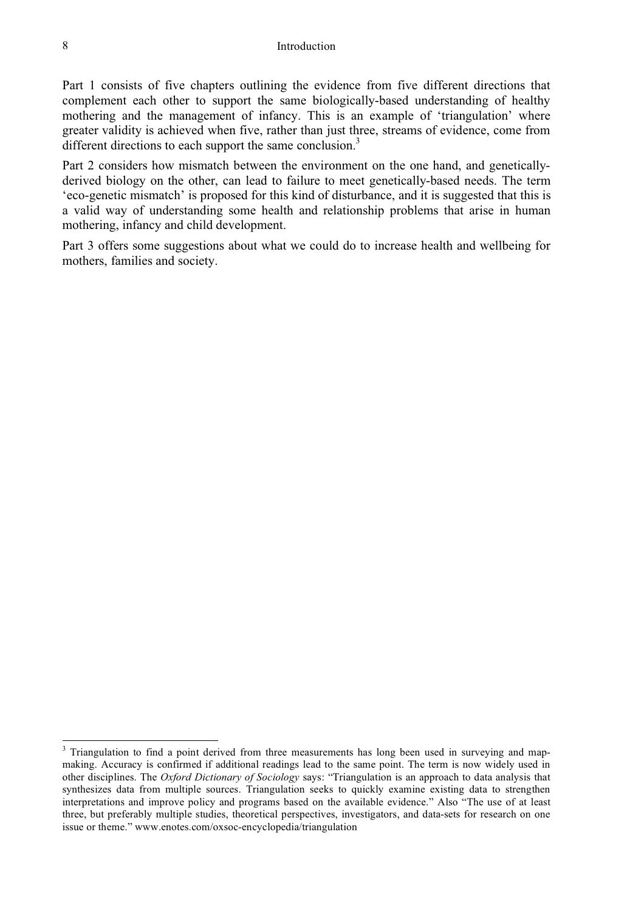Part 1 consists of five chapters outlining the evidence from five different directions that complement each other to support the same biologically-based understanding of healthy mothering and the management of infancy. This is an example of 'triangulation' where greater validity is achieved when five, rather than just three, streams of evidence, come from different directions to each support the same conclusion.[3]

Part 2 considers how mismatch between the environment on the one hand, and genetically-derived biology on the other, can lead to failure to meet genetically-based needs. The term 'eco-genetic mismatch' is proposed for this kind of disturbance, and it is suggested that this is a valid way of understanding some health and relationship problems that arise in human mothering, infancy and child development.

Part 3 offers some suggestions about what we could do to increase health and wellbeing for mothers, families and society.

---

[3] Triangulation to find a point derived from three measurements has long been used in surveying and map-making. Accuracy is confirmed if additional readings lead to the same point. The term is now widely used in other disciplines. The *Oxford Dictionary of Sociology* says: "Triangulation is an approach to data analysis that synthesizes data from multiple sources. Triangulation seeks to quickly examine existing data to strengthen interpretations and improve policy and programs based on the available evidence." Also "The use of at least three, but preferably multiple studies, theoretical perspectives, investigators, and data-sets for research on one issue or theme." www.enotes.com/oxsoc-encyclopedia/triangulation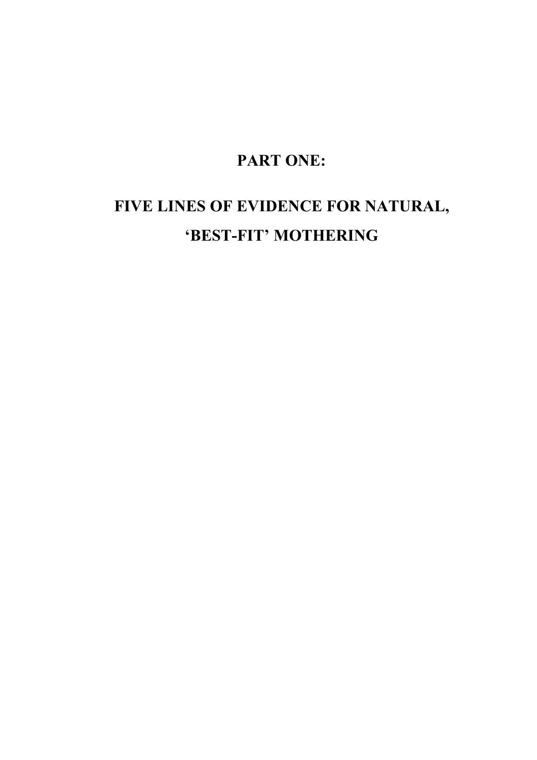# PART ONE:

# FIVE LINES OF EVIDENCE FOR NATURAL, 'BEST-FIT' MOTHERING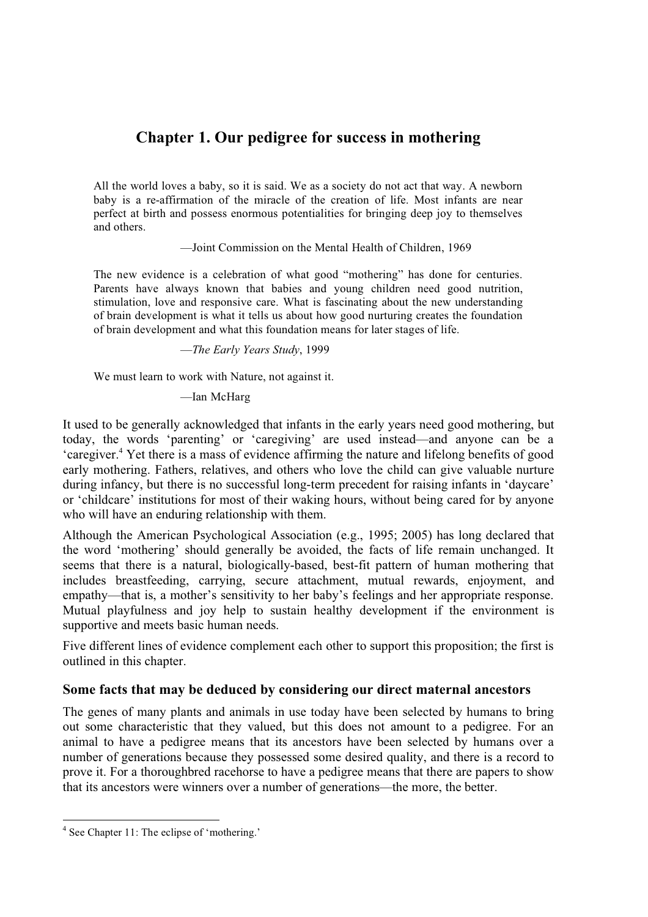# Chapter 1. Our pedigree for success in mothering

> All the world loves a baby, so it is said. We as a society do not act that way. A newborn baby is a re-affirmation of the miracle of the creation of life. Most infants are near perfect at birth and possess enormous potentialities for bringing deep joy to themselves and others.
>
> —Joint Commission on the Mental Health of Children, 1969

> The new evidence is a celebration of what good "mothering" has done for centuries. Parents have always known that babies and young children need good nutrition, stimulation, love and responsive care. What is fascinating about the new understanding of brain development is what it tells us about how good nurturing creates the foundation of brain development and what this foundation means for later stages of life.
>
> —*The Early Years Study*, 1999

> We must learn to work with Nature, not against it.
>
> —Ian McHarg

It used to be generally acknowledged that infants in the early years need good mothering, but today, the words 'parenting' or 'caregiving' are used instead—and anyone can be a 'caregiver.[4] Yet there is a mass of evidence affirming the nature and lifelong benefits of good early mothering. Fathers, relatives, and others who love the child can give valuable nurture during infancy, but there is no successful long-term precedent for raising infants in 'daycare' or 'childcare' institutions for most of their waking hours, without being cared for by anyone who will have an enduring relationship with them.

Although the American Psychological Association (e.g., 1995; 2005) has long declared that the word 'mothering' should generally be avoided, the facts of life remain unchanged. It seems that there is a natural, biologically-based, best-fit pattern of human mothering that includes breastfeeding, carrying, secure attachment, mutual rewards, enjoyment, and empathy—that is, a mother's sensitivity to her baby's feelings and her appropriate response. Mutual playfulness and joy help to sustain healthy development if the environment is supportive and meets basic human needs.

Five different lines of evidence complement each other to support this proposition; the first is outlined in this chapter.

### Some facts that may be deduced by considering our direct maternal ancestors

The genes of many plants and animals in use today have been selected by humans to bring out some characteristic that they valued, but this does not amount to a pedigree. For an animal to have a pedigree means that its ancestors have been selected by humans over a number of generations because they possessed some desired quality, and there is a record to prove it. For a thoroughbred racehorse to have a pedigree means that there are papers to show that its ancestors were winners over a number of generations—the more, the better.

[4] See Chapter 11: The eclipse of 'mothering.'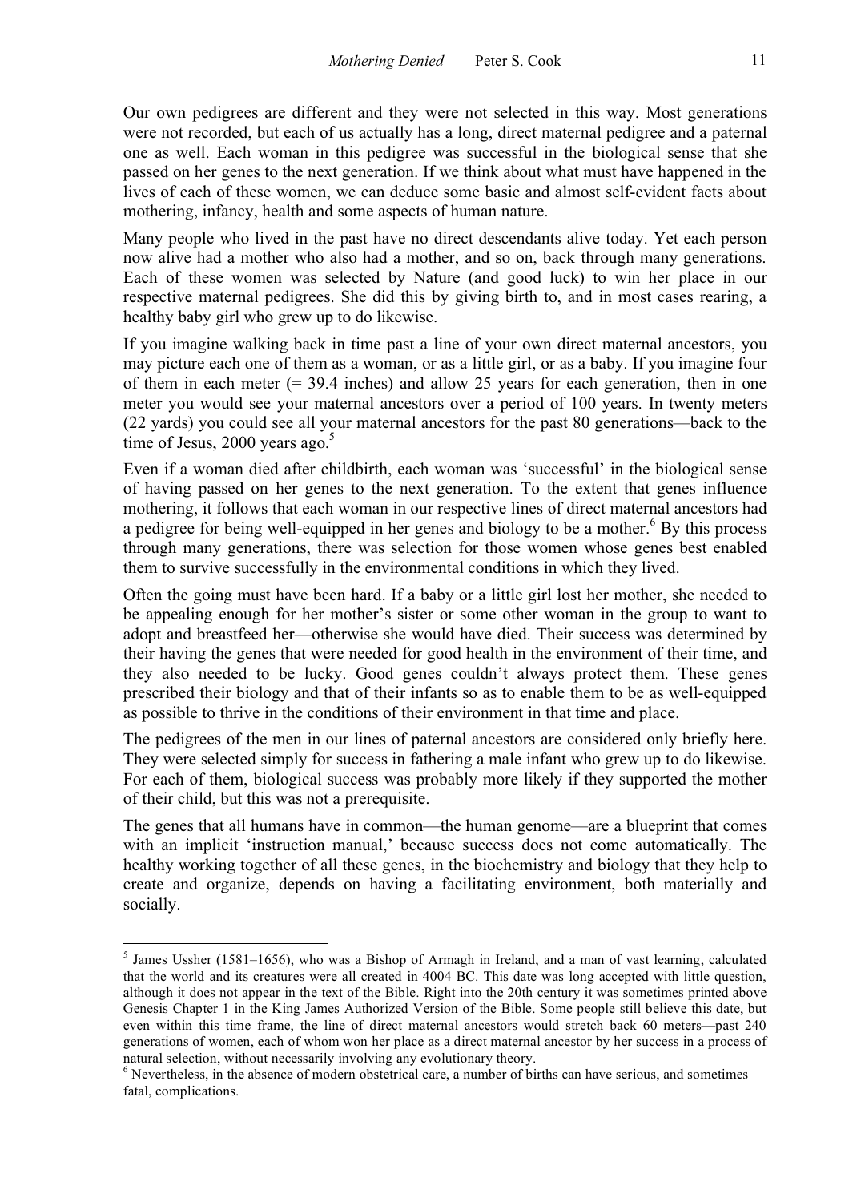Our own pedigrees are different and they were not selected in this way. Most generations were not recorded, but each of us actually has a long, direct maternal pedigree and a paternal one as well. Each woman in this pedigree was successful in the biological sense that she passed on her genes to the next generation. If we think about what must have happened in the lives of each of these women, we can deduce some basic and almost self-evident facts about mothering, infancy, health and some aspects of human nature.

Many people who lived in the past have no direct descendants alive today. Yet each person now alive had a mother who also had a mother, and so on, back through many generations. Each of these women was selected by Nature (and good luck) to win her place in our respective maternal pedigrees. She did this by giving birth to, and in most cases rearing, a healthy baby girl who grew up to do likewise.

If you imagine walking back in time past a line of your own direct maternal ancestors, you may picture each one of them as a woman, or as a little girl, or as a baby. If you imagine four of them in each meter (= 39.4 inches) and allow 25 years for each generation, then in one meter you would see your maternal ancestors over a period of 100 years. In twenty meters (22 yards) you could see all your maternal ancestors for the past 80 generations—back to the time of Jesus, 2000 years ago.[5]

Even if a woman died after childbirth, each woman was 'successful' in the biological sense of having passed on her genes to the next generation. To the extent that genes influence mothering, it follows that each woman in our respective lines of direct maternal ancestors had a pedigree for being well-equipped in her genes and biology to be a mother.[6] By this process through many generations, there was selection for those women whose genes best enabled them to survive successfully in the environmental conditions in which they lived.

Often the going must have been hard. If a baby or a little girl lost her mother, she needed to be appealing enough for her mother's sister or some other woman in the group to want to adopt and breastfeed her—otherwise she would have died. Their success was determined by their having the genes that were needed for good health in the environment of their time, and they also needed to be lucky. Good genes couldn't always protect them. These genes prescribed their biology and that of their infants so as to enable them to be as well-equipped as possible to thrive in the conditions of their environment in that time and place.

The pedigrees of the men in our lines of paternal ancestors are considered only briefly here. They were selected simply for success in fathering a male infant who grew up to do likewise. For each of them, biological success was probably more likely if they supported the mother of their child, but this was not a prerequisite.

The genes that all humans have in common—the human genome—are a blueprint that comes with an implicit 'instruction manual,' because success does not come automatically. The healthy working together of all these genes, in the biochemistry and biology that they help to create and organize, depends on having a facilitating environment, both materially and socially.

---

[5] James Ussher (1581–1656), who was a Bishop of Armagh in Ireland, and a man of vast learning, calculated that the world and its creatures were all created in 4004 BC. This date was long accepted with little question, although it does not appear in the text of the Bible. Right into the 20th century it was sometimes printed above Genesis Chapter 1 in the King James Authorized Version of the Bible. Some people still believe this date, but even within this time frame, the line of direct maternal ancestors would stretch back 60 meters—past 240 generations of women, each of whom won her place as a direct maternal ancestor by her success in a process of natural selection, without necessarily involving any evolutionary theory.

[6] Nevertheless, in the absence of modern obstetrical care, a number of births can have serious, and sometimes fatal, complications.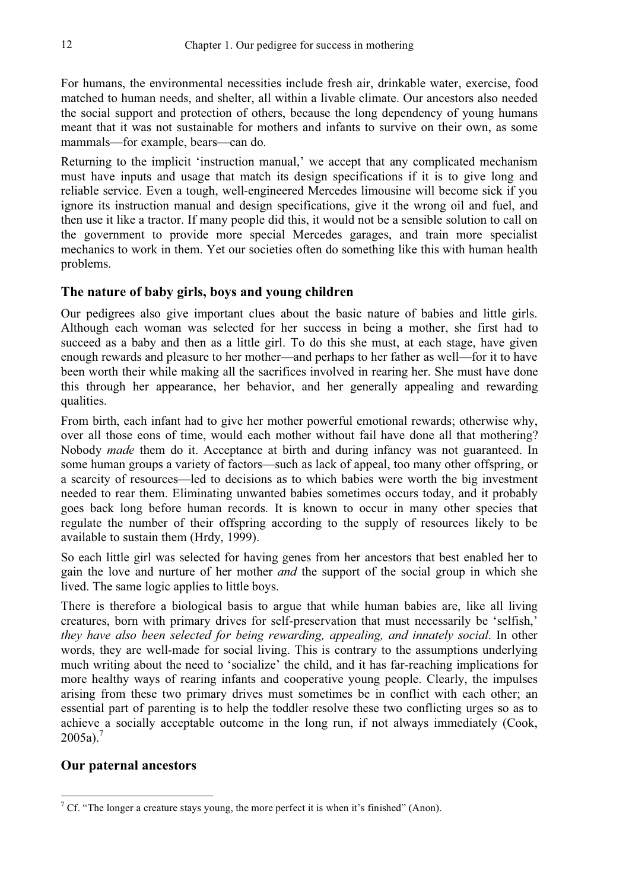For humans, the environmental necessities include fresh air, drinkable water, exercise, food matched to human needs, and shelter, all within a livable climate. Our ancestors also needed the social support and protection of others, because the long dependency of young humans meant that it was not sustainable for mothers and infants to survive on their own, as some mammals—for example, bears—can do.

Returning to the implicit 'instruction manual,' we accept that any complicated mechanism must have inputs and usage that match its design specifications if it is to give long and reliable service. Even a tough, well-engineered Mercedes limousine will become sick if you ignore its instruction manual and design specifications, give it the wrong oil and fuel, and then use it like a tractor. If many people did this, it would not be a sensible solution to call on the government to provide more special Mercedes garages, and train more specialist mechanics to work in them. Yet our societies often do something like this with human health problems.

### The nature of baby girls, boys and young children

Our pedigrees also give important clues about the basic nature of babies and little girls. Although each woman was selected for her success in being a mother, she first had to succeed as a baby and then as a little girl. To do this she must, at each stage, have given enough rewards and pleasure to her mother—and perhaps to her father as well—for it to have been worth their while making all the sacrifices involved in rearing her. She must have done this through her appearance, her behavior, and her generally appealing and rewarding qualities.

From birth, each infant had to give her mother powerful emotional rewards; otherwise why, over all those eons of time, would each mother without fail have done all that mothering? Nobody *made* them do it. Acceptance at birth and during infancy was not guaranteed. In some human groups a variety of factors—such as lack of appeal, too many other offspring, or a scarcity of resources—led to decisions as to which babies were worth the big investment needed to rear them. Eliminating unwanted babies sometimes occurs today, and it probably goes back long before human records. It is known to occur in many other species that regulate the number of their offspring according to the supply of resources likely to be available to sustain them (Hrdy, 1999).

So each little girl was selected for having genes from her ancestors that best enabled her to gain the love and nurture of her mother *and* the support of the social group in which she lived. The same logic applies to little boys.

There is therefore a biological basis to argue that while human babies are, like all living creatures, born with primary drives for self-preservation that must necessarily be 'selfish,' *they have also been selected for being rewarding, appealing, and innately social*. In other words, they are well-made for social living. This is contrary to the assumptions underlying much writing about the need to 'socialize' the child, and it has far-reaching implications for more healthy ways of rearing infants and cooperative young people. Clearly, the impulses arising from these two primary drives must sometimes be in conflict with each other; an essential part of parenting is to help the toddler resolve these two conflicting urges so as to achieve a socially acceptable outcome in the long run, if not always immediately (Cook, 2005a).[7]

### Our paternal ancestors

---

[7] Cf. "The longer a creature stays young, the more perfect it is when it's finished" (Anon).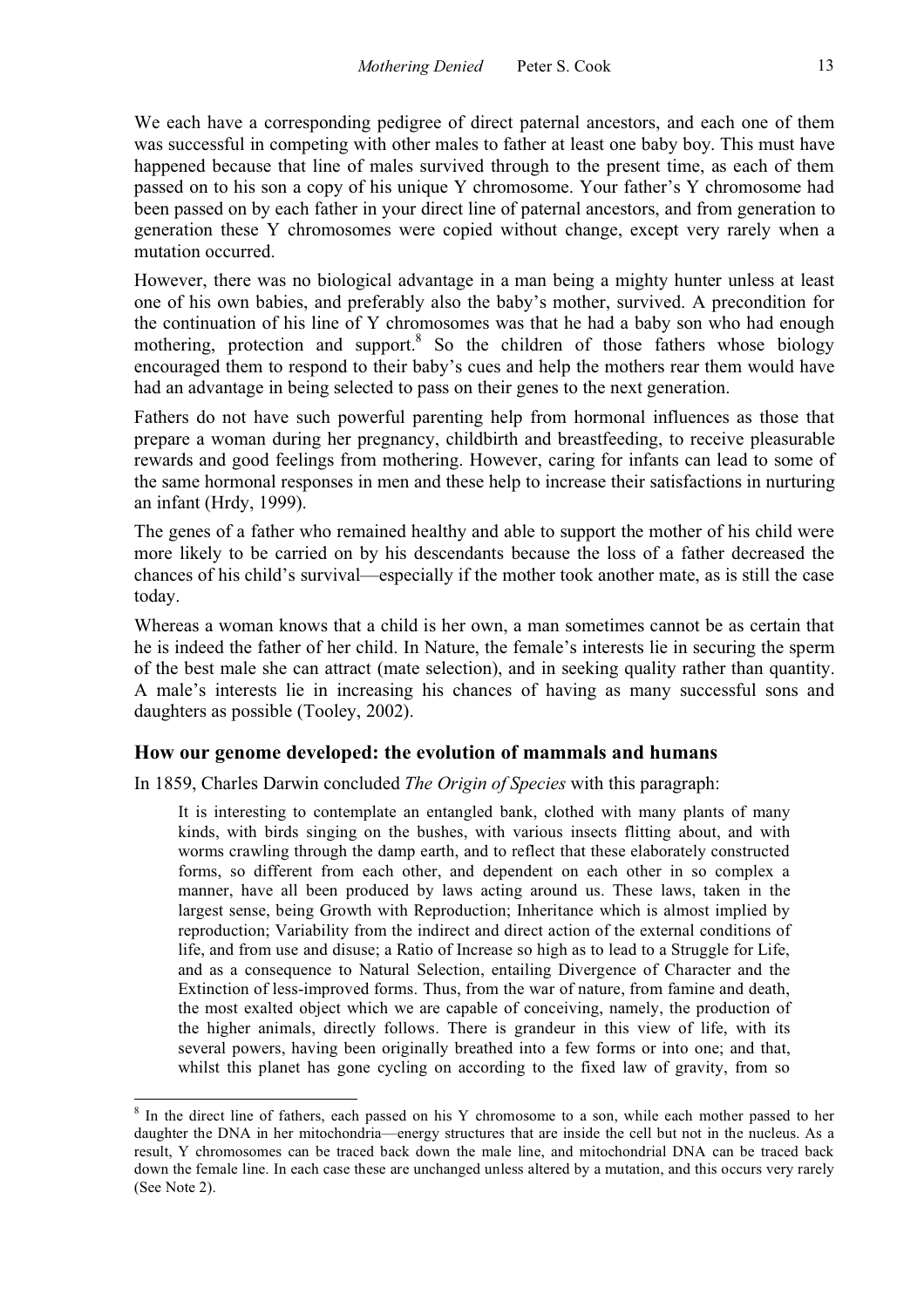We each have a corresponding pedigree of direct paternal ancestors, and each one of them was successful in competing with other males to father at least one baby boy. This must have happened because that line of males survived through to the present time, as each of them passed on to his son a copy of his unique Y chromosome. Your father's Y chromosome had been passed on by each father in your direct line of paternal ancestors, and from generation to generation these Y chromosomes were copied without change, except very rarely when a mutation occurred.

However, there was no biological advantage in a man being a mighty hunter unless at least one of his own babies, and preferably also the baby's mother, survived. A precondition for the continuation of his line of Y chromosomes was that he had a baby son who had enough mothering, protection and support.[8] So the children of those fathers whose biology encouraged them to respond to their baby's cues and help the mothers rear them would have had an advantage in being selected to pass on their genes to the next generation.

Fathers do not have such powerful parenting help from hormonal influences as those that prepare a woman during her pregnancy, childbirth and breastfeeding, to receive pleasurable rewards and good feelings from mothering. However, caring for infants can lead to some of the same hormonal responses in men and these help to increase their satisfactions in nurturing an infant (Hrdy, 1999).

The genes of a father who remained healthy and able to support the mother of his child were more likely to be carried on by his descendants because the loss of a father decreased the chances of his child's survival—especially if the mother took another mate, as is still the case today.

Whereas a woman knows that a child is her own, a man sometimes cannot be as certain that he is indeed the father of her child. In Nature, the female's interests lie in securing the sperm of the best male she can attract (mate selection), and in seeking quality rather than quantity. A male's interests lie in increasing his chances of having as many successful sons and daughters as possible (Tooley, 2002).

## How our genome developed: the evolution of mammals and humans

In 1859, Charles Darwin concluded *The Origin of Species* with this paragraph:

> It is interesting to contemplate an entangled bank, clothed with many plants of many kinds, with birds singing on the bushes, with various insects flitting about, and with worms crawling through the damp earth, and to reflect that these elaborately constructed forms, so different from each other, and dependent on each other in so complex a manner, have all been produced by laws acting around us. These laws, taken in the largest sense, being Growth with Reproduction; Inheritance which is almost implied by reproduction; Variability from the indirect and direct action of the external conditions of life, and from use and disuse; a Ratio of Increase so high as to lead to a Struggle for Life, and as a consequence to Natural Selection, entailing Divergence of Character and the Extinction of less-improved forms. Thus, from the war of nature, from famine and death, the most exalted object which we are capable of conceiving, namely, the production of the higher animals, directly follows. There is grandeur in this view of life, with its several powers, having been originally breathed into a few forms or into one; and that, whilst this planet has gone cycling on according to the fixed law of gravity, from so

[8] In the direct line of fathers, each passed on his Y chromosome to a son, while each mother passed to her daughter the DNA in her mitochondria—energy structures that are inside the cell but not in the nucleus. As a result, Y chromosomes can be traced back down the male line, and mitochondrial DNA can be traced back down the female line. In each case these are unchanged unless altered by a mutation, and this occurs very rarely (See Note 2).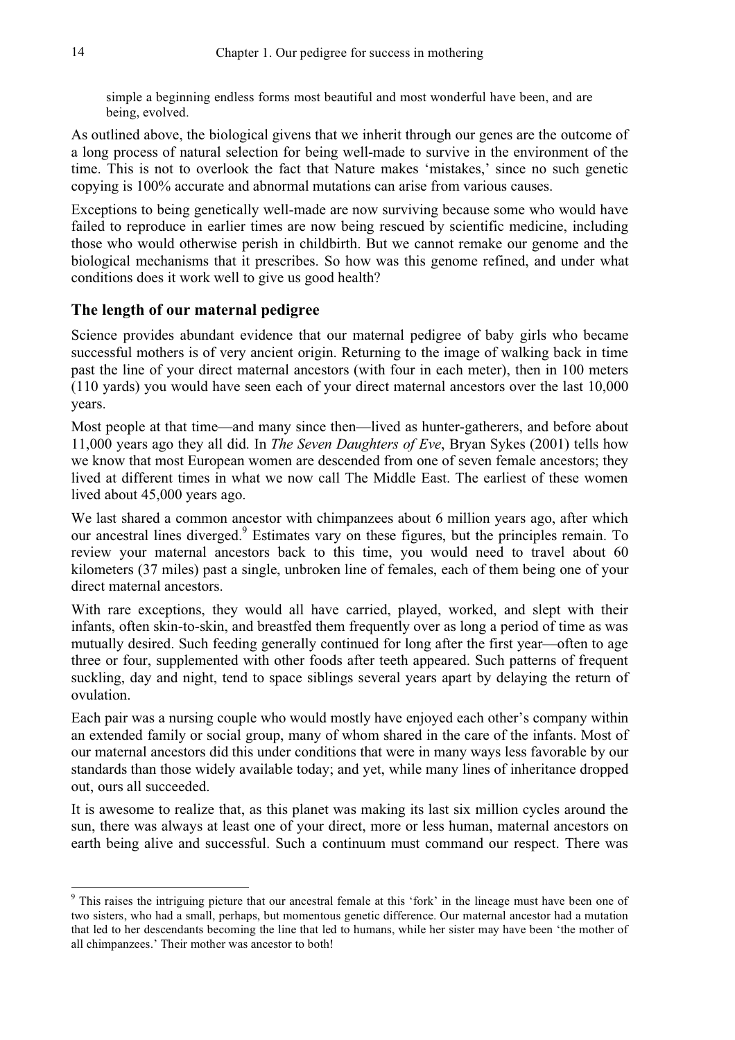simple a beginning endless forms most beautiful and most wonderful have been, and are being, evolved.

As outlined above, the biological givens that we inherit through our genes are the outcome of a long process of natural selection for being well-made to survive in the environment of the time. This is not to overlook the fact that Nature makes 'mistakes,' since no such genetic copying is 100% accurate and abnormal mutations can arise from various causes.

Exceptions to being genetically well-made are now surviving because some who would have failed to reproduce in earlier times are now being rescued by scientific medicine, including those who would otherwise perish in childbirth. But we cannot remake our genome and the biological mechanisms that it prescribes. So how was this genome refined, and under what conditions does it work well to give us good health?

## The length of our maternal pedigree

Science provides abundant evidence that our maternal pedigree of baby girls who became successful mothers is of very ancient origin. Returning to the image of walking back in time past the line of your direct maternal ancestors (with four in each meter), then in 100 meters (110 yards) you would have seen each of your direct maternal ancestors over the last 10,000 years.

Most people at that time—and many since then—lived as hunter-gatherers, and before about 11,000 years ago they all did. In *The Seven Daughters of Eve*, Bryan Sykes (2001) tells how we know that most European women are descended from one of seven female ancestors; they lived at different times in what we now call The Middle East. The earliest of these women lived about 45,000 years ago.

We last shared a common ancestor with chimpanzees about 6 million years ago, after which our ancestral lines diverged.[9] Estimates vary on these figures, but the principles remain. To review your maternal ancestors back to this time, you would need to travel about 60 kilometers (37 miles) past a single, unbroken line of females, each of them being one of your direct maternal ancestors.

With rare exceptions, they would all have carried, played, worked, and slept with their infants, often skin-to-skin, and breastfed them frequently over as long a period of time as was mutually desired. Such feeding generally continued for long after the first year—often to age three or four, supplemented with other foods after teeth appeared. Such patterns of frequent suckling, day and night, tend to space siblings several years apart by delaying the return of ovulation.

Each pair was a nursing couple who would mostly have enjoyed each other's company within an extended family or social group, many of whom shared in the care of the infants. Most of our maternal ancestors did this under conditions that were in many ways less favorable by our standards than those widely available today; and yet, while many lines of inheritance dropped out, ours all succeeded.

It is awesome to realize that, as this planet was making its last six million cycles around the sun, there was always at least one of your direct, more or less human, maternal ancestors on earth being alive and successful. Such a continuum must command our respect. There was

[9] This raises the intriguing picture that our ancestral female at this 'fork' in the lineage must have been one of two sisters, who had a small, perhaps, but momentous genetic difference. Our maternal ancestor had a mutation that led to her descendants becoming the line that led to humans, while her sister may have been 'the mother of all chimpanzees.' Their mother was ancestor to both!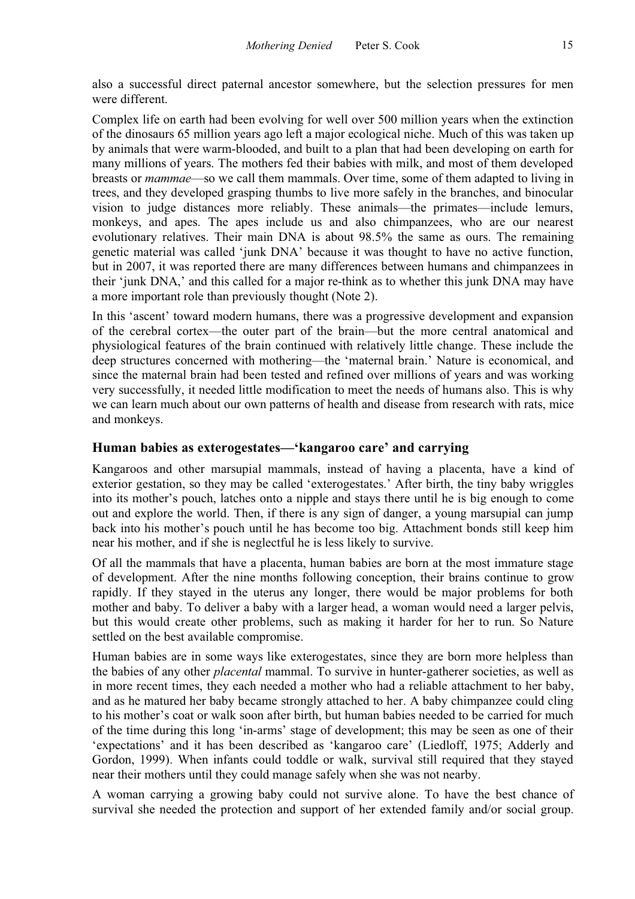also a successful direct paternal ancestor somewhere, but the selection pressures for men were different.

Complex life on earth had been evolving for well over 500 million years when the extinction of the dinosaurs 65 million years ago left a major ecological niche. Much of this was taken up by animals that were warm-blooded, and built to a plan that had been developing on earth for many millions of years. The mothers fed their babies with milk, and most of them developed breasts or *mammae*—so we call them mammals. Over time, some of them adapted to living in trees, and they developed grasping thumbs to live more safely in the branches, and binocular vision to judge distances more reliably. These animals—the primates—include lemurs, monkeys, and apes. The apes include us and also chimpanzees, who are our nearest evolutionary relatives. Their main DNA is about 98.5% the same as ours. The remaining genetic material was called 'junk DNA' because it was thought to have no active function, but in 2007, it was reported there are many differences between humans and chimpanzees in their 'junk DNA,' and this called for a major re-think as to whether this junk DNA may have a more important role than previously thought (Note 2).

In this 'ascent' toward modern humans, there was a progressive development and expansion of the cerebral cortex—the outer part of the brain—but the more central anatomical and physiological features of the brain continued with relatively little change. These include the deep structures concerned with mothering—the 'maternal brain.' Nature is economical, and since the maternal brain had been tested and refined over millions of years and was working very successfully, it needed little modification to meet the needs of humans also. This is why we can learn much about our own patterns of health and disease from research with rats, mice and monkeys.

## Human babies as exterogestates—'kangaroo care' and carrying

Kangaroos and other marsupial mammals, instead of having a placenta, have a kind of exterior gestation, so they may be called 'exterogestates.' After birth, the tiny baby wriggles into its mother's pouch, latches onto a nipple and stays there until he is big enough to come out and explore the world. Then, if there is any sign of danger, a young marsupial can jump back into his mother's pouch until he has become too big. Attachment bonds still keep him near his mother, and if she is neglectful he is less likely to survive.

Of all the mammals that have a placenta, human babies are born at the most immature stage of development. After the nine months following conception, their brains continue to grow rapidly. If they stayed in the uterus any longer, there would be major problems for both mother and baby. To deliver a baby with a larger head, a woman would need a larger pelvis, but this would create other problems, such as making it harder for her to run. So Nature settled on the best available compromise.

Human babies are in some ways like exterogestates, since they are born more helpless than the babies of any other *placental* mammal. To survive in hunter-gatherer societies, as well as in more recent times, they each needed a mother who had a reliable attachment to her baby, and as he matured her baby became strongly attached to her. A baby chimpanzee could cling to his mother's coat or walk soon after birth, but human babies needed to be carried for much of the time during this long 'in-arms' stage of development; this may be seen as one of their 'expectations' and it has been described as 'kangaroo care' (Liedloff, 1975; Adderly and Gordon, 1999). When infants could toddle or walk, survival still required that they stayed near their mothers until they could manage safely when she was not nearby.

A woman carrying a growing baby could not survive alone. To have the best chance of survival she needed the protection and support of her extended family and/or social group.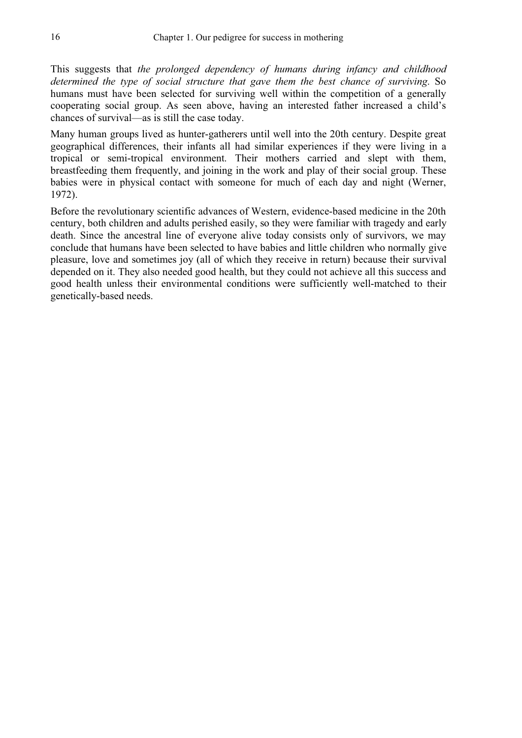This suggests that *the prolonged dependency of humans during infancy and childhood determined the type of social structure that gave them the best chance of surviving*. So humans must have been selected for surviving well within the competition of a generally cooperating social group. As seen above, having an interested father increased a child's chances of survival—as is still the case today.

Many human groups lived as hunter-gatherers until well into the 20th century. Despite great geographical differences, their infants all had similar experiences if they were living in a tropical or semi-tropical environment. Their mothers carried and slept with them, breastfeeding them frequently, and joining in the work and play of their social group. These babies were in physical contact with someone for much of each day and night (Werner, 1972).

Before the revolutionary scientific advances of Western, evidence-based medicine in the 20th century, both children and adults perished easily, so they were familiar with tragedy and early death. Since the ancestral line of everyone alive today consists only of survivors, we may conclude that humans have been selected to have babies and little children who normally give pleasure, love and sometimes joy (all of which they receive in return) because their survival depended on it. They also needed good health, but they could not achieve all this success and good health unless their environmental conditions were sufficiently well-matched to their genetically-based needs.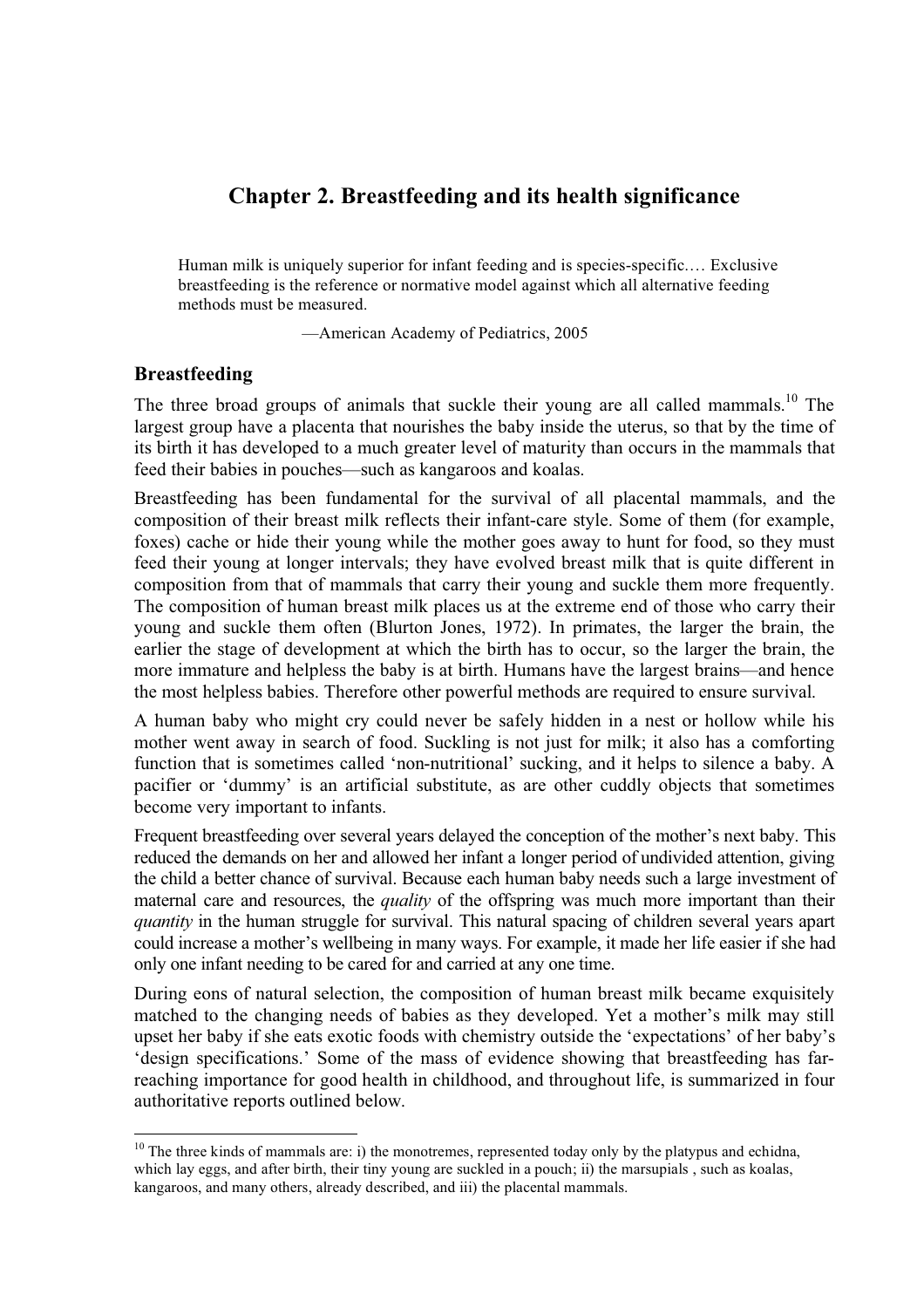# Chapter 2. Breastfeeding and its health significance

> Human milk is uniquely superior for infant feeding and is species-specific.… Exclusive breastfeeding is the reference or normative model against which all alternative feeding methods must be measured.
>
> —American Academy of Pediatrics, 2005

## Breastfeeding

The three broad groups of animals that suckle their young are all called mammals.[10] The largest group have a placenta that nourishes the baby inside the uterus, so that by the time of its birth it has developed to a much greater level of maturity than occurs in the mammals that feed their babies in pouches—such as kangaroos and koalas.

Breastfeeding has been fundamental for the survival of all placental mammals, and the composition of their breast milk reflects their infant-care style. Some of them (for example, foxes) cache or hide their young while the mother goes away to hunt for food, so they must feed their young at longer intervals; they have evolved breast milk that is quite different in composition from that of mammals that carry their young and suckle them more frequently. The composition of human breast milk places us at the extreme end of those who carry their young and suckle them often (Blurton Jones, 1972). In primates, the larger the brain, the earlier the stage of development at which the birth has to occur, so the larger the brain, the more immature and helpless the baby is at birth. Humans have the largest brains—and hence the most helpless babies. Therefore other powerful methods are required to ensure survival.

A human baby who might cry could never be safely hidden in a nest or hollow while his mother went away in search of food. Suckling is not just for milk; it also has a comforting function that is sometimes called 'non-nutritional' sucking, and it helps to silence a baby. A pacifier or 'dummy' is an artificial substitute, as are other cuddly objects that sometimes become very important to infants.

Frequent breastfeeding over several years delayed the conception of the mother's next baby. This reduced the demands on her and allowed her infant a longer period of undivided attention, giving the child a better chance of survival. Because each human baby needs such a large investment of maternal care and resources, the *quality* of the offspring was much more important than their *quantity* in the human struggle for survival. This natural spacing of children several years apart could increase a mother's wellbeing in many ways. For example, it made her life easier if she had only one infant needing to be cared for and carried at any one time.

During eons of natural selection, the composition of human breast milk became exquisitely matched to the changing needs of babies as they developed. Yet a mother's milk may still upset her baby if she eats exotic foods with chemistry outside the 'expectations' of her baby's 'design specifications.' Some of the mass of evidence showing that breastfeeding has far-reaching importance for good health in childhood, and throughout life, is summarized in four authoritative reports outlined below.

---

[10] The three kinds of mammals are: i) the monotremes, represented today only by the platypus and echidna, which lay eggs, and after birth, their tiny young are suckled in a pouch; ii) the marsupials , such as koalas, kangaroos, and many others, already described, and iii) the placental mammals.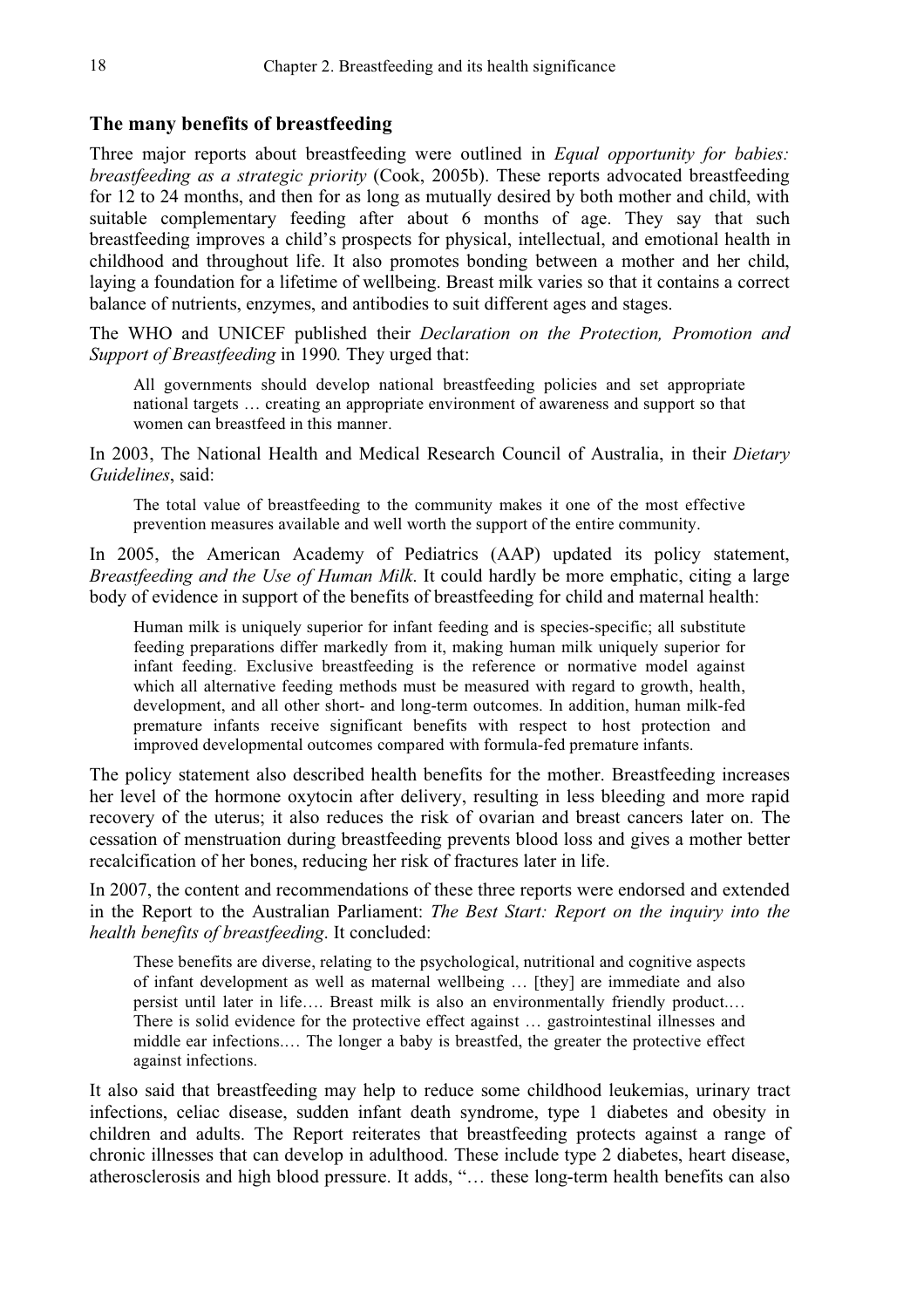## The many benefits of breastfeeding

Three major reports about breastfeeding were outlined in *Equal opportunity for babies: breastfeeding as a strategic priority* (Cook, 2005b). These reports advocated breastfeeding for 12 to 24 months, and then for as long as mutually desired by both mother and child, with suitable complementary feeding after about 6 months of age. They say that such breastfeeding improves a child's prospects for physical, intellectual, and emotional health in childhood and throughout life. It also promotes bonding between a mother and her child, laying a foundation for a lifetime of wellbeing. Breast milk varies so that it contains a correct balance of nutrients, enzymes, and antibodies to suit different ages and stages.

The WHO and UNICEF published their *Declaration on the Protection, Promotion and Support of Breastfeeding* in 1990. They urged that:

> All governments should develop national breastfeeding policies and set appropriate national targets … creating an appropriate environment of awareness and support so that women can breastfeed in this manner.

In 2003, The National Health and Medical Research Council of Australia, in their *Dietary Guidelines*, said:

> The total value of breastfeeding to the community makes it one of the most effective prevention measures available and well worth the support of the entire community.

In 2005, the American Academy of Pediatrics (AAP) updated its policy statement, *Breastfeeding and the Use of Human Milk*. It could hardly be more emphatic, citing a large body of evidence in support of the benefits of breastfeeding for child and maternal health:

> Human milk is uniquely superior for infant feeding and is species-specific; all substitute feeding preparations differ markedly from it, making human milk uniquely superior for infant feeding. Exclusive breastfeeding is the reference or normative model against which all alternative feeding methods must be measured with regard to growth, health, development, and all other short- and long-term outcomes. In addition, human milk-fed premature infants receive significant benefits with respect to host protection and improved developmental outcomes compared with formula-fed premature infants.

The policy statement also described health benefits for the mother. Breastfeeding increases her level of the hormone oxytocin after delivery, resulting in less bleeding and more rapid recovery of the uterus; it also reduces the risk of ovarian and breast cancers later on. The cessation of menstruation during breastfeeding prevents blood loss and gives a mother better recalcification of her bones, reducing her risk of fractures later in life.

In 2007, the content and recommendations of these three reports were endorsed and extended in the Report to the Australian Parliament: *The Best Start: Report on the inquiry into the health benefits of breastfeeding*. It concluded:

> These benefits are diverse, relating to the psychological, nutritional and cognitive aspects of infant development as well as maternal wellbeing … [they] are immediate and also persist until later in life…. Breast milk is also an environmentally friendly product.… There is solid evidence for the protective effect against … gastrointestinal illnesses and middle ear infections.… The longer a baby is breastfed, the greater the protective effect against infections.

It also said that breastfeeding may help to reduce some childhood leukemias, urinary tract infections, celiac disease, sudden infant death syndrome, type 1 diabetes and obesity in children and adults. The Report reiterates that breastfeeding protects against a range of chronic illnesses that can develop in adulthood. These include type 2 diabetes, heart disease, atherosclerosis and high blood pressure. It adds, "… these long-term health benefits can also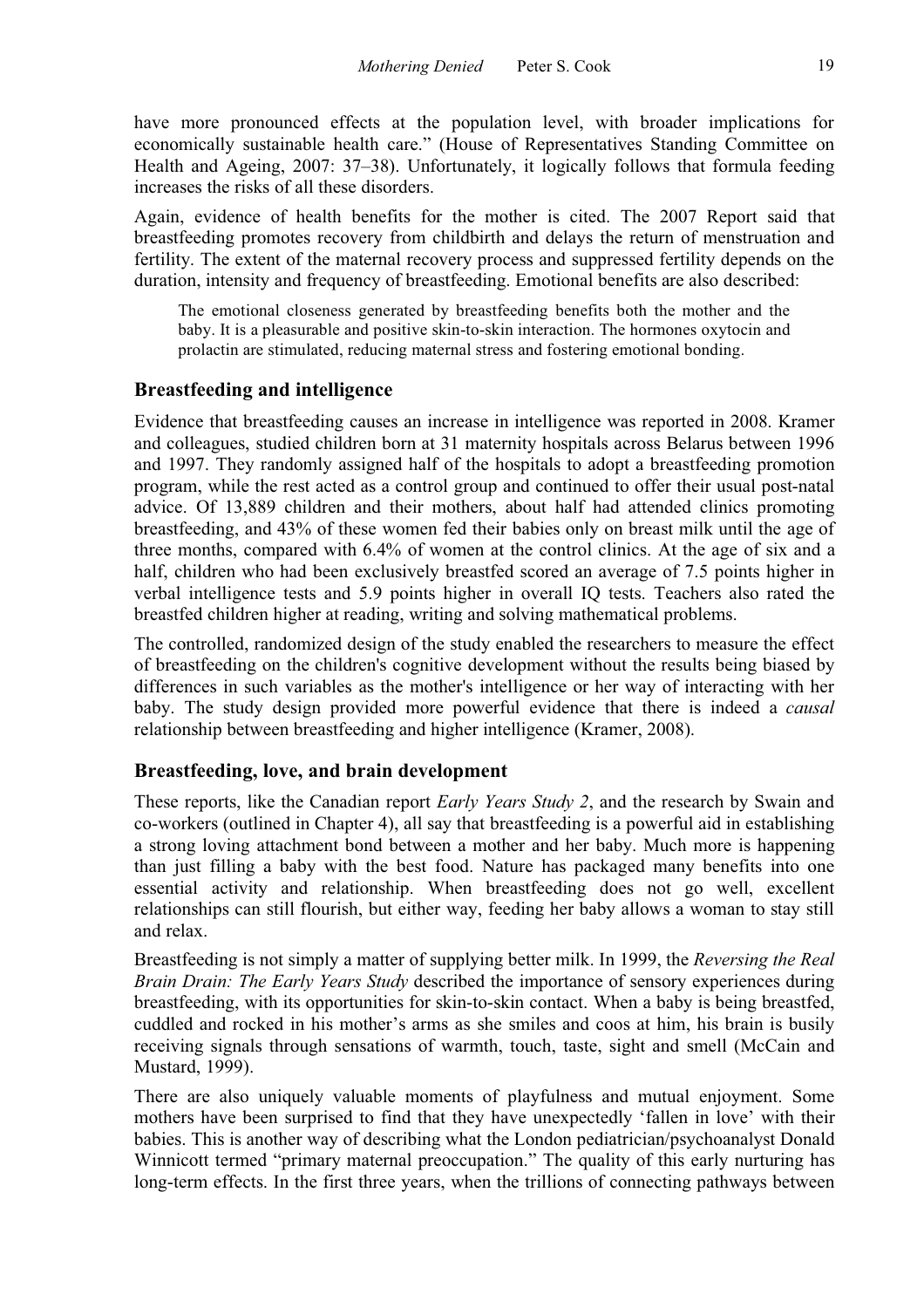have more pronounced effects at the population level, with broader implications for economically sustainable health care." (House of Representatives Standing Committee on Health and Ageing, 2007: 37–38). Unfortunately, it logically follows that formula feeding increases the risks of all these disorders.

Again, evidence of health benefits for the mother is cited. The 2007 Report said that breastfeeding promotes recovery from childbirth and delays the return of menstruation and fertility. The extent of the maternal recovery process and suppressed fertility depends on the duration, intensity and frequency of breastfeeding. Emotional benefits are also described:

> The emotional closeness generated by breastfeeding benefits both the mother and the baby. It is a pleasurable and positive skin-to-skin interaction. The hormones oxytocin and prolactin are stimulated, reducing maternal stress and fostering emotional bonding.

## Breastfeeding and intelligence

Evidence that breastfeeding causes an increase in intelligence was reported in 2008. Kramer and colleagues, studied children born at 31 maternity hospitals across Belarus between 1996 and 1997. They randomly assigned half of the hospitals to adopt a breastfeeding promotion program, while the rest acted as a control group and continued to offer their usual post-natal advice. Of 13,889 children and their mothers, about half had attended clinics promoting breastfeeding, and 43% of these women fed their babies only on breast milk until the age of three months, compared with 6.4% of women at the control clinics. At the age of six and a half, children who had been exclusively breastfed scored an average of 7.5 points higher in verbal intelligence tests and 5.9 points higher in overall IQ tests. Teachers also rated the breastfed children higher at reading, writing and solving mathematical problems.

The controlled, randomized design of the study enabled the researchers to measure the effect of breastfeeding on the children's cognitive development without the results being biased by differences in such variables as the mother's intelligence or her way of interacting with her baby. The study design provided more powerful evidence that there is indeed a *causal* relationship between breastfeeding and higher intelligence (Kramer, 2008).

## Breastfeeding, love, and brain development

These reports, like the Canadian report *Early Years Study 2*, and the research by Swain and co-workers (outlined in Chapter 4), all say that breastfeeding is a powerful aid in establishing a strong loving attachment bond between a mother and her baby. Much more is happening than just filling a baby with the best food. Nature has packaged many benefits into one essential activity and relationship. When breastfeeding does not go well, excellent relationships can still flourish, but either way, feeding her baby allows a woman to stay still and relax.

Breastfeeding is not simply a matter of supplying better milk. In 1999, the *Reversing the Real Brain Drain: The Early Years Study* described the importance of sensory experiences during breastfeeding, with its opportunities for skin-to-skin contact. When a baby is being breastfed, cuddled and rocked in his mother's arms as she smiles and coos at him, his brain is busily receiving signals through sensations of warmth, touch, taste, sight and smell (McCain and Mustard, 1999).

There are also uniquely valuable moments of playfulness and mutual enjoyment. Some mothers have been surprised to find that they have unexpectedly 'fallen in love' with their babies. This is another way of describing what the London pediatrician/psychoanalyst Donald Winnicott termed "primary maternal preoccupation." The quality of this early nurturing has long-term effects. In the first three years, when the trillions of connecting pathways between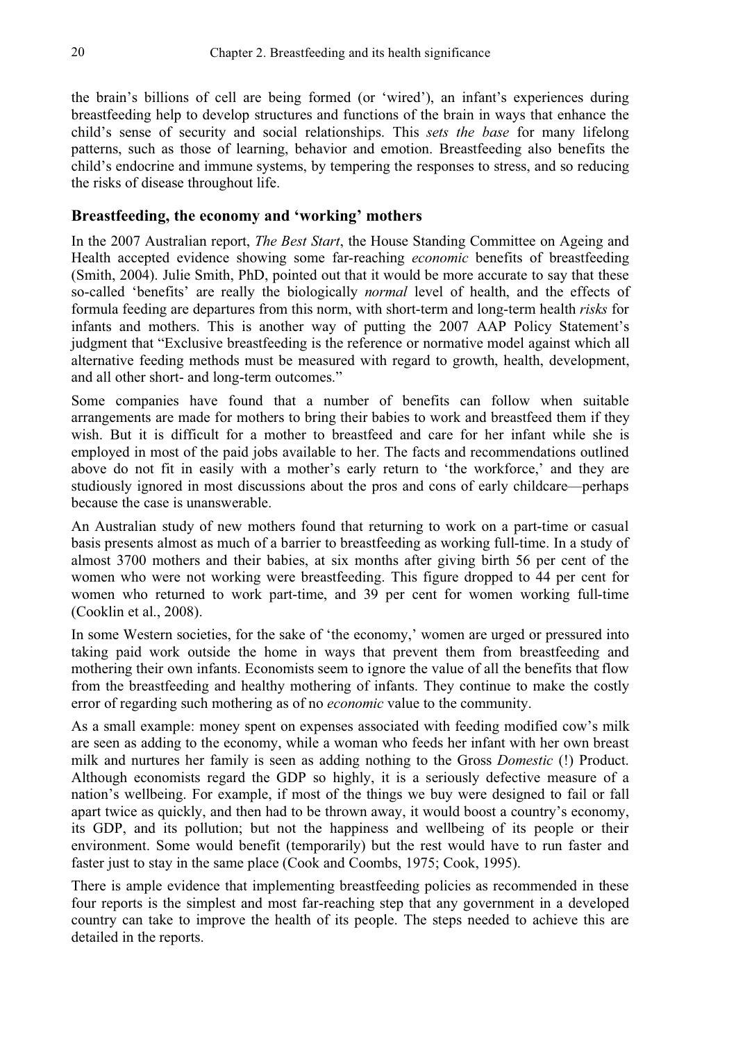the brain's billions of cell are being formed (or 'wired'), an infant's experiences during breastfeeding help to develop structures and functions of the brain in ways that enhance the child's sense of security and social relationships. This *sets the base* for many lifelong patterns, such as those of learning, behavior and emotion. Breastfeeding also benefits the child's endocrine and immune systems, by tempering the responses to stress, and so reducing the risks of disease throughout life.

## Breastfeeding, the economy and 'working' mothers

In the 2007 Australian report, *The Best Start*, the House Standing Committee on Ageing and Health accepted evidence showing some far-reaching *economic* benefits of breastfeeding (Smith, 2004). Julie Smith, PhD, pointed out that it would be more accurate to say that these so-called 'benefits' are really the biologically *normal* level of health, and the effects of formula feeding are departures from this norm, with short-term and long-term health *risks* for infants and mothers. This is another way of putting the 2007 AAP Policy Statement's judgment that "Exclusive breastfeeding is the reference or normative model against which all alternative feeding methods must be measured with regard to growth, health, development, and all other short- and long-term outcomes."

Some companies have found that a number of benefits can follow when suitable arrangements are made for mothers to bring their babies to work and breastfeed them if they wish. But it is difficult for a mother to breastfeed and care for her infant while she is employed in most of the paid jobs available to her. The facts and recommendations outlined above do not fit in easily with a mother's early return to 'the workforce,' and they are studiously ignored in most discussions about the pros and cons of early childcare—perhaps because the case is unanswerable.

An Australian study of new mothers found that returning to work on a part-time or casual basis presents almost as much of a barrier to breastfeeding as working full-time. In a study of almost 3700 mothers and their babies, at six months after giving birth 56 per cent of the women who were not working were breastfeeding. This figure dropped to 44 per cent for women who returned to work part-time, and 39 per cent for women working full-time (Cooklin et al., 2008).

In some Western societies, for the sake of 'the economy,' women are urged or pressured into taking paid work outside the home in ways that prevent them from breastfeeding and mothering their own infants. Economists seem to ignore the value of all the benefits that flow from the breastfeeding and healthy mothering of infants. They continue to make the costly error of regarding such mothering as of no *economic* value to the community.

As a small example: money spent on expenses associated with feeding modified cow's milk are seen as adding to the economy, while a woman who feeds her infant with her own breast milk and nurtures her family is seen as adding nothing to the Gross *Domestic* (!) Product. Although economists regard the GDP so highly, it is a seriously defective measure of a nation's wellbeing. For example, if most of the things we buy were designed to fail or fall apart twice as quickly, and then had to be thrown away, it would boost a country's economy, its GDP, and its pollution; but not the happiness and wellbeing of its people or their environment. Some would benefit (temporarily) but the rest would have to run faster and faster just to stay in the same place (Cook and Coombs, 1975; Cook, 1995).

There is ample evidence that implementing breastfeeding policies as recommended in these four reports is the simplest and most far-reaching step that any government in a developed country can take to improve the health of its people. The steps needed to achieve this are detailed in the reports.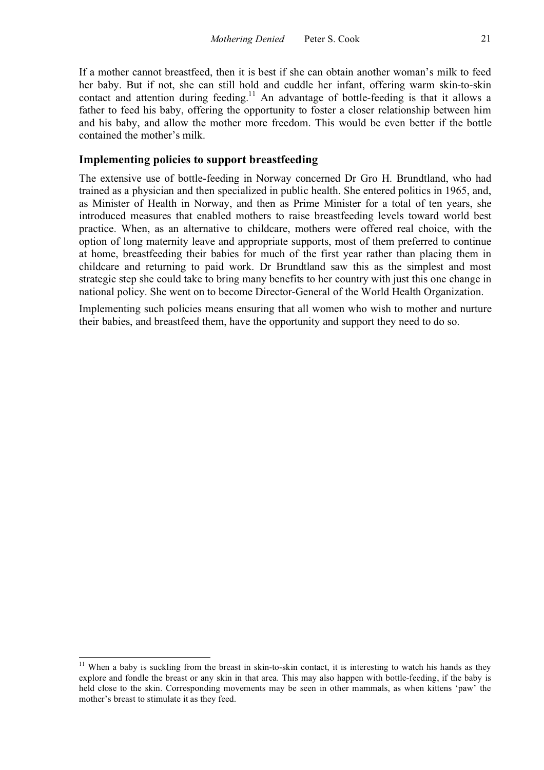If a mother cannot breastfeed, then it is best if she can obtain another woman's milk to feed her baby. But if not, she can still hold and cuddle her infant, offering warm skin-to-skin contact and attention during feeding.[11] An advantage of bottle-feeding is that it allows a father to feed his baby, offering the opportunity to foster a closer relationship between him and his baby, and allow the mother more freedom. This would be even better if the bottle contained the mother's milk.

### Implementing policies to support breastfeeding

The extensive use of bottle-feeding in Norway concerned Dr Gro H. Brundtland, who had trained as a physician and then specialized in public health. She entered politics in 1965, and, as Minister of Health in Norway, and then as Prime Minister for a total of ten years, she introduced measures that enabled mothers to raise breastfeeding levels toward world best practice. When, as an alternative to childcare, mothers were offered real choice, with the option of long maternity leave and appropriate supports, most of them preferred to continue at home, breastfeeding their babies for much of the first year rather than placing them in childcare and returning to paid work. Dr Brundtland saw this as the simplest and most strategic step she could take to bring many benefits to her country with just this one change in national policy. She went on to become Director-General of the World Health Organization.

Implementing such policies means ensuring that all women who wish to mother and nurture their babies, and breastfeed them, have the opportunity and support they need to do so.

---

[11] When a baby is suckling from the breast in skin-to-skin contact, it is interesting to watch his hands as they explore and fondle the breast or any skin in that area. This may also happen with bottle-feeding, if the baby is held close to the skin. Corresponding movements may be seen in other mammals, as when kittens 'paw' the mother's breast to stimulate it as they feed.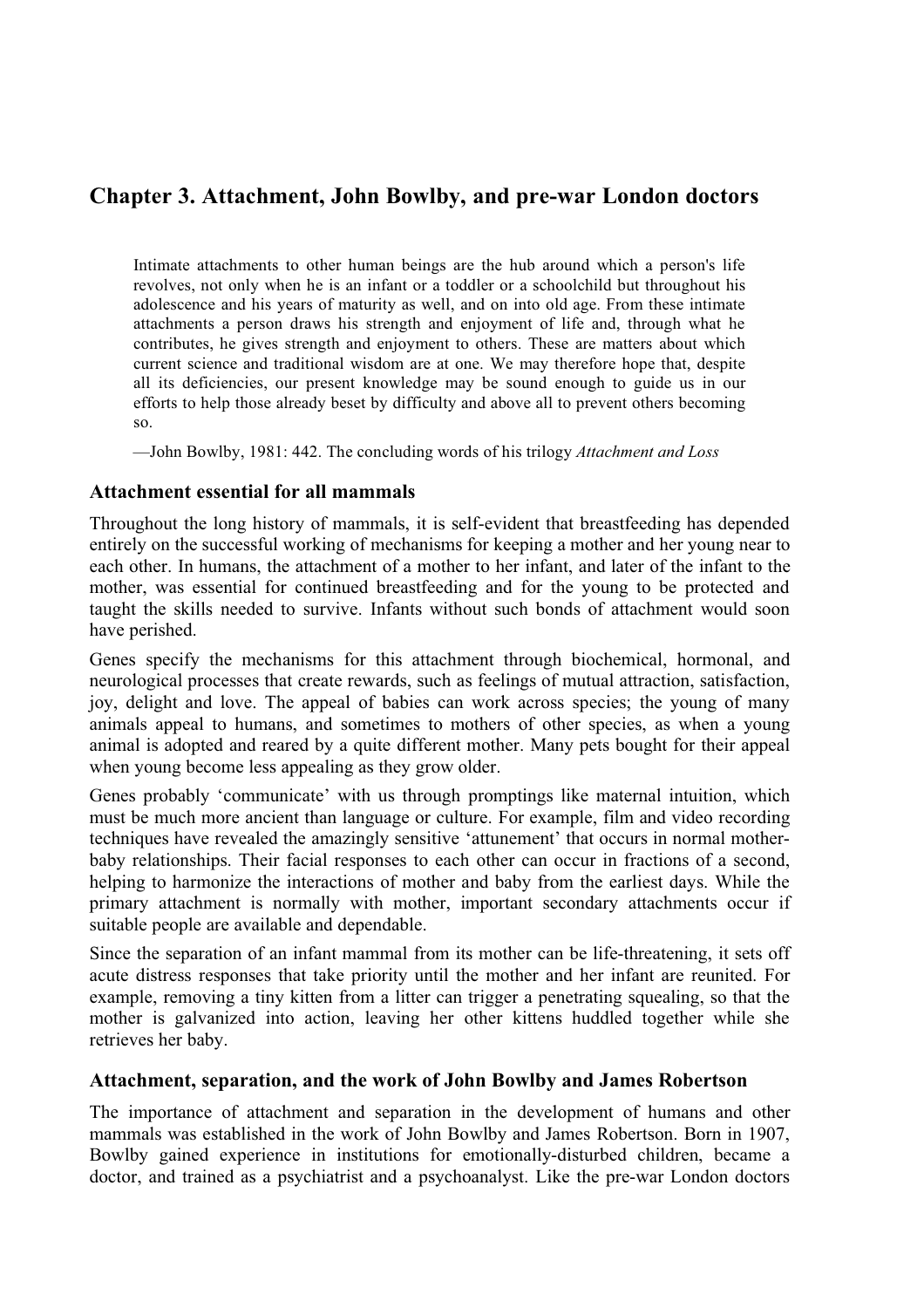## Chapter 3. Attachment, John Bowlby, and pre-war London doctors

> Intimate attachments to other human beings are the hub around which a person's life revolves, not only when he is an infant or a toddler or a schoolchild but throughout his adolescence and his years of maturity as well, and on into old age. From these intimate attachments a person draws his strength and enjoyment of life and, through what he contributes, he gives strength and enjoyment to others. These are matters about which current science and traditional wisdom are at one. We may therefore hope that, despite all its deficiencies, our present knowledge may be sound enough to guide us in our efforts to help those already beset by difficulty and above all to prevent others becoming so.
>
> —John Bowlby, 1981: 442. The concluding words of his trilogy *Attachment and Loss*

### Attachment essential for all mammals

Throughout the long history of mammals, it is self-evident that breastfeeding has depended entirely on the successful working of mechanisms for keeping a mother and her young near to each other. In humans, the attachment of a mother to her infant, and later of the infant to the mother, was essential for continued breastfeeding and for the young to be protected and taught the skills needed to survive. Infants without such bonds of attachment would soon have perished.

Genes specify the mechanisms for this attachment through biochemical, hormonal, and neurological processes that create rewards, such as feelings of mutual attraction, satisfaction, joy, delight and love. The appeal of babies can work across species; the young of many animals appeal to humans, and sometimes to mothers of other species, as when a young animal is adopted and reared by a quite different mother. Many pets bought for their appeal when young become less appealing as they grow older.

Genes probably 'communicate' with us through promptings like maternal intuition, which must be much more ancient than language or culture. For example, film and video recording techniques have revealed the amazingly sensitive 'attunement' that occurs in normal mother-baby relationships. Their facial responses to each other can occur in fractions of a second, helping to harmonize the interactions of mother and baby from the earliest days. While the primary attachment is normally with mother, important secondary attachments occur if suitable people are available and dependable.

Since the separation of an infant mammal from its mother can be life-threatening, it sets off acute distress responses that take priority until the mother and her infant are reunited. For example, removing a tiny kitten from a litter can trigger a penetrating squealing, so that the mother is galvanized into action, leaving her other kittens huddled together while she retrieves her baby.

### Attachment, separation, and the work of John Bowlby and James Robertson

The importance of attachment and separation in the development of humans and other mammals was established in the work of John Bowlby and James Robertson. Born in 1907, Bowlby gained experience in institutions for emotionally-disturbed children, became a doctor, and trained as a psychiatrist and a psychoanalyst. Like the pre-war London doctors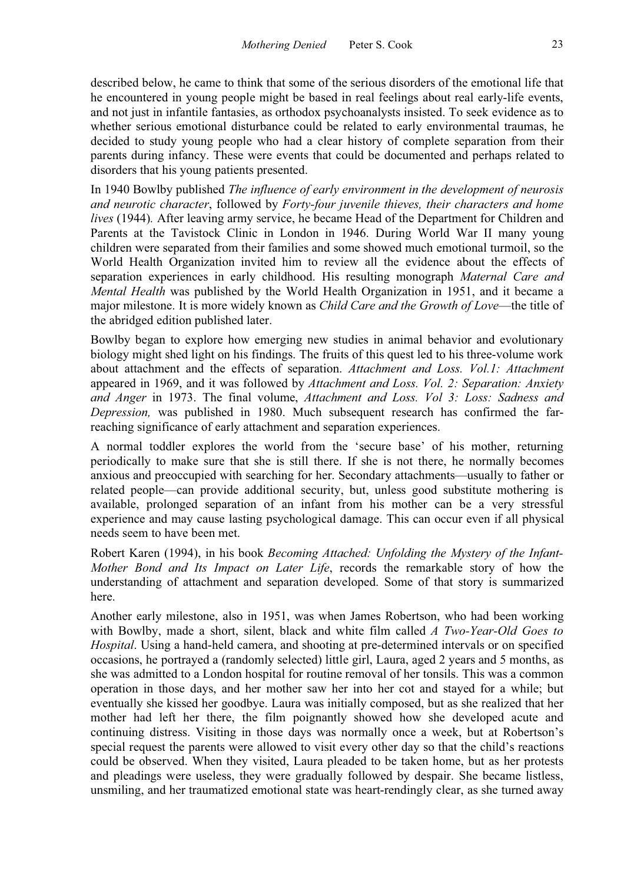described below, he came to think that some of the serious disorders of the emotional life that he encountered in young people might be based in real feelings about real early-life events, and not just in infantile fantasies, as orthodox psychoanalysts insisted. To seek evidence as to whether serious emotional disturbance could be related to early environmental traumas, he decided to study young people who had a clear history of complete separation from their parents during infancy. These were events that could be documented and perhaps related to disorders that his young patients presented.

In 1940 Bowlby published *The influence of early environment in the development of neurosis and neurotic character*, followed by *Forty-four juvenile thieves, their characters and home lives* (1944). After leaving army service, he became Head of the Department for Children and Parents at the Tavistock Clinic in London in 1946. During World War II many young children were separated from their families and some showed much emotional turmoil, so the World Health Organization invited him to review all the evidence about the effects of separation experiences in early childhood. His resulting monograph *Maternal Care and Mental Health* was published by the World Health Organization in 1951, and it became a major milestone. It is more widely known as *Child Care and the Growth of Love*—the title of the abridged edition published later.

Bowlby began to explore how emerging new studies in animal behavior and evolutionary biology might shed light on his findings. The fruits of this quest led to his three-volume work about attachment and the effects of separation. *Attachment and Loss. Vol.1: Attachment* appeared in 1969, and it was followed by *Attachment and Loss. Vol. 2: Separation: Anxiety and Anger* in 1973. The final volume, *Attachment and Loss. Vol 3: Loss: Sadness and Depression,* was published in 1980. Much subsequent research has confirmed the far-reaching significance of early attachment and separation experiences.

A normal toddler explores the world from the 'secure base' of his mother, returning periodically to make sure that she is still there. If she is not there, he normally becomes anxious and preoccupied with searching for her. Secondary attachments—usually to father or related people—can provide additional security, but, unless good substitute mothering is available, prolonged separation of an infant from his mother can be a very stressful experience and may cause lasting psychological damage. This can occur even if all physical needs seem to have been met.

Robert Karen (1994), in his book *Becoming Attached: Unfolding the Mystery of the Infant-Mother Bond and Its Impact on Later Life*, records the remarkable story of how the understanding of attachment and separation developed. Some of that story is summarized here.

Another early milestone, also in 1951, was when James Robertson, who had been working with Bowlby, made a short, silent, black and white film called *A Two-Year-Old Goes to Hospital*. Using a hand-held camera, and shooting at pre-determined intervals or on specified occasions, he portrayed a (randomly selected) little girl, Laura, aged 2 years and 5 months, as she was admitted to a London hospital for routine removal of her tonsils. This was a common operation in those days, and her mother saw her into her cot and stayed for a while; but eventually she kissed her goodbye. Laura was initially composed, but as she realized that her mother had left her there, the film poignantly showed how she developed acute and continuing distress. Visiting in those days was normally once a week, but at Robertson's special request the parents were allowed to visit every other day so that the child's reactions could be observed. When they visited, Laura pleaded to be taken home, but as her protests and pleadings were useless, they were gradually followed by despair. She became listless, unsmiling, and her traumatized emotional state was heart-rendingly clear, as she turned away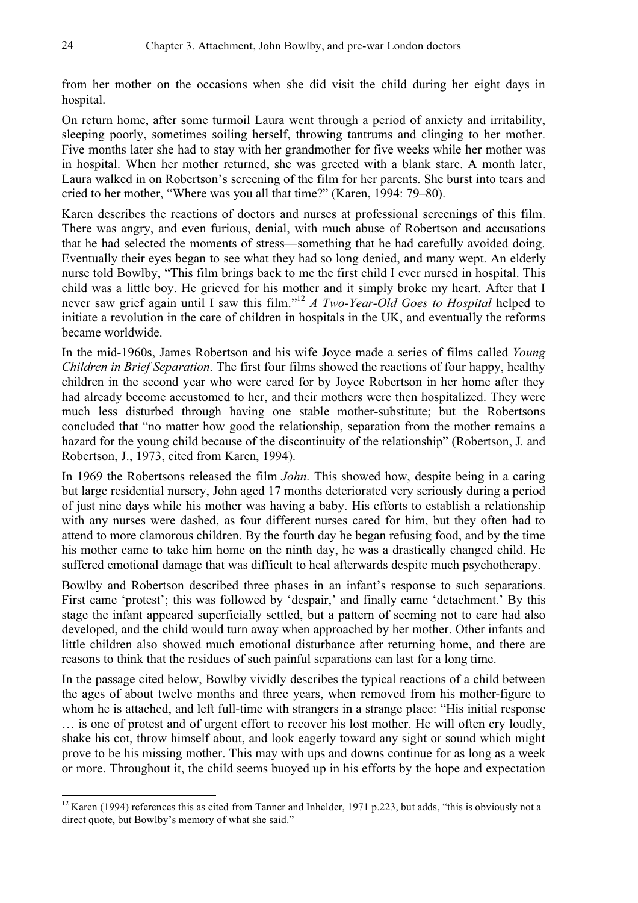from her mother on the occasions when she did visit the child during her eight days in hospital.

On return home, after some turmoil Laura went through a period of anxiety and irritability, sleeping poorly, sometimes soiling herself, throwing tantrums and clinging to her mother. Five months later she had to stay with her grandmother for five weeks while her mother was in hospital. When her mother returned, she was greeted with a blank stare. A month later, Laura walked in on Robertson's screening of the film for her parents. She burst into tears and cried to her mother, "Where was you all that time?" (Karen, 1994: 79–80).

Karen describes the reactions of doctors and nurses at professional screenings of this film. There was angry, and even furious, denial, with much abuse of Robertson and accusations that he had selected the moments of stress—something that he had carefully avoided doing. Eventually their eyes began to see what they had so long denied, and many wept. An elderly nurse told Bowlby, "This film brings back to me the first child I ever nursed in hospital. This child was a little boy. He grieved for his mother and it simply broke my heart. After that I never saw grief again until I saw this film."[12] *A Two-Year-Old Goes to Hospital* helped to initiate a revolution in the care of children in hospitals in the UK, and eventually the reforms became worldwide.

In the mid-1960s, James Robertson and his wife Joyce made a series of films called *Young Children in Brief Separation*. The first four films showed the reactions of four happy, healthy children in the second year who were cared for by Joyce Robertson in her home after they had already become accustomed to her, and their mothers were then hospitalized. They were much less disturbed through having one stable mother-substitute; but the Robertsons concluded that "no matter how good the relationship, separation from the mother remains a hazard for the young child because of the discontinuity of the relationship" (Robertson, J. and Robertson, J., 1973, cited from Karen, 1994).

In 1969 the Robertsons released the film *John*. This showed how, despite being in a caring but large residential nursery, John aged 17 months deteriorated very seriously during a period of just nine days while his mother was having a baby. His efforts to establish a relationship with any nurses were dashed, as four different nurses cared for him, but they often had to attend to more clamorous children. By the fourth day he began refusing food, and by the time his mother came to take him home on the ninth day, he was a drastically changed child. He suffered emotional damage that was difficult to heal afterwards despite much psychotherapy.

Bowlby and Robertson described three phases in an infant's response to such separations. First came 'protest'; this was followed by 'despair,' and finally came 'detachment.' By this stage the infant appeared superficially settled, but a pattern of seeming not to care had also developed, and the child would turn away when approached by her mother. Other infants and little children also showed much emotional disturbance after returning home, and there are reasons to think that the residues of such painful separations can last for a long time.

In the passage cited below, Bowlby vividly describes the typical reactions of a child between the ages of about twelve months and three years, when removed from his mother-figure to whom he is attached, and left full-time with strangers in a strange place: "His initial response … is one of protest and of urgent effort to recover his lost mother. He will often cry loudly, shake his cot, throw himself about, and look eagerly toward any sight or sound which might prove to be his missing mother. This may with ups and downs continue for as long as a week or more. Throughout it, the child seems buoyed up in his efforts by the hope and expectation

---

[12] Karen (1994) references this as cited from Tanner and Inhelder, 1971 p.223, but adds, "this is obviously not a direct quote, but Bowlby's memory of what she said."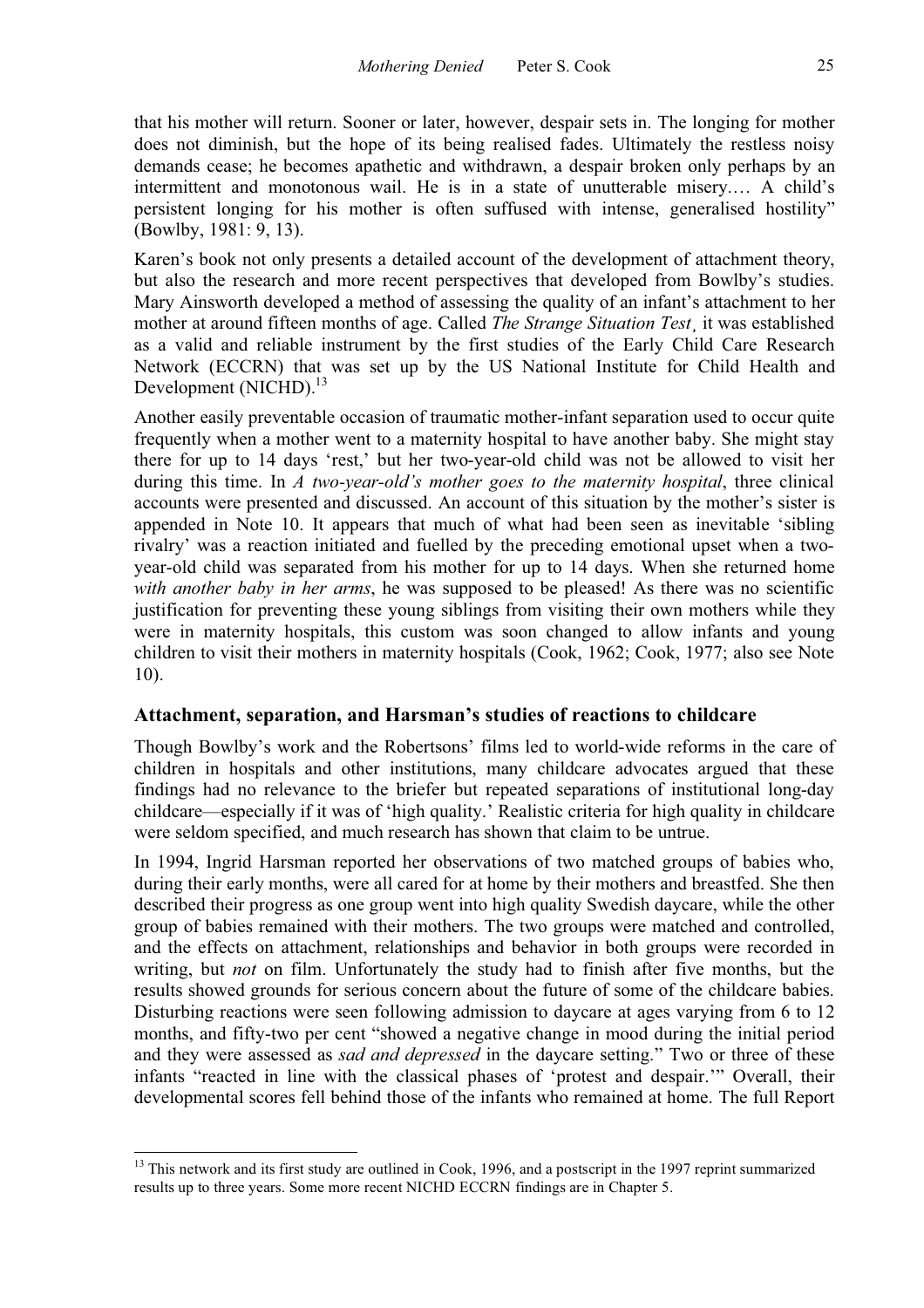that his mother will return. Sooner or later, however, despair sets in. The longing for mother does not diminish, but the hope of its being realised fades. Ultimately the restless noisy demands cease; he becomes apathetic and withdrawn, a despair broken only perhaps by an intermittent and monotonous wail. He is in a state of unutterable misery.… A child's persistent longing for his mother is often suffused with intense, generalised hostility" (Bowlby, 1981: 9, 13).

Karen's book not only presents a detailed account of the development of attachment theory, but also the research and more recent perspectives that developed from Bowlby's studies. Mary Ainsworth developed a method of assessing the quality of an infant's attachment to her mother at around fifteen months of age. Called *The Strange Situation Test¸* it was established as a valid and reliable instrument by the first studies of the Early Child Care Research Network (ECCRN) that was set up by the US National Institute for Child Health and Development (NICHD).[13]

Another easily preventable occasion of traumatic mother-infant separation used to occur quite frequently when a mother went to a maternity hospital to have another baby. She might stay there for up to 14 days 'rest,' but her two-year-old child was not be allowed to visit her during this time. In *A two-year-old's mother goes to the maternity hospital*, three clinical accounts were presented and discussed. An account of this situation by the mother's sister is appended in Note 10. It appears that much of what had been seen as inevitable 'sibling rivalry' was a reaction initiated and fuelled by the preceding emotional upset when a two-year-old child was separated from his mother for up to 14 days. When she returned home *with another baby in her arms*, he was supposed to be pleased! As there was no scientific justification for preventing these young siblings from visiting their own mothers while they were in maternity hospitals, this custom was soon changed to allow infants and young children to visit their mothers in maternity hospitals (Cook, 1962; Cook, 1977; also see Note 10).

## Attachment, separation, and Harsman's studies of reactions to childcare

Though Bowlby's work and the Robertsons' films led to world-wide reforms in the care of children in hospitals and other institutions, many childcare advocates argued that these findings had no relevance to the briefer but repeated separations of institutional long-day childcare—especially if it was of 'high quality.' Realistic criteria for high quality in childcare were seldom specified, and much research has shown that claim to be untrue.

In 1994, Ingrid Harsman reported her observations of two matched groups of babies who, during their early months, were all cared for at home by their mothers and breastfed. She then described their progress as one group went into high quality Swedish daycare, while the other group of babies remained with their mothers. The two groups were matched and controlled, and the effects on attachment, relationships and behavior in both groups were recorded in writing, but *not* on film. Unfortunately the study had to finish after five months, but the results showed grounds for serious concern about the future of some of the childcare babies. Disturbing reactions were seen following admission to daycare at ages varying from 6 to 12 months, and fifty-two per cent "showed a negative change in mood during the initial period and they were assessed as *sad and depressed* in the daycare setting." Two or three of these infants "reacted in line with the classical phases of 'protest and despair.'" Overall, their developmental scores fell behind those of the infants who remained at home. The full Report

[13] This network and its first study are outlined in Cook, 1996, and a postscript in the 1997 reprint summarized results up to three years. Some more recent NICHD ECCRN findings are in Chapter 5.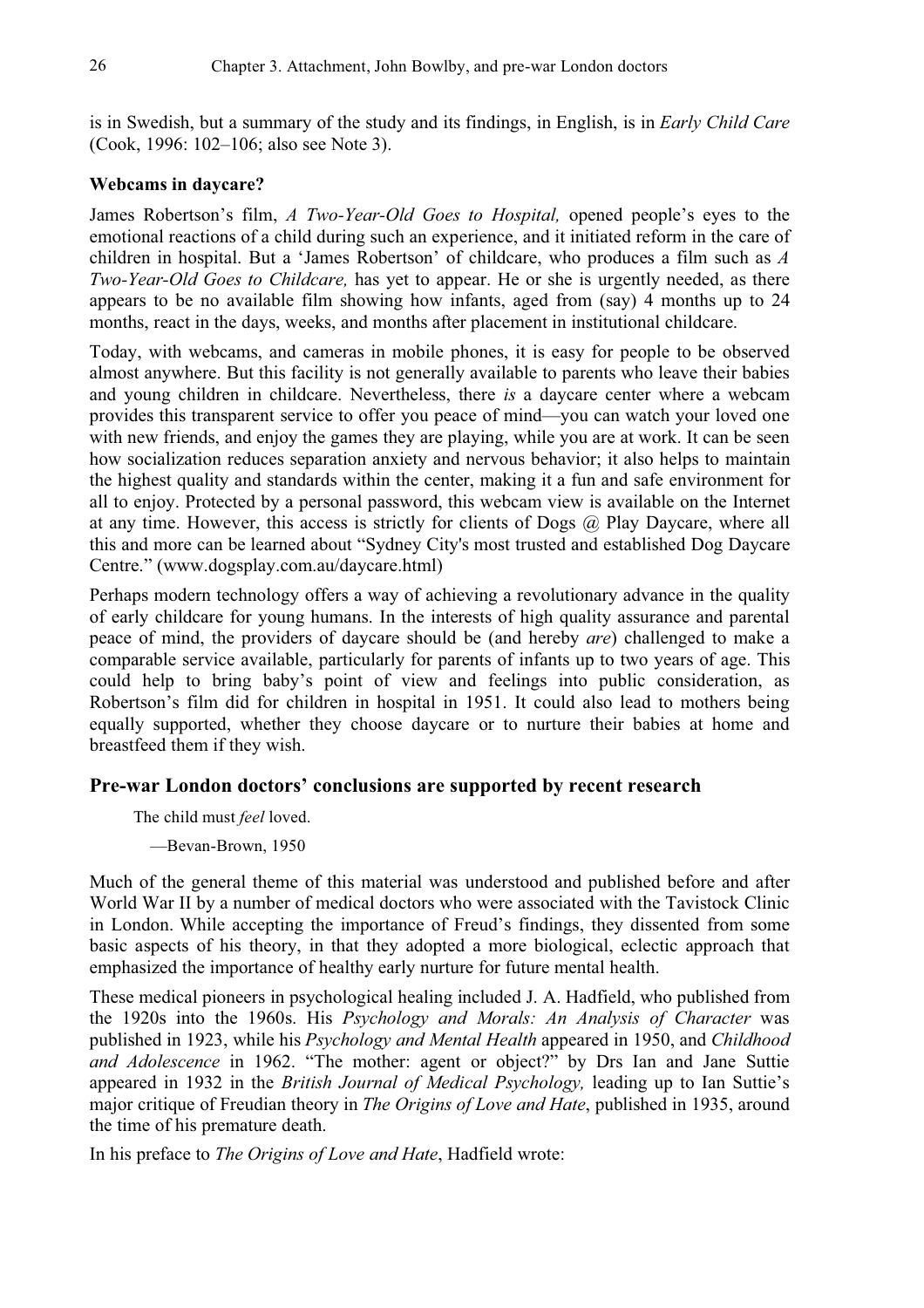is in Swedish, but a summary of the study and its findings, in English, is in *Early Child Care* (Cook, 1996: 102–106; also see Note 3).

### Webcams in daycare?

James Robertson's film, *A Two-Year-Old Goes to Hospital,* opened people's eyes to the emotional reactions of a child during such an experience, and it initiated reform in the care of children in hospital. But a 'James Robertson' of childcare, who produces a film such as *A Two-Year-Old Goes to Childcare,* has yet to appear. He or she is urgently needed, as there appears to be no available film showing how infants, aged from (say) 4 months up to 24 months, react in the days, weeks, and months after placement in institutional childcare.

Today, with webcams, and cameras in mobile phones, it is easy for people to be observed almost anywhere. But this facility is not generally available to parents who leave their babies and young children in childcare. Nevertheless, there *is* a daycare center where a webcam provides this transparent service to offer you peace of mind—you can watch your loved one with new friends, and enjoy the games they are playing, while you are at work. It can be seen how socialization reduces separation anxiety and nervous behavior; it also helps to maintain the highest quality and standards within the center, making it a fun and safe environment for all to enjoy. Protected by a personal password, this webcam view is available on the Internet at any time. However, this access is strictly for clients of Dogs @ Play Daycare, where all this and more can be learned about "Sydney City's most trusted and established Dog Daycare Centre." (www.dogsplay.com.au/daycare.html)

Perhaps modern technology offers a way of achieving a revolutionary advance in the quality of early childcare for young humans. In the interests of high quality assurance and parental peace of mind, the providers of daycare should be (and hereby *are*) challenged to make a comparable service available, particularly for parents of infants up to two years of age. This could help to bring baby's point of view and feelings into public consideration, as Robertson's film did for children in hospital in 1951. It could also lead to mothers being equally supported, whether they choose daycare or to nurture their babies at home and breastfeed them if they wish.

## Pre-war London doctors' conclusions are supported by recent research

> The child must *feel* loved.
>
> —Bevan-Brown, 1950

Much of the general theme of this material was understood and published before and after World War II by a number of medical doctors who were associated with the Tavistock Clinic in London. While accepting the importance of Freud's findings, they dissented from some basic aspects of his theory, in that they adopted a more biological, eclectic approach that emphasized the importance of healthy early nurture for future mental health.

These medical pioneers in psychological healing included J. A. Hadfield, who published from the 1920s into the 1960s. His *Psychology and Morals: An Analysis of Character* was published in 1923, while his *Psychology and Mental Health* appeared in 1950, and *Childhood and Adolescence* in 1962. "The mother: agent or object?" by Drs Ian and Jane Suttie appeared in 1932 in the *British Journal of Medical Psychology,* leading up to Ian Suttie's major critique of Freudian theory in *The Origins of Love and Hate*, published in 1935, around the time of his premature death.

In his preface to *The Origins of Love and Hate*, Hadfield wrote: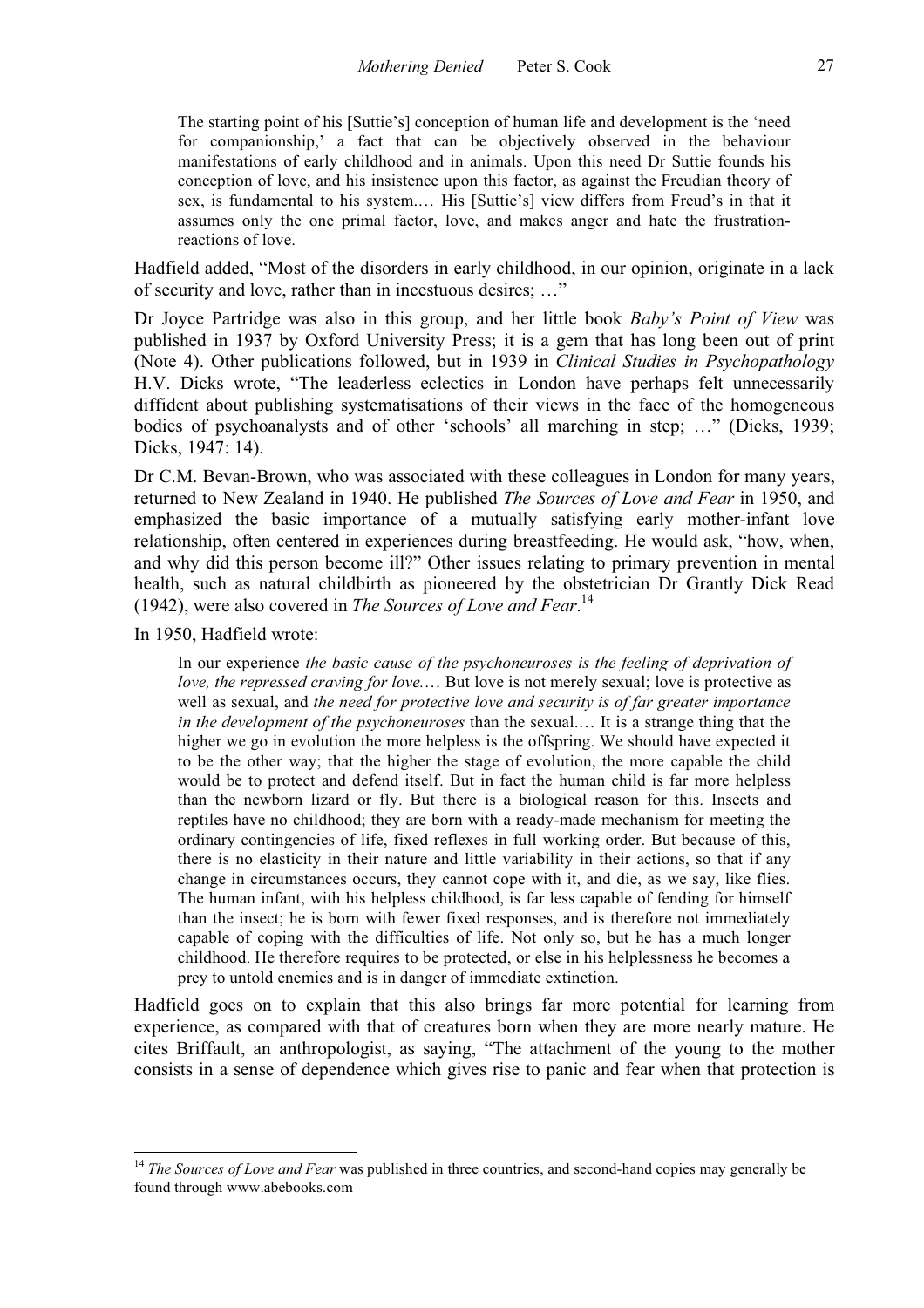> The starting point of his [Suttie's] conception of human life and development is the 'need for companionship,' a fact that can be objectively observed in the behaviour manifestations of early childhood and in animals. Upon this need Dr Suttie founds his conception of love, and his insistence upon this factor, as against the Freudian theory of sex, is fundamental to his system.… His [Suttie's] view differs from Freud's in that it assumes only the one primal factor, love, and makes anger and hate the frustration-reactions of love.

Hadfield added, "Most of the disorders in early childhood, in our opinion, originate in a lack of security and love, rather than in incestuous desires; …"

Dr Joyce Partridge was also in this group, and her little book *Baby's Point of View* was published in 1937 by Oxford University Press; it is a gem that has long been out of print (Note 4). Other publications followed, but in 1939 in *Clinical Studies in Psychopathology* H.V. Dicks wrote, "The leaderless eclectics in London have perhaps felt unnecessarily diffident about publishing systematisations of their views in the face of the homogeneous bodies of psychoanalysts and of other 'schools' all marching in step; …" (Dicks, 1939; Dicks, 1947: 14).

Dr C.M. Bevan-Brown, who was associated with these colleagues in London for many years, returned to New Zealand in 1940. He published *The Sources of Love and Fear* in 1950, and emphasized the basic importance of a mutually satisfying early mother-infant love relationship, often centered in experiences during breastfeeding. He would ask, "how, when, and why did this person become ill?" Other issues relating to primary prevention in mental health, such as natural childbirth as pioneered by the obstetrician Dr Grantly Dick Read (1942), were also covered in *The Sources of Love and Fear*.[14]

In 1950, Hadfield wrote:

> In our experience *the basic cause of the psychoneuroses is the feeling of deprivation of love, the repressed craving for love.*… But love is not merely sexual; love is protective as well as sexual, and *the need for protective love and security is of far greater importance in the development of the psychoneuroses* than the sexual.… It is a strange thing that the higher we go in evolution the more helpless is the offspring. We should have expected it to be the other way; that the higher the stage of evolution, the more capable the child would be to protect and defend itself. But in fact the human child is far more helpless than the newborn lizard or fly. But there is a biological reason for this. Insects and reptiles have no childhood; they are born with a ready-made mechanism for meeting the ordinary contingencies of life, fixed reflexes in full working order. But because of this, there is no elasticity in their nature and little variability in their actions, so that if any change in circumstances occurs, they cannot cope with it, and die, as we say, like flies. The human infant, with his helpless childhood, is far less capable of fending for himself than the insect; he is born with fewer fixed responses, and is therefore not immediately capable of coping with the difficulties of life. Not only so, but he has a much longer childhood. He therefore requires to be protected, or else in his helplessness he becomes a prey to untold enemies and is in danger of immediate extinction.

Hadfield goes on to explain that this also brings far more potential for learning from experience, as compared with that of creatures born when they are more nearly mature. He cites Briffault, an anthropologist, as saying, "The attachment of the young to the mother consists in a sense of dependence which gives rise to panic and fear when that protection is

---

[14] *The Sources of Love and Fear* was published in three countries, and second-hand copies may generally be found through www.abebooks.com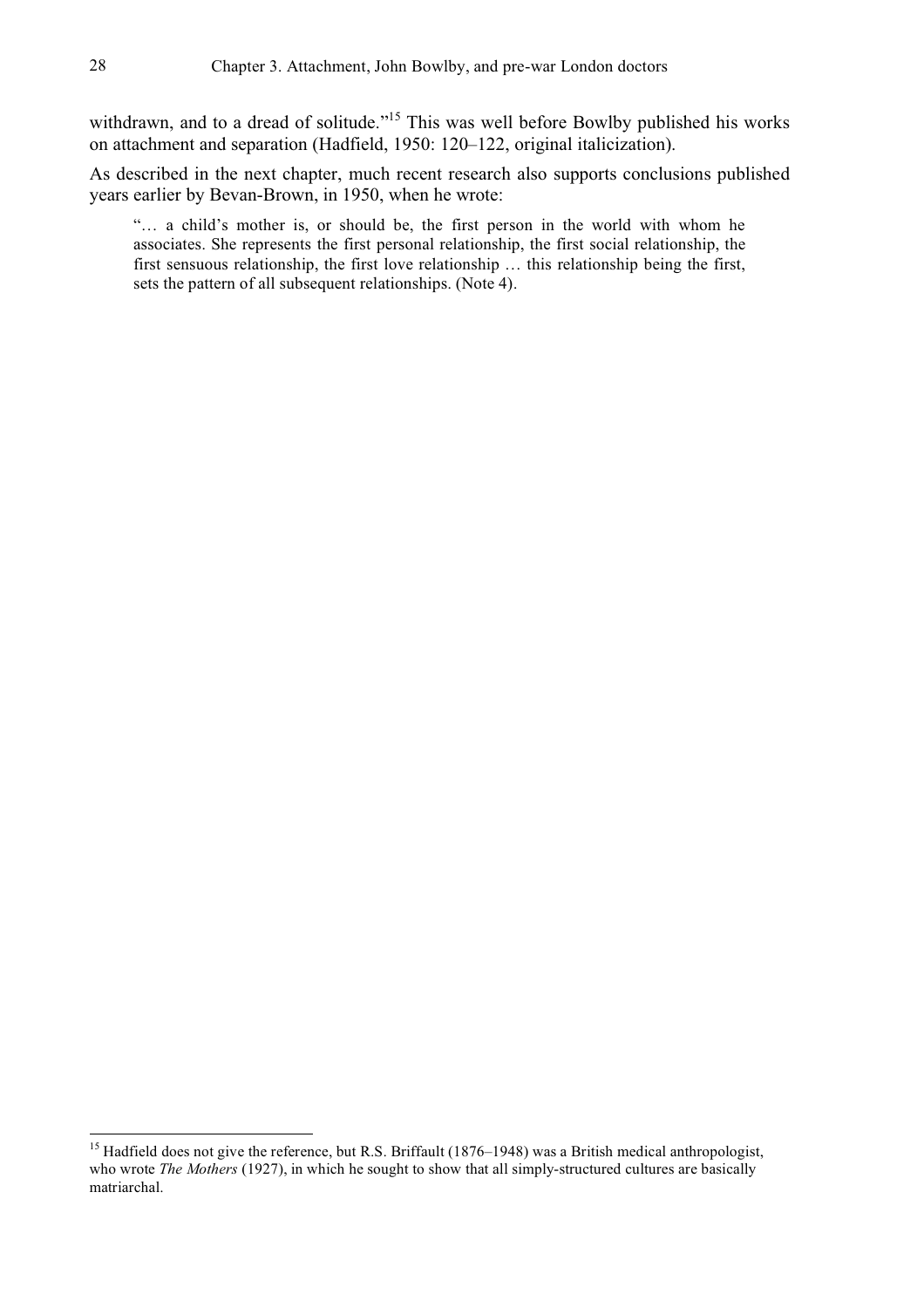withdrawn, and to a dread of solitude."[15] This was well before Bowlby published his works on attachment and separation (Hadfield, 1950: 120–122, original italicization).

As described in the next chapter, much recent research also supports conclusions published years earlier by Bevan-Brown, in 1950, when he wrote:

> "… a child's mother is, or should be, the first person in the world with whom he associates. She represents the first personal relationship, the first social relationship, the first sensuous relationship, the first love relationship … this relationship being the first, sets the pattern of all subsequent relationships. (Note 4).

---

[15] Hadfield does not give the reference, but R.S. Briffault (1876–1948) was a British medical anthropologist, who wrote *The Mothers* (1927), in which he sought to show that all simply-structured cultures are basically matriarchal.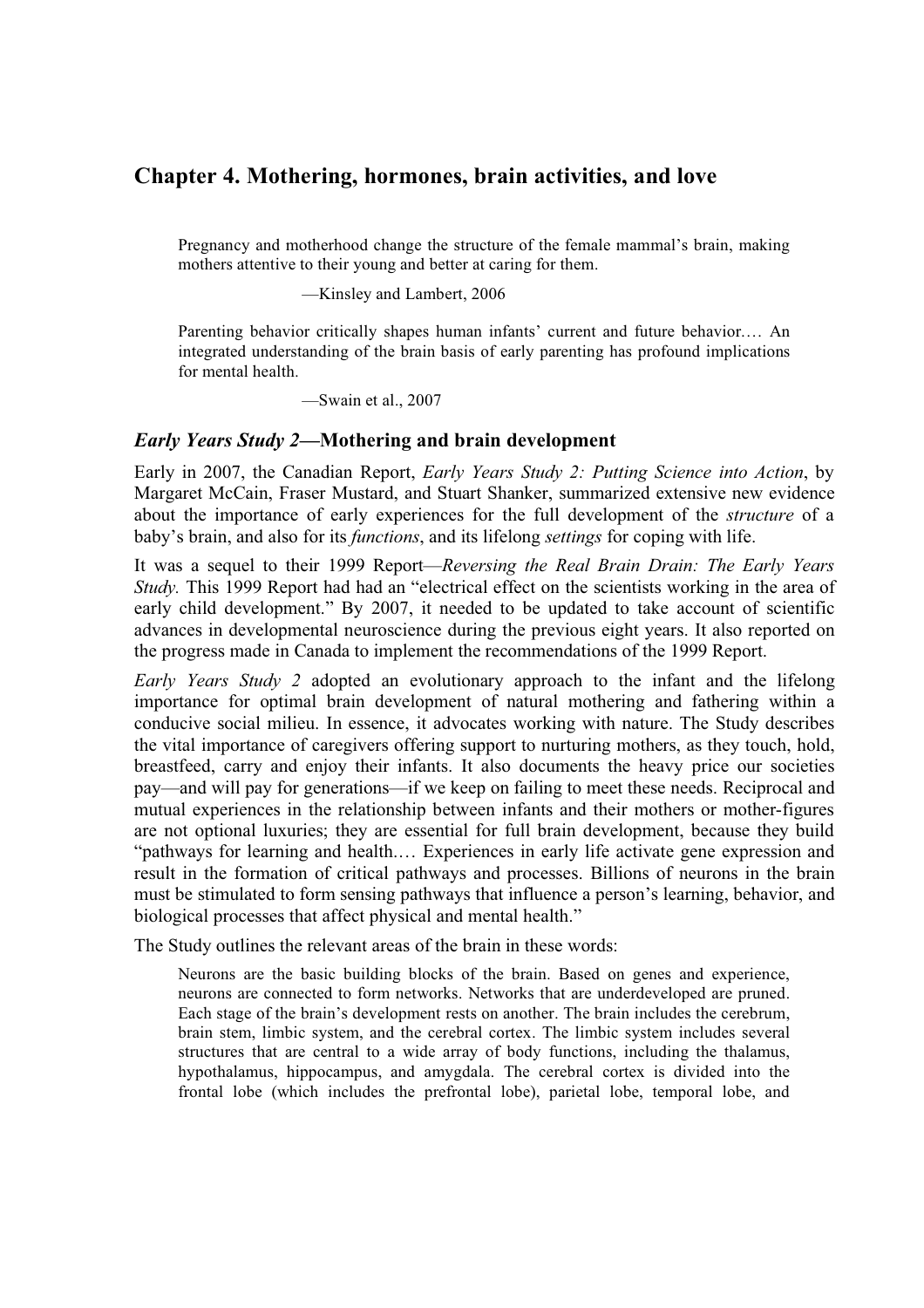## Chapter 4. Mothering, hormones, brain activities, and love

> Pregnancy and motherhood change the structure of the female mammal's brain, making mothers attentive to their young and better at caring for them.
>
> —Kinsley and Lambert, 2006

> Parenting behavior critically shapes human infants' current and future behavior.… An integrated understanding of the brain basis of early parenting has profound implications for mental health.
>
> —Swain et al., 2007

### *Early Years Study 2*—Mothering and brain development

Early in 2007, the Canadian Report, *Early Years Study 2: Putting Science into Action*, by Margaret McCain, Fraser Mustard, and Stuart Shanker, summarized extensive new evidence about the importance of early experiences for the full development of the *structure* of a baby's brain, and also for its *functions*, and its lifelong *settings* for coping with life.

It was a sequel to their 1999 Report—*Reversing the Real Brain Drain: The Early Years Study.* This 1999 Report had had an "electrical effect on the scientists working in the area of early child development." By 2007, it needed to be updated to take account of scientific advances in developmental neuroscience during the previous eight years. It also reported on the progress made in Canada to implement the recommendations of the 1999 Report.

*Early Years Study 2* adopted an evolutionary approach to the infant and the lifelong importance for optimal brain development of natural mothering and fathering within a conducive social milieu. In essence, it advocates working with nature. The Study describes the vital importance of caregivers offering support to nurturing mothers, as they touch, hold, breastfeed, carry and enjoy their infants. It also documents the heavy price our societies pay—and will pay for generations—if we keep on failing to meet these needs. Reciprocal and mutual experiences in the relationship between infants and their mothers or mother-figures are not optional luxuries; they are essential for full brain development, because they build "pathways for learning and health.… Experiences in early life activate gene expression and result in the formation of critical pathways and processes. Billions of neurons in the brain must be stimulated to form sensing pathways that influence a person's learning, behavior, and biological processes that affect physical and mental health."

The Study outlines the relevant areas of the brain in these words:

> Neurons are the basic building blocks of the brain. Based on genes and experience, neurons are connected to form networks. Networks that are underdeveloped are pruned. Each stage of the brain's development rests on another. The brain includes the cerebrum, brain stem, limbic system, and the cerebral cortex. The limbic system includes several structures that are central to a wide array of body functions, including the thalamus, hypothalamus, hippocampus, and amygdala. The cerebral cortex is divided into the frontal lobe (which includes the prefrontal lobe), parietal lobe, temporal lobe, and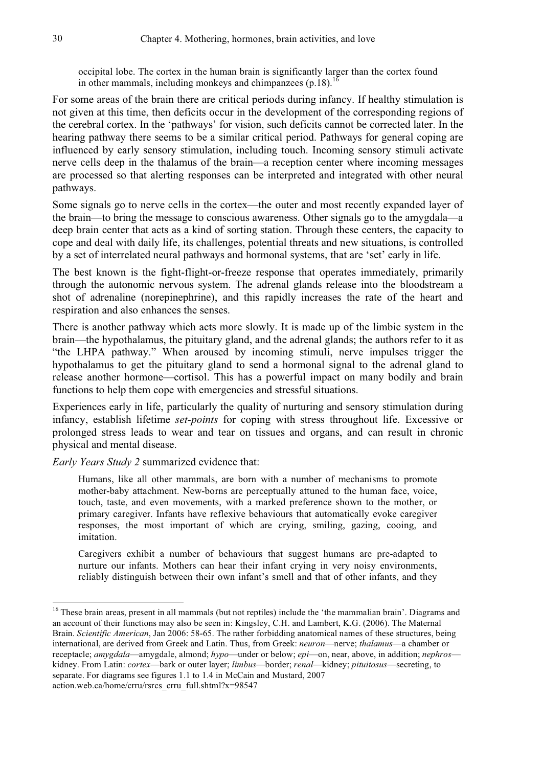> occipital lobe. The cortex in the human brain is significantly larger than the cortex found in other mammals, including monkeys and chimpanzees (p.18).[16]

For some areas of the brain there are critical periods during infancy. If healthy stimulation is not given at this time, then deficits occur in the development of the corresponding regions of the cerebral cortex. In the 'pathways' for vision, such deficits cannot be corrected later. In the hearing pathway there seems to be a similar critical period. Pathways for general coping are influenced by early sensory stimulation, including touch. Incoming sensory stimuli activate nerve cells deep in the thalamus of the brain—a reception center where incoming messages are processed so that alerting responses can be interpreted and integrated with other neural pathways.

Some signals go to nerve cells in the cortex—the outer and most recently expanded layer of the brain—to bring the message to conscious awareness. Other signals go to the amygdala—a deep brain center that acts as a kind of sorting station. Through these centers, the capacity to cope and deal with daily life, its challenges, potential threats and new situations, is controlled by a set of interrelated neural pathways and hormonal systems, that are 'set' early in life.

The best known is the fight-flight-or-freeze response that operates immediately, primarily through the autonomic nervous system. The adrenal glands release into the bloodstream a shot of adrenaline (norepinephrine), and this rapidly increases the rate of the heart and respiration and also enhances the senses.

There is another pathway which acts more slowly. It is made up of the limbic system in the brain—the hypothalamus, the pituitary gland, and the adrenal glands; the authors refer to it as "the LHPA pathway." When aroused by incoming stimuli, nerve impulses trigger the hypothalamus to get the pituitary gland to send a hormonal signal to the adrenal gland to release another hormone—cortisol. This has a powerful impact on many bodily and brain functions to help them cope with emergencies and stressful situations.

Experiences early in life, particularly the quality of nurturing and sensory stimulation during infancy, establish lifetime *set-points* for coping with stress throughout life. Excessive or prolonged stress leads to wear and tear on tissues and organs, and can result in chronic physical and mental disease.

*Early Years Study 2* summarized evidence that:

> Humans, like all other mammals, are born with a number of mechanisms to promote mother-baby attachment. New-borns are perceptually attuned to the human face, voice, touch, taste, and even movements, with a marked preference shown to the mother, or primary caregiver. Infants have reflexive behaviours that automatically evoke caregiver responses, the most important of which are crying, smiling, gazing, cooing, and imitation.
>
> Caregivers exhibit a number of behaviours that suggest humans are pre-adapted to nurture our infants. Mothers can hear their infant crying in very noisy environments, reliably distinguish between their own infant's smell and that of other infants, and they

---

[16] These brain areas, present in all mammals (but not reptiles) include the 'the mammalian brain'. Diagrams and an account of their functions may also be seen in: Kingsley, C.H. and Lambert, K.G. (2006). The Maternal Brain. *Scientific American*, Jan 2006: 58-65. The rather forbidding anatomical names of these structures, being international, are derived from Greek and Latin. Thus, from Greek: *neuron*—nerve; *thalamus*—a chamber or receptacle; *amygdala*—amygdale, almond; *hypo*—under or below; *epi*—on, near, above, in addition; *nephros*—kidney. From Latin: *cortex*—bark or outer layer; *limbus*—border; *renal*—kidney; *pituitosus*—secreting, to separate. For diagrams see figures 1.1 to 1.4 in McCain and Mustard, 2007 action.web.ca/home/crru/rsrcs_crru_full.shtml?x=98547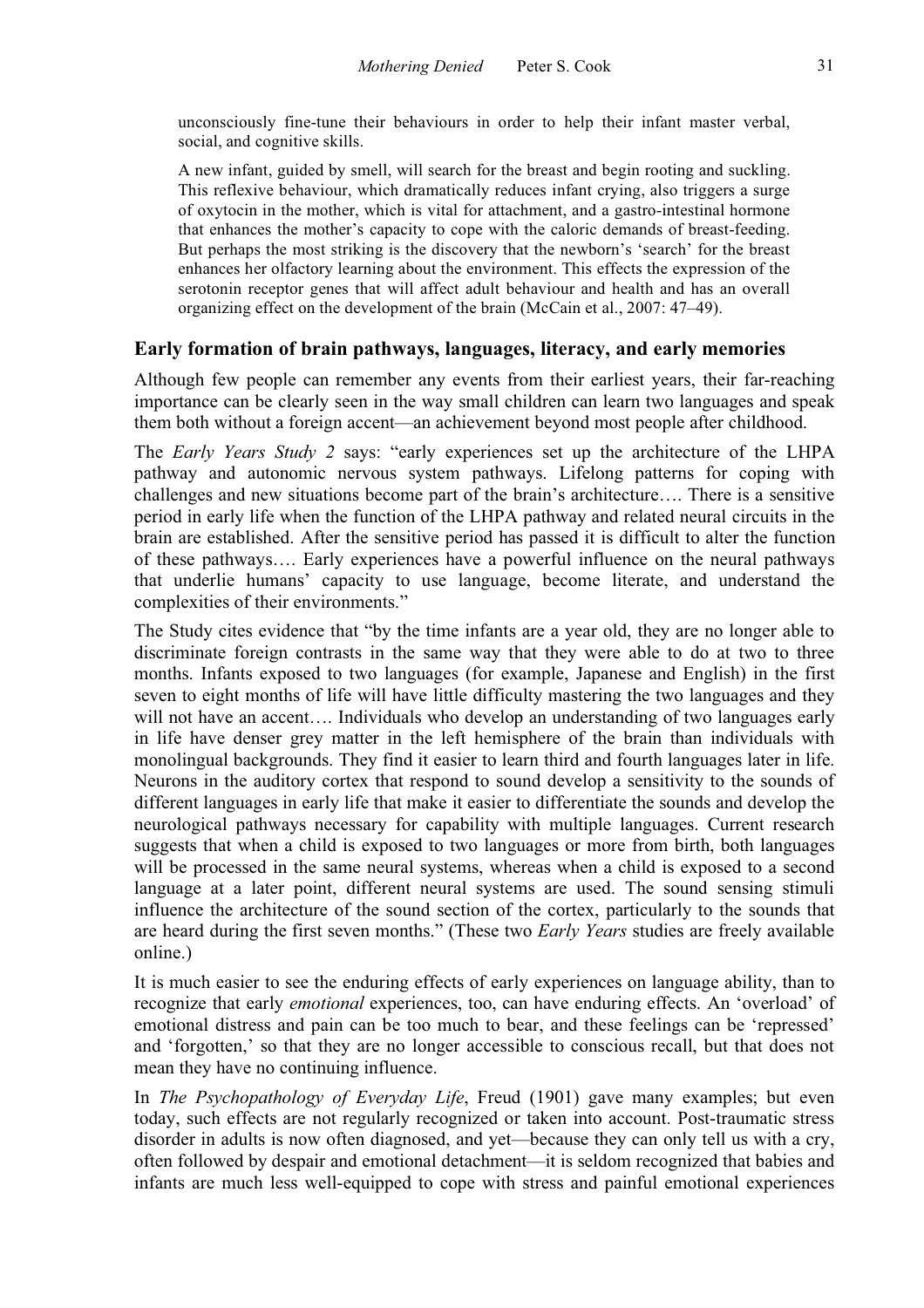unconsciously fine-tune their behaviours in order to help their infant master verbal, social, and cognitive skills.

A new infant, guided by smell, will search for the breast and begin rooting and suckling. This reflexive behaviour, which dramatically reduces infant crying, also triggers a surge of oxytocin in the mother, which is vital for attachment, and a gastro-intestinal hormone that enhances the mother's capacity to cope with the caloric demands of breast-feeding. But perhaps the most striking is the discovery that the newborn's 'search' for the breast enhances her olfactory learning about the environment. This effects the expression of the serotonin receptor genes that will affect adult behaviour and health and has an overall organizing effect on the development of the brain (McCain et al., 2007: 47–49).

## Early formation of brain pathways, languages, literacy, and early memories

Although few people can remember any events from their earliest years, their far-reaching importance can be clearly seen in the way small children can learn two languages and speak them both without a foreign accent—an achievement beyond most people after childhood.

The *Early Years Study 2* says: "early experiences set up the architecture of the LHPA pathway and autonomic nervous system pathways. Lifelong patterns for coping with challenges and new situations become part of the brain's architecture…. There is a sensitive period in early life when the function of the LHPA pathway and related neural circuits in the brain are established. After the sensitive period has passed it is difficult to alter the function of these pathways…. Early experiences have a powerful influence on the neural pathways that underlie humans' capacity to use language, become literate, and understand the complexities of their environments."

The Study cites evidence that "by the time infants are a year old, they are no longer able to discriminate foreign contrasts in the same way that they were able to do at two to three months. Infants exposed to two languages (for example, Japanese and English) in the first seven to eight months of life will have little difficulty mastering the two languages and they will not have an accent…. Individuals who develop an understanding of two languages early in life have denser grey matter in the left hemisphere of the brain than individuals with monolingual backgrounds. They find it easier to learn third and fourth languages later in life. Neurons in the auditory cortex that respond to sound develop a sensitivity to the sounds of different languages in early life that make it easier to differentiate the sounds and develop the neurological pathways necessary for capability with multiple languages. Current research suggests that when a child is exposed to two languages or more from birth, both languages will be processed in the same neural systems, whereas when a child is exposed to a second language at a later point, different neural systems are used. The sound sensing stimuli influence the architecture of the sound section of the cortex, particularly to the sounds that are heard during the first seven months." (These two *Early Years* studies are freely available online.)

It is much easier to see the enduring effects of early experiences on language ability, than to recognize that early *emotional* experiences, too, can have enduring effects. An 'overload' of emotional distress and pain can be too much to bear, and these feelings can be 'repressed' and 'forgotten,' so that they are no longer accessible to conscious recall, but that does not mean they have no continuing influence.

In *The Psychopathology of Everyday Life*, Freud (1901) gave many examples; but even today, such effects are not regularly recognized or taken into account. Post-traumatic stress disorder in adults is now often diagnosed, and yet—because they can only tell us with a cry, often followed by despair and emotional detachment—it is seldom recognized that babies and infants are much less well-equipped to cope with stress and painful emotional experiences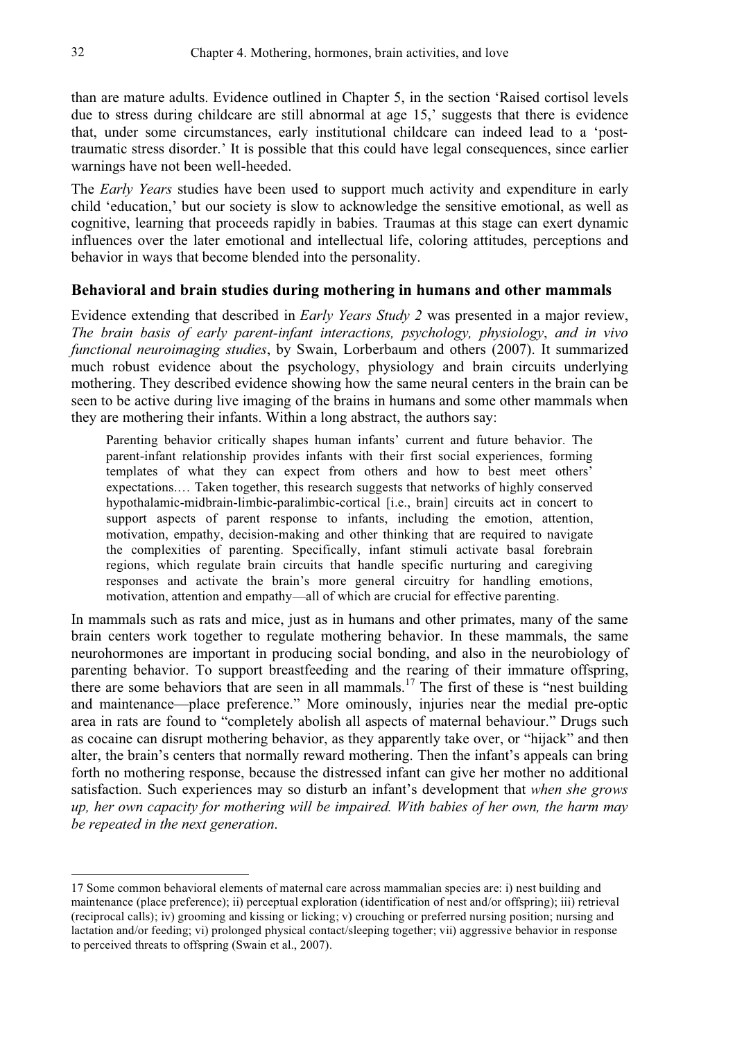than are mature adults. Evidence outlined in Chapter 5, in the section 'Raised cortisol levels due to stress during childcare are still abnormal at age 15,' suggests that there is evidence that, under some circumstances, early institutional childcare can indeed lead to a 'post-traumatic stress disorder.' It is possible that this could have legal consequences, since earlier warnings have not been well-heeded.

The *Early Years* studies have been used to support much activity and expenditure in early child 'education,' but our society is slow to acknowledge the sensitive emotional, as well as cognitive, learning that proceeds rapidly in babies. Traumas at this stage can exert dynamic influences over the later emotional and intellectual life, coloring attitudes, perceptions and behavior in ways that become blended into the personality.

### Behavioral and brain studies during mothering in humans and other mammals

Evidence extending that described in *Early Years Study 2* was presented in a major review, *The brain basis of early parent-infant interactions, psychology, physiology*, *and in vivo functional neuroimaging studies*, by Swain, Lorberbaum and others (2007). It summarized much robust evidence about the psychology, physiology and brain circuits underlying mothering. They described evidence showing how the same neural centers in the brain can be seen to be active during live imaging of the brains in humans and some other mammals when they are mothering their infants. Within a long abstract, the authors say:

> Parenting behavior critically shapes human infants' current and future behavior. The parent-infant relationship provides infants with their first social experiences, forming templates of what they can expect from others and how to best meet others' expectations.… Taken together, this research suggests that networks of highly conserved hypothalamic-midbrain-limbic-paralimbic-cortical [i.e., brain] circuits act in concert to support aspects of parent response to infants, including the emotion, attention, motivation, empathy, decision-making and other thinking that are required to navigate the complexities of parenting. Specifically, infant stimuli activate basal forebrain regions, which regulate brain circuits that handle specific nurturing and caregiving responses and activate the brain's more general circuitry for handling emotions, motivation, attention and empathy—all of which are crucial for effective parenting.

In mammals such as rats and mice, just as in humans and other primates, many of the same brain centers work together to regulate mothering behavior. In these mammals, the same neurohormones are important in producing social bonding, and also in the neurobiology of parenting behavior. To support breastfeeding and the rearing of their immature offspring, there are some behaviors that are seen in all mammals.[17] The first of these is "nest building and maintenance—place preference." More ominously, injuries near the medial pre-optic area in rats are found to "completely abolish all aspects of maternal behaviour." Drugs such as cocaine can disrupt mothering behavior, as they apparently take over, or "hijack" and then alter, the brain's centers that normally reward mothering. Then the infant's appeals can bring forth no mothering response, because the distressed infant can give her mother no additional satisfaction. Such experiences may so disturb an infant's development that *when she grows up, her own capacity for mothering will be impaired. With babies of her own, the harm may be repeated in the next generation*.

---

17 Some common behavioral elements of maternal care across mammalian species are: i) nest building and maintenance (place preference); ii) perceptual exploration (identification of nest and/or offspring); iii) retrieval (reciprocal calls); iv) grooming and kissing or licking; v) crouching or preferred nursing position; nursing and lactation and/or feeding; vi) prolonged physical contact/sleeping together; vii) aggressive behavior in response to perceived threats to offspring (Swain et al., 2007).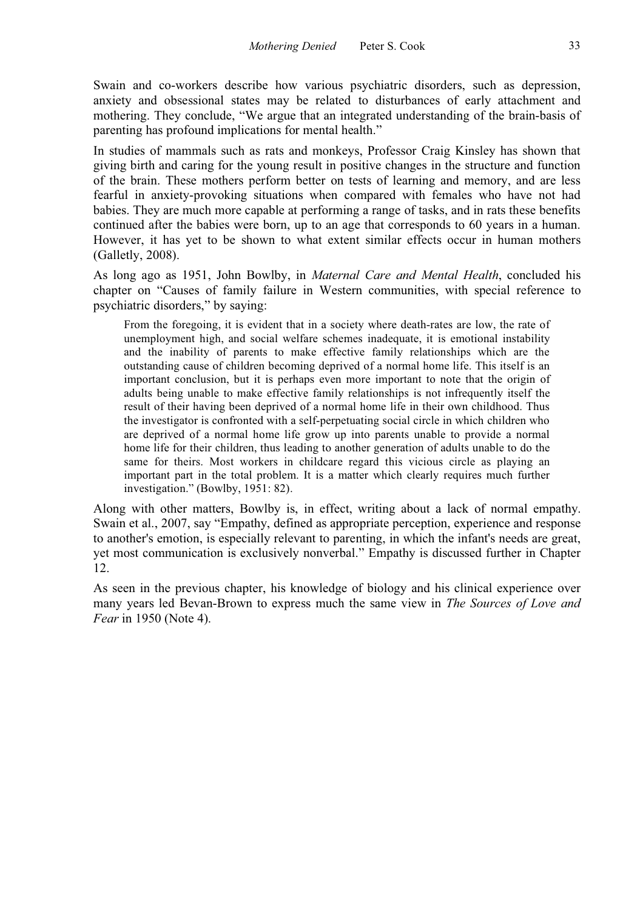Swain and co-workers describe how various psychiatric disorders, such as depression, anxiety and obsessional states may be related to disturbances of early attachment and mothering. They conclude, "We argue that an integrated understanding of the brain-basis of parenting has profound implications for mental health."

In studies of mammals such as rats and monkeys, Professor Craig Kinsley has shown that giving birth and caring for the young result in positive changes in the structure and function of the brain. These mothers perform better on tests of learning and memory, and are less fearful in anxiety-provoking situations when compared with females who have not had babies. They are much more capable at performing a range of tasks, and in rats these benefits continued after the babies were born, up to an age that corresponds to 60 years in a human. However, it has yet to be shown to what extent similar effects occur in human mothers (Galletly, 2008).

As long ago as 1951, John Bowlby, in *Maternal Care and Mental Health*, concluded his chapter on "Causes of family failure in Western communities, with special reference to psychiatric disorders," by saying:

> From the foregoing, it is evident that in a society where death-rates are low, the rate of unemployment high, and social welfare schemes inadequate, it is emotional instability and the inability of parents to make effective family relationships which are the outstanding cause of children becoming deprived of a normal home life. This itself is an important conclusion, but it is perhaps even more important to note that the origin of adults being unable to make effective family relationships is not infrequently itself the result of their having been deprived of a normal home life in their own childhood. Thus the investigator is confronted with a self-perpetuating social circle in which children who are deprived of a normal home life grow up into parents unable to provide a normal home life for their children, thus leading to another generation of adults unable to do the same for theirs. Most workers in childcare regard this vicious circle as playing an important part in the total problem. It is a matter which clearly requires much further investigation." (Bowlby, 1951: 82).

Along with other matters, Bowlby is, in effect, writing about a lack of normal empathy. Swain et al., 2007, say "Empathy, defined as appropriate perception, experience and response to another's emotion, is especially relevant to parenting, in which the infant's needs are great, yet most communication is exclusively nonverbal." Empathy is discussed further in Chapter 12.

As seen in the previous chapter, his knowledge of biology and his clinical experience over many years led Bevan-Brown to express much the same view in *The Sources of Love and Fear* in 1950 (Note 4).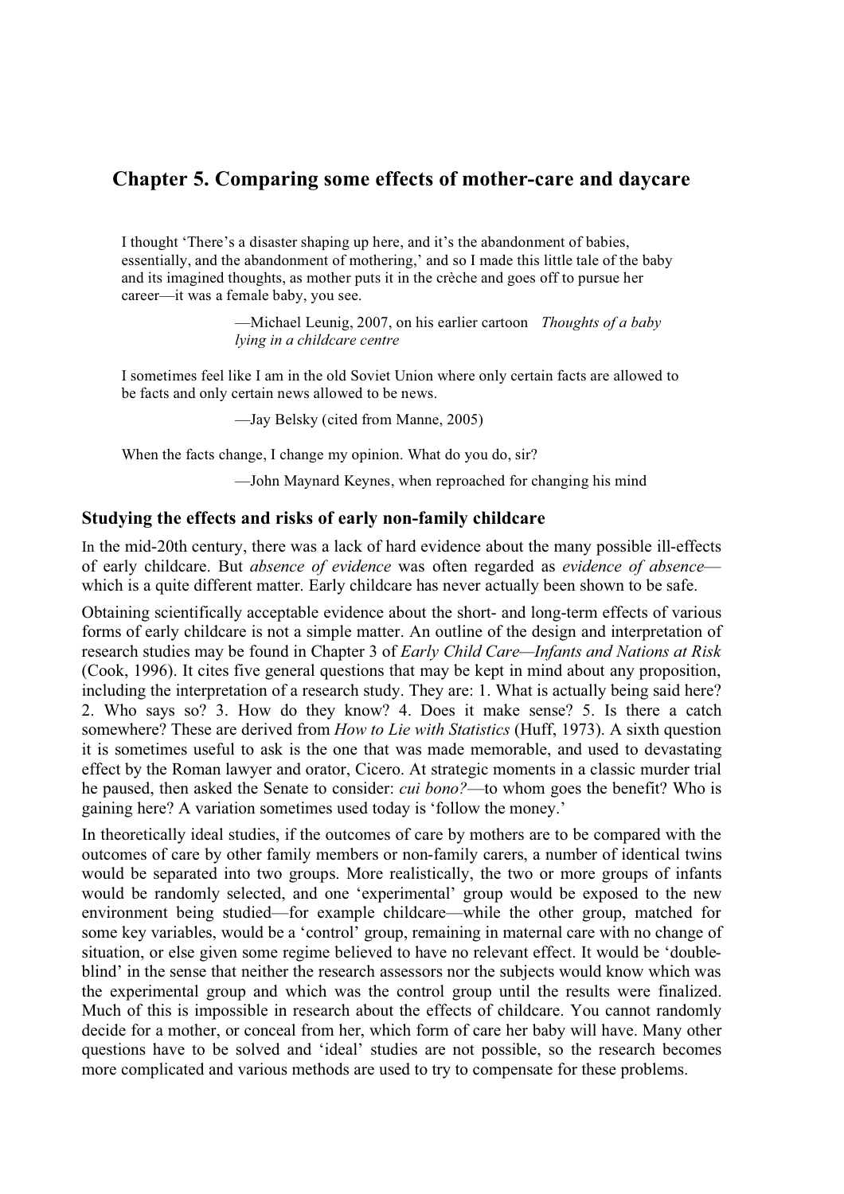## Chapter 5. Comparing some effects of mother-care and daycare

> I thought 'There's a disaster shaping up here, and it's the abandonment of babies, essentially, and the abandonment of mothering,' and so I made this little tale of the baby and its imagined thoughts, as mother puts it in the crèche and goes off to pursue her career—it was a female baby, you see.
>
> —Michael Leunig, 2007, on his earlier cartoon *Thoughts of a baby lying in a childcare centre*

> I sometimes feel like I am in the old Soviet Union where only certain facts are allowed to be facts and only certain news allowed to be news.
>
> —Jay Belsky (cited from Manne, 2005)

> When the facts change, I change my opinion. What do you do, sir?
>
> —John Maynard Keynes, when reproached for changing his mind

### Studying the effects and risks of early non-family childcare

In the mid-20th century, there was a lack of hard evidence about the many possible ill-effects of early childcare. But *absence of evidence* was often regarded as *evidence of absence*—which is a quite different matter. Early childcare has never actually been shown to be safe.

Obtaining scientifically acceptable evidence about the short- and long-term effects of various forms of early childcare is not a simple matter. An outline of the design and interpretation of research studies may be found in Chapter 3 of *Early Child Care—Infants and Nations at Risk* (Cook, 1996). It cites five general questions that may be kept in mind about any proposition, including the interpretation of a research study. They are: 1. What is actually being said here? 2. Who says so? 3. How do they know? 4. Does it make sense? 5. Is there a catch somewhere? These are derived from *How to Lie with Statistics* (Huff, 1973). A sixth question it is sometimes useful to ask is the one that was made memorable, and used to devastating effect by the Roman lawyer and orator, Cicero. At strategic moments in a classic murder trial he paused, then asked the Senate to consider: *cui bono?*—to whom goes the benefit? Who is gaining here? A variation sometimes used today is 'follow the money.'

In theoretically ideal studies, if the outcomes of care by mothers are to be compared with the outcomes of care by other family members or non-family carers, a number of identical twins would be separated into two groups. More realistically, the two or more groups of infants would be randomly selected, and one 'experimental' group would be exposed to the new environment being studied—for example childcare—while the other group, matched for some key variables, would be a 'control' group, remaining in maternal care with no change of situation, or else given some regime believed to have no relevant effect. It would be 'double-blind' in the sense that neither the research assessors nor the subjects would know which was the experimental group and which was the control group until the results were finalized. Much of this is impossible in research about the effects of childcare. You cannot randomly decide for a mother, or conceal from her, which form of care her baby will have. Many other questions have to be solved and 'ideal' studies are not possible, so the research becomes more complicated and various methods are used to try to compensate for these problems.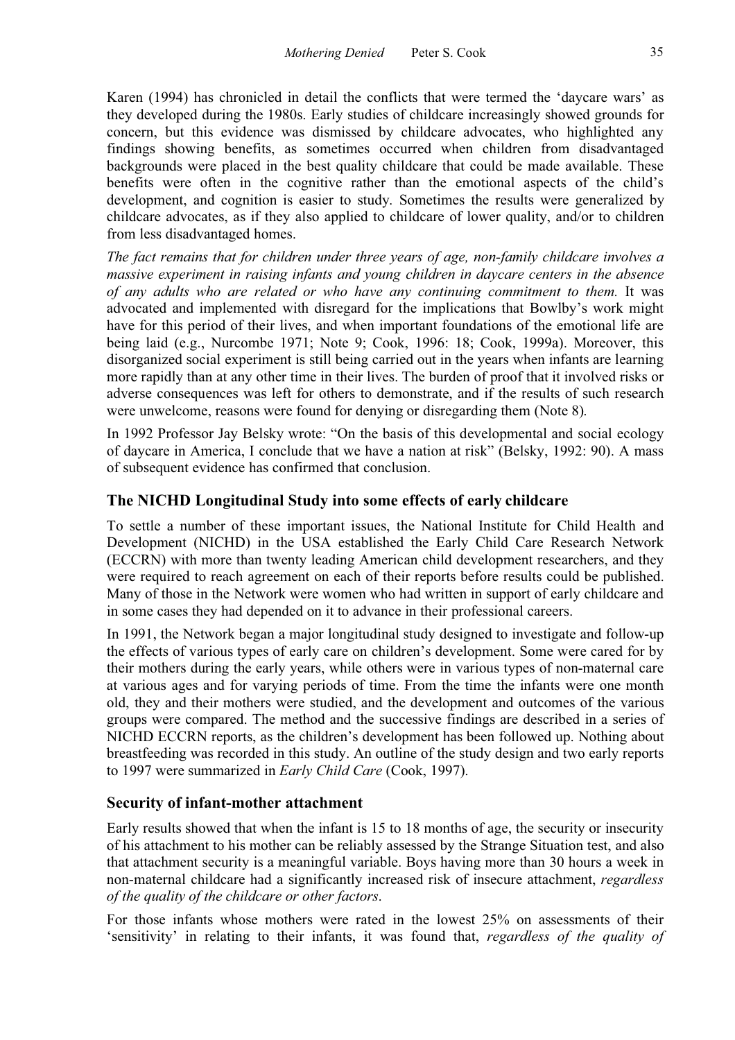Karen (1994) has chronicled in detail the conflicts that were termed the 'daycare wars' as they developed during the 1980s. Early studies of childcare increasingly showed grounds for concern, but this evidence was dismissed by childcare advocates, who highlighted any findings showing benefits, as sometimes occurred when children from disadvantaged backgrounds were placed in the best quality childcare that could be made available. These benefits were often in the cognitive rather than the emotional aspects of the child's development, and cognition is easier to study. Sometimes the results were generalized by childcare advocates, as if they also applied to childcare of lower quality, and/or to children from less disadvantaged homes.

*The fact remains that for children under three years of age, non-family childcare involves a massive experiment in raising infants and young children in daycare centers in the absence of any adults who are related or who have any continuing commitment to them.* It was advocated and implemented with disregard for the implications that Bowlby's work might have for this period of their lives, and when important foundations of the emotional life are being laid (e.g., Nurcombe 1971; Note 9; Cook, 1996: 18; Cook, 1999a). Moreover, this disorganized social experiment is still being carried out in the years when infants are learning more rapidly than at any other time in their lives. The burden of proof that it involved risks or adverse consequences was left for others to demonstrate, and if the results of such research were unwelcome, reasons were found for denying or disregarding them (Note 8).

In 1992 Professor Jay Belsky wrote: "On the basis of this developmental and social ecology of daycare in America, I conclude that we have a nation at risk" (Belsky, 1992: 90). A mass of subsequent evidence has confirmed that conclusion.

## The NICHD Longitudinal Study into some effects of early childcare

To settle a number of these important issues, the National Institute for Child Health and Development (NICHD) in the USA established the Early Child Care Research Network (ECCRN) with more than twenty leading American child development researchers, and they were required to reach agreement on each of their reports before results could be published. Many of those in the Network were women who had written in support of early childcare and in some cases they had depended on it to advance in their professional careers.

In 1991, the Network began a major longitudinal study designed to investigate and follow-up the effects of various types of early care on children's development. Some were cared for by their mothers during the early years, while others were in various types of non-maternal care at various ages and for varying periods of time. From the time the infants were one month old, they and their mothers were studied, and the development and outcomes of the various groups were compared. The method and the successive findings are described in a series of NICHD ECCRN reports, as the children's development has been followed up. Nothing about breastfeeding was recorded in this study. An outline of the study design and two early reports to 1997 were summarized in *Early Child Care* (Cook, 1997).

## Security of infant-mother attachment

Early results showed that when the infant is 15 to 18 months of age, the security or insecurity of his attachment to his mother can be reliably assessed by the Strange Situation test, and also that attachment security is a meaningful variable. Boys having more than 30 hours a week in non-maternal childcare had a significantly increased risk of insecure attachment, *regardless of the quality of the childcare or other factors*.

For those infants whose mothers were rated in the lowest 25% on assessments of their 'sensitivity' in relating to their infants, it was found that, *regardless of the quality of*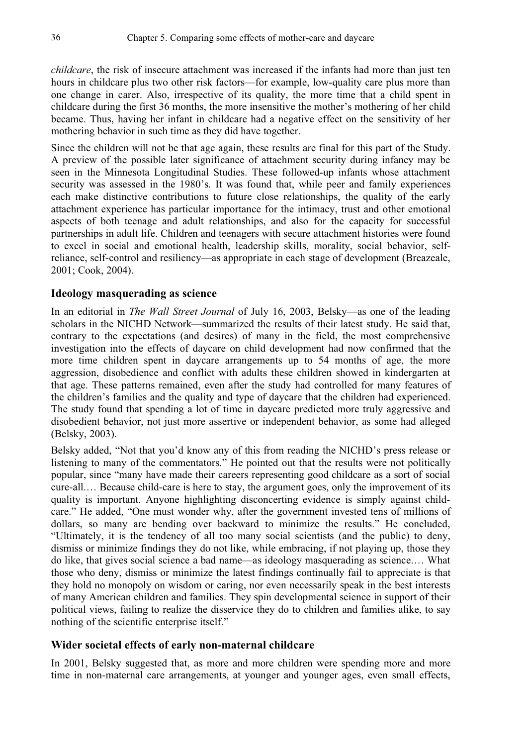*childcare*, the risk of insecure attachment was increased if the infants had more than just ten hours in childcare plus two other risk factors—for example, low-quality care plus more than one change in carer. Also, irrespective of its quality, the more time that a child spent in childcare during the first 36 months, the more insensitive the mother's mothering of her child became. Thus, having her infant in childcare had a negative effect on the sensitivity of her mothering behavior in such time as they did have together.

Since the children will not be that age again, these results are final for this part of the Study. A preview of the possible later significance of attachment security during infancy may be seen in the Minnesota Longitudinal Studies. These followed-up infants whose attachment security was assessed in the 1980's. It was found that, while peer and family experiences each make distinctive contributions to future close relationships, the quality of the early attachment experience has particular importance for the intimacy, trust and other emotional aspects of both teenage and adult relationships, and also for the capacity for successful partnerships in adult life. Children and teenagers with secure attachment histories were found to excel in social and emotional health, leadership skills, morality, social behavior, self-reliance, self-control and resiliency—as appropriate in each stage of development (Breazeale, 2001; Cook, 2004).

### Ideology masquerading as science

In an editorial in *The Wall Street Journal* of July 16, 2003, Belsky—as one of the leading scholars in the NICHD Network—summarized the results of their latest study. He said that, contrary to the expectations (and desires) of many in the field, the most comprehensive investigation into the effects of daycare on child development had now confirmed that the more time children spent in daycare arrangements up to 54 months of age, the more aggression, disobedience and conflict with adults these children showed in kindergarten at that age. These patterns remained, even after the study had controlled for many features of the children's families and the quality and type of daycare that the children had experienced. The study found that spending a lot of time in daycare predicted more truly aggressive and disobedient behavior, not just more assertive or independent behavior, as some had alleged (Belsky, 2003).

Belsky added, "Not that you'd know any of this from reading the NICHD's press release or listening to many of the commentators." He pointed out that the results were not politically popular, since "many have made their careers representing good childcare as a sort of social cure-all.… Because child-care is here to stay, the argument goes, only the improvement of its quality is important. Anyone highlighting disconcerting evidence is simply against child-care." He added, "One must wonder why, after the government invested tens of millions of dollars, so many are bending over backward to minimize the results." He concluded, "Ultimately, it is the tendency of all too many social scientists (and the public) to deny, dismiss or minimize findings they do not like, while embracing, if not playing up, those they do like, that gives social science a bad name—as ideology masquerading as science.… What those who deny, dismiss or minimize the latest findings continually fail to appreciate is that they hold no monopoly on wisdom or caring, nor even necessarily speak in the best interests of many American children and families. They spin developmental science in support of their political views, failing to realize the disservice they do to children and families alike, to say nothing of the scientific enterprise itself."

### Wider societal effects of early non-maternal childcare

In 2001, Belsky suggested that, as more and more children were spending more and more time in non-maternal care arrangements, at younger and younger ages, even small effects,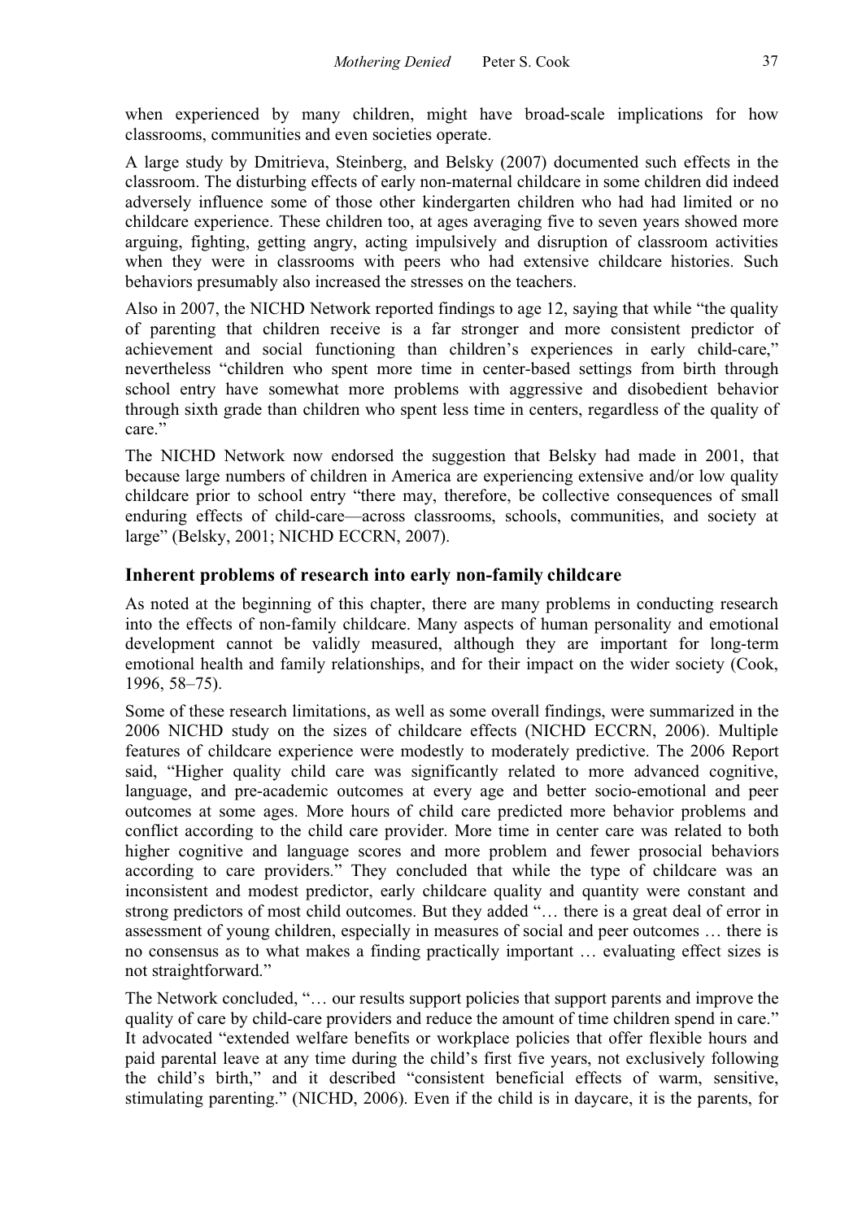when experienced by many children, might have broad-scale implications for how classrooms, communities and even societies operate.

A large study by Dmitrieva, Steinberg, and Belsky (2007) documented such effects in the classroom. The disturbing effects of early non-maternal childcare in some children did indeed adversely influence some of those other kindergarten children who had had limited or no childcare experience. These children too, at ages averaging five to seven years showed more arguing, fighting, getting angry, acting impulsively and disruption of classroom activities when they were in classrooms with peers who had extensive childcare histories. Such behaviors presumably also increased the stresses on the teachers.

Also in 2007, the NICHD Network reported findings to age 12, saying that while "the quality of parenting that children receive is a far stronger and more consistent predictor of achievement and social functioning than children's experiences in early child-care," nevertheless "children who spent more time in center-based settings from birth through school entry have somewhat more problems with aggressive and disobedient behavior through sixth grade than children who spent less time in centers, regardless of the quality of care."

The NICHD Network now endorsed the suggestion that Belsky had made in 2001, that because large numbers of children in America are experiencing extensive and/or low quality childcare prior to school entry "there may, therefore, be collective consequences of small enduring effects of child-care—across classrooms, schools, communities, and society at large" (Belsky, 2001; NICHD ECCRN, 2007).

## Inherent problems of research into early non-family childcare

As noted at the beginning of this chapter, there are many problems in conducting research into the effects of non-family childcare. Many aspects of human personality and emotional development cannot be validly measured, although they are important for long-term emotional health and family relationships, and for their impact on the wider society (Cook, 1996, 58–75).

Some of these research limitations, as well as some overall findings, were summarized in the 2006 NICHD study on the sizes of childcare effects (NICHD ECCRN, 2006). Multiple features of childcare experience were modestly to moderately predictive. The 2006 Report said, "Higher quality child care was significantly related to more advanced cognitive, language, and pre-academic outcomes at every age and better socio-emotional and peer outcomes at some ages. More hours of child care predicted more behavior problems and conflict according to the child care provider. More time in center care was related to both higher cognitive and language scores and more problem and fewer prosocial behaviors according to care providers." They concluded that while the type of childcare was an inconsistent and modest predictor, early childcare quality and quantity were constant and strong predictors of most child outcomes. But they added "… there is a great deal of error in assessment of young children, especially in measures of social and peer outcomes … there is no consensus as to what makes a finding practically important … evaluating effect sizes is not straightforward."

The Network concluded, "… our results support policies that support parents and improve the quality of care by child-care providers and reduce the amount of time children spend in care." It advocated "extended welfare benefits or workplace policies that offer flexible hours and paid parental leave at any time during the child's first five years, not exclusively following the child's birth," and it described "consistent beneficial effects of warm, sensitive, stimulating parenting." (NICHD, 2006). Even if the child is in daycare, it is the parents, for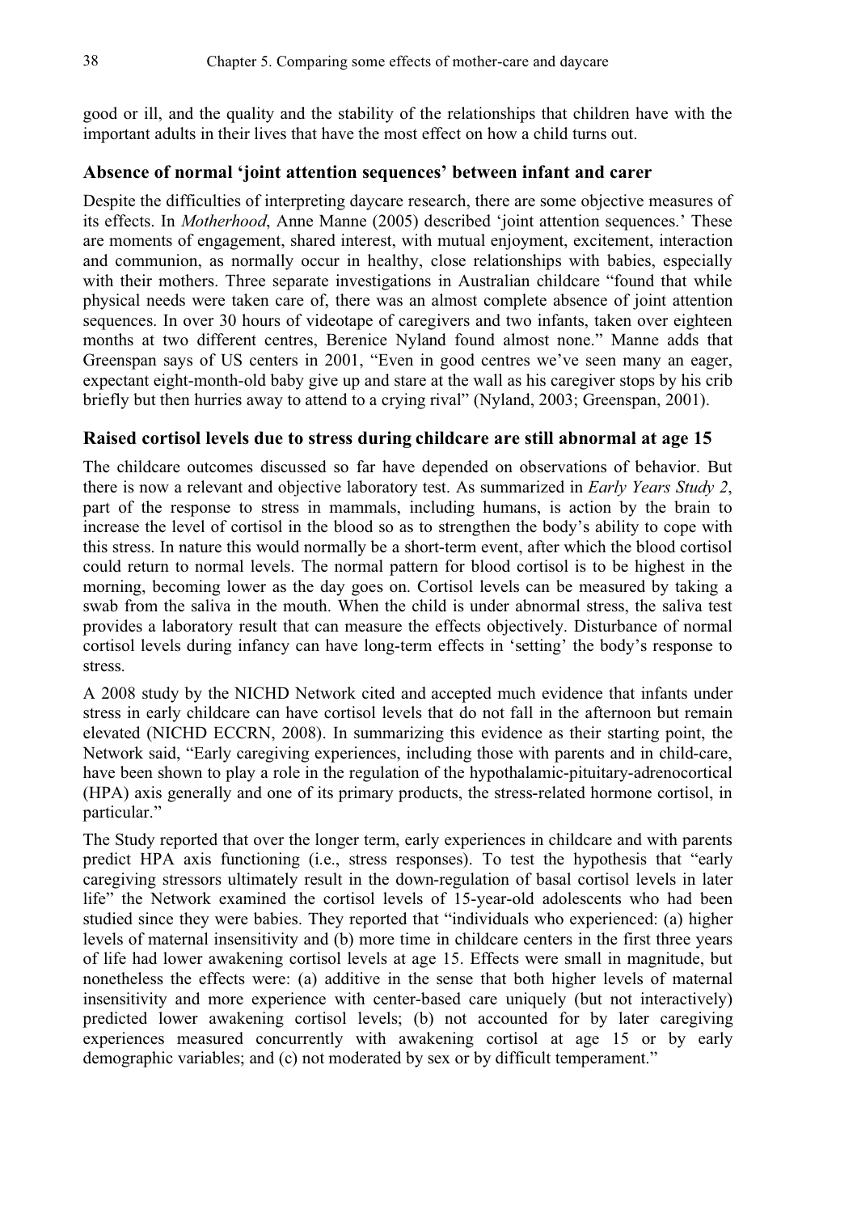good or ill, and the quality and the stability of the relationships that children have with the important adults in their lives that have the most effect on how a child turns out.

### Absence of normal 'joint attention sequences' between infant and carer

Despite the difficulties of interpreting daycare research, there are some objective measures of its effects. In *Motherhood*, Anne Manne (2005) described 'joint attention sequences.' These are moments of engagement, shared interest, with mutual enjoyment, excitement, interaction and communion, as normally occur in healthy, close relationships with babies, especially with their mothers. Three separate investigations in Australian childcare "found that while physical needs were taken care of, there was an almost complete absence of joint attention sequences. In over 30 hours of videotape of caregivers and two infants, taken over eighteen months at two different centres, Berenice Nyland found almost none." Manne adds that Greenspan says of US centers in 2001, "Even in good centres we've seen many an eager, expectant eight-month-old baby give up and stare at the wall as his caregiver stops by his crib briefly but then hurries away to attend to a crying rival" (Nyland, 2003; Greenspan, 2001).

### Raised cortisol levels due to stress during childcare are still abnormal at age 15

The childcare outcomes discussed so far have depended on observations of behavior. But there is now a relevant and objective laboratory test. As summarized in *Early Years Study 2*, part of the response to stress in mammals, including humans, is action by the brain to increase the level of cortisol in the blood so as to strengthen the body's ability to cope with this stress. In nature this would normally be a short-term event, after which the blood cortisol could return to normal levels. The normal pattern for blood cortisol is to be highest in the morning, becoming lower as the day goes on. Cortisol levels can be measured by taking a swab from the saliva in the mouth. When the child is under abnormal stress, the saliva test provides a laboratory result that can measure the effects objectively. Disturbance of normal cortisol levels during infancy can have long-term effects in 'setting' the body's response to stress.

A 2008 study by the NICHD Network cited and accepted much evidence that infants under stress in early childcare can have cortisol levels that do not fall in the afternoon but remain elevated (NICHD ECCRN, 2008). In summarizing this evidence as their starting point, the Network said, "Early caregiving experiences, including those with parents and in child-care, have been shown to play a role in the regulation of the hypothalamic-pituitary-adrenocortical (HPA) axis generally and one of its primary products, the stress-related hormone cortisol, in particular."

The Study reported that over the longer term, early experiences in childcare and with parents predict HPA axis functioning (i.e., stress responses). To test the hypothesis that "early caregiving stressors ultimately result in the down-regulation of basal cortisol levels in later life" the Network examined the cortisol levels of 15-year-old adolescents who had been studied since they were babies. They reported that "individuals who experienced: (a) higher levels of maternal insensitivity and (b) more time in childcare centers in the first three years of life had lower awakening cortisol levels at age 15. Effects were small in magnitude, but nonetheless the effects were: (a) additive in the sense that both higher levels of maternal insensitivity and more experience with center-based care uniquely (but not interactively) predicted lower awakening cortisol levels; (b) not accounted for by later caregiving experiences measured concurrently with awakening cortisol at age 15 or by early demographic variables; and (c) not moderated by sex or by difficult temperament."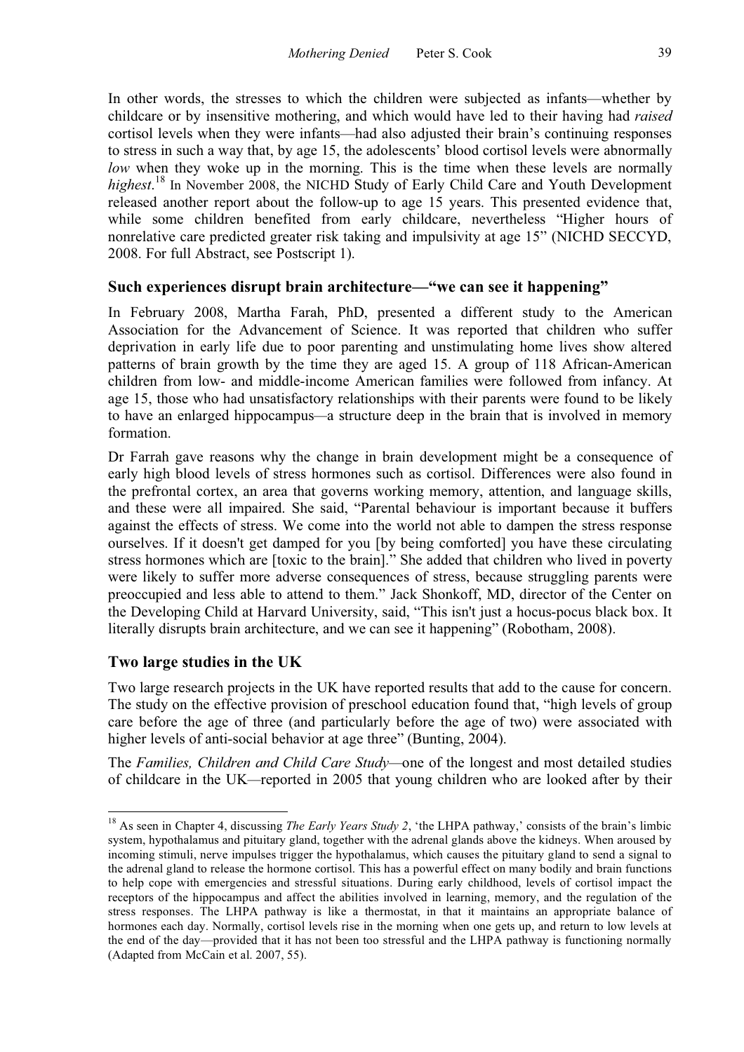In other words, the stresses to which the children were subjected as infants—whether by childcare or by insensitive mothering, and which would have led to their having had *raised* cortisol levels when they were infants—had also adjusted their brain's continuing responses to stress in such a way that, by age 15, the adolescents' blood cortisol levels were abnormally *low* when they woke up in the morning. This is the time when these levels are normally *highest*.[18] In November 2008, the NICHD Study of Early Child Care and Youth Development released another report about the follow-up to age 15 years. This presented evidence that, while some children benefited from early childcare, nevertheless "Higher hours of nonrelative care predicted greater risk taking and impulsivity at age 15" (NICHD SECCYD, 2008. For full Abstract, see Postscript 1).

## Such experiences disrupt brain architecture—"we can see it happening"

In February 2008, Martha Farah, PhD, presented a different study to the American Association for the Advancement of Science. It was reported that children who suffer deprivation in early life due to poor parenting and unstimulating home lives show altered patterns of brain growth by the time they are aged 15. A group of 118 African-American children from low- and middle-income American families were followed from infancy. At age 15, those who had unsatisfactory relationships with their parents were found to be likely to have an enlarged hippocampus—a structure deep in the brain that is involved in memory formation.

Dr Farrah gave reasons why the change in brain development might be a consequence of early high blood levels of stress hormones such as cortisol. Differences were also found in the prefrontal cortex, an area that governs working memory, attention, and language skills, and these were all impaired. She said, "Parental behaviour is important because it buffers against the effects of stress. We come into the world not able to dampen the stress response ourselves. If it doesn't get damped for you [by being comforted] you have these circulating stress hormones which are [toxic to the brain]." She added that children who lived in poverty were likely to suffer more adverse consequences of stress, because struggling parents were preoccupied and less able to attend to them." Jack Shonkoff, MD, director of the Center on the Developing Child at Harvard University, said, "This isn't just a hocus-pocus black box. It literally disrupts brain architecture, and we can see it happening" (Robotham, 2008).

## Two large studies in the UK

Two large research projects in the UK have reported results that add to the cause for concern. The study on the effective provision of preschool education found that, "high levels of group care before the age of three (and particularly before the age of two) were associated with higher levels of anti-social behavior at age three" (Bunting, 2004).

The *Families, Children and Child Care Study*—one of the longest and most detailed studies of childcare in the UK—reported in 2005 that young children who are looked after by their

---

[18] As seen in Chapter 4, discussing *The Early Years Study 2*, 'the LHPA pathway,' consists of the brain's limbic system, hypothalamus and pituitary gland, together with the adrenal glands above the kidneys. When aroused by incoming stimuli, nerve impulses trigger the hypothalamus, which causes the pituitary gland to send a signal to the adrenal gland to release the hormone cortisol. This has a powerful effect on many bodily and brain functions to help cope with emergencies and stressful situations. During early childhood, levels of cortisol impact the receptors of the hippocampus and affect the abilities involved in learning, memory, and the regulation of the stress responses. The LHPA pathway is like a thermostat, in that it maintains an appropriate balance of hormones each day. Normally, cortisol levels rise in the morning when one gets up, and return to low levels at the end of the day—provided that it has not been too stressful and the LHPA pathway is functioning normally (Adapted from McCain et al. 2007, 55).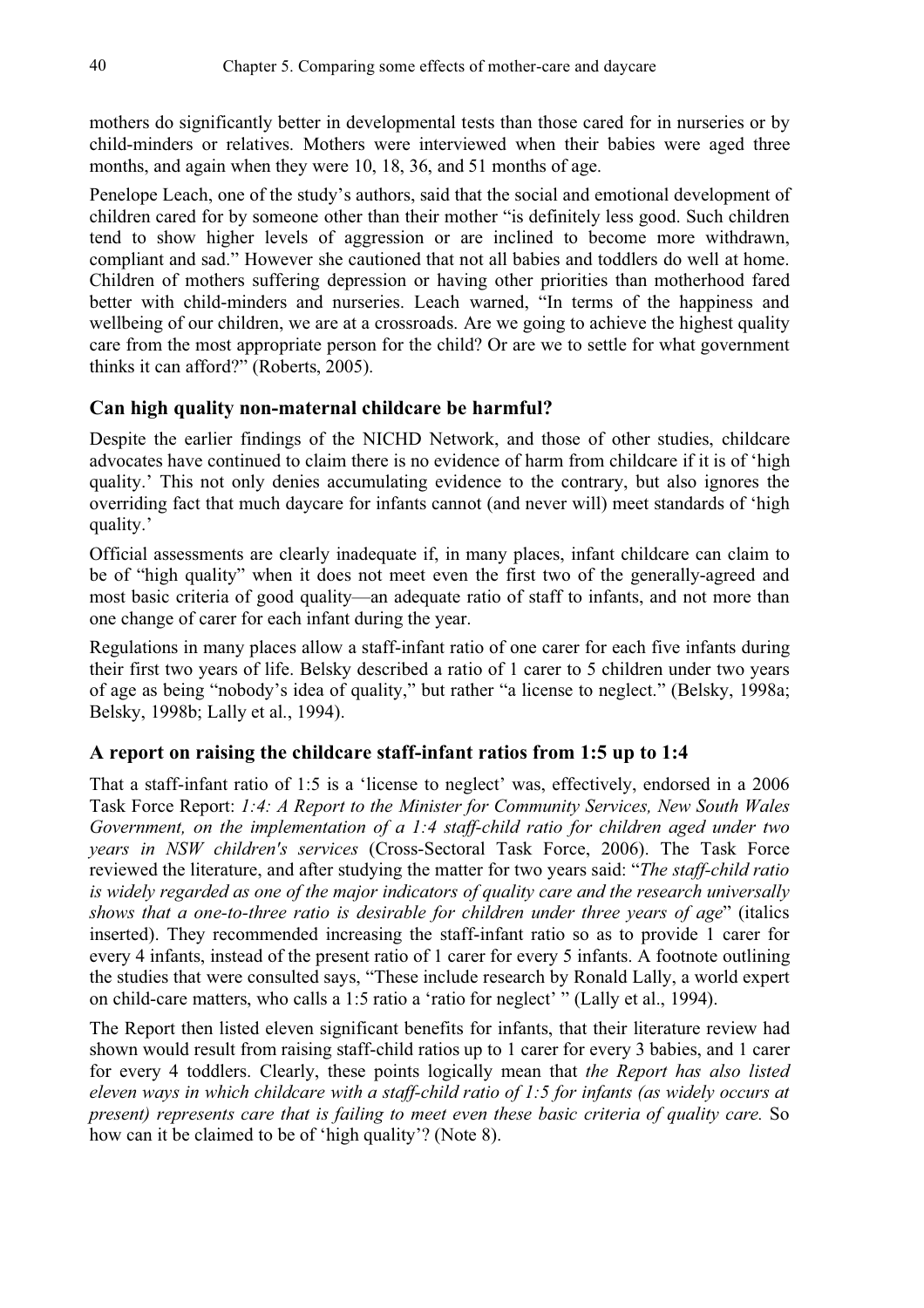mothers do significantly better in developmental tests than those cared for in nurseries or by child-minders or relatives. Mothers were interviewed when their babies were aged three months, and again when they were 10, 18, 36, and 51 months of age.

Penelope Leach, one of the study's authors, said that the social and emotional development of children cared for by someone other than their mother "is definitely less good. Such children tend to show higher levels of aggression or are inclined to become more withdrawn, compliant and sad." However she cautioned that not all babies and toddlers do well at home. Children of mothers suffering depression or having other priorities than motherhood fared better with child-minders and nurseries. Leach warned, "In terms of the happiness and wellbeing of our children, we are at a crossroads. Are we going to achieve the highest quality care from the most appropriate person for the child? Or are we to settle for what government thinks it can afford?" (Roberts, 2005).

## Can high quality non-maternal childcare be harmful?

Despite the earlier findings of the NICHD Network, and those of other studies, childcare advocates have continued to claim there is no evidence of harm from childcare if it is of 'high quality.' This not only denies accumulating evidence to the contrary, but also ignores the overriding fact that much daycare for infants cannot (and never will) meet standards of 'high quality.'

Official assessments are clearly inadequate if, in many places, infant childcare can claim to be of "high quality" when it does not meet even the first two of the generally-agreed and most basic criteria of good quality—an adequate ratio of staff to infants, and not more than one change of carer for each infant during the year.

Regulations in many places allow a staff-infant ratio of one carer for each five infants during their first two years of life. Belsky described a ratio of 1 carer to 5 children under two years of age as being "nobody's idea of quality," but rather "a license to neglect." (Belsky, 1998a; Belsky, 1998b; Lally et al., 1994).

## A report on raising the childcare staff-infant ratios from 1:5 up to 1:4

That a staff-infant ratio of 1:5 is a 'license to neglect' was, effectively, endorsed in a 2006 Task Force Report: *1:4: A Report to the Minister for Community Services, New South Wales Government, on the implementation of a 1:4 staff-child ratio for children aged under two years in NSW children's services* (Cross-Sectoral Task Force, 2006). The Task Force reviewed the literature, and after studying the matter for two years said: "*The staff-child ratio is widely regarded as one of the major indicators of quality care and the research universally shows that a one-to-three ratio is desirable for children under three years of age*" (italics inserted). They recommended increasing the staff-infant ratio so as to provide 1 carer for every 4 infants, instead of the present ratio of 1 carer for every 5 infants. A footnote outlining the studies that were consulted says, "These include research by Ronald Lally, a world expert on child-care matters, who calls a 1:5 ratio a 'ratio for neglect' " (Lally et al., 1994).

The Report then listed eleven significant benefits for infants, that their literature review had shown would result from raising staff-child ratios up to 1 carer for every 3 babies, and 1 carer for every 4 toddlers. Clearly, these points logically mean that *the Report has also listed eleven ways in which childcare with a staff-child ratio of 1:5 for infants (as widely occurs at present) represents care that is failing to meet even these basic criteria of quality care.* So how can it be claimed to be of 'high quality'? (Note 8).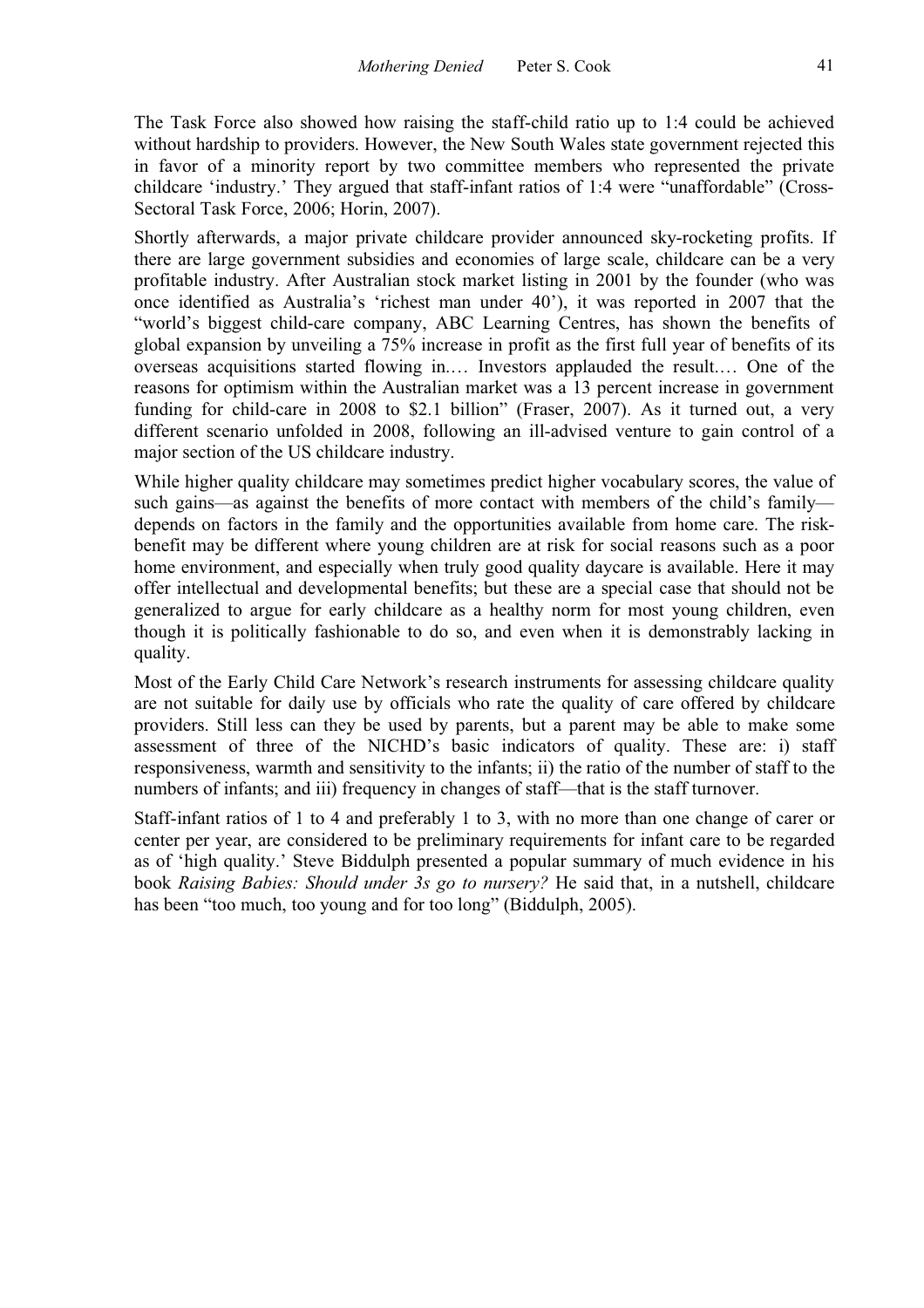The Task Force also showed how raising the staff-child ratio up to 1:4 could be achieved without hardship to providers. However, the New South Wales state government rejected this in favor of a minority report by two committee members who represented the private childcare 'industry.' They argued that staff-infant ratios of 1:4 were "unaffordable" (Cross-Sectoral Task Force, 2006; Horin, 2007).

Shortly afterwards, a major private childcare provider announced sky-rocketing profits. If there are large government subsidies and economies of large scale, childcare can be a very profitable industry. After Australian stock market listing in 2001 by the founder (who was once identified as Australia's 'richest man under 40'), it was reported in 2007 that the "world's biggest child-care company, ABC Learning Centres, has shown the benefits of global expansion by unveiling a 75% increase in profit as the first full year of benefits of its overseas acquisitions started flowing in.… Investors applauded the result.… One of the reasons for optimism within the Australian market was a 13 percent increase in government funding for child-care in 2008 to $2.1 billion" (Fraser, 2007). As it turned out, a very different scenario unfolded in 2008, following an ill-advised venture to gain control of a major section of the US childcare industry.

While higher quality childcare may sometimes predict higher vocabulary scores, the value of such gains—as against the benefits of more contact with members of the child's family—depends on factors in the family and the opportunities available from home care. The risk-benefit may be different where young children are at risk for social reasons such as a poor home environment, and especially when truly good quality daycare is available. Here it may offer intellectual and developmental benefits; but these are a special case that should not be generalized to argue for early childcare as a healthy norm for most young children, even though it is politically fashionable to do so, and even when it is demonstrably lacking in quality.

Most of the Early Child Care Network's research instruments for assessing childcare quality are not suitable for daily use by officials who rate the quality of care offered by childcare providers. Still less can they be used by parents, but a parent may be able to make some assessment of three of the NICHD's basic indicators of quality. These are: i) staff responsiveness, warmth and sensitivity to the infants; ii) the ratio of the number of staff to the numbers of infants; and iii) frequency in changes of staff—that is the staff turnover.

Staff-infant ratios of 1 to 4 and preferably 1 to 3, with no more than one change of carer or center per year, are considered to be preliminary requirements for infant care to be regarded as of 'high quality.' Steve Biddulph presented a popular summary of much evidence in his book *Raising Babies: Should under 3s go to nursery?* He said that, in a nutshell, childcare has been "too much, too young and for too long" (Biddulph, 2005).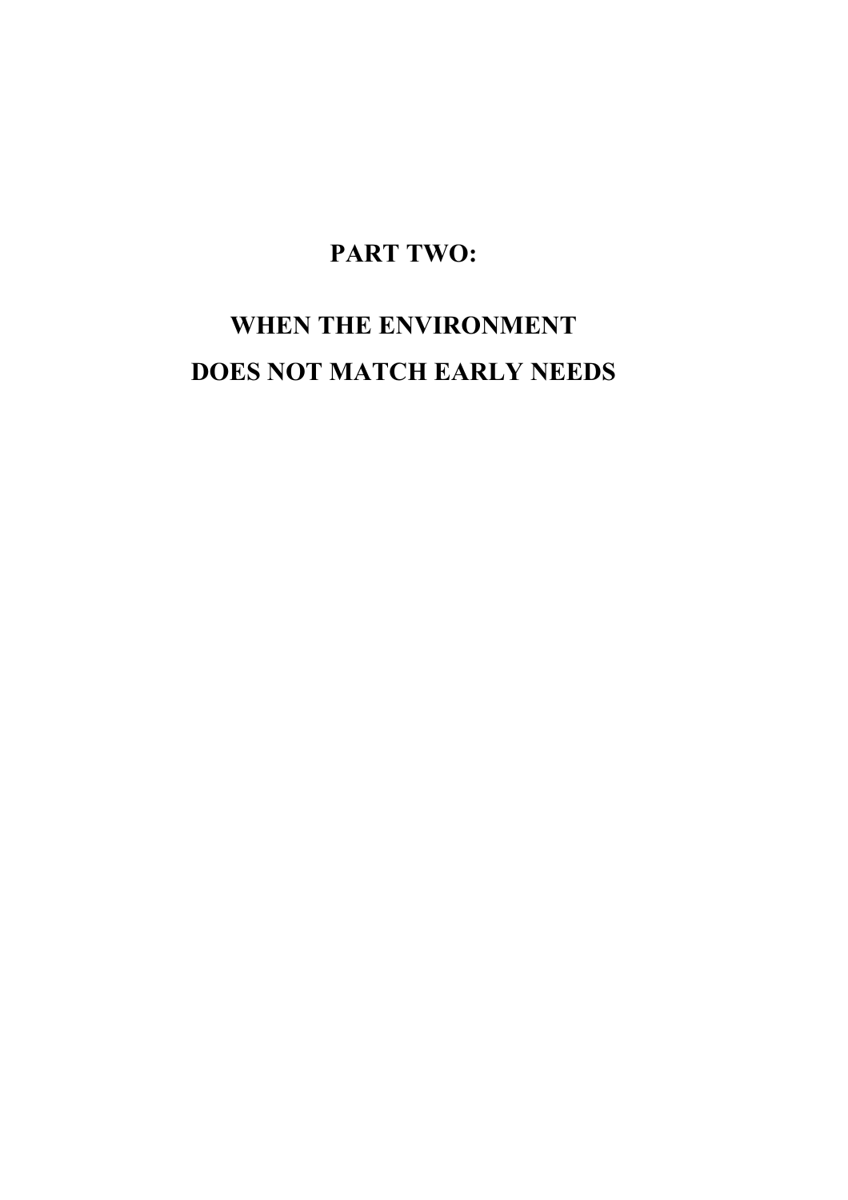# PART TWO:

# WHEN THE ENVIRONMENT DOES NOT MATCH EARLY NEEDS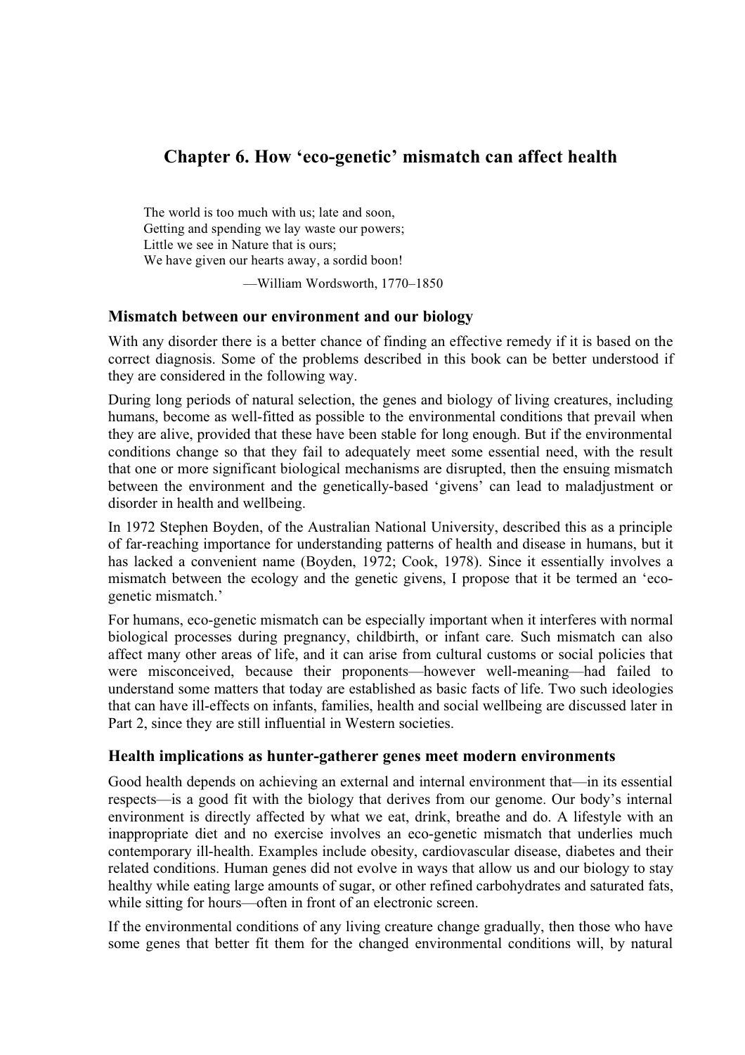# Chapter 6. How 'eco-genetic' mismatch can affect health

> The world is too much with us; late and soon,
> Getting and spending we lay waste our powers;
> Little we see in Nature that is ours;
> We have given our hearts away, a sordid boon!
>
> —William Wordsworth, 1770–1850

## Mismatch between our environment and our biology

With any disorder there is a better chance of finding an effective remedy if it is based on the correct diagnosis. Some of the problems described in this book can be better understood if they are considered in the following way.

During long periods of natural selection, the genes and biology of living creatures, including humans, become as well-fitted as possible to the environmental conditions that prevail when they are alive, provided that these have been stable for long enough. But if the environmental conditions change so that they fail to adequately meet some essential need, with the result that one or more significant biological mechanisms are disrupted, then the ensuing mismatch between the environment and the genetically-based 'givens' can lead to maladjustment or disorder in health and wellbeing.

In 1972 Stephen Boyden, of the Australian National University, described this as a principle of far-reaching importance for understanding patterns of health and disease in humans, but it has lacked a convenient name (Boyden, 1972; Cook, 1978). Since it essentially involves a mismatch between the ecology and the genetic givens, I propose that it be termed an 'eco-genetic mismatch.'

For humans, eco-genetic mismatch can be especially important when it interferes with normal biological processes during pregnancy, childbirth, or infant care. Such mismatch can also affect many other areas of life, and it can arise from cultural customs or social policies that were misconceived, because their proponents—however well-meaning—had failed to understand some matters that today are established as basic facts of life. Two such ideologies that can have ill-effects on infants, families, health and social wellbeing are discussed later in Part 2, since they are still influential in Western societies.

## Health implications as hunter-gatherer genes meet modern environments

Good health depends on achieving an external and internal environment that—in its essential respects—is a good fit with the biology that derives from our genome. Our body's internal environment is directly affected by what we eat, drink, breathe and do. A lifestyle with an inappropriate diet and no exercise involves an eco-genetic mismatch that underlies much contemporary ill-health. Examples include obesity, cardiovascular disease, diabetes and their related conditions. Human genes did not evolve in ways that allow us and our biology to stay healthy while eating large amounts of sugar, or other refined carbohydrates and saturated fats, while sitting for hours—often in front of an electronic screen.

If the environmental conditions of any living creature change gradually, then those who have some genes that better fit them for the changed environmental conditions will, by natural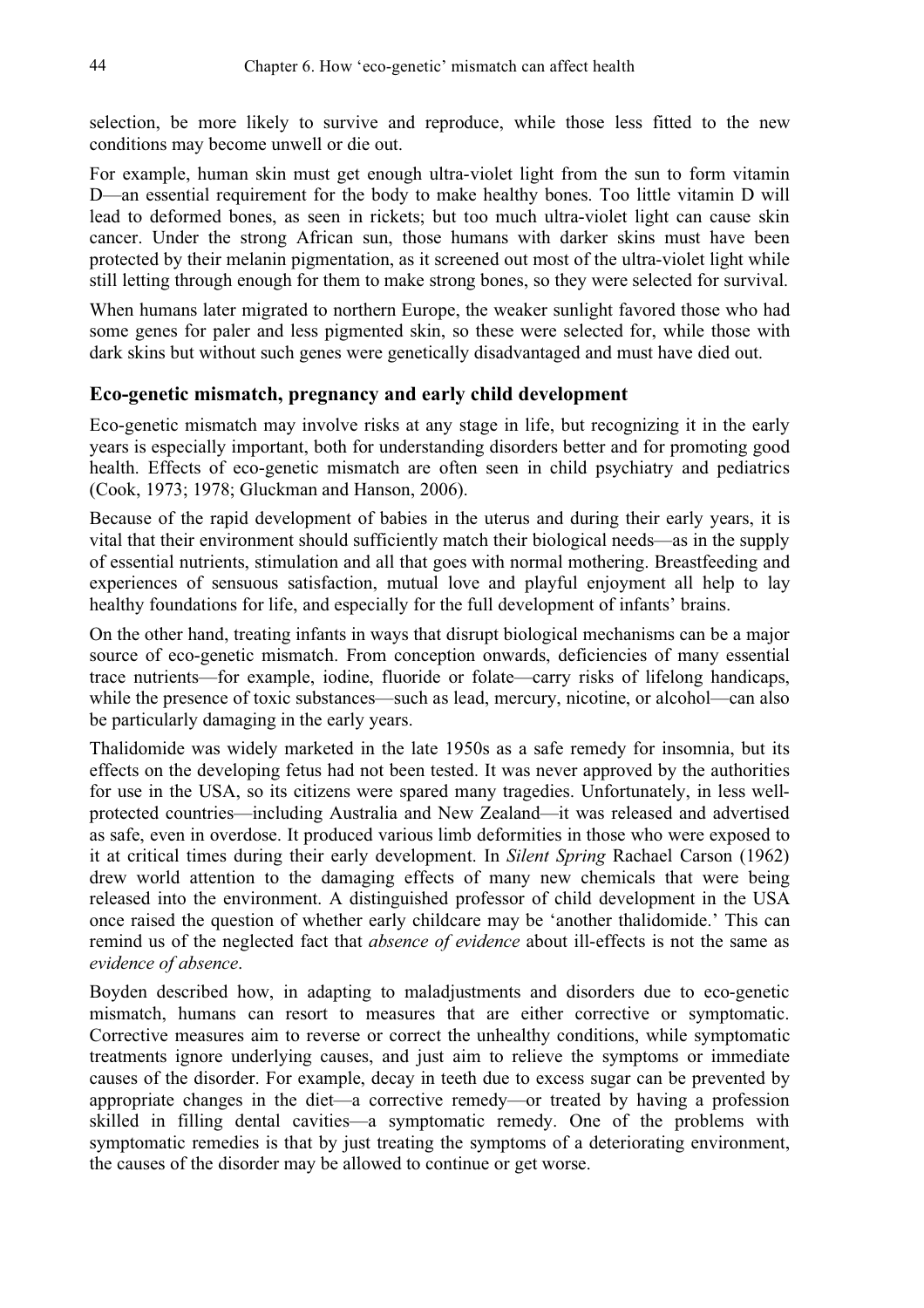selection, be more likely to survive and reproduce, while those less fitted to the new conditions may become unwell or die out.

For example, human skin must get enough ultra-violet light from the sun to form vitamin D—an essential requirement for the body to make healthy bones. Too little vitamin D will lead to deformed bones, as seen in rickets; but too much ultra-violet light can cause skin cancer. Under the strong African sun, those humans with darker skins must have been protected by their melanin pigmentation, as it screened out most of the ultra-violet light while still letting through enough for them to make strong bones, so they were selected for survival.

When humans later migrated to northern Europe, the weaker sunlight favored those who had some genes for paler and less pigmented skin, so these were selected for, while those with dark skins but without such genes were genetically disadvantaged and must have died out.

### Eco-genetic mismatch, pregnancy and early child development

Eco-genetic mismatch may involve risks at any stage in life, but recognizing it in the early years is especially important, both for understanding disorders better and for promoting good health. Effects of eco-genetic mismatch are often seen in child psychiatry and pediatrics (Cook, 1973; 1978; Gluckman and Hanson, 2006).

Because of the rapid development of babies in the uterus and during their early years, it is vital that their environment should sufficiently match their biological needs—as in the supply of essential nutrients, stimulation and all that goes with normal mothering. Breastfeeding and experiences of sensuous satisfaction, mutual love and playful enjoyment all help to lay healthy foundations for life, and especially for the full development of infants' brains.

On the other hand, treating infants in ways that disrupt biological mechanisms can be a major source of eco-genetic mismatch. From conception onwards, deficiencies of many essential trace nutrients—for example, iodine, fluoride or folate—carry risks of lifelong handicaps, while the presence of toxic substances—such as lead, mercury, nicotine, or alcohol—can also be particularly damaging in the early years.

Thalidomide was widely marketed in the late 1950s as a safe remedy for insomnia, but its effects on the developing fetus had not been tested. It was never approved by the authorities for use in the USA, so its citizens were spared many tragedies. Unfortunately, in less well-protected countries—including Australia and New Zealand—it was released and advertised as safe, even in overdose. It produced various limb deformities in those who were exposed to it at critical times during their early development. In *Silent Spring* Rachael Carson (1962) drew world attention to the damaging effects of many new chemicals that were being released into the environment. A distinguished professor of child development in the USA once raised the question of whether early childcare may be 'another thalidomide.' This can remind us of the neglected fact that *absence of evidence* about ill-effects is not the same as *evidence of absence*.

Boyden described how, in adapting to maladjustments and disorders due to eco-genetic mismatch, humans can resort to measures that are either corrective or symptomatic. Corrective measures aim to reverse or correct the unhealthy conditions, while symptomatic treatments ignore underlying causes, and just aim to relieve the symptoms or immediate causes of the disorder. For example, decay in teeth due to excess sugar can be prevented by appropriate changes in the diet—a corrective remedy—or treated by having a profession skilled in filling dental cavities—a symptomatic remedy. One of the problems with symptomatic remedies is that by just treating the symptoms of a deteriorating environment, the causes of the disorder may be allowed to continue or get worse.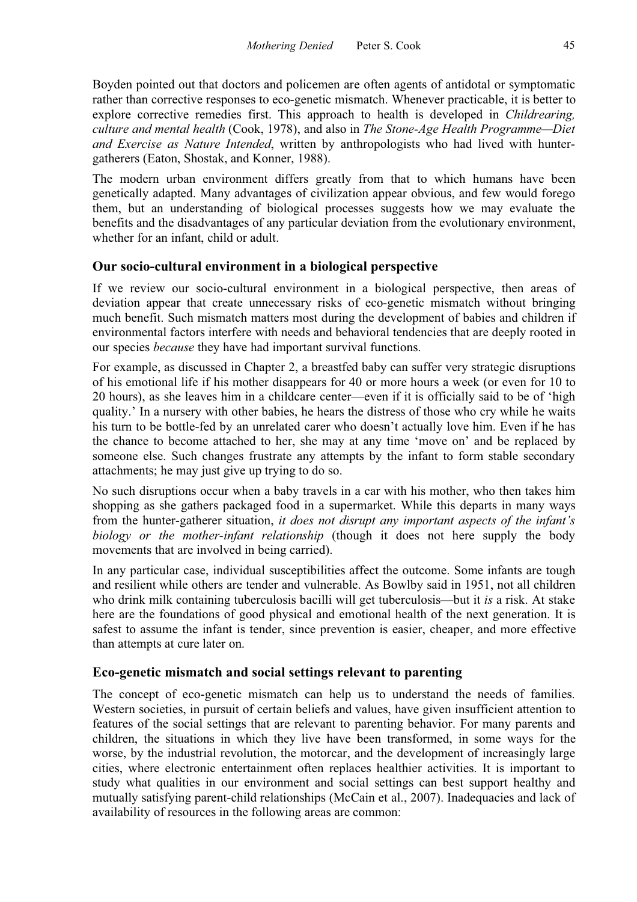Boyden pointed out that doctors and policemen are often agents of antidotal or symptomatic rather than corrective responses to eco-genetic mismatch. Whenever practicable, it is better to explore corrective remedies first. This approach to health is developed in *Childrearing, culture and mental health* (Cook, 1978), and also in *The Stone-Age Health Programme—Diet and Exercise as Nature Intended*, written by anthropologists who had lived with hunter-gatherers (Eaton, Shostak, and Konner, 1988).

The modern urban environment differs greatly from that to which humans have been genetically adapted. Many advantages of civilization appear obvious, and few would forego them, but an understanding of biological processes suggests how we may evaluate the benefits and the disadvantages of any particular deviation from the evolutionary environment, whether for an infant, child or adult.

## Our socio-cultural environment in a biological perspective

If we review our socio-cultural environment in a biological perspective, then areas of deviation appear that create unnecessary risks of eco-genetic mismatch without bringing much benefit. Such mismatch matters most during the development of babies and children if environmental factors interfere with needs and behavioral tendencies that are deeply rooted in our species *because* they have had important survival functions.

For example, as discussed in Chapter 2, a breastfed baby can suffer very strategic disruptions of his emotional life if his mother disappears for 40 or more hours a week (or even for 10 to 20 hours), as she leaves him in a childcare center—even if it is officially said to be of 'high quality.' In a nursery with other babies, he hears the distress of those who cry while he waits his turn to be bottle-fed by an unrelated carer who doesn't actually love him. Even if he has the chance to become attached to her, she may at any time 'move on' and be replaced by someone else. Such changes frustrate any attempts by the infant to form stable secondary attachments; he may just give up trying to do so.

No such disruptions occur when a baby travels in a car with his mother, who then takes him shopping as she gathers packaged food in a supermarket. While this departs in many ways from the hunter-gatherer situation, *it does not disrupt any important aspects of the infant's biology or the mother-infant relationship* (though it does not here supply the body movements that are involved in being carried).

In any particular case, individual susceptibilities affect the outcome. Some infants are tough and resilient while others are tender and vulnerable. As Bowlby said in 1951, not all children who drink milk containing tuberculosis bacilli will get tuberculosis—but it *is* a risk. At stake here are the foundations of good physical and emotional health of the next generation. It is safest to assume the infant is tender, since prevention is easier, cheaper, and more effective than attempts at cure later on.

## Eco-genetic mismatch and social settings relevant to parenting

The concept of eco-genetic mismatch can help us to understand the needs of families. Western societies, in pursuit of certain beliefs and values, have given insufficient attention to features of the social settings that are relevant to parenting behavior. For many parents and children, the situations in which they live have been transformed, in some ways for the worse, by the industrial revolution, the motorcar, and the development of increasingly large cities, where electronic entertainment often replaces healthier activities. It is important to study what qualities in our environment and social settings can best support healthy and mutually satisfying parent-child relationships (McCain et al., 2007). Inadequacies and lack of availability of resources in the following areas are common: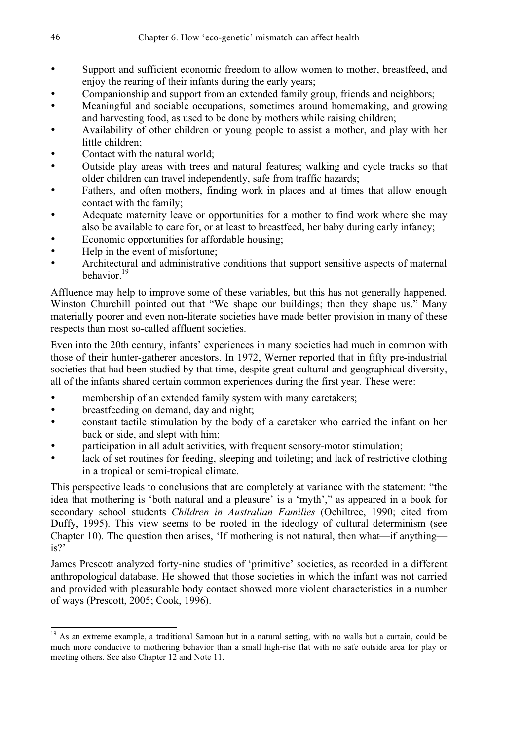- Support and sufficient economic freedom to allow women to mother, breastfeed, and enjoy the rearing of their infants during the early years;
- Companionship and support from an extended family group, friends and neighbors;
- Meaningful and sociable occupations, sometimes around homemaking, and growing and harvesting food, as used to be done by mothers while raising children;
- Availability of other children or young people to assist a mother, and play with her little children;
- Contact with the natural world;
- Outside play areas with trees and natural features; walking and cycle tracks so that older children can travel independently, safe from traffic hazards;
- Fathers, and often mothers, finding work in places and at times that allow enough contact with the family;
- Adequate maternity leave or opportunities for a mother to find work where she may also be available to care for, or at least to breastfeed, her baby during early infancy;
- Economic opportunities for affordable housing;
- Help in the event of misfortune;
- Architectural and administrative conditions that support sensitive aspects of maternal behavior.[19]

Affluence may help to improve some of these variables, but this has not generally happened. Winston Churchill pointed out that "We shape our buildings; then they shape us." Many materially poorer and even non-literate societies have made better provision in many of these respects than most so-called affluent societies.

Even into the 20th century, infants' experiences in many societies had much in common with those of their hunter-gatherer ancestors. In 1972, Werner reported that in fifty pre-industrial societies that had been studied by that time, despite great cultural and geographical diversity, all of the infants shared certain common experiences during the first year. These were:

- membership of an extended family system with many caretakers;
- breastfeeding on demand, day and night;
- constant tactile stimulation by the body of a caretaker who carried the infant on her back or side, and slept with him;
- participation in all adult activities, with frequent sensory-motor stimulation;
- lack of set routines for feeding, sleeping and toileting; and lack of restrictive clothing in a tropical or semi-tropical climate.

This perspective leads to conclusions that are completely at variance with the statement: "the idea that mothering is 'both natural and a pleasure' is a 'myth'," as appeared in a book for secondary school students *Children in Australian Families* (Ochiltree, 1990; cited from Duffy, 1995). This view seems to be rooted in the ideology of cultural determinism (see Chapter 10). The question then arises, 'If mothering is not natural, then what—if anything—is?'

James Prescott analyzed forty-nine studies of 'primitive' societies, as recorded in a different anthropological database. He showed that those societies in which the infant was not carried and provided with pleasurable body contact showed more violent characteristics in a number of ways (Prescott, 2005; Cook, 1996).

---

[19] As an extreme example, a traditional Samoan hut in a natural setting, with no walls but a curtain, could be much more conducive to mothering behavior than a small high-rise flat with no safe outside area for play or meeting others. See also Chapter 12 and Note 11.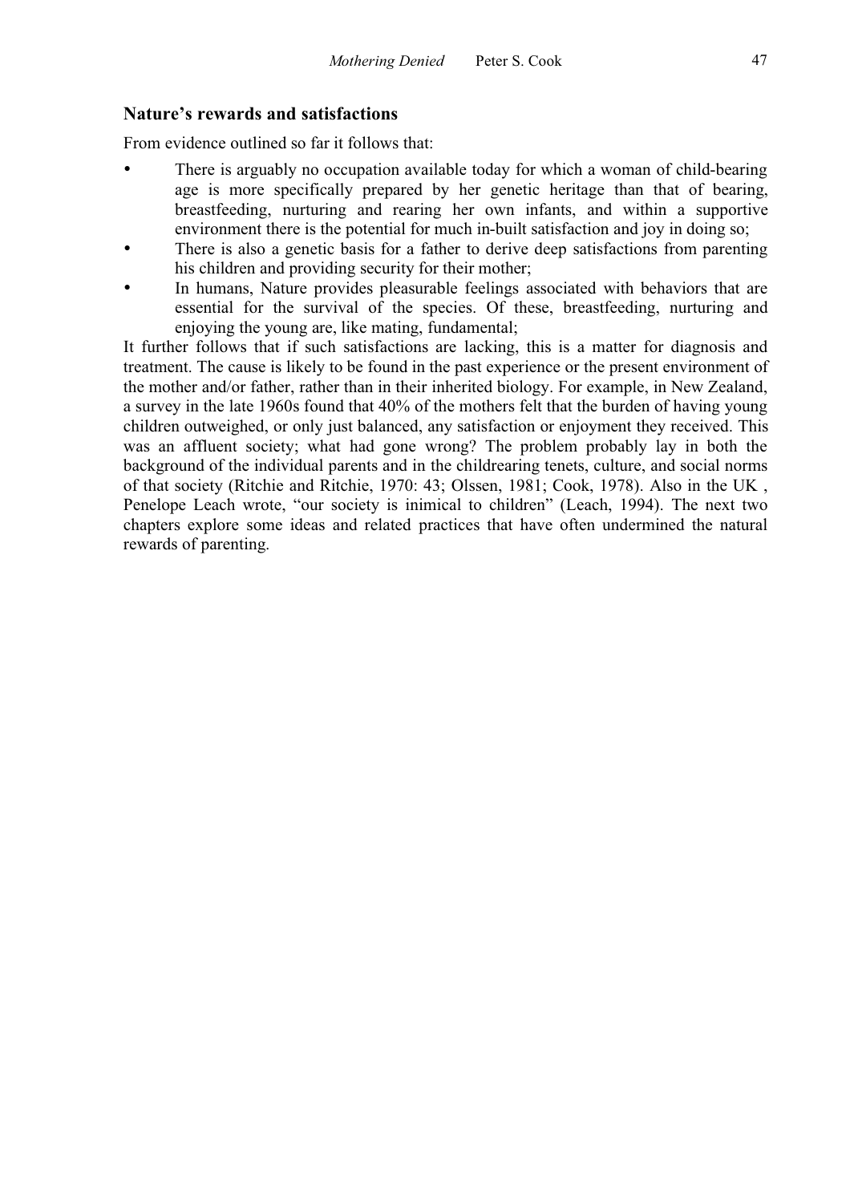## Nature's rewards and satisfactions

From evidence outlined so far it follows that:

- There is arguably no occupation available today for which a woman of child-bearing age is more specifically prepared by her genetic heritage than that of bearing, breastfeeding, nurturing and rearing her own infants, and within a supportive environment there is the potential for much in-built satisfaction and joy in doing so;
- There is also a genetic basis for a father to derive deep satisfactions from parenting his children and providing security for their mother;
- In humans, Nature provides pleasurable feelings associated with behaviors that are essential for the survival of the species. Of these, breastfeeding, nurturing and enjoying the young are, like mating, fundamental;

It further follows that if such satisfactions are lacking, this is a matter for diagnosis and treatment. The cause is likely to be found in the past experience or the present environment of the mother and/or father, rather than in their inherited biology. For example, in New Zealand, a survey in the late 1960s found that 40% of the mothers felt that the burden of having young children outweighed, or only just balanced, any satisfaction or enjoyment they received. This was an affluent society; what had gone wrong? The problem probably lay in both the background of the individual parents and in the childrearing tenets, culture, and social norms of that society (Ritchie and Ritchie, 1970: 43; Olssen, 1981; Cook, 1978). Also in the UK , Penelope Leach wrote, "our society is inimical to children" (Leach, 1994). The next two chapters explore some ideas and related practices that have often undermined the natural rewards of parenting.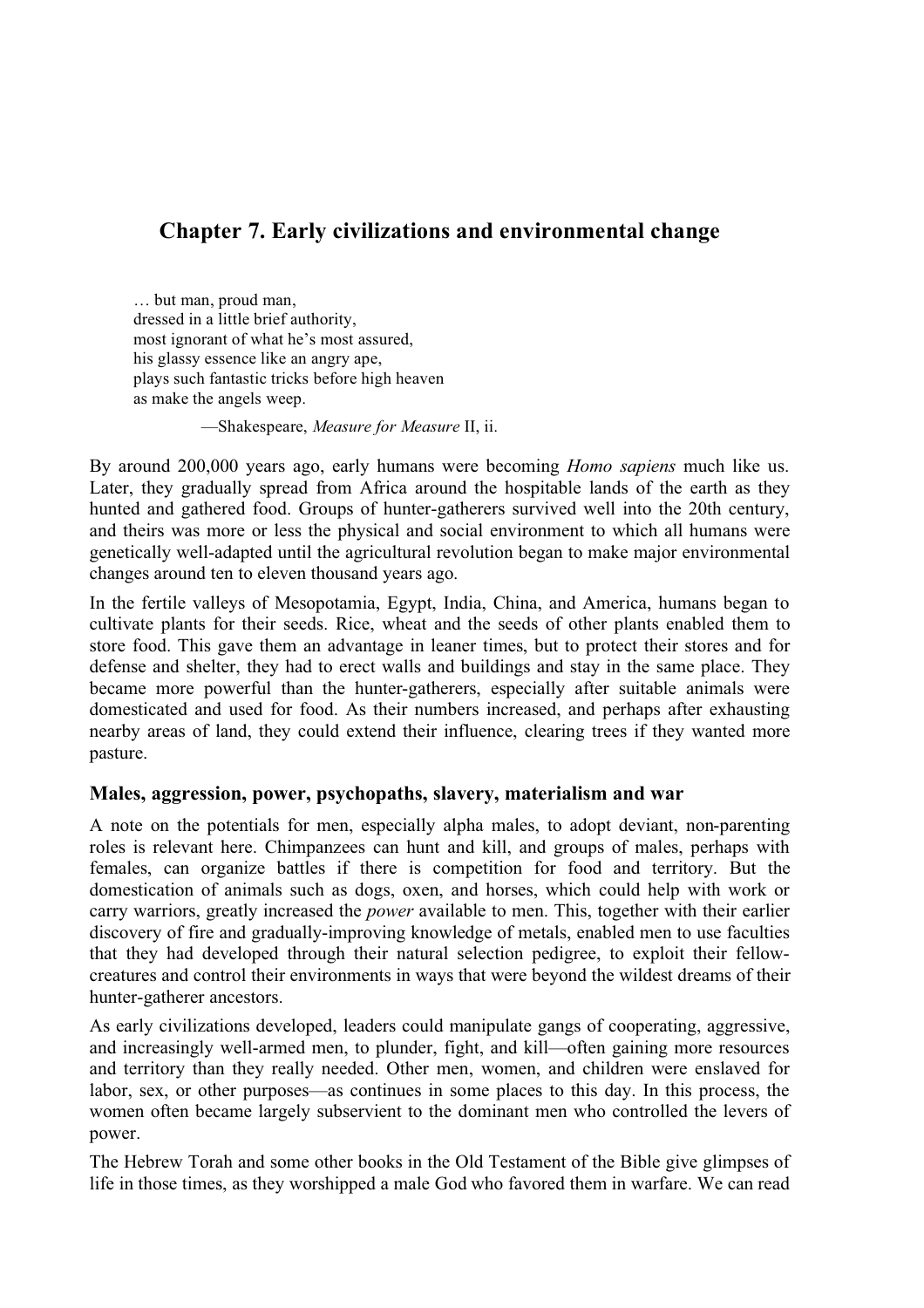# Chapter 7. Early civilizations and environmental change

> … but man, proud man,
> dressed in a little brief authority,
> most ignorant of what he's most assured,
> his glassy essence like an angry ape,
> plays such fantastic tricks before high heaven
> as make the angels weep.
>
> —Shakespeare, *Measure for Measure* II, ii.

By around 200,000 years ago, early humans were becoming *Homo sapiens* much like us. Later, they gradually spread from Africa around the hospitable lands of the earth as they hunted and gathered food. Groups of hunter-gatherers survived well into the 20th century, and theirs was more or less the physical and social environment to which all humans were genetically well-adapted until the agricultural revolution began to make major environmental changes around ten to eleven thousand years ago.

In the fertile valleys of Mesopotamia, Egypt, India, China, and America, humans began to cultivate plants for their seeds. Rice, wheat and the seeds of other plants enabled them to store food. This gave them an advantage in leaner times, but to protect their stores and for defense and shelter, they had to erect walls and buildings and stay in the same place. They became more powerful than the hunter-gatherers, especially after suitable animals were domesticated and used for food. As their numbers increased, and perhaps after exhausting nearby areas of land, they could extend their influence, clearing trees if they wanted more pasture.

## Males, aggression, power, psychopaths, slavery, materialism and war

A note on the potentials for men, especially alpha males, to adopt deviant, non-parenting roles is relevant here. Chimpanzees can hunt and kill, and groups of males, perhaps with females, can organize battles if there is competition for food and territory. But the domestication of animals such as dogs, oxen, and horses, which could help with work or carry warriors, greatly increased the *power* available to men. This, together with their earlier discovery of fire and gradually-improving knowledge of metals, enabled men to use faculties that they had developed through their natural selection pedigree, to exploit their fellow-creatures and control their environments in ways that were beyond the wildest dreams of their hunter-gatherer ancestors.

As early civilizations developed, leaders could manipulate gangs of cooperating, aggressive, and increasingly well-armed men, to plunder, fight, and kill—often gaining more resources and territory than they really needed. Other men, women, and children were enslaved for labor, sex, or other purposes—as continues in some places to this day. In this process, the women often became largely subservient to the dominant men who controlled the levers of power.

The Hebrew Torah and some other books in the Old Testament of the Bible give glimpses of life in those times, as they worshipped a male God who favored them in warfare. We can read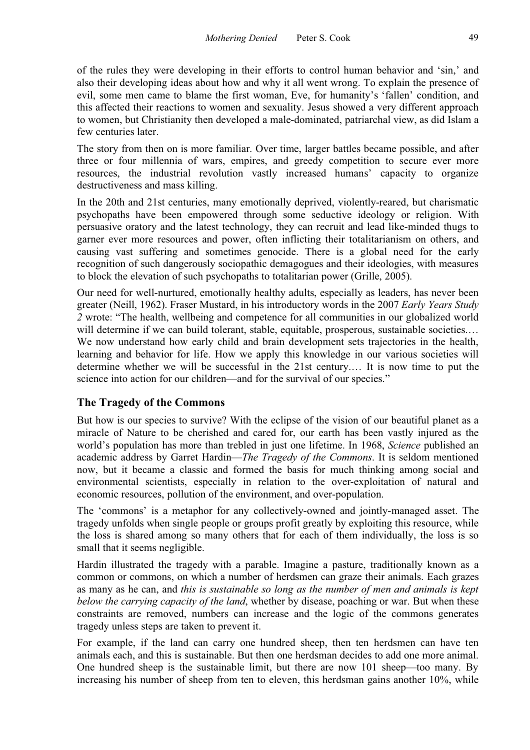of the rules they were developing in their efforts to control human behavior and 'sin,' and also their developing ideas about how and why it all went wrong. To explain the presence of evil, some men came to blame the first woman, Eve, for humanity's 'fallen' condition, and this affected their reactions to women and sexuality. Jesus showed a very different approach to women, but Christianity then developed a male-dominated, patriarchal view, as did Islam a few centuries later.

The story from then on is more familiar. Over time, larger battles became possible, and after three or four millennia of wars, empires, and greedy competition to secure ever more resources, the industrial revolution vastly increased humans' capacity to organize destructiveness and mass killing.

In the 20th and 21st centuries, many emotionally deprived, violently-reared, but charismatic psychopaths have been empowered through some seductive ideology or religion. With persuasive oratory and the latest technology, they can recruit and lead like-minded thugs to garner ever more resources and power, often inflicting their totalitarianism on others, and causing vast suffering and sometimes genocide. There is a global need for the early recognition of such dangerously sociopathic demagogues and their ideologies, with measures to block the elevation of such psychopaths to totalitarian power (Grille, 2005).

Our need for well-nurtured, emotionally healthy adults, especially as leaders, has never been greater (Neill, 1962). Fraser Mustard, in his introductory words in the 2007 *Early Years Study 2* wrote: "The health, wellbeing and competence for all communities in our globalized world will determine if we can build tolerant, stable, equitable, prosperous, sustainable societies.… We now understand how early child and brain development sets trajectories in the health, learning and behavior for life. How we apply this knowledge in our various societies will determine whether we will be successful in the 21st century.… It is now time to put the science into action for our children—and for the survival of our species."

## The Tragedy of the Commons

But how is our species to survive? With the eclipse of the vision of our beautiful planet as a miracle of Nature to be cherished and cared for, our earth has been vastly injured as the world's population has more than trebled in just one lifetime. In 1968, *Science* published an academic address by Garret Hardin—*The Tragedy of the Commons*. It is seldom mentioned now, but it became a classic and formed the basis for much thinking among social and environmental scientists, especially in relation to the over-exploitation of natural and economic resources, pollution of the environment, and over-population.

The 'commons' is a metaphor for any collectively-owned and jointly-managed asset. The tragedy unfolds when single people or groups profit greatly by exploiting this resource, while the loss is shared among so many others that for each of them individually, the loss is so small that it seems negligible.

Hardin illustrated the tragedy with a parable. Imagine a pasture, traditionally known as a common or commons, on which a number of herdsmen can graze their animals. Each grazes as many as he can, and *this is sustainable so long as the number of men and animals is kept below the carrying capacity of the land*, whether by disease, poaching or war. But when these constraints are removed, numbers can increase and the logic of the commons generates tragedy unless steps are taken to prevent it.

For example, if the land can carry one hundred sheep, then ten herdsmen can have ten animals each, and this is sustainable. But then one herdsman decides to add one more animal. One hundred sheep is the sustainable limit, but there are now 101 sheep—too many. By increasing his number of sheep from ten to eleven, this herdsman gains another 10%, while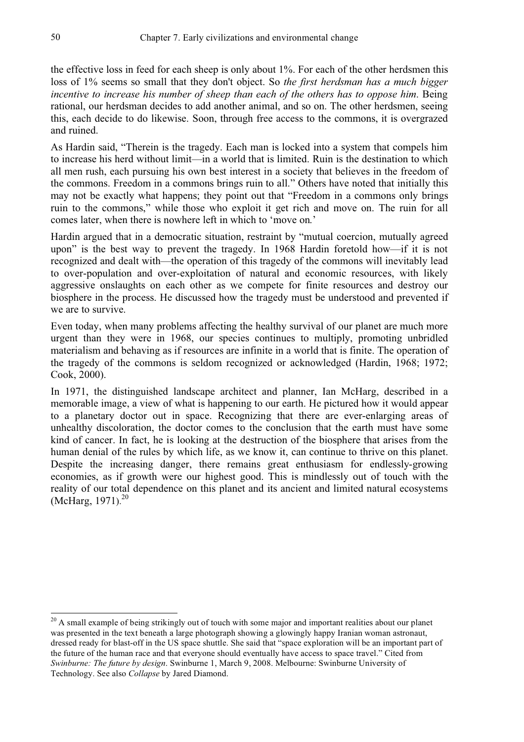the effective loss in feed for each sheep is only about 1%. For each of the other herdsmen this loss of 1% seems so small that they don't object. So *the first herdsman has a much bigger incentive to increase his number of sheep than each of the others has to oppose him*. Being rational, our herdsman decides to add another animal, and so on. The other herdsmen, seeing this, each decide to do likewise. Soon, through free access to the commons, it is overgrazed and ruined.

As Hardin said, "Therein is the tragedy. Each man is locked into a system that compels him to increase his herd without limit—in a world that is limited. Ruin is the destination to which all men rush, each pursuing his own best interest in a society that believes in the freedom of the commons. Freedom in a commons brings ruin to all." Others have noted that initially this may not be exactly what happens; they point out that "Freedom in a commons only brings ruin to the commons," while those who exploit it get rich and move on. The ruin for all comes later, when there is nowhere left in which to 'move on.'

Hardin argued that in a democratic situation, restraint by "mutual coercion, mutually agreed upon" is the best way to prevent the tragedy. In 1968 Hardin foretold how—if it is not recognized and dealt with—the operation of this tragedy of the commons will inevitably lead to over-population and over-exploitation of natural and economic resources, with likely aggressive onslaughts on each other as we compete for finite resources and destroy our biosphere in the process. He discussed how the tragedy must be understood and prevented if we are to survive.

Even today, when many problems affecting the healthy survival of our planet are much more urgent than they were in 1968, our species continues to multiply, promoting unbridled materialism and behaving as if resources are infinite in a world that is finite. The operation of the tragedy of the commons is seldom recognized or acknowledged (Hardin, 1968; 1972; Cook, 2000).

In 1971, the distinguished landscape architect and planner, Ian McHarg, described in a memorable image, a view of what is happening to our earth. He pictured how it would appear to a planetary doctor out in space. Recognizing that there are ever-enlarging areas of unhealthy discoloration, the doctor comes to the conclusion that the earth must have some kind of cancer. In fact, he is looking at the destruction of the biosphere that arises from the human denial of the rules by which life, as we know it, can continue to thrive on this planet. Despite the increasing danger, there remains great enthusiasm for endlessly-growing economies, as if growth were our highest good. This is mindlessly out of touch with the reality of our total dependence on this planet and its ancient and limited natural ecosystems (McHarg, 1971).[20]

---

[20] A small example of being strikingly out of touch with some major and important realities about our planet was presented in the text beneath a large photograph showing a glowingly happy Iranian woman astronaut, dressed ready for blast-off in the US space shuttle. She said that "space exploration will be an important part of the future of the human race and that everyone should eventually have access to space travel." Cited from *Swinburne: The future by design*. Swinburne 1, March 9, 2008. Melbourne: Swinburne University of Technology. See also *Collapse* by Jared Diamond.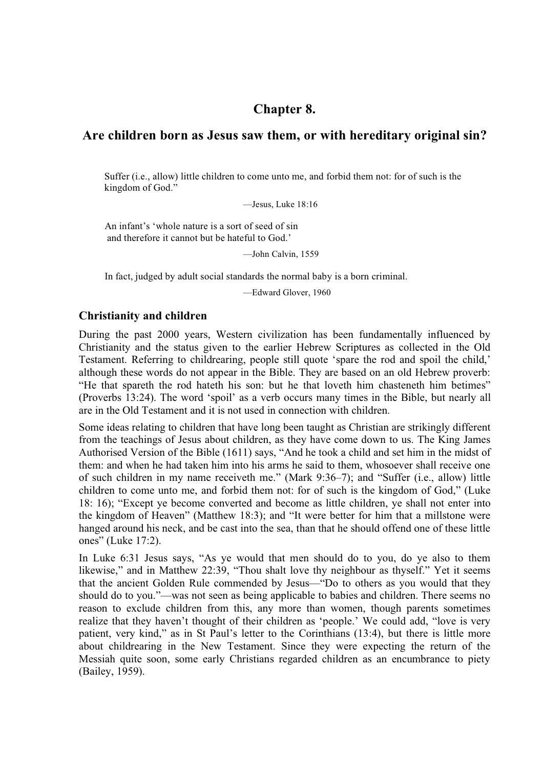# Chapter 8.

## Are children born as Jesus saw them, or with hereditary original sin?

> Suffer (i.e., allow) little children to come unto me, and forbid them not: for of such is the kingdom of God."
>
> —Jesus, Luke 18:16

> An infant's 'whole nature is a sort of seed of sin
> and therefore it cannot but be hateful to God.'
>
> —John Calvin, 1559

> In fact, judged by adult social standards the normal baby is a born criminal.
>
> —Edward Glover, 1960

### Christianity and children

During the past 2000 years, Western civilization has been fundamentally influenced by Christianity and the status given to the earlier Hebrew Scriptures as collected in the Old Testament. Referring to childrearing, people still quote 'spare the rod and spoil the child,' although these words do not appear in the Bible. They are based on an old Hebrew proverb: "He that spareth the rod hateth his son: but he that loveth him chasteneth him betimes" (Proverbs 13:24). The word 'spoil' as a verb occurs many times in the Bible, but nearly all are in the Old Testament and it is not used in connection with children.

Some ideas relating to children that have long been taught as Christian are strikingly different from the teachings of Jesus about children, as they have come down to us. The King James Authorised Version of the Bible (1611) says, "And he took a child and set him in the midst of them: and when he had taken him into his arms he said to them, whosoever shall receive one of such children in my name receiveth me." (Mark 9:36–7); and "Suffer (i.e., allow) little children to come unto me, and forbid them not: for of such is the kingdom of God," (Luke 18: 16); "Except ye become converted and become as little children, ye shall not enter into the kingdom of Heaven" (Matthew 18:3); and "It were better for him that a millstone were hanged around his neck, and be cast into the sea, than that he should offend one of these little ones" (Luke 17:2).

In Luke 6:31 Jesus says, "As ye would that men should do to you, do ye also to them likewise," and in Matthew 22:39, "Thou shalt love thy neighbour as thyself." Yet it seems that the ancient Golden Rule commended by Jesus—"Do to others as you would that they should do to you."—was not seen as being applicable to babies and children. There seems no reason to exclude children from this, any more than women, though parents sometimes realize that they haven't thought of their children as 'people.' We could add, "love is very patient, very kind," as in St Paul's letter to the Corinthians (13:4), but there is little more about childrearing in the New Testament. Since they were expecting the return of the Messiah quite soon, some early Christians regarded children as an encumbrance to piety (Bailey, 1959).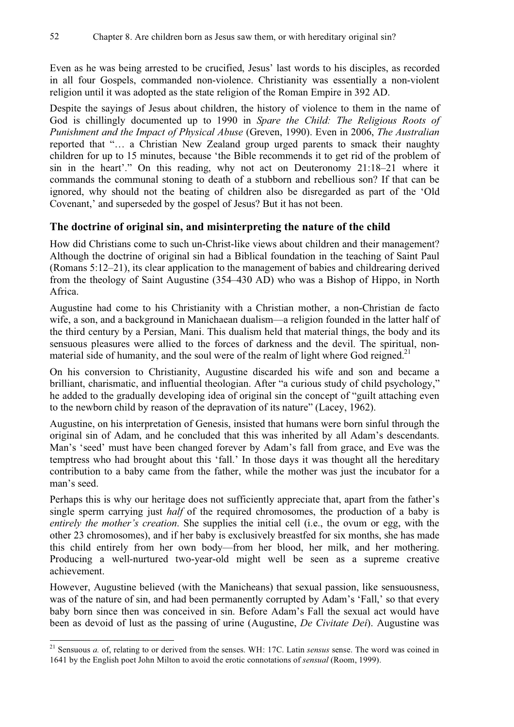Even as he was being arrested to be crucified, Jesus' last words to his disciples, as recorded in all four Gospels, commanded non-violence. Christianity was essentially a non-violent religion until it was adopted as the state religion of the Roman Empire in 392 AD.

Despite the sayings of Jesus about children, the history of violence to them in the name of God is chillingly documented up to 1990 in *Spare the Child: The Religious Roots of Punishment and the Impact of Physical Abuse* (Greven, 1990). Even in 2006, *The Australian* reported that "… a Christian New Zealand group urged parents to smack their naughty children for up to 15 minutes, because 'the Bible recommends it to get rid of the problem of sin in the heart'." On this reading, why not act on Deuteronomy 21:18–21 where it commands the communal stoning to death of a stubborn and rebellious son? If that can be ignored, why should not the beating of children also be disregarded as part of the 'Old Covenant,' and superseded by the gospel of Jesus? But it has not been.

## The doctrine of original sin, and misinterpreting the nature of the child

How did Christians come to such un-Christ-like views about children and their management? Although the doctrine of original sin had a Biblical foundation in the teaching of Saint Paul (Romans 5:12–21), its clear application to the management of babies and childrearing derived from the theology of Saint Augustine (354–430 AD) who was a Bishop of Hippo, in North Africa.

Augustine had come to his Christianity with a Christian mother, a non-Christian de facto wife, a son, and a background in Manichaean dualism—a religion founded in the latter half of the third century by a Persian, Mani. This dualism held that material things, the body and its sensuous pleasures were allied to the forces of darkness and the devil. The spiritual, non-material side of humanity, and the soul were of the realm of light where God reigned.[21]

On his conversion to Christianity, Augustine discarded his wife and son and became a brilliant, charismatic, and influential theologian. After "a curious study of child psychology," he added to the gradually developing idea of original sin the concept of "guilt attaching even to the newborn child by reason of the depravation of its nature" (Lacey, 1962).

Augustine, on his interpretation of Genesis, insisted that humans were born sinful through the original sin of Adam, and he concluded that this was inherited by all Adam's descendants. Man's 'seed' must have been changed forever by Adam's fall from grace, and Eve was the temptress who had brought about this 'fall.' In those days it was thought all the hereditary contribution to a baby came from the father, while the mother was just the incubator for a man's seed.

Perhaps this is why our heritage does not sufficiently appreciate that, apart from the father's single sperm carrying just *half* of the required chromosomes, the production of a baby is *entirely the mother's creation*. She supplies the initial cell (i.e., the ovum or egg, with the other 23 chromosomes), and if her baby is exclusively breastfed for six months, she has made this child entirely from her own body—from her blood, her milk, and her mothering. Producing a well-nurtured two-year-old might well be seen as a supreme creative achievement.

However, Augustine believed (with the Manicheans) that sexual passion, like sensuousness, was of the nature of sin, and had been permanently corrupted by Adam's 'Fall,' so that every baby born since then was conceived in sin. Before Adam's Fall the sexual act would have been as devoid of lust as the passing of urine (Augustine, *De Civitate Dei*). Augustine was

[21] Sensuous *a.* of, relating to or derived from the senses. WH: 17C. Latin *sensus* sense. The word was coined in 1641 by the English poet John Milton to avoid the erotic connotations of *sensual* (Room, 1999).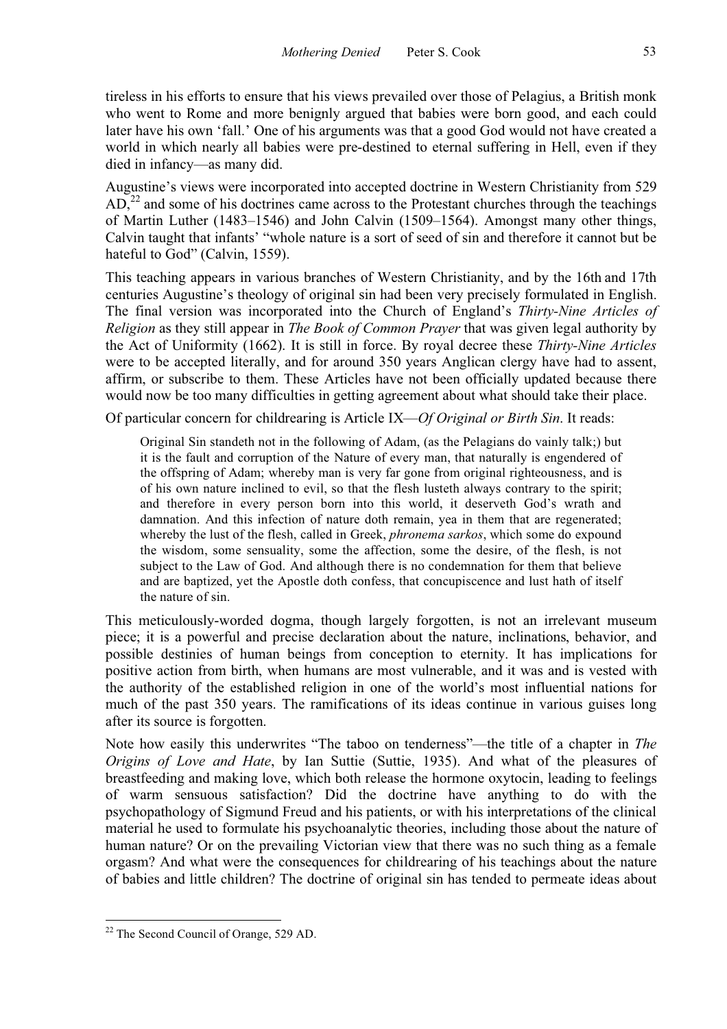tireless in his efforts to ensure that his views prevailed over those of Pelagius, a British monk who went to Rome and more benignly argued that babies were born good, and each could later have his own 'fall.' One of his arguments was that a good God would not have created a world in which nearly all babies were pre-destined to eternal suffering in Hell, even if they died in infancy—as many did.

Augustine's views were incorporated into accepted doctrine in Western Christianity from 529 AD,[22] and some of his doctrines came across to the Protestant churches through the teachings of Martin Luther (1483–1546) and John Calvin (1509–1564). Amongst many other things, Calvin taught that infants' "whole nature is a sort of seed of sin and therefore it cannot but be hateful to God" (Calvin, 1559).

This teaching appears in various branches of Western Christianity, and by the 16th and 17th centuries Augustine's theology of original sin had been very precisely formulated in English. The final version was incorporated into the Church of England's *Thirty-Nine Articles of Religion* as they still appear in *The Book of Common Prayer* that was given legal authority by the Act of Uniformity (1662). It is still in force. By royal decree these *Thirty-Nine Articles* were to be accepted literally, and for around 350 years Anglican clergy have had to assent, affirm, or subscribe to them. These Articles have not been officially updated because there would now be too many difficulties in getting agreement about what should take their place.

Of particular concern for childrearing is Article IX—*Of Original or Birth Sin*. It reads:

> Original Sin standeth not in the following of Adam, (as the Pelagians do vainly talk;) but it is the fault and corruption of the Nature of every man, that naturally is engendered of the offspring of Adam; whereby man is very far gone from original righteousness, and is of his own nature inclined to evil, so that the flesh lusteth always contrary to the spirit; and therefore in every person born into this world, it deserveth God's wrath and damnation. And this infection of nature doth remain, yea in them that are regenerated; whereby the lust of the flesh, called in Greek, *phronema sarkos*, which some do expound the wisdom, some sensuality, some the affection, some the desire, of the flesh, is not subject to the Law of God. And although there is no condemnation for them that believe and are baptized, yet the Apostle doth confess, that concupiscence and lust hath of itself the nature of sin.

This meticulously-worded dogma, though largely forgotten, is not an irrelevant museum piece; it is a powerful and precise declaration about the nature, inclinations, behavior, and possible destinies of human beings from conception to eternity. It has implications for positive action from birth, when humans are most vulnerable, and it was and is vested with the authority of the established religion in one of the world's most influential nations for much of the past 350 years. The ramifications of its ideas continue in various guises long after its source is forgotten.

Note how easily this underwrites "The taboo on tenderness"—the title of a chapter in *The Origins of Love and Hate*, by Ian Suttie (Suttie, 1935). And what of the pleasures of breastfeeding and making love, which both release the hormone oxytocin, leading to feelings of warm sensuous satisfaction? Did the doctrine have anything to do with the psychopathology of Sigmund Freud and his patients, or with his interpretations of the clinical material he used to formulate his psychoanalytic theories, including those about the nature of human nature? Or on the prevailing Victorian view that there was no such thing as a female orgasm? And what were the consequences for childrearing of his teachings about the nature of babies and little children? The doctrine of original sin has tended to permeate ideas about

[22] The Second Council of Orange, 529 AD.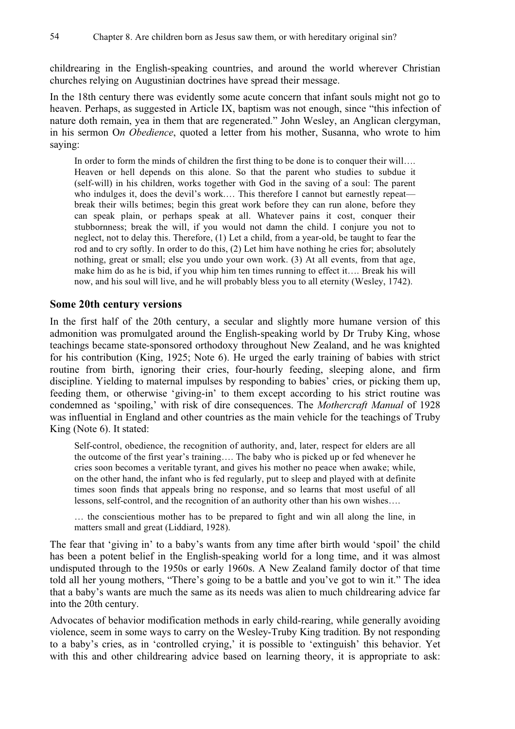childrearing in the English-speaking countries, and around the world wherever Christian churches relying on Augustinian doctrines have spread their message.

In the 18th century there was evidently some acute concern that infant souls might not go to heaven. Perhaps, as suggested in Article IX, baptism was not enough, since "this infection of nature doth remain, yea in them that are regenerated." John Wesley, an Anglican clergyman, in his sermon O*n Obedience*, quoted a letter from his mother, Susanna, who wrote to him saying:

> In order to form the minds of children the first thing to be done is to conquer their will…. Heaven or hell depends on this alone. So that the parent who studies to subdue it (self-will) in his children, works together with God in the saving of a soul: The parent who indulges it, does the devil's work…. This therefore I cannot but earnestly repeat—break their wills betimes; begin this great work before they can run alone, before they can speak plain, or perhaps speak at all. Whatever pains it cost, conquer their stubbornness; break the will, if you would not damn the child. I conjure you not to neglect, not to delay this. Therefore, (1) Let a child, from a year-old, be taught to fear the rod and to cry softly. In order to do this, (2) Let him have nothing he cries for; absolutely nothing, great or small; else you undo your own work. (3) At all events, from that age, make him do as he is bid, if you whip him ten times running to effect it…. Break his will now, and his soul will live, and he will probably bless you to all eternity (Wesley, 1742).

## Some 20th century versions

In the first half of the 20th century, a secular and slightly more humane version of this admonition was promulgated around the English-speaking world by Dr Truby King, whose teachings became state-sponsored orthodoxy throughout New Zealand, and he was knighted for his contribution (King, 1925; Note 6). He urged the early training of babies with strict routine from birth, ignoring their cries, four-hourly feeding, sleeping alone, and firm discipline. Yielding to maternal impulses by responding to babies' cries, or picking them up, feeding them, or otherwise 'giving-in' to them except according to his strict routine was condemned as 'spoiling,' with risk of dire consequences. The *Mothercraft Manual* of 1928 was influential in England and other countries as the main vehicle for the teachings of Truby King (Note 6). It stated:

> Self-control, obedience, the recognition of authority, and, later, respect for elders are all the outcome of the first year's training…. The baby who is picked up or fed whenever he cries soon becomes a veritable tyrant, and gives his mother no peace when awake; while, on the other hand, the infant who is fed regularly, put to sleep and played with at definite times soon finds that appeals bring no response, and so learns that most useful of all lessons, self-control, and the recognition of an authority other than his own wishes….
>
> … the conscientious mother has to be prepared to fight and win all along the line, in matters small and great (Liddiard, 1928).

The fear that 'giving in' to a baby's wants from any time after birth would 'spoil' the child has been a potent belief in the English-speaking world for a long time, and it was almost undisputed through to the 1950s or early 1960s. A New Zealand family doctor of that time told all her young mothers, "There's going to be a battle and you've got to win it." The idea that a baby's wants are much the same as its needs was alien to much childrearing advice far into the 20th century.

Advocates of behavior modification methods in early child-rearing, while generally avoiding violence, seem in some ways to carry on the Wesley-Truby King tradition. By not responding to a baby's cries, as in 'controlled crying,' it is possible to 'extinguish' this behavior. Yet with this and other childrearing advice based on learning theory, it is appropriate to ask: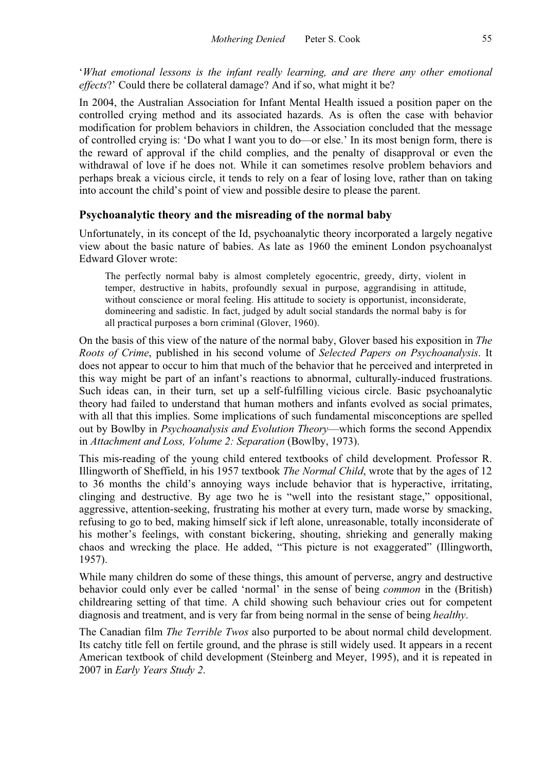'*What emotional lessons is the infant really learning, and are there any other emotional effects*?' Could there be collateral damage? And if so, what might it be?

In 2004, the Australian Association for Infant Mental Health issued a position paper on the controlled crying method and its associated hazards. As is often the case with behavior modification for problem behaviors in children, the Association concluded that the message of controlled crying is: 'Do what I want you to do—or else.' In its most benign form, there is the reward of approval if the child complies, and the penalty of disapproval or even the withdrawal of love if he does not. While it can sometimes resolve problem behaviors and perhaps break a vicious circle, it tends to rely on a fear of losing love, rather than on taking into account the child's point of view and possible desire to please the parent.

## Psychoanalytic theory and the misreading of the normal baby

Unfortunately, in its concept of the Id, psychoanalytic theory incorporated a largely negative view about the basic nature of babies. As late as 1960 the eminent London psychoanalyst Edward Glover wrote:

> The perfectly normal baby is almost completely egocentric, greedy, dirty, violent in temper, destructive in habits, profoundly sexual in purpose, aggrandising in attitude, without conscience or moral feeling. His attitude to society is opportunist, inconsiderate, domineering and sadistic. In fact, judged by adult social standards the normal baby is for all practical purposes a born criminal (Glover, 1960).

On the basis of this view of the nature of the normal baby, Glover based his exposition in *The Roots of Crime*, published in his second volume of *Selected Papers on Psychoanalysis*. It does not appear to occur to him that much of the behavior that he perceived and interpreted in this way might be part of an infant's reactions to abnormal, culturally-induced frustrations. Such ideas can, in their turn, set up a self-fulfilling vicious circle. Basic psychoanalytic theory had failed to understand that human mothers and infants evolved as social primates, with all that this implies. Some implications of such fundamental misconceptions are spelled out by Bowlby in *Psychoanalysis and Evolution Theory*—which forms the second Appendix in *Attachment and Loss, Volume 2: Separation* (Bowlby, 1973).

This mis-reading of the young child entered textbooks of child development. Professor R. Illingworth of Sheffield, in his 1957 textbook *The Normal Child*, wrote that by the ages of 12 to 36 months the child's annoying ways include behavior that is hyperactive, irritating, clinging and destructive. By age two he is "well into the resistant stage," oppositional, aggressive, attention-seeking, frustrating his mother at every turn, made worse by smacking, refusing to go to bed, making himself sick if left alone, unreasonable, totally inconsiderate of his mother's feelings, with constant bickering, shouting, shrieking and generally making chaos and wrecking the place. He added, "This picture is not exaggerated" (Illingworth, 1957).

While many children do some of these things, this amount of perverse, angry and destructive behavior could only ever be called 'normal' in the sense of being *common* in the (British) childrearing setting of that time. A child showing such behaviour cries out for competent diagnosis and treatment, and is very far from being normal in the sense of being *healthy*.

The Canadian film *The Terrible Twos* also purported to be about normal child development. Its catchy title fell on fertile ground, and the phrase is still widely used. It appears in a recent American textbook of child development (Steinberg and Meyer, 1995), and it is repeated in 2007 in *Early Years Study 2*.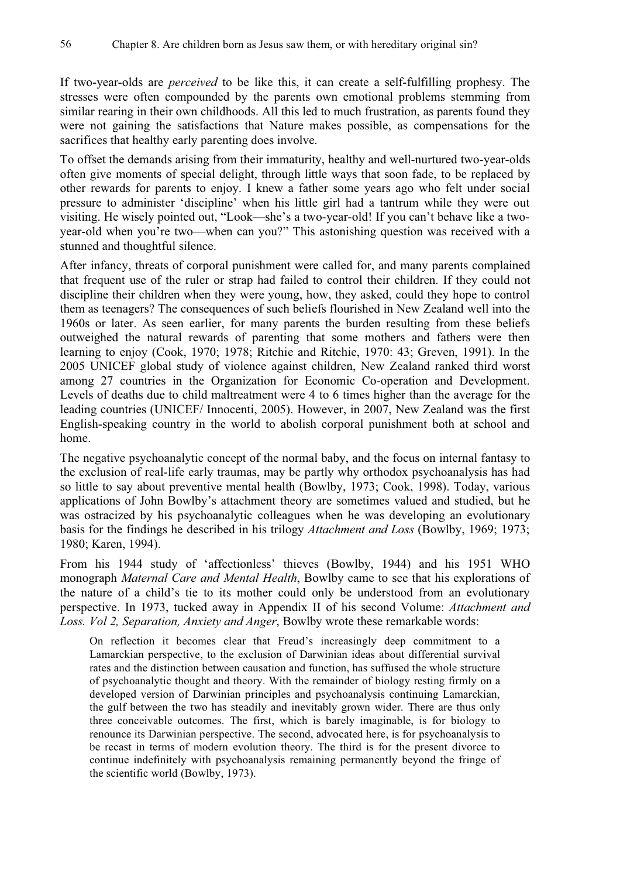If two-year-olds are *perceived* to be like this, it can create a self-fulfilling prophesy. The stresses were often compounded by the parents own emotional problems stemming from similar rearing in their own childhoods. All this led to much frustration, as parents found they were not gaining the satisfactions that Nature makes possible, as compensations for the sacrifices that healthy early parenting does involve.

To offset the demands arising from their immaturity, healthy and well-nurtured two-year-olds often give moments of special delight, through little ways that soon fade, to be replaced by other rewards for parents to enjoy. I knew a father some years ago who felt under social pressure to administer 'discipline' when his little girl had a tantrum while they were out visiting. He wisely pointed out, "Look—she's a two-year-old! If you can't behave like a two-year-old when you're two—when can you?" This astonishing question was received with a stunned and thoughtful silence.

After infancy, threats of corporal punishment were called for, and many parents complained that frequent use of the ruler or strap had failed to control their children. If they could not discipline their children when they were young, how, they asked, could they hope to control them as teenagers? The consequences of such beliefs flourished in New Zealand well into the 1960s or later. As seen earlier, for many parents the burden resulting from these beliefs outweighed the natural rewards of parenting that some mothers and fathers were then learning to enjoy (Cook, 1970; 1978; Ritchie and Ritchie, 1970: 43; Greven, 1991). In the 2005 UNICEF global study of violence against children, New Zealand ranked third worst among 27 countries in the Organization for Economic Co-operation and Development. Levels of deaths due to child maltreatment were 4 to 6 times higher than the average for the leading countries (UNICEF/ Innocenti, 2005). However, in 2007, New Zealand was the first English-speaking country in the world to abolish corporal punishment both at school and home.

The negative psychoanalytic concept of the normal baby, and the focus on internal fantasy to the exclusion of real-life early traumas, may be partly why orthodox psychoanalysis has had so little to say about preventive mental health (Bowlby, 1973; Cook, 1998). Today, various applications of John Bowlby's attachment theory are sometimes valued and studied, but he was ostracized by his psychoanalytic colleagues when he was developing an evolutionary basis for the findings he described in his trilogy *Attachment and Loss* (Bowlby, 1969; 1973; 1980; Karen, 1994).

From his 1944 study of 'affectionless' thieves (Bowlby, 1944) and his 1951 WHO monograph *Maternal Care and Mental Health*, Bowlby came to see that his explorations of the nature of a child's tie to its mother could only be understood from an evolutionary perspective. In 1973, tucked away in Appendix II of his second Volume: *Attachment and Loss. Vol 2, Separation, Anxiety and Anger*, Bowlby wrote these remarkable words:

> On reflection it becomes clear that Freud's increasingly deep commitment to a Lamarckian perspective, to the exclusion of Darwinian ideas about differential survival rates and the distinction between causation and function, has suffused the whole structure of psychoanalytic thought and theory. With the remainder of biology resting firmly on a developed version of Darwinian principles and psychoanalysis continuing Lamarckian, the gulf between the two has steadily and inevitably grown wider. There are thus only three conceivable outcomes. The first, which is barely imaginable, is for biology to renounce its Darwinian perspective. The second, advocated here, is for psychoanalysis to be recast in terms of modern evolution theory. The third is for the present divorce to continue indefinitely with psychoanalysis remaining permanently beyond the fringe of the scientific world (Bowlby, 1973).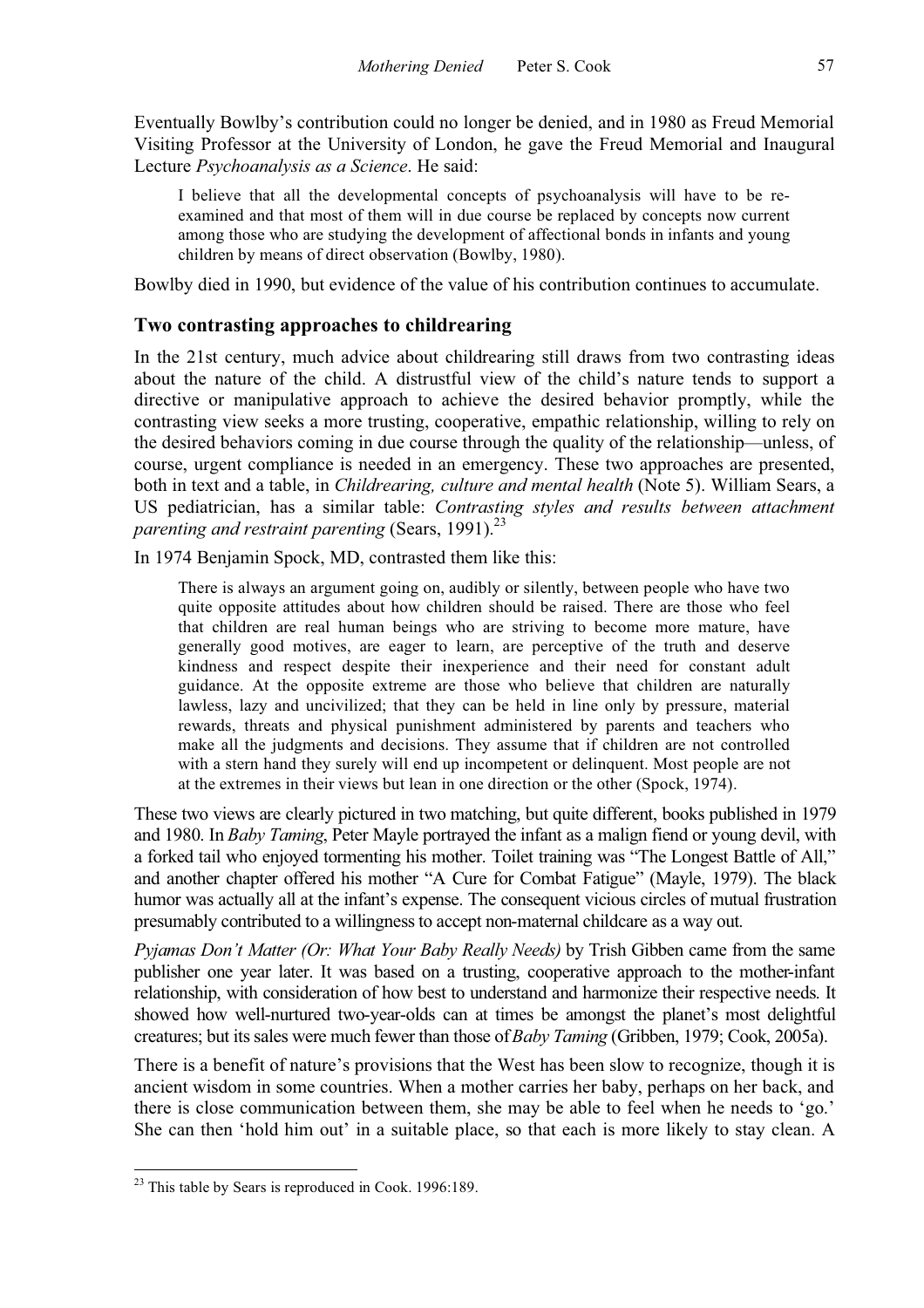Eventually Bowlby's contribution could no longer be denied, and in 1980 as Freud Memorial Visiting Professor at the University of London, he gave the Freud Memorial and Inaugural Lecture *Psychoanalysis as a Science*. He said:

> I believe that all the developmental concepts of psychoanalysis will have to be re-examined and that most of them will in due course be replaced by concepts now current among those who are studying the development of affectional bonds in infants and young children by means of direct observation (Bowlby, 1980).

Bowlby died in 1990, but evidence of the value of his contribution continues to accumulate.

## Two contrasting approaches to childrearing

In the 21st century, much advice about childrearing still draws from two contrasting ideas about the nature of the child. A distrustful view of the child's nature tends to support a directive or manipulative approach to achieve the desired behavior promptly, while the contrasting view seeks a more trusting, cooperative, empathic relationship, willing to rely on the desired behaviors coming in due course through the quality of the relationship—unless, of course, urgent compliance is needed in an emergency. These two approaches are presented, both in text and a table, in *Childrearing, culture and mental health* (Note 5). William Sears, a US pediatrician, has a similar table: *Contrasting styles and results between attachment parenting and restraint parenting* (Sears, 1991).[23]

In 1974 Benjamin Spock, MD, contrasted them like this:

> There is always an argument going on, audibly or silently, between people who have two quite opposite attitudes about how children should be raised. There are those who feel that children are real human beings who are striving to become more mature, have generally good motives, are eager to learn, are perceptive of the truth and deserve kindness and respect despite their inexperience and their need for constant adult guidance. At the opposite extreme are those who believe that children are naturally lawless, lazy and uncivilized; that they can be held in line only by pressure, material rewards, threats and physical punishment administered by parents and teachers who make all the judgments and decisions. They assume that if children are not controlled with a stern hand they surely will end up incompetent or delinquent. Most people are not at the extremes in their views but lean in one direction or the other (Spock, 1974).

These two views are clearly pictured in two matching, but quite different, books published in 1979 and 1980. In *Baby Taming*, Peter Mayle portrayed the infant as a malign fiend or young devil, with a forked tail who enjoyed tormenting his mother. Toilet training was "The Longest Battle of All," and another chapter offered his mother "A Cure for Combat Fatigue" (Mayle, 1979). The black humor was actually all at the infant's expense. The consequent vicious circles of mutual frustration presumably contributed to a willingness to accept non-maternal childcare as a way out.

*Pyjamas Don't Matter (Or: What Your Baby Really Needs)* by Trish Gibben came from the same publisher one year later. It was based on a trusting, cooperative approach to the mother-infant relationship, with consideration of how best to understand and harmonize their respective needs. It showed how well-nurtured two-year-olds can at times be amongst the planet's most delightful creatures; but its sales were much fewer than those of *Baby Taming* (Gribben, 1979; Cook, 2005a).

There is a benefit of nature's provisions that the West has been slow to recognize, though it is ancient wisdom in some countries. When a mother carries her baby, perhaps on her back, and there is close communication between them, she may be able to feel when he needs to 'go.' She can then 'hold him out' in a suitable place, so that each is more likely to stay clean. A

---

[23] This table by Sears is reproduced in Cook. 1996:189.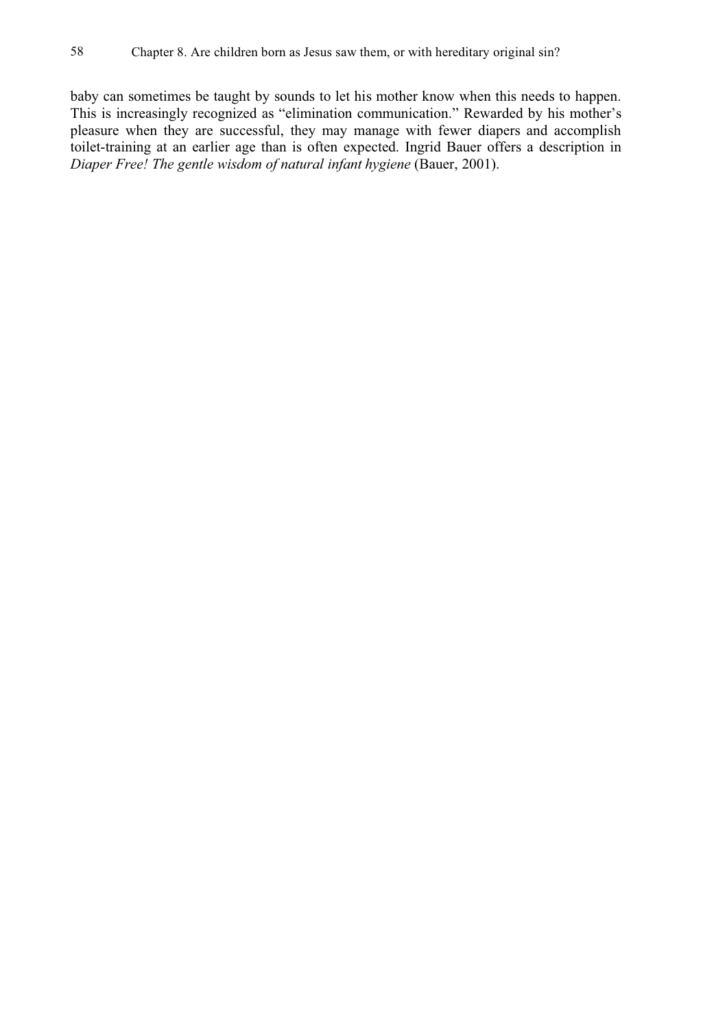baby can sometimes be taught by sounds to let his mother know when this needs to happen. This is increasingly recognized as "elimination communication." Rewarded by his mother's pleasure when they are successful, they may manage with fewer diapers and accomplish toilet-training at an earlier age than is often expected. Ingrid Bauer offers a description in *Diaper Free! The gentle wisdom of natural infant hygiene* (Bauer, 2001).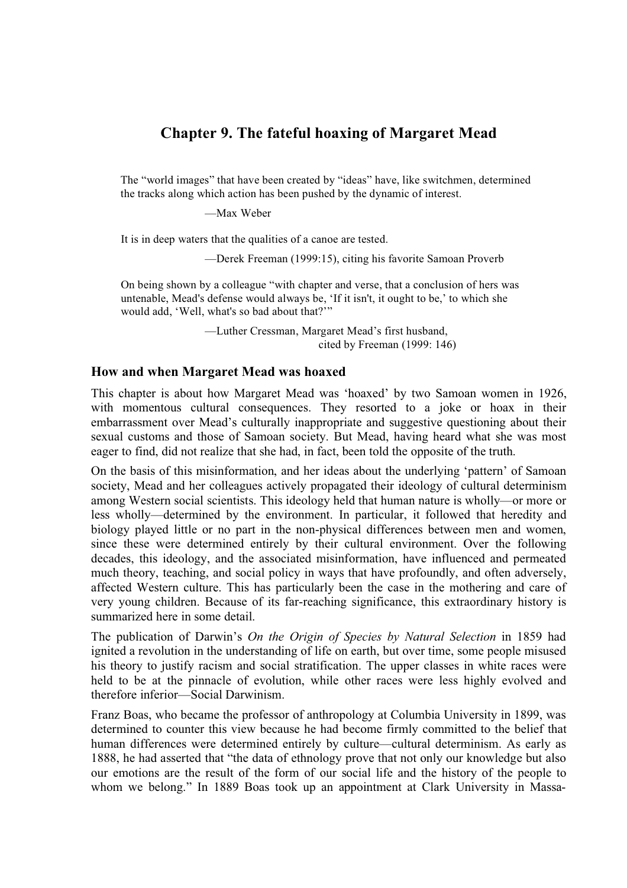## Chapter 9. The fateful hoaxing of Margaret Mead

> The "world images" that have been created by "ideas" have, like switchmen, determined the tracks along which action has been pushed by the dynamic of interest.
>
> —Max Weber

> It is in deep waters that the qualities of a canoe are tested.
>
> —Derek Freeman (1999:15), citing his favorite Samoan Proverb

> On being shown by a colleague "with chapter and verse, that a conclusion of hers was untenable, Mead's defense would always be, 'If it isn't, it ought to be,' to which she would add, 'Well, what's so bad about that?'"
>
> —Luther Cressman, Margaret Mead's first husband, cited by Freeman (1999: 146)

### How and when Margaret Mead was hoaxed

This chapter is about how Margaret Mead was 'hoaxed' by two Samoan women in 1926, with momentous cultural consequences. They resorted to a joke or hoax in their embarrassment over Mead's culturally inappropriate and suggestive questioning about their sexual customs and those of Samoan society. But Mead, having heard what she was most eager to find, did not realize that she had, in fact, been told the opposite of the truth.

On the basis of this misinformation, and her ideas about the underlying 'pattern' of Samoan society, Mead and her colleagues actively propagated their ideology of cultural determinism among Western social scientists. This ideology held that human nature is wholly—or more or less wholly—determined by the environment. In particular, it followed that heredity and biology played little or no part in the non-physical differences between men and women, since these were determined entirely by their cultural environment. Over the following decades, this ideology, and the associated misinformation, have influenced and permeated much theory, teaching, and social policy in ways that have profoundly, and often adversely, affected Western culture. This has particularly been the case in the mothering and care of very young children. Because of its far-reaching significance, this extraordinary history is summarized here in some detail.

The publication of Darwin's *On the Origin of Species by Natural Selection* in 1859 had ignited a revolution in the understanding of life on earth, but over time, some people misused his theory to justify racism and social stratification. The upper classes in white races were held to be at the pinnacle of evolution, while other races were less highly evolved and therefore inferior—Social Darwinism.

Franz Boas, who became the professor of anthropology at Columbia University in 1899, was determined to counter this view because he had become firmly committed to the belief that human differences were determined entirely by culture—cultural determinism. As early as 1888, he had asserted that "the data of ethnology prove that not only our knowledge but also our emotions are the result of the form of our social life and the history of the people to whom we belong." In 1889 Boas took up an appointment at Clark University in Massa-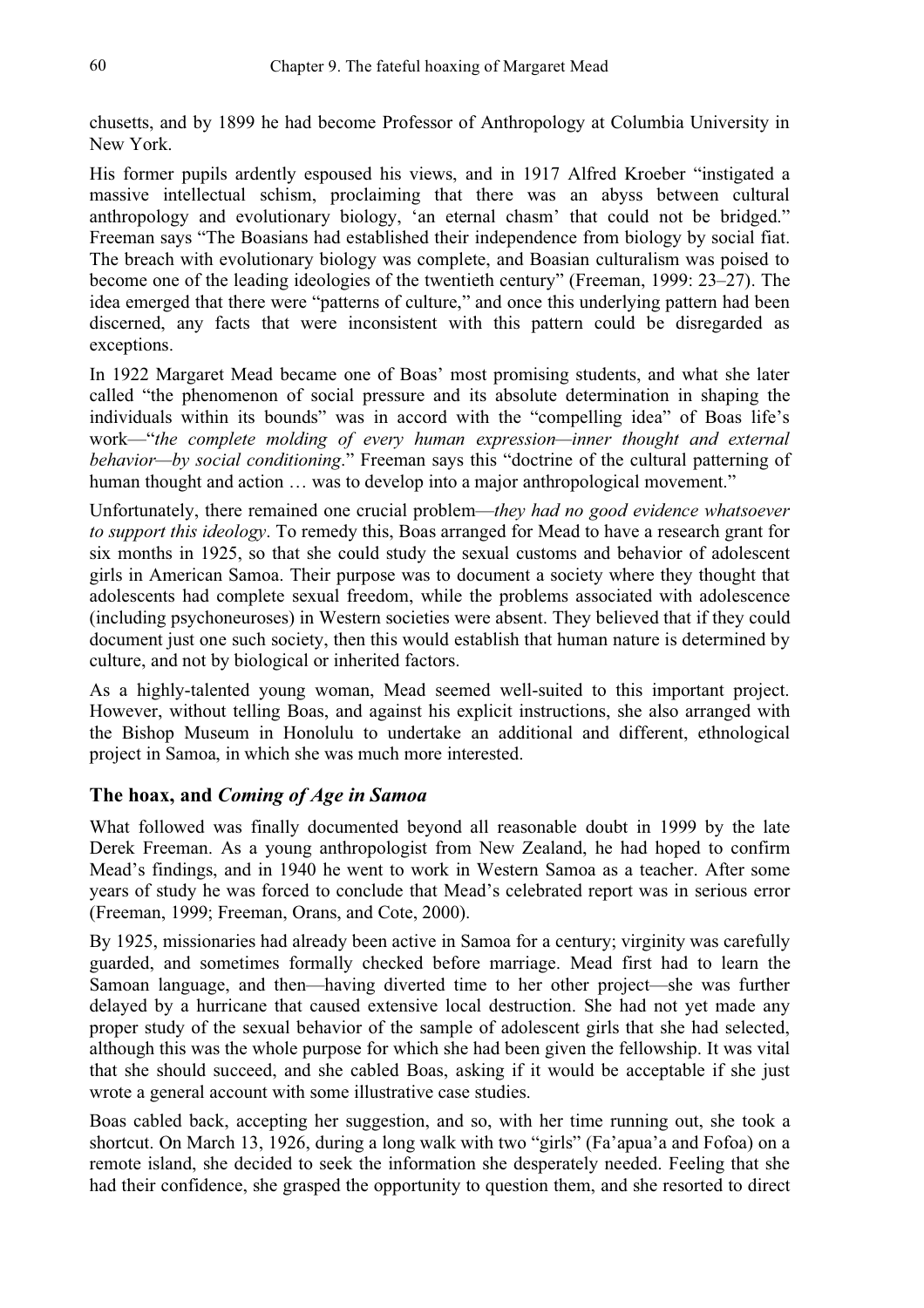chusetts, and by 1899 he had become Professor of Anthropology at Columbia University in New York.

His former pupils ardently espoused his views, and in 1917 Alfred Kroeber "instigated a massive intellectual schism, proclaiming that there was an abyss between cultural anthropology and evolutionary biology, 'an eternal chasm' that could not be bridged." Freeman says "The Boasians had established their independence from biology by social fiat. The breach with evolutionary biology was complete, and Boasian culturalism was poised to become one of the leading ideologies of the twentieth century" (Freeman, 1999: 23–27). The idea emerged that there were "patterns of culture," and once this underlying pattern had been discerned, any facts that were inconsistent with this pattern could be disregarded as exceptions.

In 1922 Margaret Mead became one of Boas' most promising students, and what she later called "the phenomenon of social pressure and its absolute determination in shaping the individuals within its bounds" was in accord with the "compelling idea" of Boas life's work—"*the complete molding of every human expression—inner thought and external behavior—by social conditioning*." Freeman says this "doctrine of the cultural patterning of human thought and action … was to develop into a major anthropological movement."

Unfortunately, there remained one crucial problem—*they had no good evidence whatsoever to support this ideology*. To remedy this, Boas arranged for Mead to have a research grant for six months in 1925, so that she could study the sexual customs and behavior of adolescent girls in American Samoa. Their purpose was to document a society where they thought that adolescents had complete sexual freedom, while the problems associated with adolescence (including psychoneuroses) in Western societies were absent. They believed that if they could document just one such society, then this would establish that human nature is determined by culture, and not by biological or inherited factors.

As a highly-talented young woman, Mead seemed well-suited to this important project. However, without telling Boas, and against his explicit instructions, she also arranged with the Bishop Museum in Honolulu to undertake an additional and different, ethnological project in Samoa, in which she was much more interested.

## The hoax, and *Coming of Age in Samoa*

What followed was finally documented beyond all reasonable doubt in 1999 by the late Derek Freeman. As a young anthropologist from New Zealand, he had hoped to confirm Mead's findings, and in 1940 he went to work in Western Samoa as a teacher. After some years of study he was forced to conclude that Mead's celebrated report was in serious error (Freeman, 1999; Freeman, Orans, and Cote, 2000).

By 1925, missionaries had already been active in Samoa for a century; virginity was carefully guarded, and sometimes formally checked before marriage. Mead first had to learn the Samoan language, and then—having diverted time to her other project—she was further delayed by a hurricane that caused extensive local destruction. She had not yet made any proper study of the sexual behavior of the sample of adolescent girls that she had selected, although this was the whole purpose for which she had been given the fellowship. It was vital that she should succeed, and she cabled Boas, asking if it would be acceptable if she just wrote a general account with some illustrative case studies.

Boas cabled back, accepting her suggestion, and so, with her time running out, she took a shortcut. On March 13, 1926, during a long walk with two "girls" (Fa'apua'a and Fofoa) on a remote island, she decided to seek the information she desperately needed. Feeling that she had their confidence, she grasped the opportunity to question them, and she resorted to direct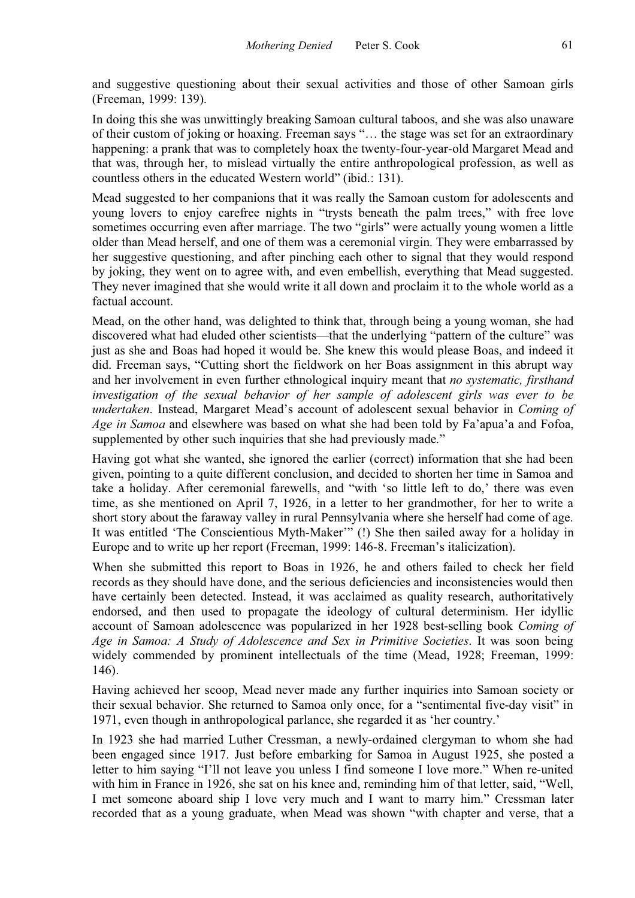and suggestive questioning about their sexual activities and those of other Samoan girls (Freeman, 1999: 139).

In doing this she was unwittingly breaking Samoan cultural taboos, and she was also unaware of their custom of joking or hoaxing. Freeman says "… the stage was set for an extraordinary happening: a prank that was to completely hoax the twenty-four-year-old Margaret Mead and that was, through her, to mislead virtually the entire anthropological profession, as well as countless others in the educated Western world" (ibid.: 131).

Mead suggested to her companions that it was really the Samoan custom for adolescents and young lovers to enjoy carefree nights in "trysts beneath the palm trees," with free love sometimes occurring even after marriage. The two "girls" were actually young women a little older than Mead herself, and one of them was a ceremonial virgin. They were embarrassed by her suggestive questioning, and after pinching each other to signal that they would respond by joking, they went on to agree with, and even embellish, everything that Mead suggested. They never imagined that she would write it all down and proclaim it to the whole world as a factual account.

Mead, on the other hand, was delighted to think that, through being a young woman, she had discovered what had eluded other scientists—that the underlying "pattern of the culture" was just as she and Boas had hoped it would be. She knew this would please Boas, and indeed it did. Freeman says, "Cutting short the fieldwork on her Boas assignment in this abrupt way and her involvement in even further ethnological inquiry meant that *no systematic, firsthand investigation of the sexual behavior of her sample of adolescent girls was ever to be undertaken*. Instead, Margaret Mead's account of adolescent sexual behavior in *Coming of Age in Samoa* and elsewhere was based on what she had been told by Fa'apua'a and Fofoa, supplemented by other such inquiries that she had previously made."

Having got what she wanted, she ignored the earlier (correct) information that she had been given, pointing to a quite different conclusion, and decided to shorten her time in Samoa and take a holiday. After ceremonial farewells, and "with 'so little left to do,' there was even time, as she mentioned on April 7, 1926, in a letter to her grandmother, for her to write a short story about the faraway valley in rural Pennsylvania where she herself had come of age. It was entitled 'The Conscientious Myth-Maker'" (!) She then sailed away for a holiday in Europe and to write up her report (Freeman, 1999: 146-8. Freeman's italicization).

When she submitted this report to Boas in 1926, he and others failed to check her field records as they should have done, and the serious deficiencies and inconsistencies would then have certainly been detected. Instead, it was acclaimed as quality research, authoritatively endorsed, and then used to propagate the ideology of cultural determinism. Her idyllic account of Samoan adolescence was popularized in her 1928 best-selling book *Coming of Age in Samoa: A Study of Adolescence and Sex in Primitive Societies*. It was soon being widely commended by prominent intellectuals of the time (Mead, 1928; Freeman, 1999: 146).

Having achieved her scoop, Mead never made any further inquiries into Samoan society or their sexual behavior. She returned to Samoa only once, for a "sentimental five-day visit" in 1971, even though in anthropological parlance, she regarded it as 'her country.'

In 1923 she had married Luther Cressman, a newly-ordained clergyman to whom she had been engaged since 1917. Just before embarking for Samoa in August 1925, she posted a letter to him saying "I'll not leave you unless I find someone I love more." When re-united with him in France in 1926, she sat on his knee and, reminding him of that letter, said, "Well, I met someone aboard ship I love very much and I want to marry him." Cressman later recorded that as a young graduate, when Mead was shown "with chapter and verse, that a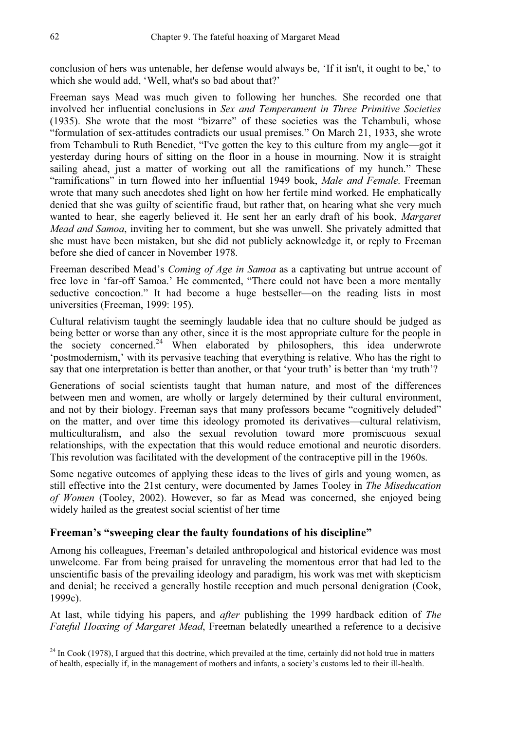conclusion of hers was untenable, her defense would always be, 'If it isn't, it ought to be,' to which she would add, 'Well, what's so bad about that?'

Freeman says Mead was much given to following her hunches. She recorded one that involved her influential conclusions in *Sex and Temperament in Three Primitive Societies* (1935). She wrote that the most "bizarre" of these societies was the Tchambuli, whose "formulation of sex-attitudes contradicts our usual premises." On March 21, 1933, she wrote from Tchambuli to Ruth Benedict, "I've gotten the key to this culture from my angle—got it yesterday during hours of sitting on the floor in a house in mourning. Now it is straight sailing ahead, just a matter of working out all the ramifications of my hunch." These "ramifications" in turn flowed into her influential 1949 book, *Male and Female*. Freeman wrote that many such anecdotes shed light on how her fertile mind worked. He emphatically denied that she was guilty of scientific fraud, but rather that, on hearing what she very much wanted to hear, she eagerly believed it. He sent her an early draft of his book, *Margaret Mead and Samoa*, inviting her to comment, but she was unwell. She privately admitted that she must have been mistaken, but she did not publicly acknowledge it, or reply to Freeman before she died of cancer in November 1978.

Freeman described Mead's *Coming of Age in Samoa* as a captivating but untrue account of free love in 'far-off Samoa.' He commented, "There could not have been a more mentally seductive concoction." It had become a huge bestseller—on the reading lists in most universities (Freeman, 1999: 195).

Cultural relativism taught the seemingly laudable idea that no culture should be judged as being better or worse than any other, since it is the most appropriate culture for the people in the society concerned.[24] When elaborated by philosophers, this idea underwrote 'postmodernism,' with its pervasive teaching that everything is relative. Who has the right to say that one interpretation is better than another, or that 'your truth' is better than 'my truth'?

Generations of social scientists taught that human nature, and most of the differences between men and women, are wholly or largely determined by their cultural environment, and not by their biology. Freeman says that many professors became "cognitively deluded" on the matter, and over time this ideology promoted its derivatives—cultural relativism, multiculturalism, and also the sexual revolution toward more promiscuous sexual relationships, with the expectation that this would reduce emotional and neurotic disorders. This revolution was facilitated with the development of the contraceptive pill in the 1960s.

Some negative outcomes of applying these ideas to the lives of girls and young women, as still effective into the 21st century, were documented by James Tooley in *The Miseducation of Women* (Tooley, 2002). However, so far as Mead was concerned, she enjoyed being widely hailed as the greatest social scientist of her time

### Freeman's "sweeping clear the faulty foundations of his discipline"

Among his colleagues, Freeman's detailed anthropological and historical evidence was most unwelcome. Far from being praised for unraveling the momentous error that had led to the unscientific basis of the prevailing ideology and paradigm, his work was met with skepticism and denial; he received a generally hostile reception and much personal denigration (Cook, 1999c).

At last, while tidying his papers, and *after* publishing the 1999 hardback edition of *The Fateful Hoaxing of Margaret Mead*, Freeman belatedly unearthed a reference to a decisive

[24] In Cook (1978), I argued that this doctrine, which prevailed at the time, certainly did not hold true in matters of health, especially if, in the management of mothers and infants, a society's customs led to their ill-health.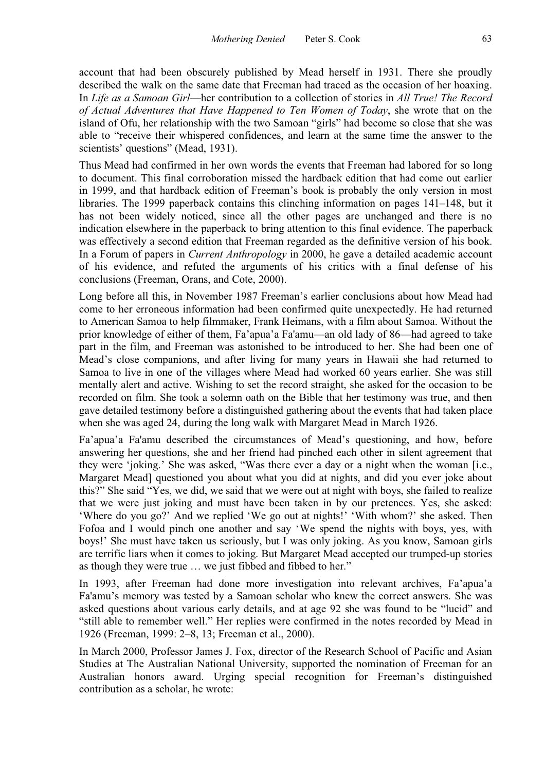account that had been obscurely published by Mead herself in 1931. There she proudly described the walk on the same date that Freeman had traced as the occasion of her hoaxing. In *Life as a Samoan Girl*—her contribution to a collection of stories in *All True! The Record of Actual Adventures that Have Happened to Ten Women of Today*, she wrote that on the island of Ofu, her relationship with the two Samoan "girls" had become so close that she was able to "receive their whispered confidences, and learn at the same time the answer to the scientists' questions" (Mead, 1931).

Thus Mead had confirmed in her own words the events that Freeman had labored for so long to document. This final corroboration missed the hardback edition that had come out earlier in 1999, and that hardback edition of Freeman's book is probably the only version in most libraries. The 1999 paperback contains this clinching information on pages 141–148, but it has not been widely noticed, since all the other pages are unchanged and there is no indication elsewhere in the paperback to bring attention to this final evidence. The paperback was effectively a second edition that Freeman regarded as the definitive version of his book. In a Forum of papers in *Current Anthropology* in 2000, he gave a detailed academic account of his evidence, and refuted the arguments of his critics with a final defense of his conclusions (Freeman, Orans, and Cote, 2000).

Long before all this, in November 1987 Freeman's earlier conclusions about how Mead had come to her erroneous information had been confirmed quite unexpectedly. He had returned to American Samoa to help filmmaker, Frank Heimans, with a film about Samoa. Without the prior knowledge of either of them, Fa'apua'a Fa'amu—an old lady of 86—had agreed to take part in the film, and Freeman was astonished to be introduced to her. She had been one of Mead's close companions, and after living for many years in Hawaii she had returned to Samoa to live in one of the villages where Mead had worked 60 years earlier. She was still mentally alert and active. Wishing to set the record straight, she asked for the occasion to be recorded on film. She took a solemn oath on the Bible that her testimony was true, and then gave detailed testimony before a distinguished gathering about the events that had taken place when she was aged 24, during the long walk with Margaret Mead in March 1926.

Fa'apua'a Fa'amu described the circumstances of Mead's questioning, and how, before answering her questions, she and her friend had pinched each other in silent agreement that they were 'joking.' She was asked, "Was there ever a day or a night when the woman [i.e., Margaret Mead] questioned you about what you did at nights, and did you ever joke about this?" She said "Yes, we did, we said that we were out at night with boys, she failed to realize that we were just joking and must have been taken in by our pretences. Yes, she asked: 'Where do you go?' And we replied 'We go out at nights!' 'With whom?' she asked. Then Fofoa and I would pinch one another and say 'We spend the nights with boys, yes, with boys!' She must have taken us seriously, but I was only joking. As you know, Samoan girls are terrific liars when it comes to joking. But Margaret Mead accepted our trumped-up stories as though they were true … we just fibbed and fibbed to her."

In 1993, after Freeman had done more investigation into relevant archives, Fa'apua'a Fa'amu's memory was tested by a Samoan scholar who knew the correct answers. She was asked questions about various early details, and at age 92 she was found to be "lucid" and "still able to remember well." Her replies were confirmed in the notes recorded by Mead in 1926 (Freeman, 1999: 2–8, 13; Freeman et al., 2000).

In March 2000, Professor James J. Fox, director of the Research School of Pacific and Asian Studies at The Australian National University, supported the nomination of Freeman for an Australian honors award. Urging special recognition for Freeman's distinguished contribution as a scholar, he wrote: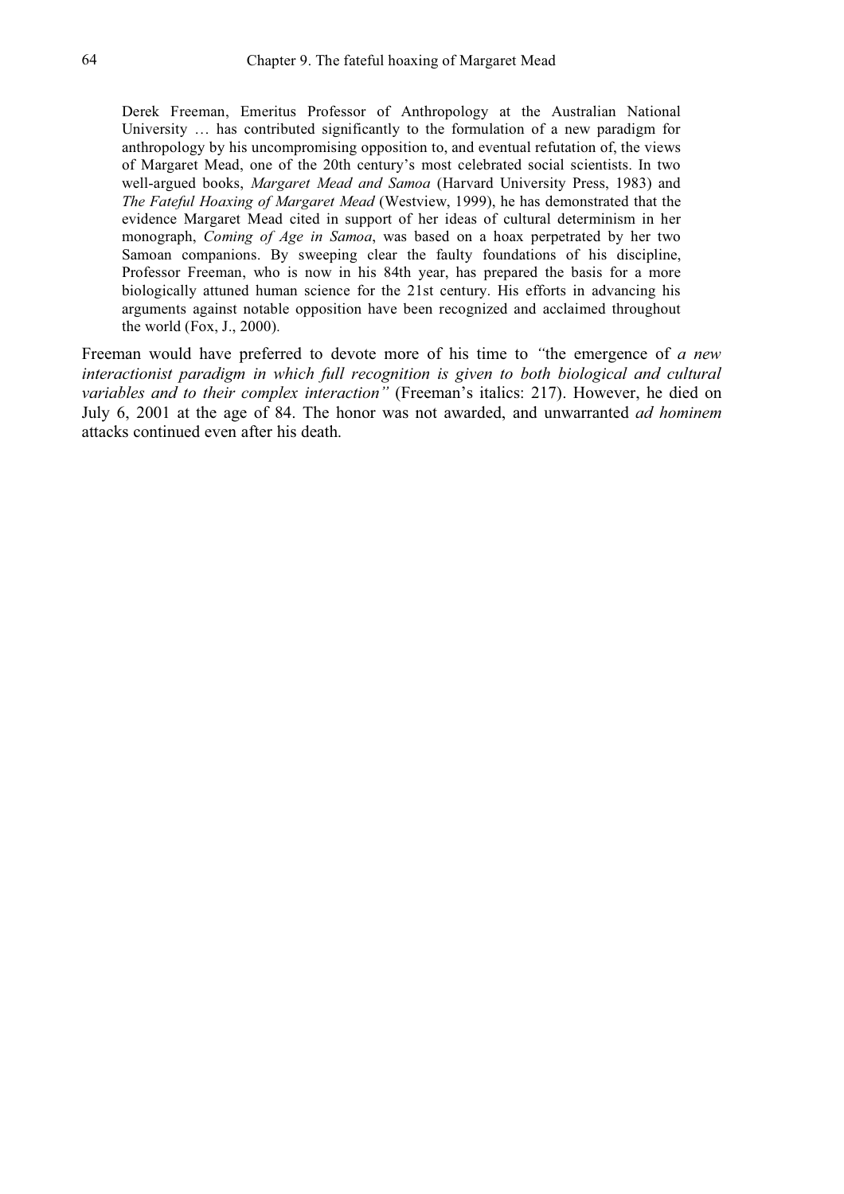> Derek Freeman, Emeritus Professor of Anthropology at the Australian National University … has contributed significantly to the formulation of a new paradigm for anthropology by his uncompromising opposition to, and eventual refutation of, the views of Margaret Mead, one of the 20th century's most celebrated social scientists. In two well-argued books, *Margaret Mead and Samoa* (Harvard University Press, 1983) and *The Fateful Hoaxing of Margaret Mead* (Westview, 1999), he has demonstrated that the evidence Margaret Mead cited in support of her ideas of cultural determinism in her monograph, *Coming of Age in Samoa*, was based on a hoax perpetrated by her two Samoan companions. By sweeping clear the faulty foundations of his discipline, Professor Freeman, who is now in his 84th year, has prepared the basis for a more biologically attuned human science for the 21st century. His efforts in advancing his arguments against notable opposition have been recognized and acclaimed throughout the world (Fox, J., 2000).

Freeman would have preferred to devote more of his time to *"*the emergence of *a new interactionist paradigm in which full recognition is given to both biological and cultural variables and to their complex interaction"* (Freeman's italics: 217). However, he died on July 6, 2001 at the age of 84. The honor was not awarded, and unwarranted *ad hominem* attacks continued even after his death.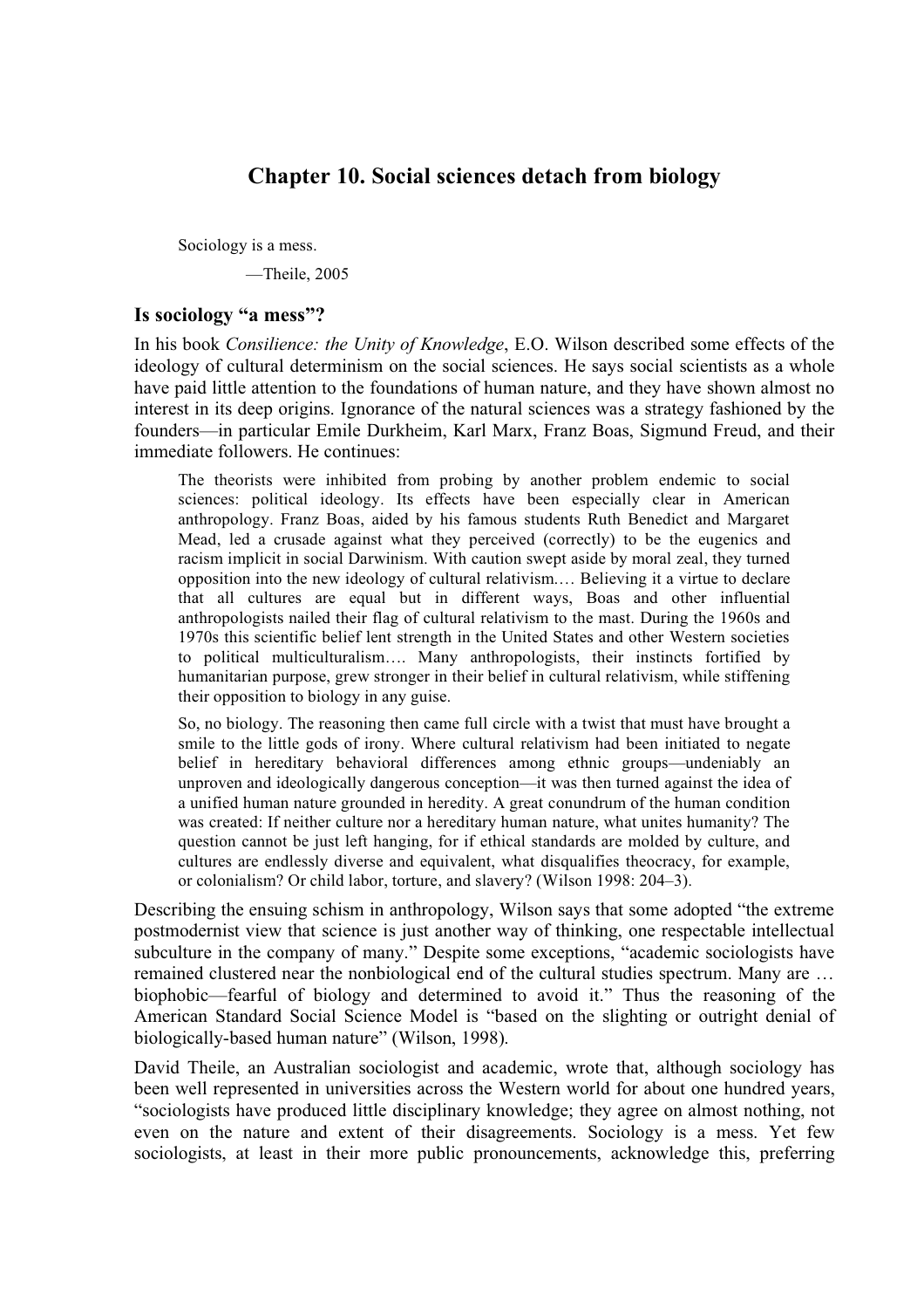# Chapter 10. Social sciences detach from biology

> Sociology is a mess.
>
> —Theile, 2005

### Is sociology "a mess"?

In his book *Consilience: the Unity of Knowledge*, E.O. Wilson described some effects of the ideology of cultural determinism on the social sciences. He says social scientists as a whole have paid little attention to the foundations of human nature, and they have shown almost no interest in its deep origins. Ignorance of the natural sciences was a strategy fashioned by the founders—in particular Emile Durkheim, Karl Marx, Franz Boas, Sigmund Freud, and their immediate followers. He continues:

> The theorists were inhibited from probing by another problem endemic to social sciences: political ideology. Its effects have been especially clear in American anthropology. Franz Boas, aided by his famous students Ruth Benedict and Margaret Mead, led a crusade against what they perceived (correctly) to be the eugenics and racism implicit in social Darwinism. With caution swept aside by moral zeal, they turned opposition into the new ideology of cultural relativism.… Believing it a virtue to declare that all cultures are equal but in different ways, Boas and other influential anthropologists nailed their flag of cultural relativism to the mast. During the 1960s and 1970s this scientific belief lent strength in the United States and other Western societies to political multiculturalism…. Many anthropologists, their instincts fortified by humanitarian purpose, grew stronger in their belief in cultural relativism, while stiffening their opposition to biology in any guise.
>
> So, no biology. The reasoning then came full circle with a twist that must have brought a smile to the little gods of irony. Where cultural relativism had been initiated to negate belief in hereditary behavioral differences among ethnic groups—undeniably an unproven and ideologically dangerous conception—it was then turned against the idea of a unified human nature grounded in heredity. A great conundrum of the human condition was created: If neither culture nor a hereditary human nature, what unites humanity? The question cannot be just left hanging, for if ethical standards are molded by culture, and cultures are endlessly diverse and equivalent, what disqualifies theocracy, for example, or colonialism? Or child labor, torture, and slavery? (Wilson 1998: 204–3).

Describing the ensuing schism in anthropology, Wilson says that some adopted "the extreme postmodernist view that science is just another way of thinking, one respectable intellectual subculture in the company of many." Despite some exceptions, "academic sociologists have remained clustered near the nonbiological end of the cultural studies spectrum. Many are … biophobic—fearful of biology and determined to avoid it." Thus the reasoning of the American Standard Social Science Model is "based on the slighting or outright denial of biologically-based human nature" (Wilson, 1998).

David Theile, an Australian sociologist and academic, wrote that, although sociology has been well represented in universities across the Western world for about one hundred years, "sociologists have produced little disciplinary knowledge; they agree on almost nothing, not even on the nature and extent of their disagreements. Sociology is a mess. Yet few sociologists, at least in their more public pronouncements, acknowledge this, preferring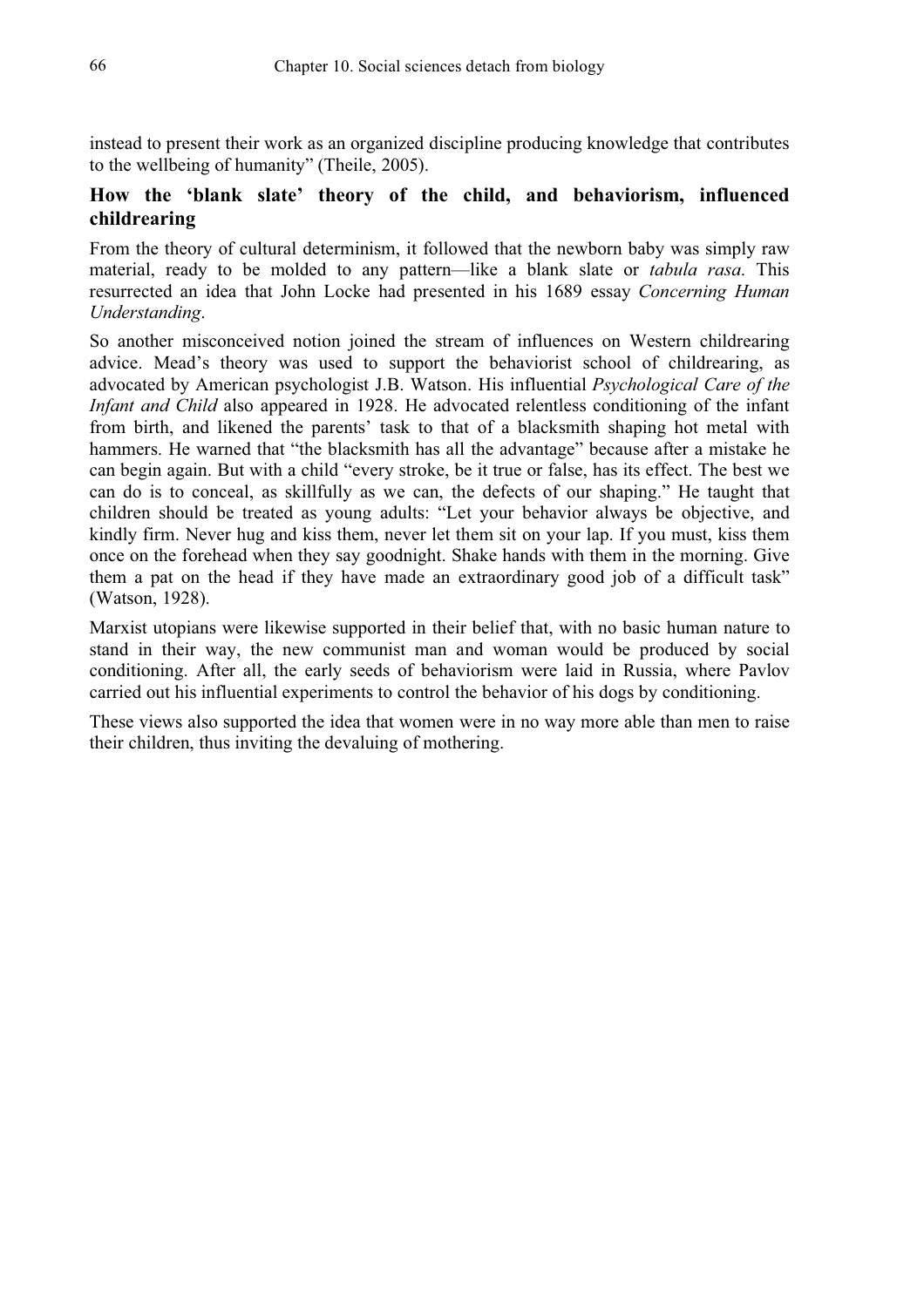instead to present their work as an organized discipline producing knowledge that contributes to the wellbeing of humanity" (Theile, 2005).

### How the 'blank slate' theory of the child, and behaviorism, influenced childrearing

From the theory of cultural determinism, it followed that the newborn baby was simply raw material, ready to be molded to any pattern—like a blank slate or *tabula rasa*. This resurrected an idea that John Locke had presented in his 1689 essay *Concerning Human Understanding*.

So another misconceived notion joined the stream of influences on Western childrearing advice. Mead's theory was used to support the behaviorist school of childrearing, as advocated by American psychologist J.B. Watson. His influential *Psychological Care of the Infant and Child* also appeared in 1928. He advocated relentless conditioning of the infant from birth, and likened the parents' task to that of a blacksmith shaping hot metal with hammers. He warned that "the blacksmith has all the advantage" because after a mistake he can begin again. But with a child "every stroke, be it true or false, has its effect. The best we can do is to conceal, as skillfully as we can, the defects of our shaping." He taught that children should be treated as young adults: "Let your behavior always be objective, and kindly firm. Never hug and kiss them, never let them sit on your lap. If you must, kiss them once on the forehead when they say goodnight. Shake hands with them in the morning. Give them a pat on the head if they have made an extraordinary good job of a difficult task" (Watson, 1928).

Marxist utopians were likewise supported in their belief that, with no basic human nature to stand in their way, the new communist man and woman would be produced by social conditioning. After all, the early seeds of behaviorism were laid in Russia, where Pavlov carried out his influential experiments to control the behavior of his dogs by conditioning.

These views also supported the idea that women were in no way more able than men to raise their children, thus inviting the devaluing of mothering.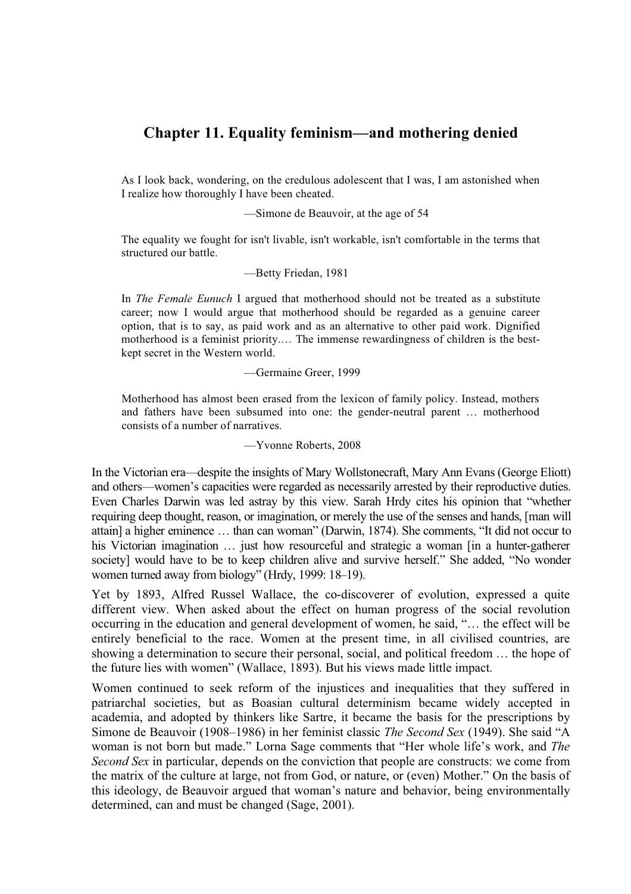# Chapter 11. Equality feminism—and mothering denied

> As I look back, wondering, on the credulous adolescent that I was, I am astonished when I realize how thoroughly I have been cheated.
>
> —Simone de Beauvoir, at the age of 54

> The equality we fought for isn't livable, isn't workable, isn't comfortable in the terms that structured our battle.
>
> —Betty Friedan, 1981

> In *The Female Eunuch* I argued that motherhood should not be treated as a substitute career; now I would argue that motherhood should be regarded as a genuine career option, that is to say, as paid work and as an alternative to other paid work. Dignified motherhood is a feminist priority.… The immense rewardingness of children is the best-kept secret in the Western world.
>
> —Germaine Greer, 1999

> Motherhood has almost been erased from the lexicon of family policy. Instead, mothers and fathers have been subsumed into one: the gender-neutral parent … motherhood consists of a number of narratives.
>
> —Yvonne Roberts, 2008

In the Victorian era—despite the insights of Mary Wollstonecraft, Mary Ann Evans (George Eliott) and others—women's capacities were regarded as necessarily arrested by their reproductive duties. Even Charles Darwin was led astray by this view. Sarah Hrdy cites his opinion that "whether requiring deep thought, reason, or imagination, or merely the use of the senses and hands, [man will attain] a higher eminence … than can woman" (Darwin, 1874). She comments, "It did not occur to his Victorian imagination … just how resourceful and strategic a woman [in a hunter-gatherer society] would have to be to keep children alive and survive herself." She added, "No wonder women turned away from biology" (Hrdy, 1999: 18–19).

Yet by 1893, Alfred Russel Wallace, the co-discoverer of evolution, expressed a quite different view. When asked about the effect on human progress of the social revolution occurring in the education and general development of women, he said, "… the effect will be entirely beneficial to the race. Women at the present time, in all civilised countries, are showing a determination to secure their personal, social, and political freedom … the hope of the future lies with women" (Wallace, 1893). But his views made little impact.

Women continued to seek reform of the injustices and inequalities that they suffered in patriarchal societies, but as Boasian cultural determinism became widely accepted in academia, and adopted by thinkers like Sartre, it became the basis for the prescriptions by Simone de Beauvoir (1908–1986) in her feminist classic *The Second Sex* (1949). She said "A woman is not born but made." Lorna Sage comments that "Her whole life's work, and *The Second Sex* in particular, depends on the conviction that people are constructs: we come from the matrix of the culture at large, not from God, or nature, or (even) Mother." On the basis of this ideology, de Beauvoir argued that woman's nature and behavior, being environmentally determined, can and must be changed (Sage, 2001).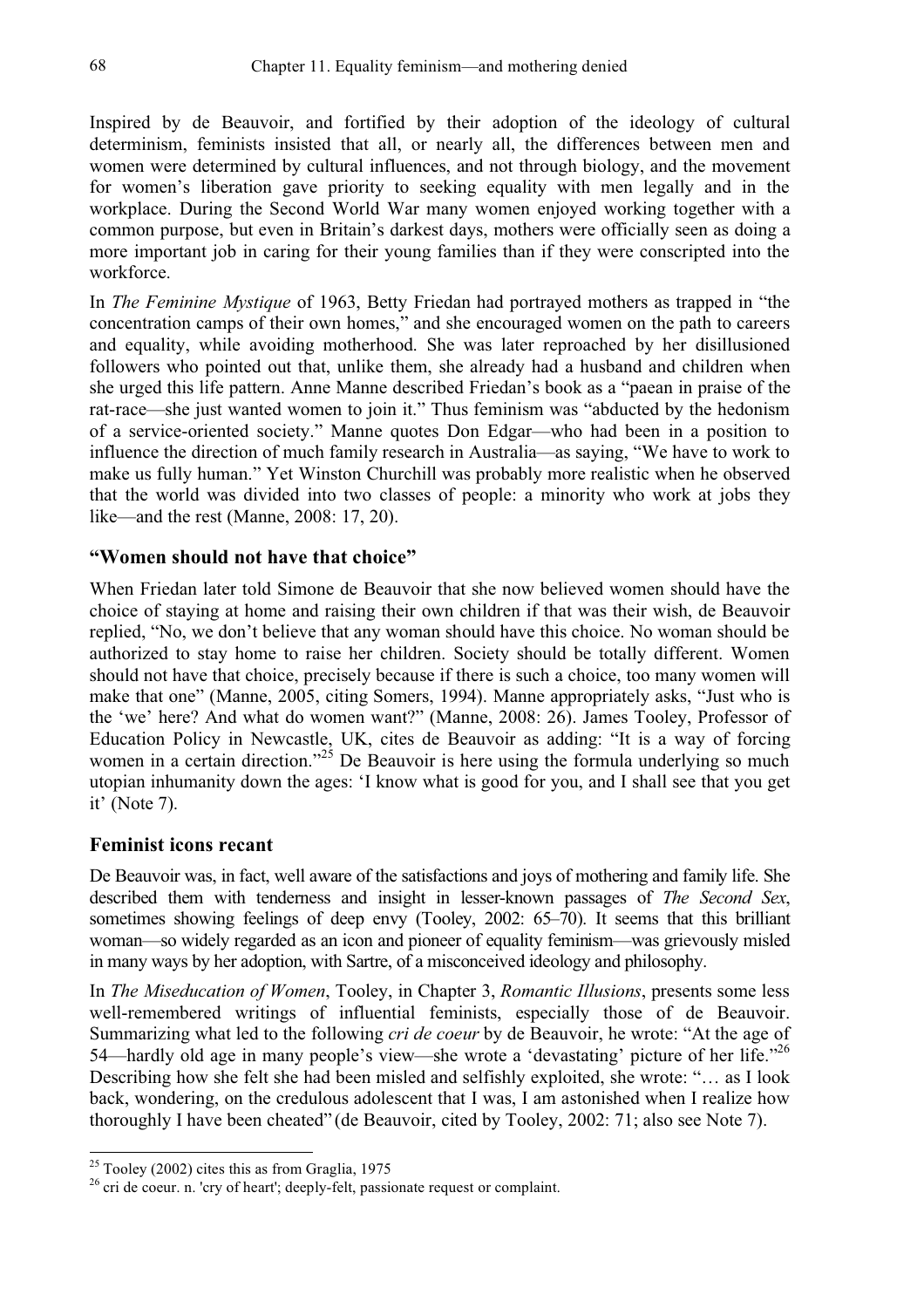Inspired by de Beauvoir, and fortified by their adoption of the ideology of cultural determinism, feminists insisted that all, or nearly all, the differences between men and women were determined by cultural influences, and not through biology, and the movement for women's liberation gave priority to seeking equality with men legally and in the workplace. During the Second World War many women enjoyed working together with a common purpose, but even in Britain's darkest days, mothers were officially seen as doing a more important job in caring for their young families than if they were conscripted into the workforce.

In *The Feminine Mystique* of 1963, Betty Friedan had portrayed mothers as trapped in "the concentration camps of their own homes," and she encouraged women on the path to careers and equality, while avoiding motherhood. She was later reproached by her disillusioned followers who pointed out that, unlike them, she already had a husband and children when she urged this life pattern. Anne Manne described Friedan's book as a "paean in praise of the rat-race—she just wanted women to join it." Thus feminism was "abducted by the hedonism of a service-oriented society." Manne quotes Don Edgar—who had been in a position to influence the direction of much family research in Australia—as saying, "We have to work to make us fully human." Yet Winston Churchill was probably more realistic when he observed that the world was divided into two classes of people: a minority who work at jobs they like—and the rest (Manne, 2008: 17, 20).

### "Women should not have that choice"

When Friedan later told Simone de Beauvoir that she now believed women should have the choice of staying at home and raising their own children if that was their wish, de Beauvoir replied, "No, we don't believe that any woman should have this choice. No woman should be authorized to stay home to raise her children. Society should be totally different. Women should not have that choice, precisely because if there is such a choice, too many women will make that one" (Manne, 2005, citing Somers, 1994). Manne appropriately asks, "Just who is the 'we' here? And what do women want?" (Manne, 2008: 26). James Tooley, Professor of Education Policy in Newcastle, UK, cites de Beauvoir as adding: "It is a way of forcing women in a certain direction."[25] De Beauvoir is here using the formula underlying so much utopian inhumanity down the ages: 'I know what is good for you, and I shall see that you get it' (Note 7).

### Feminist icons recant

De Beauvoir was, in fact, well aware of the satisfactions and joys of mothering and family life. She described them with tenderness and insight in lesser-known passages of *The Second Sex*, sometimes showing feelings of deep envy (Tooley, 2002: 65–70). It seems that this brilliant woman—so widely regarded as an icon and pioneer of equality feminism—was grievously misled in many ways by her adoption, with Sartre, of a misconceived ideology and philosophy.

In *The Miseducation of Women*, Tooley, in Chapter 3, *Romantic Illusions*, presents some less well-remembered writings of influential feminists, especially those of de Beauvoir. Summarizing what led to the following *cri de coeur* by de Beauvoir, he wrote: "At the age of 54—hardly old age in many people's view—she wrote a 'devastating' picture of her life."[26] Describing how she felt she had been misled and selfishly exploited, she wrote: "… as I look back, wondering, on the credulous adolescent that I was, I am astonished when I realize how thoroughly I have been cheated" (de Beauvoir, cited by Tooley, 2002: 71; also see Note 7).

---

[25] Tooley (2002) cites this as from Graglia, 1975

[26] cri de coeur. n. 'cry of heart'; deeply-felt, passionate request or complaint.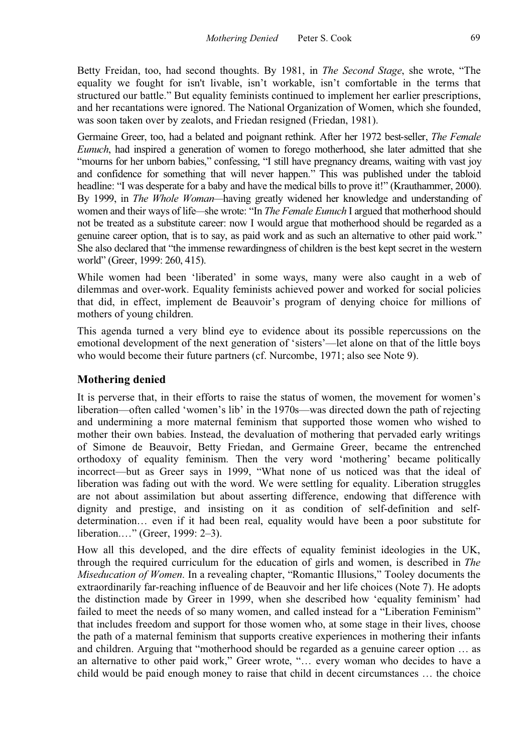Betty Freidan, too, had second thoughts. By 1981, in *The Second Stage*, she wrote, "The equality we fought for isn't livable, isn't workable, isn't comfortable in the terms that structured our battle." But equality feminists continued to implement her earlier prescriptions, and her recantations were ignored. The National Organization of Women, which she founded, was soon taken over by zealots, and Friedan resigned (Friedan, 1981).

Germaine Greer, too, had a belated and poignant rethink. After her 1972 best-seller, *The Female Eunuch*, had inspired a generation of women to forego motherhood, she later admitted that she "mourns for her unborn babies," confessing, "I still have pregnancy dreams, waiting with vast joy and confidence for something that will never happen." This was published under the tabloid headline: "I was desperate for a baby and have the medical bills to prove it!" (Krauthammer, 2000). By 1999, in *The Whole Woman*—having greatly widened her knowledge and understanding of women and their ways of life—she wrote: "In *The Female Eunuch* I argued that motherhood should not be treated as a substitute career: now I would argue that motherhood should be regarded as a genuine career option, that is to say, as paid work and as such an alternative to other paid work." She also declared that "the immense rewardingness of children is the best kept secret in the western world" (Greer, 1999: 260, 415).

While women had been 'liberated' in some ways, many were also caught in a web of dilemmas and over-work. Equality feminists achieved power and worked for social policies that did, in effect, implement de Beauvoir's program of denying choice for millions of mothers of young children.

This agenda turned a very blind eye to evidence about its possible repercussions on the emotional development of the next generation of 'sisters'—let alone on that of the little boys who would become their future partners (cf. Nurcombe, 1971; also see Note 9).

## Mothering denied

It is perverse that, in their efforts to raise the status of women, the movement for women's liberation—often called 'women's lib' in the 1970s—was directed down the path of rejecting and undermining a more maternal feminism that supported those women who wished to mother their own babies. Instead, the devaluation of mothering that pervaded early writings of Simone de Beauvoir, Betty Friedan, and Germaine Greer, became the entrenched orthodoxy of equality feminism. Then the very word 'mothering' became politically incorrect—but as Greer says in 1999, "What none of us noticed was that the ideal of liberation was fading out with the word. We were settling for equality. Liberation struggles are not about assimilation but about asserting difference, endowing that difference with dignity and prestige, and insisting on it as condition of self-definition and self-determination… even if it had been real, equality would have been a poor substitute for liberation.…" (Greer, 1999: 2–3).

How all this developed, and the dire effects of equality feminist ideologies in the UK, through the required curriculum for the education of girls and women, is described in *The Miseducation of Women*. In a revealing chapter, "Romantic Illusions," Tooley documents the extraordinarily far-reaching influence of de Beauvoir and her life choices (Note 7). He adopts the distinction made by Greer in 1999, when she described how 'equality feminism' had failed to meet the needs of so many women, and called instead for a "Liberation Feminism" that includes freedom and support for those women who, at some stage in their lives, choose the path of a maternal feminism that supports creative experiences in mothering their infants and children. Arguing that "motherhood should be regarded as a genuine career option … as an alternative to other paid work," Greer wrote, "… every woman who decides to have a child would be paid enough money to raise that child in decent circumstances … the choice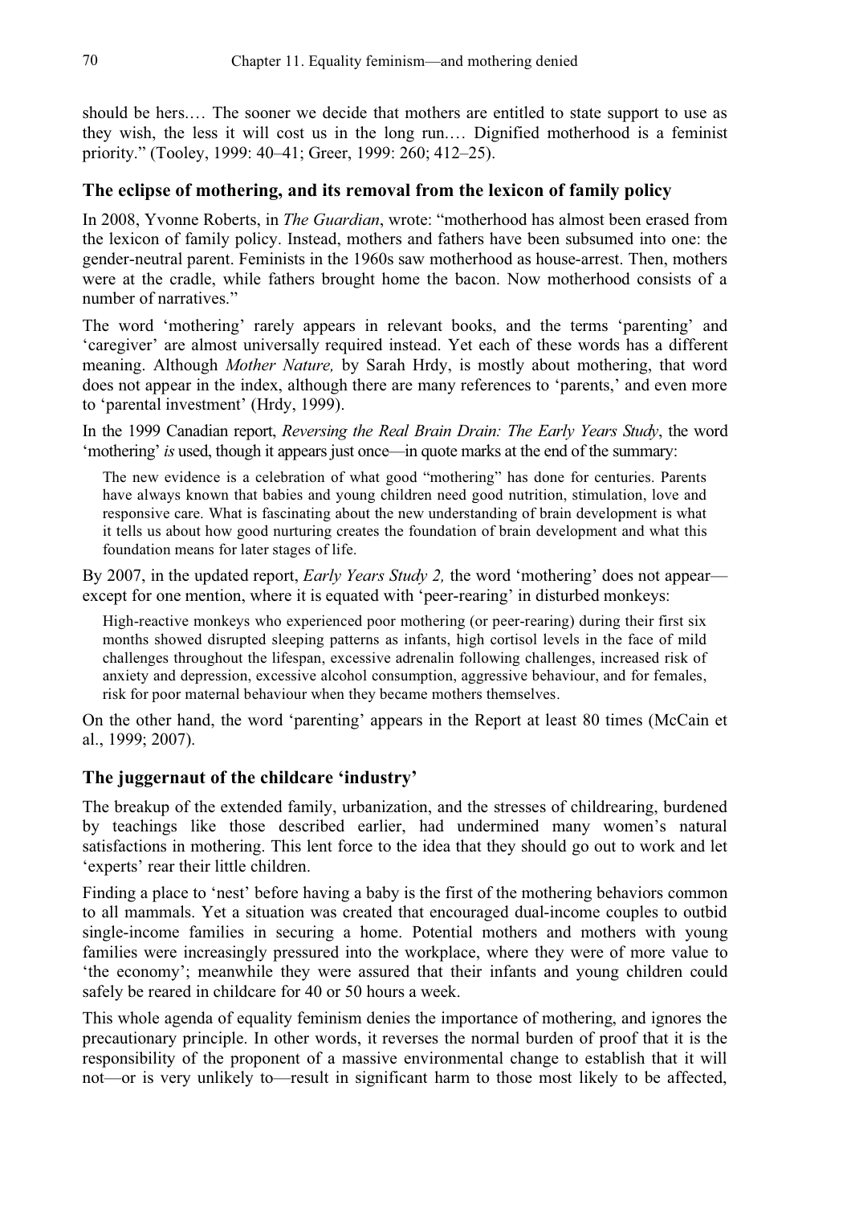should be hers.… The sooner we decide that mothers are entitled to state support to use as they wish, the less it will cost us in the long run.… Dignified motherhood is a feminist priority." (Tooley, 1999: 40–41; Greer, 1999: 260; 412–25).

### The eclipse of mothering, and its removal from the lexicon of family policy

In 2008, Yvonne Roberts, in *The Guardian*, wrote: "motherhood has almost been erased from the lexicon of family policy. Instead, mothers and fathers have been subsumed into one: the gender-neutral parent. Feminists in the 1960s saw motherhood as house-arrest. Then, mothers were at the cradle, while fathers brought home the bacon. Now motherhood consists of a number of narratives."

The word 'mothering' rarely appears in relevant books, and the terms 'parenting' and 'caregiver' are almost universally required instead. Yet each of these words has a different meaning. Although *Mother Nature,* by Sarah Hrdy, is mostly about mothering, that word does not appear in the index, although there are many references to 'parents,' and even more to 'parental investment' (Hrdy, 1999).

In the 1999 Canadian report, *Reversing the Real Brain Drain: The Early Years Study*, the word 'mothering' *is* used, though it appears just once—in quote marks at the end of the summary:

> The new evidence is a celebration of what good "mothering" has done for centuries. Parents have always known that babies and young children need good nutrition, stimulation, love and responsive care. What is fascinating about the new understanding of brain development is what it tells us about how good nurturing creates the foundation of brain development and what this foundation means for later stages of life.

By 2007, in the updated report, *Early Years Study 2,* the word 'mothering' does not appear—except for one mention, where it is equated with 'peer-rearing' in disturbed monkeys:

> High-reactive monkeys who experienced poor mothering (or peer-rearing) during their first six months showed disrupted sleeping patterns as infants, high cortisol levels in the face of mild challenges throughout the lifespan, excessive adrenalin following challenges, increased risk of anxiety and depression, excessive alcohol consumption, aggressive behaviour, and for females, risk for poor maternal behaviour when they became mothers themselves.

On the other hand, the word 'parenting' appears in the Report at least 80 times (McCain et al., 1999; 2007).

### The juggernaut of the childcare 'industry'

The breakup of the extended family, urbanization, and the stresses of childrearing, burdened by teachings like those described earlier, had undermined many women's natural satisfactions in mothering. This lent force to the idea that they should go out to work and let 'experts' rear their little children.

Finding a place to 'nest' before having a baby is the first of the mothering behaviors common to all mammals. Yet a situation was created that encouraged dual-income couples to outbid single-income families in securing a home. Potential mothers and mothers with young families were increasingly pressured into the workplace, where they were of more value to 'the economy'; meanwhile they were assured that their infants and young children could safely be reared in childcare for 40 or 50 hours a week.

This whole agenda of equality feminism denies the importance of mothering, and ignores the precautionary principle. In other words, it reverses the normal burden of proof that it is the responsibility of the proponent of a massive environmental change to establish that it will not—or is very unlikely to—result in significant harm to those most likely to be affected,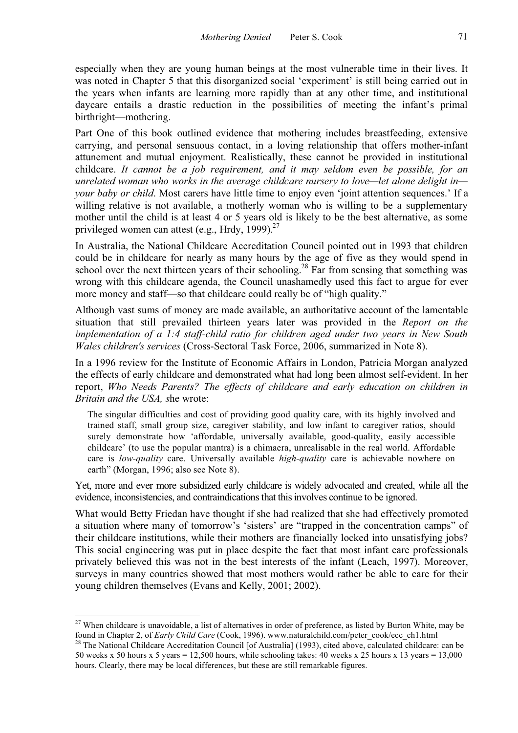especially when they are young human beings at the most vulnerable time in their lives. It was noted in Chapter 5 that this disorganized social 'experiment' is still being carried out in the years when infants are learning more rapidly than at any other time, and institutional daycare entails a drastic reduction in the possibilities of meeting the infant's primal birthright—mothering.

Part One of this book outlined evidence that mothering includes breastfeeding, extensive carrying, and personal sensuous contact, in a loving relationship that offers mother-infant attunement and mutual enjoyment. Realistically, these cannot be provided in institutional childcare. *It cannot be a job requirement, and it may seldom even be possible, for an unrelated woman who works in the average childcare nursery to love—let alone delight in—your baby or child*. Most carers have little time to enjoy even 'joint attention sequences.' If a willing relative is not available, a motherly woman who is willing to be a supplementary mother until the child is at least 4 or 5 years old is likely to be the best alternative, as some privileged women can attest (e.g., Hrdy, 1999).[27]

In Australia, the National Childcare Accreditation Council pointed out in 1993 that children could be in childcare for nearly as many hours by the age of five as they would spend in school over the next thirteen years of their schooling.[28] Far from sensing that something was wrong with this childcare agenda, the Council unashamedly used this fact to argue for ever more money and staff—so that childcare could really be of "high quality."

Although vast sums of money are made available, an authoritative account of the lamentable situation that still prevailed thirteen years later was provided in the *Report on the implementation of a 1:4 staff-child ratio for children aged under two years in New South Wales children's services* (Cross-Sectoral Task Force, 2006, summarized in Note 8).

In a 1996 review for the Institute of Economic Affairs in London, Patricia Morgan analyzed the effects of early childcare and demonstrated what had long been almost self-evident. In her report, *Who Needs Parents? The effects of childcare and early education on children in Britain and the USA, s*he wrote:

> The singular difficulties and cost of providing good quality care, with its highly involved and trained staff, small group size, caregiver stability, and low infant to caregiver ratios, should surely demonstrate how 'affordable, universally available, good-quality, easily accessible childcare' (to use the popular mantra) is a chimaera, unrealisable in the real world. Affordable care is *low-quality* care. Universally available *high-quality* care is achievable nowhere on earth" (Morgan, 1996; also see Note 8).

Yet, more and ever more subsidized early childcare is widely advocated and created, while all the evidence, inconsistencies, and contraindications that this involves continue to be ignored.

What would Betty Friedan have thought if she had realized that she had effectively promoted a situation where many of tomorrow's 'sisters' are "trapped in the concentration camps" of their childcare institutions, while their mothers are financially locked into unsatisfying jobs? This social engineering was put in place despite the fact that most infant care professionals privately believed this was not in the best interests of the infant (Leach, 1997). Moreover, surveys in many countries showed that most mothers would rather be able to care for their young children themselves (Evans and Kelly, 2001; 2002).

---

[27] When childcare is unavoidable, a list of alternatives in order of preference, as listed by Burton White, may be found in Chapter 2, of *Early Child Care* (Cook, 1996). www.naturalchild.com/peter_cook/ecc_ch1.html

[28] The National Childcare Accreditation Council [of Australia] (1993), cited above, calculated childcare: can be 50 weeks x 50 hours x 5 years = 12,500 hours, while schooling takes: 40 weeks x 25 hours x 13 years = 13,000 hours. Clearly, there may be local differences, but these are still remarkable figures.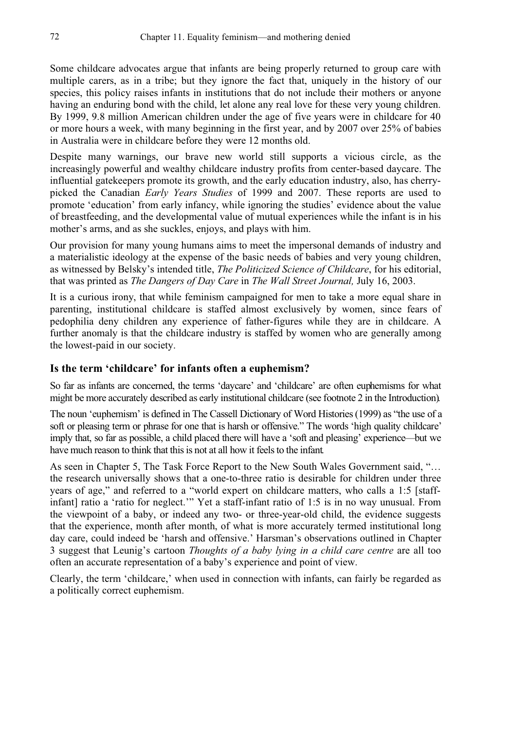Some childcare advocates argue that infants are being properly returned to group care with multiple carers, as in a tribe; but they ignore the fact that, uniquely in the history of our species, this policy raises infants in institutions that do not include their mothers or anyone having an enduring bond with the child, let alone any real love for these very young children. By 1999, 9.8 million American children under the age of five years were in childcare for 40 or more hours a week, with many beginning in the first year, and by 2007 over 25% of babies in Australia were in childcare before they were 12 months old.

Despite many warnings, our brave new world still supports a vicious circle, as the increasingly powerful and wealthy childcare industry profits from center-based daycare. The influential gatekeepers promote its growth, and the early education industry, also, has cherry-picked the Canadian *Early Years Studies* of 1999 and 2007. These reports are used to promote 'education' from early infancy, while ignoring the studies' evidence about the value of breastfeeding, and the developmental value of mutual experiences while the infant is in his mother's arms, and as she suckles, enjoys, and plays with him.

Our provision for many young humans aims to meet the impersonal demands of industry and a materialistic ideology at the expense of the basic needs of babies and very young children, as witnessed by Belsky's intended title, *The Politicized Science of Childcare*, for his editorial, that was printed as *The Dangers of Day Care* in *The Wall Street Journal,* July 16, 2003.

It is a curious irony, that while feminism campaigned for men to take a more equal share in parenting, institutional childcare is staffed almost exclusively by women, since fears of pedophilia deny children any experience of father-figures while they are in childcare. A further anomaly is that the childcare industry is staffed by women who are generally among the lowest-paid in our society.

### Is the term 'childcare' for infants often a euphemism?

So far as infants are concerned, the terms 'daycare' and 'childcare' are often euphemisms for what might be more accurately described as early institutional childcare (see footnote 2 in the Introduction).

The noun 'euphemism' is defined in The Cassell Dictionary of Word Histories (1999) as "the use of a soft or pleasing term or phrase for one that is harsh or offensive." The words 'high quality childcare' imply that, so far as possible, a child placed there will have a 'soft and pleasing' experience—but we have much reason to think that this is not at all how it feels to the infant.

As seen in Chapter 5, The Task Force Report to the New South Wales Government said, "… the research universally shows that a one-to-three ratio is desirable for children under three years of age," and referred to a "world expert on childcare matters, who calls a 1:5 [staff-infant] ratio a 'ratio for neglect.'" Yet a staff-infant ratio of 1:5 is in no way unusual. From the viewpoint of a baby, or indeed any two- or three-year-old child, the evidence suggests that the experience, month after month, of what is more accurately termed institutional long day care, could indeed be 'harsh and offensive.' Harsman's observations outlined in Chapter 3 suggest that Leunig's cartoon *Thoughts of a baby lying in a child care centre* are all too often an accurate representation of a baby's experience and point of view.

Clearly, the term 'childcare,' when used in connection with infants, can fairly be regarded as a politically correct euphemism.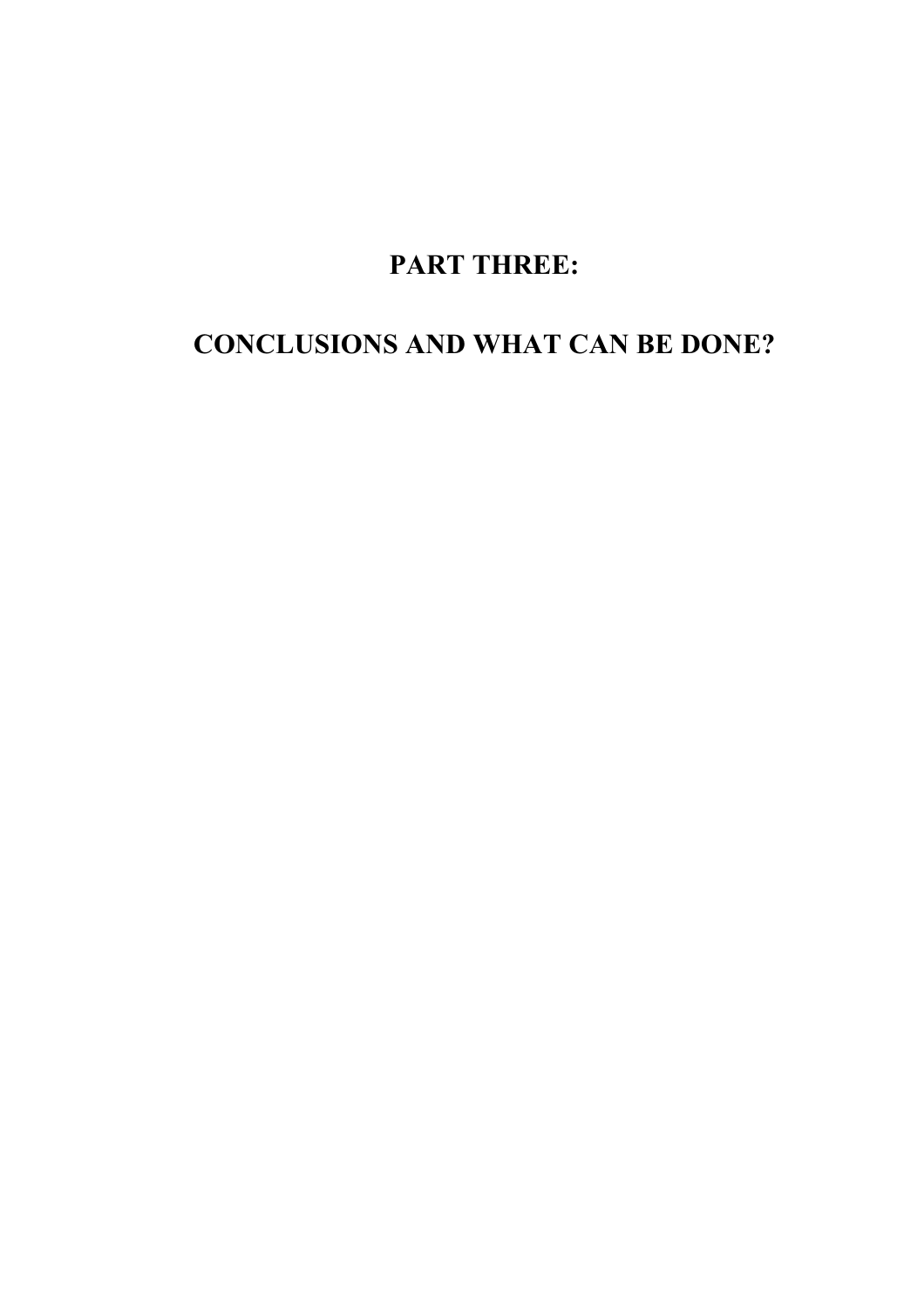# PART THREE:

# CONCLUSIONS AND WHAT CAN BE DONE?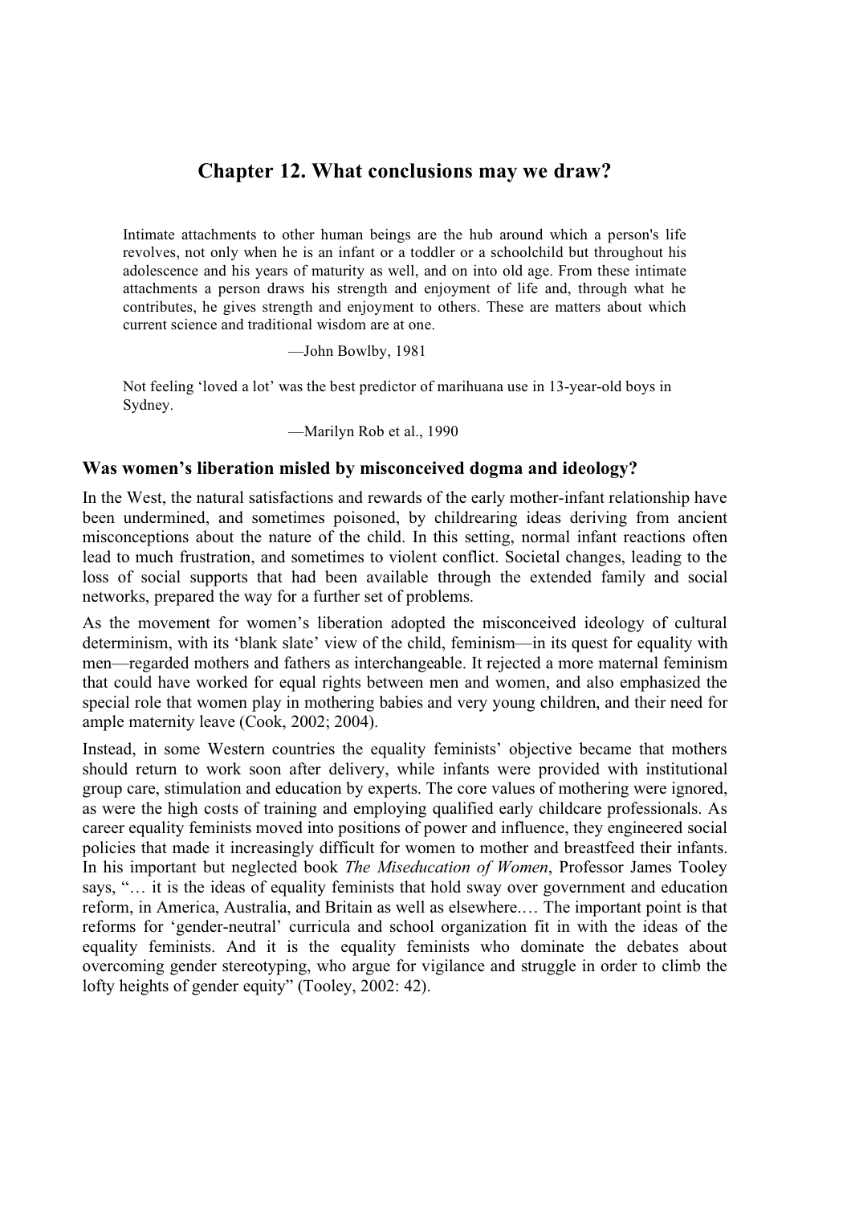# Chapter 12. What conclusions may we draw?

> Intimate attachments to other human beings are the hub around which a person's life revolves, not only when he is an infant or a toddler or a schoolchild but throughout his adolescence and his years of maturity as well, and on into old age. From these intimate attachments a person draws his strength and enjoyment of life and, through what he contributes, he gives strength and enjoyment to others. These are matters about which current science and traditional wisdom are at one.
>
> —John Bowlby, 1981

> Not feeling 'loved a lot' was the best predictor of marihuana use in 13-year-old boys in Sydney.
>
> —Marilyn Rob et al., 1990

### Was women's liberation misled by misconceived dogma and ideology?

In the West, the natural satisfactions and rewards of the early mother-infant relationship have been undermined, and sometimes poisoned, by childrearing ideas deriving from ancient misconceptions about the nature of the child. In this setting, normal infant reactions often lead to much frustration, and sometimes to violent conflict. Societal changes, leading to the loss of social supports that had been available through the extended family and social networks, prepared the way for a further set of problems.

As the movement for women's liberation adopted the misconceived ideology of cultural determinism, with its 'blank slate' view of the child, feminism—in its quest for equality with men—regarded mothers and fathers as interchangeable. It rejected a more maternal feminism that could have worked for equal rights between men and women, and also emphasized the special role that women play in mothering babies and very young children, and their need for ample maternity leave (Cook, 2002; 2004).

Instead, in some Western countries the equality feminists' objective became that mothers should return to work soon after delivery, while infants were provided with institutional group care, stimulation and education by experts. The core values of mothering were ignored, as were the high costs of training and employing qualified early childcare professionals. As career equality feminists moved into positions of power and influence, they engineered social policies that made it increasingly difficult for women to mother and breastfeed their infants. In his important but neglected book *The Miseducation of Women*, Professor James Tooley says, "… it is the ideas of equality feminists that hold sway over government and education reform, in America, Australia, and Britain as well as elsewhere.… The important point is that reforms for 'gender-neutral' curricula and school organization fit in with the ideas of the equality feminists. And it is the equality feminists who dominate the debates about overcoming gender stereotyping, who argue for vigilance and struggle in order to climb the lofty heights of gender equity" (Tooley, 2002: 42).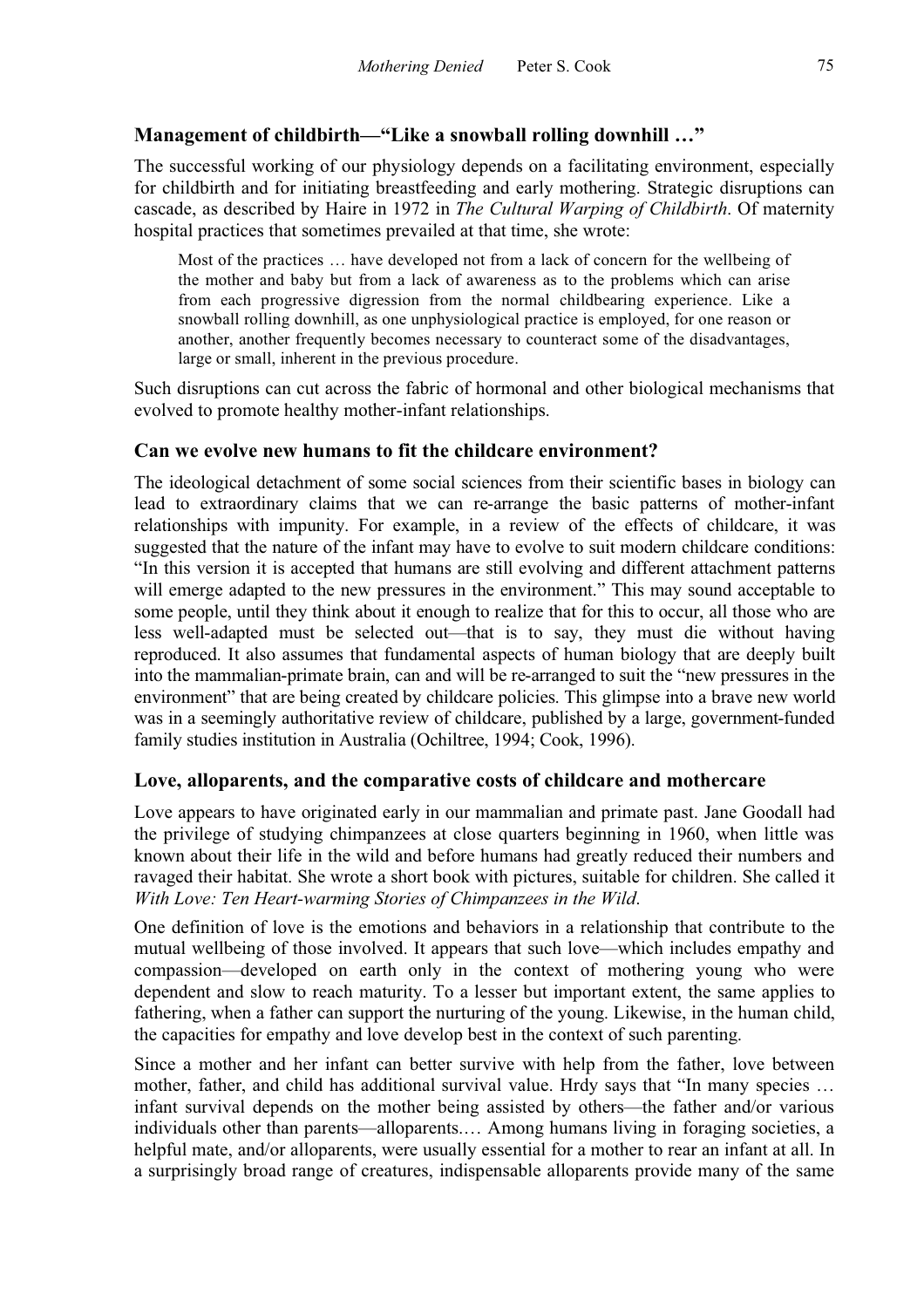### Management of childbirth—"Like a snowball rolling downhill …"

The successful working of our physiology depends on a facilitating environment, especially for childbirth and for initiating breastfeeding and early mothering. Strategic disruptions can cascade, as described by Haire in 1972 in *The Cultural Warping of Childbirth*. Of maternity hospital practices that sometimes prevailed at that time, she wrote:

> Most of the practices … have developed not from a lack of concern for the wellbeing of the mother and baby but from a lack of awareness as to the problems which can arise from each progressive digression from the normal childbearing experience. Like a snowball rolling downhill, as one unphysiological practice is employed, for one reason or another, another frequently becomes necessary to counteract some of the disadvantages, large or small, inherent in the previous procedure.

Such disruptions can cut across the fabric of hormonal and other biological mechanisms that evolved to promote healthy mother-infant relationships.

### Can we evolve new humans to fit the childcare environment?

The ideological detachment of some social sciences from their scientific bases in biology can lead to extraordinary claims that we can re-arrange the basic patterns of mother-infant relationships with impunity. For example, in a review of the effects of childcare, it was suggested that the nature of the infant may have to evolve to suit modern childcare conditions: "In this version it is accepted that humans are still evolving and different attachment patterns will emerge adapted to the new pressures in the environment." This may sound acceptable to some people, until they think about it enough to realize that for this to occur, all those who are less well-adapted must be selected out—that is to say, they must die without having reproduced. It also assumes that fundamental aspects of human biology that are deeply built into the mammalian-primate brain, can and will be re-arranged to suit the "new pressures in the environment" that are being created by childcare policies. This glimpse into a brave new world was in a seemingly authoritative review of childcare, published by a large, government-funded family studies institution in Australia (Ochiltree, 1994; Cook, 1996).

### Love, alloparents, and the comparative costs of childcare and mothercare

Love appears to have originated early in our mammalian and primate past. Jane Goodall had the privilege of studying chimpanzees at close quarters beginning in 1960, when little was known about their life in the wild and before humans had greatly reduced their numbers and ravaged their habitat. She wrote a short book with pictures, suitable for children. She called it *With Love: Ten Heart-warming Stories of Chimpanzees in the Wild*.

One definition of love is the emotions and behaviors in a relationship that contribute to the mutual wellbeing of those involved. It appears that such love—which includes empathy and compassion—developed on earth only in the context of mothering young who were dependent and slow to reach maturity. To a lesser but important extent, the same applies to fathering, when a father can support the nurturing of the young. Likewise, in the human child, the capacities for empathy and love develop best in the context of such parenting.

Since a mother and her infant can better survive with help from the father, love between mother, father, and child has additional survival value. Hrdy says that "In many species … infant survival depends on the mother being assisted by others—the father and/or various individuals other than parents—alloparents.… Among humans living in foraging societies, a helpful mate, and/or alloparents, were usually essential for a mother to rear an infant at all. In a surprisingly broad range of creatures, indispensable alloparents provide many of the same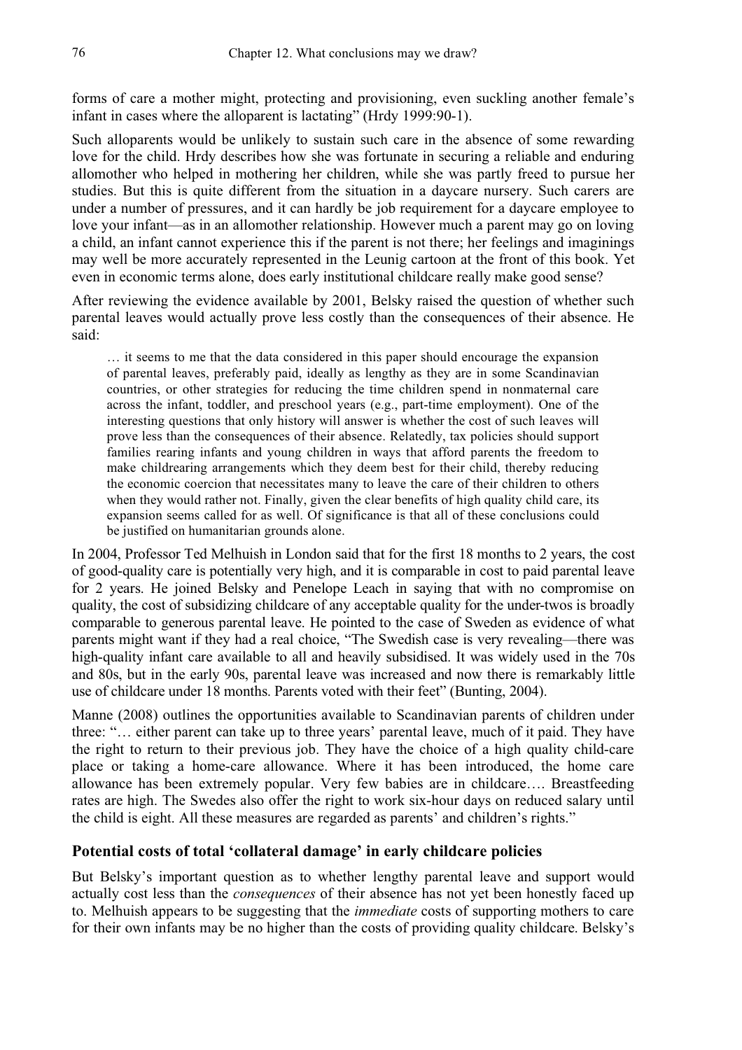forms of care a mother might, protecting and provisioning, even suckling another female's infant in cases where the alloparent is lactating" (Hrdy 1999:90-1).

Such alloparents would be unlikely to sustain such care in the absence of some rewarding love for the child. Hrdy describes how she was fortunate in securing a reliable and enduring allomother who helped in mothering her children, while she was partly freed to pursue her studies. But this is quite different from the situation in a daycare nursery. Such carers are under a number of pressures, and it can hardly be job requirement for a daycare employee to love your infant—as in an allomother relationship. However much a parent may go on loving a child, an infant cannot experience this if the parent is not there; her feelings and imaginings may well be more accurately represented in the Leunig cartoon at the front of this book. Yet even in economic terms alone, does early institutional childcare really make good sense?

After reviewing the evidence available by 2001, Belsky raised the question of whether such parental leaves would actually prove less costly than the consequences of their absence. He said:

> … it seems to me that the data considered in this paper should encourage the expansion of parental leaves, preferably paid, ideally as lengthy as they are in some Scandinavian countries, or other strategies for reducing the time children spend in nonmaternal care across the infant, toddler, and preschool years (e.g., part-time employment). One of the interesting questions that only history will answer is whether the cost of such leaves will prove less than the consequences of their absence. Relatedly, tax policies should support families rearing infants and young children in ways that afford parents the freedom to make childrearing arrangements which they deem best for their child, thereby reducing the economic coercion that necessitates many to leave the care of their children to others when they would rather not. Finally, given the clear benefits of high quality child care, its expansion seems called for as well. Of significance is that all of these conclusions could be justified on humanitarian grounds alone.

In 2004, Professor Ted Melhuish in London said that for the first 18 months to 2 years, the cost of good-quality care is potentially very high, and it is comparable in cost to paid parental leave for 2 years. He joined Belsky and Penelope Leach in saying that with no compromise on quality, the cost of subsidizing childcare of any acceptable quality for the under-twos is broadly comparable to generous parental leave. He pointed to the case of Sweden as evidence of what parents might want if they had a real choice, "The Swedish case is very revealing—there was high-quality infant care available to all and heavily subsidised. It was widely used in the 70s and 80s, but in the early 90s, parental leave was increased and now there is remarkably little use of childcare under 18 months. Parents voted with their feet" (Bunting, 2004).

Manne (2008) outlines the opportunities available to Scandinavian parents of children under three: "… either parent can take up to three years' parental leave, much of it paid. They have the right to return to their previous job. They have the choice of a high quality child-care place or taking a home-care allowance. Where it has been introduced, the home care allowance has been extremely popular. Very few babies are in childcare…. Breastfeeding rates are high. The Swedes also offer the right to work six-hour days on reduced salary until the child is eight. All these measures are regarded as parents' and children's rights."

### Potential costs of total 'collateral damage' in early childcare policies

But Belsky's important question as to whether lengthy parental leave and support would actually cost less than the *consequences* of their absence has not yet been honestly faced up to. Melhuish appears to be suggesting that the *immediate* costs of supporting mothers to care for their own infants may be no higher than the costs of providing quality childcare. Belsky's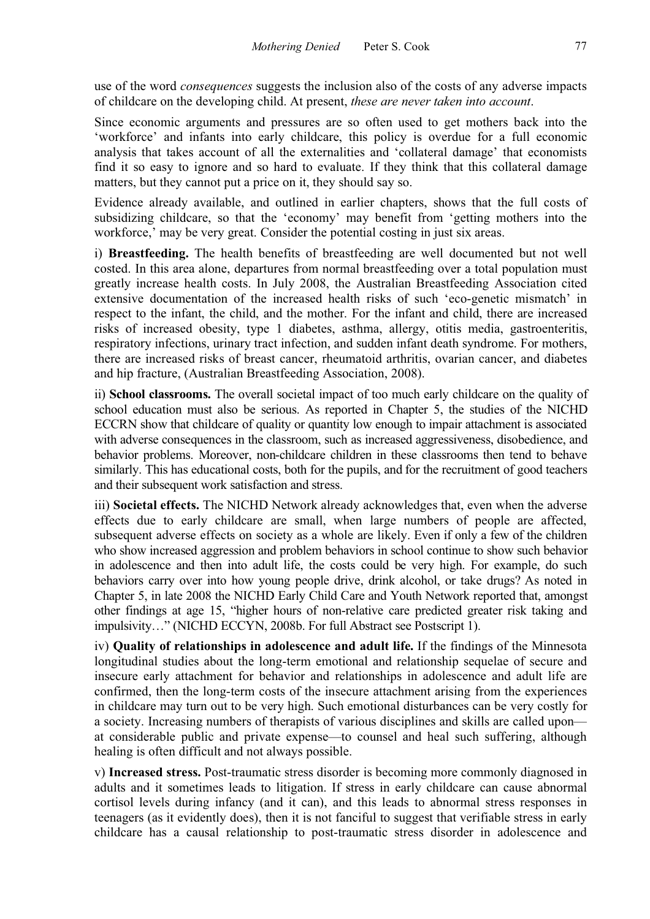use of the word *consequences* suggests the inclusion also of the costs of any adverse impacts of childcare on the developing child. At present, *these are never taken into account*.

Since economic arguments and pressures are so often used to get mothers back into the 'workforce' and infants into early childcare, this policy is overdue for a full economic analysis that takes account of all the externalities and 'collateral damage' that economists find it so easy to ignore and so hard to evaluate. If they think that this collateral damage matters, but they cannot put a price on it, they should say so.

Evidence already available, and outlined in earlier chapters, shows that the full costs of subsidizing childcare, so that the 'economy' may benefit from 'getting mothers into the workforce,' may be very great. Consider the potential costing in just six areas.

i) **Breastfeeding.** The health benefits of breastfeeding are well documented but not well costed. In this area alone, departures from normal breastfeeding over a total population must greatly increase health costs. In July 2008, the Australian Breastfeeding Association cited extensive documentation of the increased health risks of such 'eco-genetic mismatch' in respect to the infant, the child, and the mother. For the infant and child, there are increased risks of increased obesity, type 1 diabetes, asthma, allergy, otitis media, gastroenteritis, respiratory infections, urinary tract infection, and sudden infant death syndrome. For mothers, there are increased risks of breast cancer, rheumatoid arthritis, ovarian cancer, and diabetes and hip fracture, (Australian Breastfeeding Association, 2008).

ii) **School classrooms.** The overall societal impact of too much early childcare on the quality of school education must also be serious. As reported in Chapter 5, the studies of the NICHD ECCRN show that childcare of quality or quantity low enough to impair attachment is associated with adverse consequences in the classroom, such as increased aggressiveness, disobedience, and behavior problems. Moreover, non-childcare children in these classrooms then tend to behave similarly. This has educational costs, both for the pupils, and for the recruitment of good teachers and their subsequent work satisfaction and stress.

iii) **Societal effects.** The NICHD Network already acknowledges that, even when the adverse effects due to early childcare are small, when large numbers of people are affected, subsequent adverse effects on society as a whole are likely. Even if only a few of the children who show increased aggression and problem behaviors in school continue to show such behavior in adolescence and then into adult life, the costs could be very high. For example, do such behaviors carry over into how young people drive, drink alcohol, or take drugs? As noted in Chapter 5, in late 2008 the NICHD Early Child Care and Youth Network reported that, amongst other findings at age 15, "higher hours of non-relative care predicted greater risk taking and impulsivity…" (NICHD ECCYN, 2008b. For full Abstract see Postscript 1).

iv) **Quality of relationships in adolescence and adult life.** If the findings of the Minnesota longitudinal studies about the long-term emotional and relationship sequelae of secure and insecure early attachment for behavior and relationships in adolescence and adult life are confirmed, then the long-term costs of the insecure attachment arising from the experiences in childcare may turn out to be very high. Such emotional disturbances can be very costly for a society. Increasing numbers of therapists of various disciplines and skills are called upon—at considerable public and private expense—to counsel and heal such suffering, although healing is often difficult and not always possible.

v) **Increased stress.** Post-traumatic stress disorder is becoming more commonly diagnosed in adults and it sometimes leads to litigation. If stress in early childcare can cause abnormal cortisol levels during infancy (and it can), and this leads to abnormal stress responses in teenagers (as it evidently does), then it is not fanciful to suggest that verifiable stress in early childcare has a causal relationship to post-traumatic stress disorder in adolescence and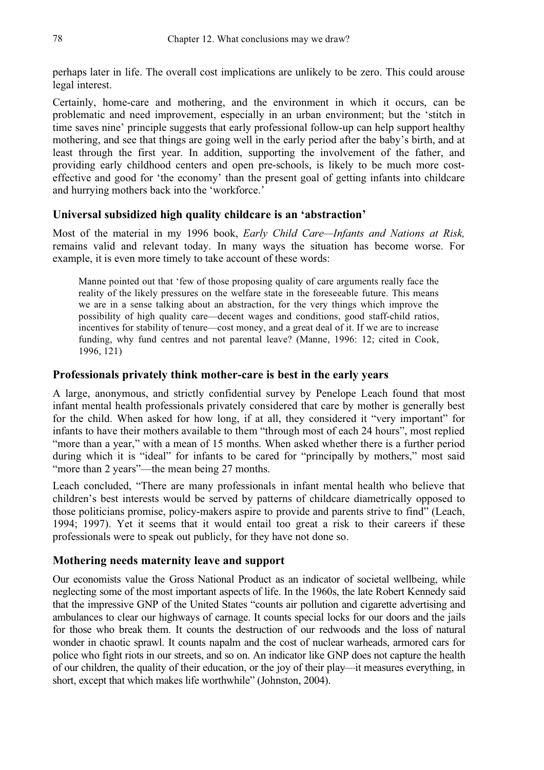perhaps later in life. The overall cost implications are unlikely to be zero. This could arouse legal interest.

Certainly, home-care and mothering, and the environment in which it occurs, can be problematic and need improvement, especially in an urban environment; but the 'stitch in time saves nine' principle suggests that early professional follow-up can help support healthy mothering, and see that things are going well in the early period after the baby's birth, and at least through the first year. In addition, supporting the involvement of the father, and providing early childhood centers and open pre-schools, is likely to be much more cost-effective and good for 'the economy' than the present goal of getting infants into childcare and hurrying mothers back into the 'workforce.'

### Universal subsidized high quality childcare is an 'abstraction'

Most of the material in my 1996 book, *Early Child Care—Infants and Nations at Risk,* remains valid and relevant today. In many ways the situation has become worse. For example, it is even more timely to take account of these words:

> Manne pointed out that 'few of those proposing quality of care arguments really face the reality of the likely pressures on the welfare state in the foreseeable future. This means we are in a sense talking about an abstraction, for the very things which improve the possibility of high quality care—decent wages and conditions, good staff-child ratios, incentives for stability of tenure—cost money, and a great deal of it. If we are to increase funding, why fund centres and not parental leave? (Manne, 1996: 12; cited in Cook, 1996, 121)

### Professionals privately think mother-care is best in the early years

A large, anonymous, and strictly confidential survey by Penelope Leach found that most infant mental health professionals privately considered that care by mother is generally best for the child. When asked for how long, if at all, they considered it "very important" for infants to have their mothers available to them "through most of each 24 hours", most replied "more than a year," with a mean of 15 months. When asked whether there is a further period during which it is "ideal" for infants to be cared for "principally by mothers," most said "more than 2 years"—the mean being 27 months.

Leach concluded, "There are many professionals in infant mental health who believe that children's best interests would be served by patterns of childcare diametrically opposed to those politicians promise, policy-makers aspire to provide and parents strive to find" (Leach, 1994; 1997). Yet it seems that it would entail too great a risk to their careers if these professionals were to speak out publicly, for they have not done so.

### Mothering needs maternity leave and support

Our economists value the Gross National Product as an indicator of societal wellbeing, while neglecting some of the most important aspects of life. In the 1960s, the late Robert Kennedy said that the impressive GNP of the United States "counts air pollution and cigarette advertising and ambulances to clear our highways of carnage. It counts special locks for our doors and the jails for those who break them. It counts the destruction of our redwoods and the loss of natural wonder in chaotic sprawl. It counts napalm and the cost of nuclear warheads, armored cars for police who fight riots in our streets, and so on. An indicator like GNP does not capture the health of our children, the quality of their education, or the joy of their play—it measures everything, in short, except that which makes life worthwhile" (Johnston, 2004).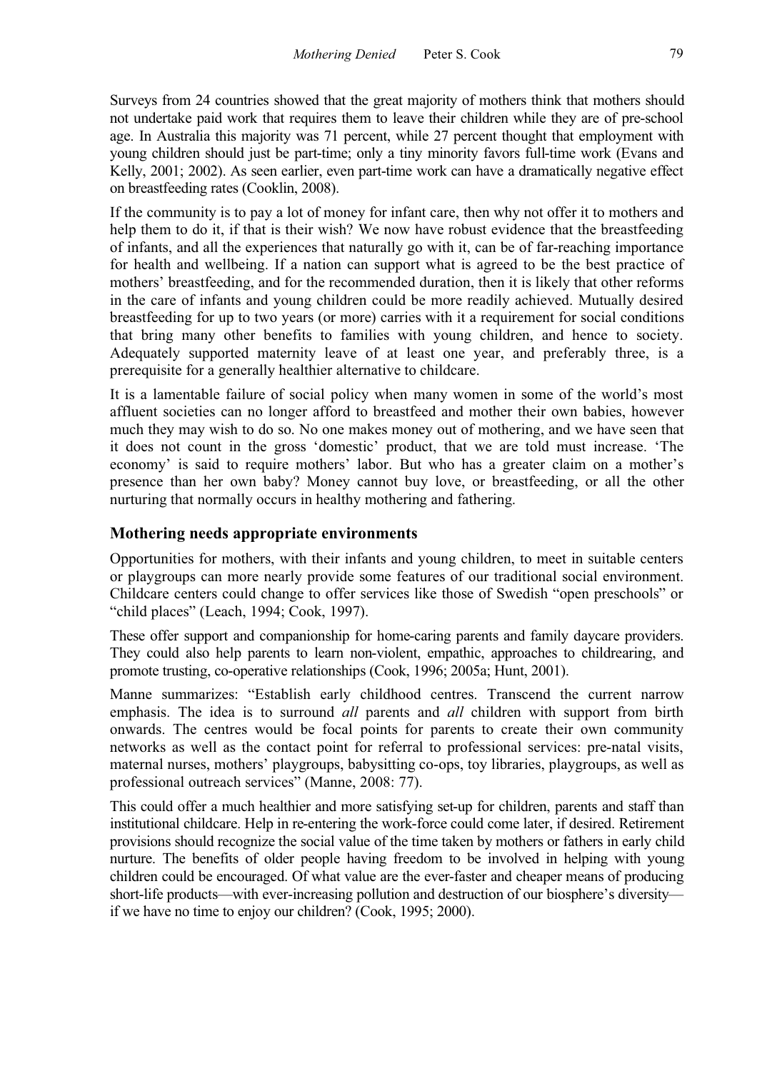Surveys from 24 countries showed that the great majority of mothers think that mothers should not undertake paid work that requires them to leave their children while they are of pre-school age. In Australia this majority was 71 percent, while 27 percent thought that employment with young children should just be part-time; only a tiny minority favors full-time work (Evans and Kelly, 2001; 2002). As seen earlier, even part-time work can have a dramatically negative effect on breastfeeding rates (Cooklin, 2008).

If the community is to pay a lot of money for infant care, then why not offer it to mothers and help them to do it, if that is their wish? We now have robust evidence that the breastfeeding of infants, and all the experiences that naturally go with it, can be of far-reaching importance for health and wellbeing. If a nation can support what is agreed to be the best practice of mothers' breastfeeding, and for the recommended duration, then it is likely that other reforms in the care of infants and young children could be more readily achieved. Mutually desired breastfeeding for up to two years (or more) carries with it a requirement for social conditions that bring many other benefits to families with young children, and hence to society. Adequately supported maternity leave of at least one year, and preferably three, is a prerequisite for a generally healthier alternative to childcare.

It is a lamentable failure of social policy when many women in some of the world's most affluent societies can no longer afford to breastfeed and mother their own babies, however much they may wish to do so. No one makes money out of mothering, and we have seen that it does not count in the gross 'domestic' product, that we are told must increase. 'The economy' is said to require mothers' labor. But who has a greater claim on a mother's presence than her own baby? Money cannot buy love, or breastfeeding, or all the other nurturing that normally occurs in healthy mothering and fathering.

## Mothering needs appropriate environments

Opportunities for mothers, with their infants and young children, to meet in suitable centers or playgroups can more nearly provide some features of our traditional social environment. Childcare centers could change to offer services like those of Swedish "open preschools" or "child places" (Leach, 1994; Cook, 1997).

These offer support and companionship for home-caring parents and family daycare providers. They could also help parents to learn non-violent, empathic, approaches to childrearing, and promote trusting, co-operative relationships (Cook, 1996; 2005a; Hunt, 2001).

Manne summarizes: "Establish early childhood centres. Transcend the current narrow emphasis. The idea is to surround *all* parents and *all* children with support from birth onwards. The centres would be focal points for parents to create their own community networks as well as the contact point for referral to professional services: pre-natal visits, maternal nurses, mothers' playgroups, babysitting co-ops, toy libraries, playgroups, as well as professional outreach services" (Manne, 2008: 77).

This could offer a much healthier and more satisfying set-up for children, parents and staff than institutional childcare. Help in re-entering the work-force could come later, if desired. Retirement provisions should recognize the social value of the time taken by mothers or fathers in early child nurture. The benefits of older people having freedom to be involved in helping with young children could be encouraged. Of what value are the ever-faster and cheaper means of producing short-life products—with ever-increasing pollution and destruction of our biosphere's diversity—if we have no time to enjoy our children? (Cook, 1995; 2000).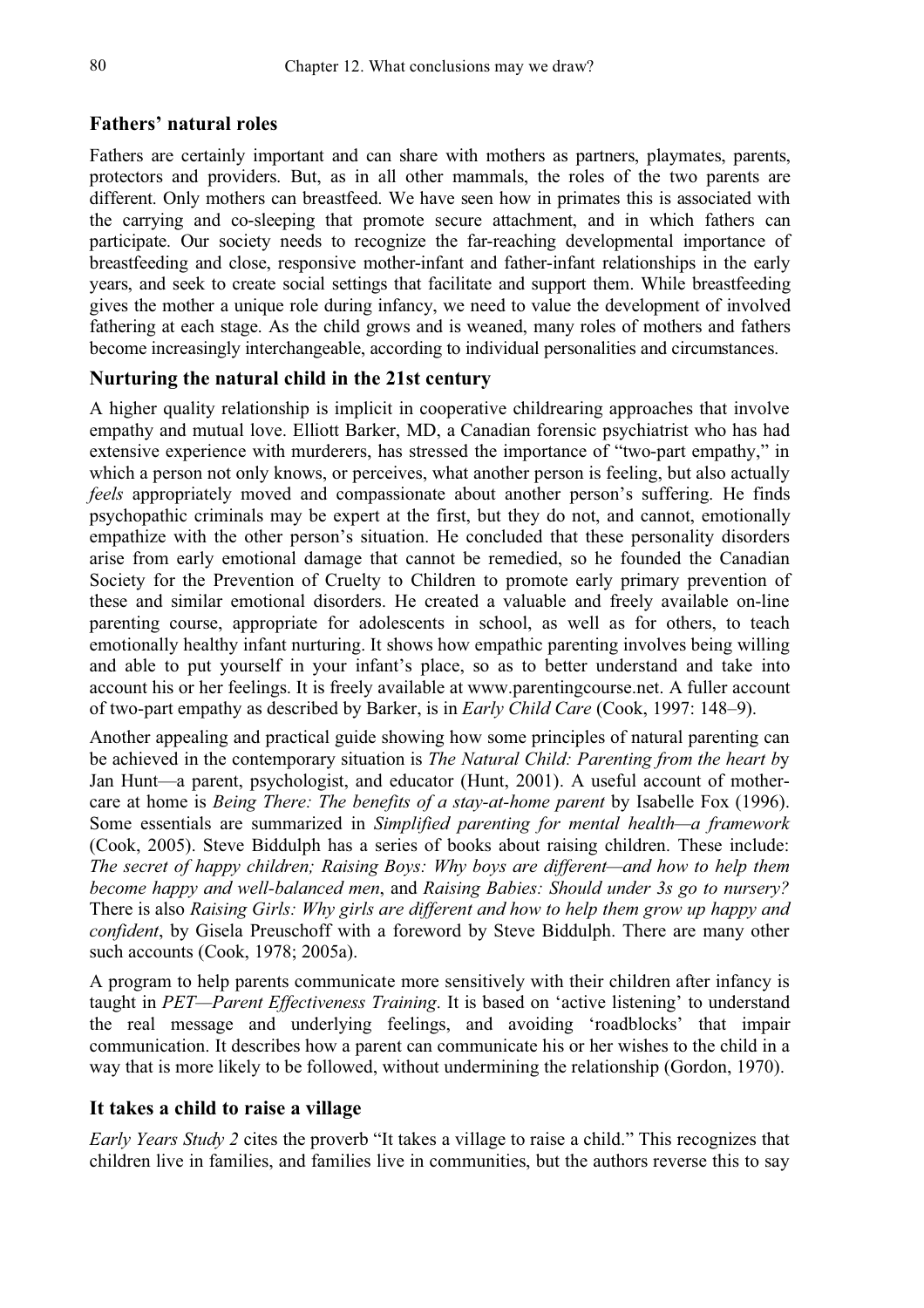## Fathers' natural roles

Fathers are certainly important and can share with mothers as partners, playmates, parents, protectors and providers. But, as in all other mammals, the roles of the two parents are different. Only mothers can breastfeed. We have seen how in primates this is associated with the carrying and co-sleeping that promote secure attachment, and in which fathers can participate. Our society needs to recognize the far-reaching developmental importance of breastfeeding and close, responsive mother-infant and father-infant relationships in the early years, and seek to create social settings that facilitate and support them. While breastfeeding gives the mother a unique role during infancy, we need to value the development of involved fathering at each stage. As the child grows and is weaned, many roles of mothers and fathers become increasingly interchangeable, according to individual personalities and circumstances.

## Nurturing the natural child in the 21st century

A higher quality relationship is implicit in cooperative childrearing approaches that involve empathy and mutual love. Elliott Barker, MD, a Canadian forensic psychiatrist who has had extensive experience with murderers, has stressed the importance of "two-part empathy," in which a person not only knows, or perceives, what another person is feeling, but also actually *feels* appropriately moved and compassionate about another person's suffering. He finds psychopathic criminals may be expert at the first, but they do not, and cannot, emotionally empathize with the other person's situation. He concluded that these personality disorders arise from early emotional damage that cannot be remedied, so he founded the Canadian Society for the Prevention of Cruelty to Children to promote early primary prevention of these and similar emotional disorders. He created a valuable and freely available on-line parenting course, appropriate for adolescents in school, as well as for others, to teach emotionally healthy infant nurturing. It shows how empathic parenting involves being willing and able to put yourself in your infant's place, so as to better understand and take into account his or her feelings. It is freely available at www.parentingcourse.net. A fuller account of two-part empathy as described by Barker, is in *Early Child Care* (Cook, 1997: 148–9).

Another appealing and practical guide showing how some principles of natural parenting can be achieved in the contemporary situation is *The Natural Child: Parenting from the heart b*y Jan Hunt—a parent, psychologist, and educator (Hunt, 2001). A useful account of mother-care at home is *Being There: The benefits of a stay-at-home parent* by Isabelle Fox (1996). Some essentials are summarized in *Simplified parenting for mental health—a framework* (Cook, 2005). Steve Biddulph has a series of books about raising children. These include: *The secret of happy children; Raising Boys: Why boys are different—and how to help them become happy and well-balanced men*, and *Raising Babies: Should under 3s go to nursery?* There is also *Raising Girls: Why girls are different and how to help them grow up happy and confident*, by Gisela Preuschoff with a foreword by Steve Biddulph. There are many other such accounts (Cook, 1978; 2005a).

A program to help parents communicate more sensitively with their children after infancy is taught in *PET—Parent Effectiveness Training*. It is based on 'active listening' to understand the real message and underlying feelings, and avoiding 'roadblocks' that impair communication. It describes how a parent can communicate his or her wishes to the child in a way that is more likely to be followed, without undermining the relationship (Gordon, 1970).

## It takes a child to raise a village

*Early Years Study 2* cites the proverb "It takes a village to raise a child." This recognizes that children live in families, and families live in communities, but the authors reverse this to say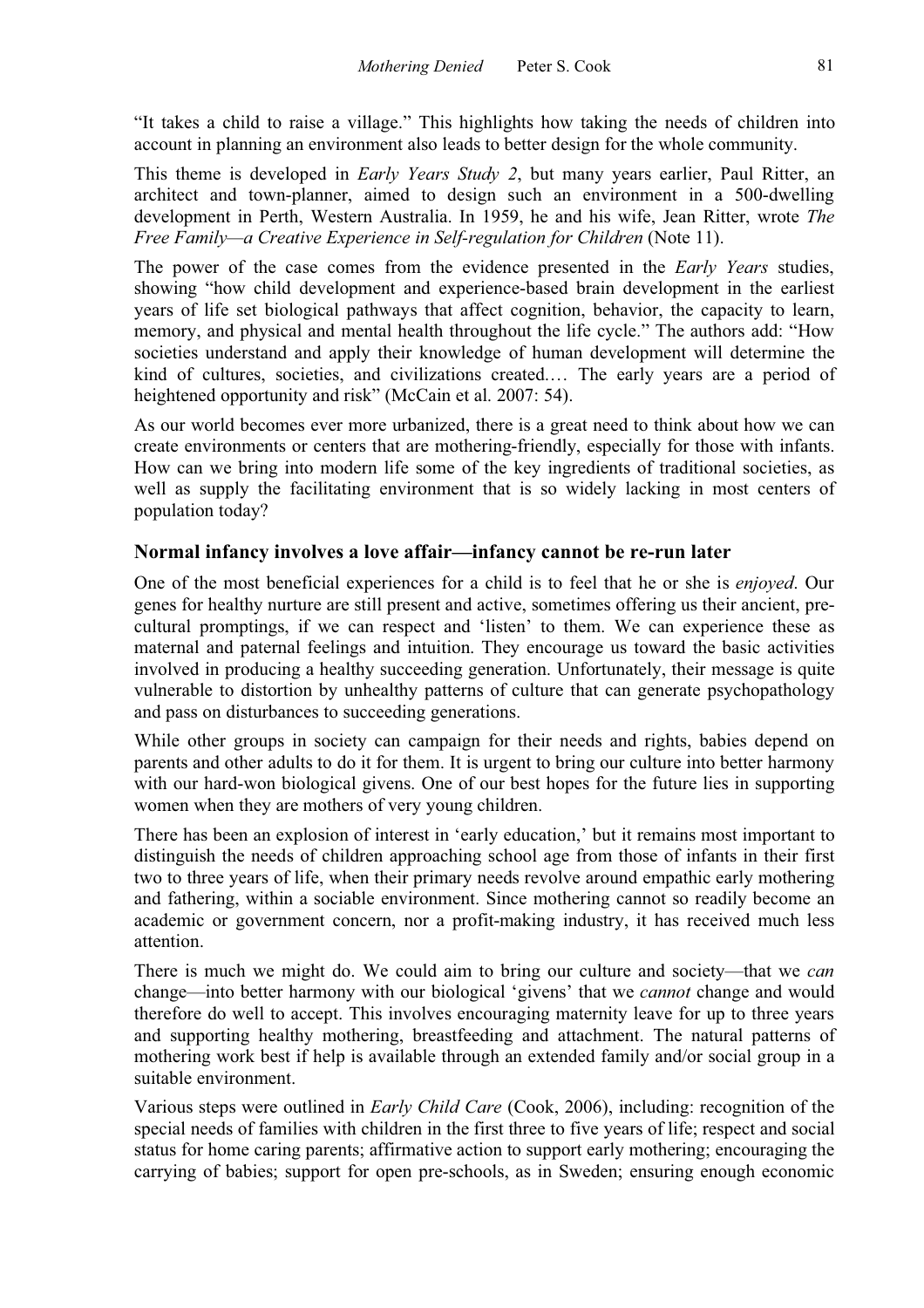"It takes a child to raise a village." This highlights how taking the needs of children into account in planning an environment also leads to better design for the whole community.

This theme is developed in *Early Years Study 2*, but many years earlier, Paul Ritter, an architect and town-planner, aimed to design such an environment in a 500-dwelling development in Perth, Western Australia. In 1959, he and his wife, Jean Ritter, wrote *The Free Family—a Creative Experience in Self-regulation for Children* (Note 11).

The power of the case comes from the evidence presented in the *Early Years* studies, showing "how child development and experience-based brain development in the earliest years of life set biological pathways that affect cognition, behavior, the capacity to learn, memory, and physical and mental health throughout the life cycle." The authors add: "How societies understand and apply their knowledge of human development will determine the kind of cultures, societies, and civilizations created.… The early years are a period of heightened opportunity and risk" (McCain et al. 2007: 54).

As our world becomes ever more urbanized, there is a great need to think about how we can create environments or centers that are mothering-friendly, especially for those with infants. How can we bring into modern life some of the key ingredients of traditional societies, as well as supply the facilitating environment that is so widely lacking in most centers of population today?

## Normal infancy involves a love affair—infancy cannot be re-run later

One of the most beneficial experiences for a child is to feel that he or she is *enjoyed*. Our genes for healthy nurture are still present and active, sometimes offering us their ancient, pre-cultural promptings, if we can respect and 'listen' to them. We can experience these as maternal and paternal feelings and intuition. They encourage us toward the basic activities involved in producing a healthy succeeding generation. Unfortunately, their message is quite vulnerable to distortion by unhealthy patterns of culture that can generate psychopathology and pass on disturbances to succeeding generations.

While other groups in society can campaign for their needs and rights, babies depend on parents and other adults to do it for them. It is urgent to bring our culture into better harmony with our hard-won biological givens. One of our best hopes for the future lies in supporting women when they are mothers of very young children.

There has been an explosion of interest in 'early education,' but it remains most important to distinguish the needs of children approaching school age from those of infants in their first two to three years of life, when their primary needs revolve around empathic early mothering and fathering, within a sociable environment. Since mothering cannot so readily become an academic or government concern, nor a profit-making industry, it has received much less attention.

There is much we might do. We could aim to bring our culture and society—that we *can* change—into better harmony with our biological 'givens' that we *cannot* change and would therefore do well to accept. This involves encouraging maternity leave for up to three years and supporting healthy mothering, breastfeeding and attachment. The natural patterns of mothering work best if help is available through an extended family and/or social group in a suitable environment.

Various steps were outlined in *Early Child Care* (Cook, 2006), including: recognition of the special needs of families with children in the first three to five years of life; respect and social status for home caring parents; affirmative action to support early mothering; encouraging the carrying of babies; support for open pre-schools, as in Sweden; ensuring enough economic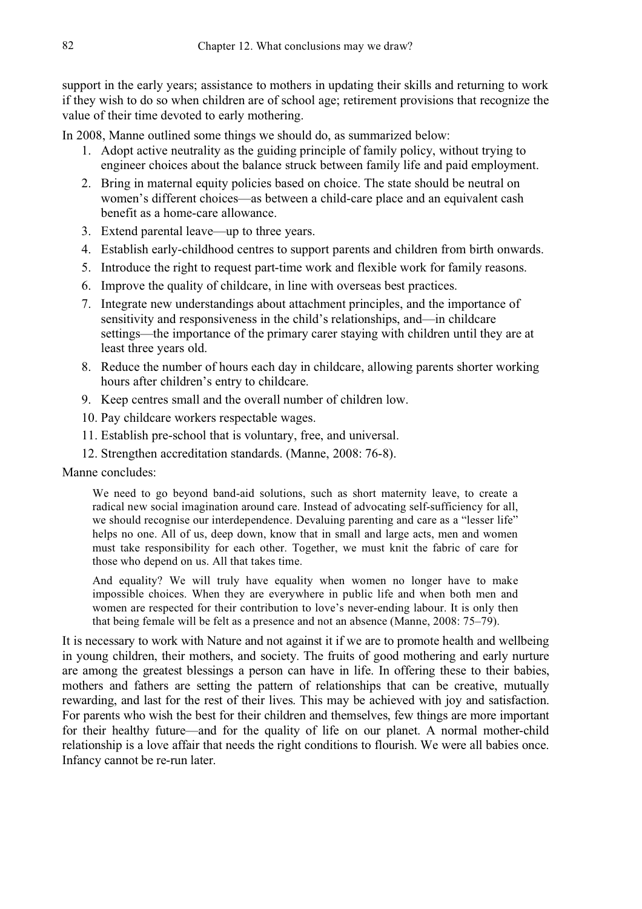support in the early years; assistance to mothers in updating their skills and returning to work if they wish to do so when children are of school age; retirement provisions that recognize the value of their time devoted to early mothering.

In 2008, Manne outlined some things we should do, as summarized below:

1. Adopt active neutrality as the guiding principle of family policy, without trying to engineer choices about the balance struck between family life and paid employment.
2. Bring in maternal equity policies based on choice. The state should be neutral on women's different choices—as between a child-care place and an equivalent cash benefit as a home-care allowance.
3. Extend parental leave—up to three years.
4. Establish early-childhood centres to support parents and children from birth onwards.
5. Introduce the right to request part-time work and flexible work for family reasons.
6. Improve the quality of childcare, in line with overseas best practices.
7. Integrate new understandings about attachment principles, and the importance of sensitivity and responsiveness in the child's relationships, and—in childcare settings—the importance of the primary carer staying with children until they are at least three years old.
8. Reduce the number of hours each day in childcare, allowing parents shorter working hours after children's entry to childcare.
9. Keep centres small and the overall number of children low.
10. Pay childcare workers respectable wages.
11. Establish pre-school that is voluntary, free, and universal.
12. Strengthen accreditation standards. (Manne, 2008: 76-8).

Manne concludes:

> We need to go beyond band-aid solutions, such as short maternity leave, to create a radical new social imagination around care. Instead of advocating self-sufficiency for all, we should recognise our interdependence. Devaluing parenting and care as a "lesser life" helps no one. All of us, deep down, know that in small and large acts, men and women must take responsibility for each other. Together, we must knit the fabric of care for those who depend on us. All that takes time.
>
> And equality? We will truly have equality when women no longer have to make impossible choices. When they are everywhere in public life and when both men and women are respected for their contribution to love's never-ending labour. It is only then that being female will be felt as a presence and not an absence (Manne, 2008: 75–79).

It is necessary to work with Nature and not against it if we are to promote health and wellbeing in young children, their mothers, and society. The fruits of good mothering and early nurture are among the greatest blessings a person can have in life. In offering these to their babies, mothers and fathers are setting the pattern of relationships that can be creative, mutually rewarding, and last for the rest of their lives. This may be achieved with joy and satisfaction. For parents who wish the best for their children and themselves, few things are more important for their healthy future—and for the quality of life on our planet. A normal mother-child relationship is a love affair that needs the right conditions to flourish. We were all babies once. Infancy cannot be re-run later.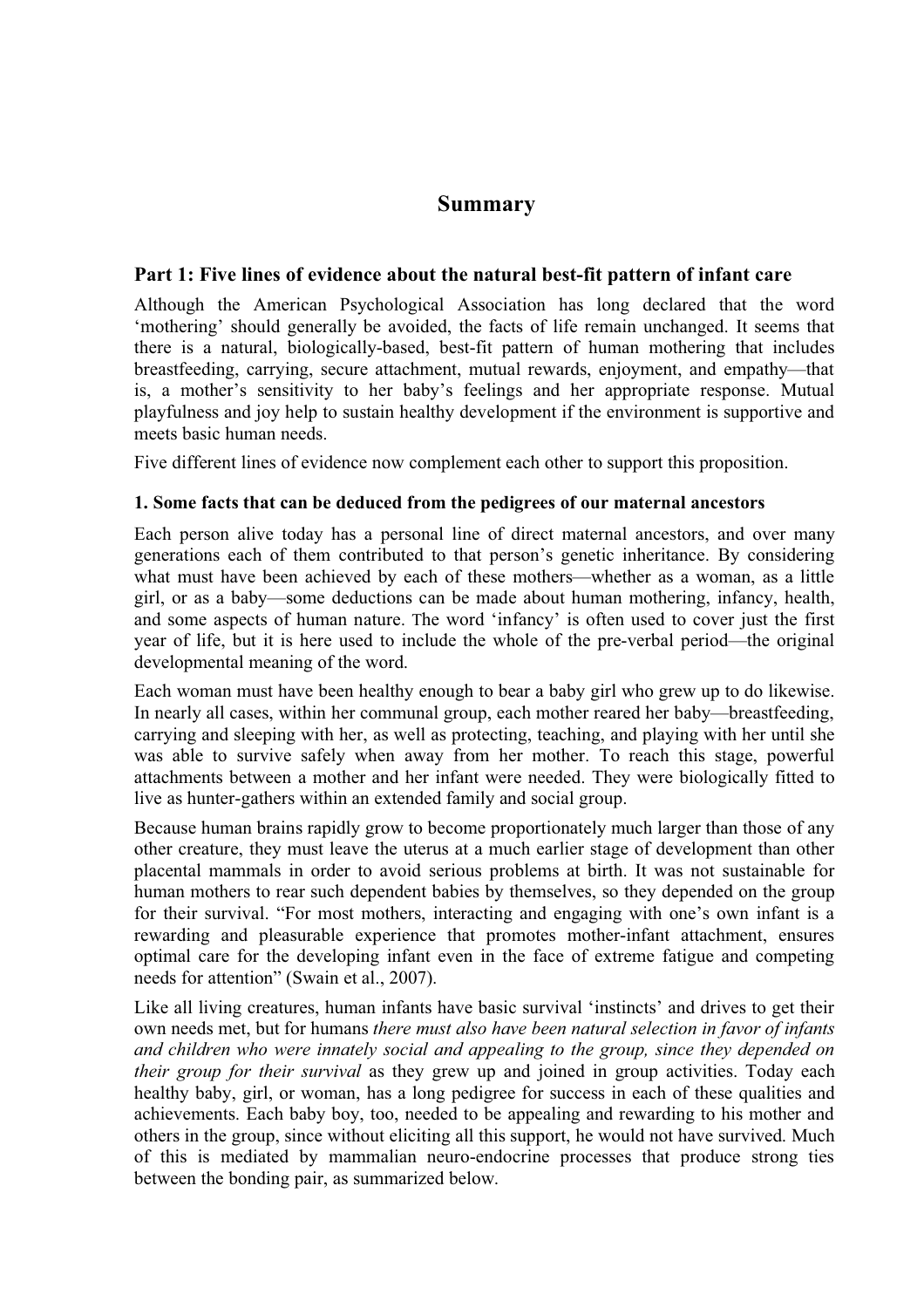# Summary

## Part 1: Five lines of evidence about the natural best-fit pattern of infant care

Although the American Psychological Association has long declared that the word 'mothering' should generally be avoided, the facts of life remain unchanged. It seems that there is a natural, biologically-based, best-fit pattern of human mothering that includes breastfeeding, carrying, secure attachment, mutual rewards, enjoyment, and empathy—that is, a mother's sensitivity to her baby's feelings and her appropriate response. Mutual playfulness and joy help to sustain healthy development if the environment is supportive and meets basic human needs.

Five different lines of evidence now complement each other to support this proposition.

### 1. Some facts that can be deduced from the pedigrees of our maternal ancestors

Each person alive today has a personal line of direct maternal ancestors, and over many generations each of them contributed to that person's genetic inheritance. By considering what must have been achieved by each of these mothers—whether as a woman, as a little girl, or as a baby—some deductions can be made about human mothering, infancy, health, and some aspects of human nature. The word 'infancy' is often used to cover just the first year of life, but it is here used to include the whole of the pre-verbal period—the original developmental meaning of the word.

Each woman must have been healthy enough to bear a baby girl who grew up to do likewise. In nearly all cases, within her communal group, each mother reared her baby—breastfeeding, carrying and sleeping with her, as well as protecting, teaching, and playing with her until she was able to survive safely when away from her mother. To reach this stage, powerful attachments between a mother and her infant were needed. They were biologically fitted to live as hunter-gathers within an extended family and social group.

Because human brains rapidly grow to become proportionately much larger than those of any other creature, they must leave the uterus at a much earlier stage of development than other placental mammals in order to avoid serious problems at birth. It was not sustainable for human mothers to rear such dependent babies by themselves, so they depended on the group for their survival. "For most mothers, interacting and engaging with one's own infant is a rewarding and pleasurable experience that promotes mother-infant attachment, ensures optimal care for the developing infant even in the face of extreme fatigue and competing needs for attention" (Swain et al., 2007).

Like all living creatures, human infants have basic survival 'instincts' and drives to get their own needs met, but for humans *there must also have been natural selection in favor of infants and children who were innately social and appealing to the group, since they depended on their group for their survival* as they grew up and joined in group activities. Today each healthy baby, girl, or woman, has a long pedigree for success in each of these qualities and achievements. Each baby boy, too, needed to be appealing and rewarding to his mother and others in the group, since without eliciting all this support, he would not have survived. Much of this is mediated by mammalian neuro-endocrine processes that produce strong ties between the bonding pair, as summarized below.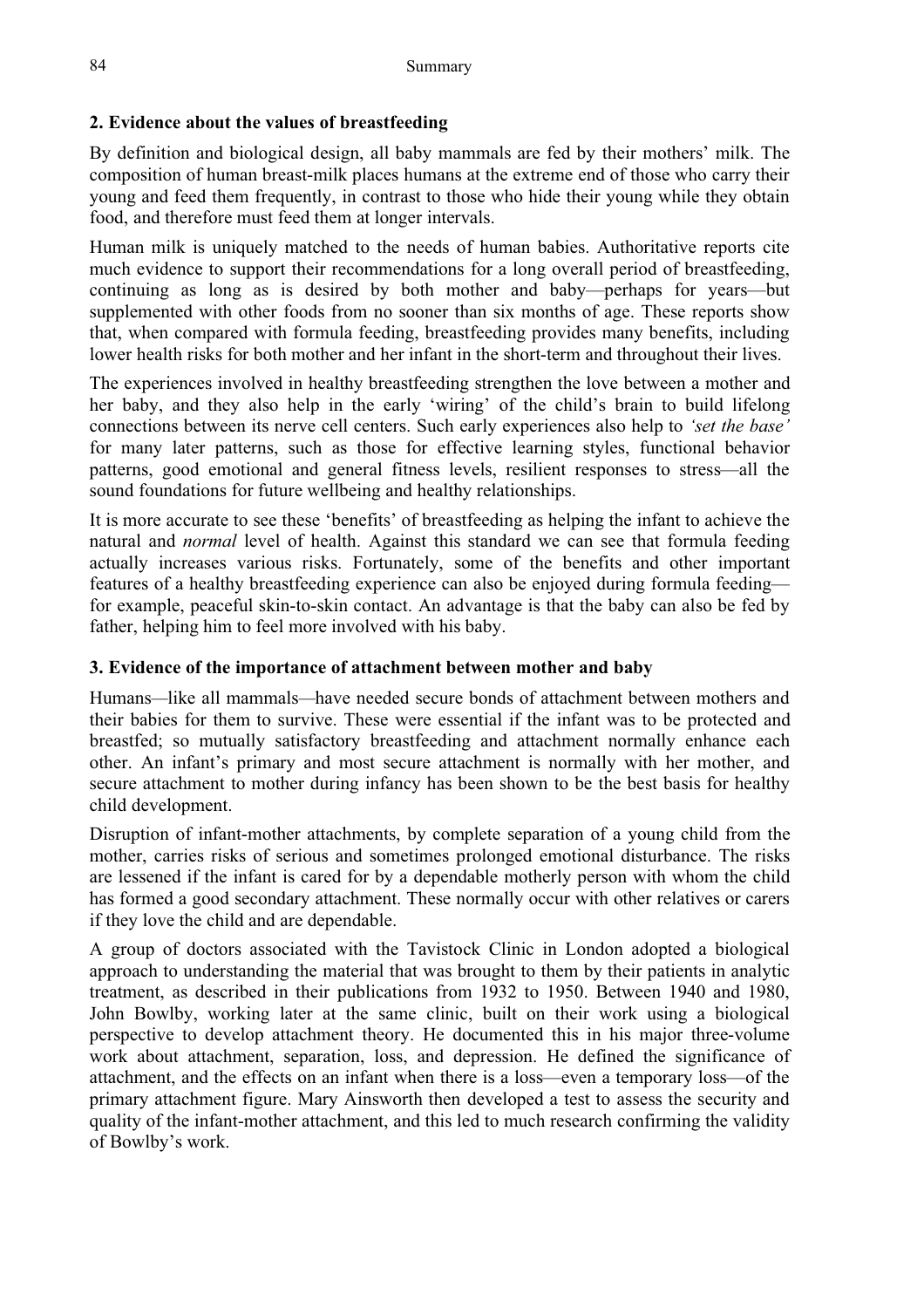## 2. Evidence about the values of breastfeeding

By definition and biological design, all baby mammals are fed by their mothers' milk. The composition of human breast-milk places humans at the extreme end of those who carry their young and feed them frequently, in contrast to those who hide their young while they obtain food, and therefore must feed them at longer intervals.

Human milk is uniquely matched to the needs of human babies. Authoritative reports cite much evidence to support their recommendations for a long overall period of breastfeeding, continuing as long as is desired by both mother and baby—perhaps for years—but supplemented with other foods from no sooner than six months of age. These reports show that, when compared with formula feeding, breastfeeding provides many benefits, including lower health risks for both mother and her infant in the short-term and throughout their lives.

The experiences involved in healthy breastfeeding strengthen the love between a mother and her baby, and they also help in the early 'wiring' of the child's brain to build lifelong connections between its nerve cell centers. Such early experiences also help to *'set the base'* for many later patterns, such as those for effective learning styles, functional behavior patterns, good emotional and general fitness levels, resilient responses to stress—all the sound foundations for future wellbeing and healthy relationships.

It is more accurate to see these 'benefits' of breastfeeding as helping the infant to achieve the natural and *normal* level of health. Against this standard we can see that formula feeding actually increases various risks. Fortunately, some of the benefits and other important features of a healthy breastfeeding experience can also be enjoyed during formula feeding—for example, peaceful skin-to-skin contact. An advantage is that the baby can also be fed by father, helping him to feel more involved with his baby.

## 3. Evidence of the importance of attachment between mother and baby

Humans—like all mammals—have needed secure bonds of attachment between mothers and their babies for them to survive. These were essential if the infant was to be protected and breastfed; so mutually satisfactory breastfeeding and attachment normally enhance each other. An infant's primary and most secure attachment is normally with her mother, and secure attachment to mother during infancy has been shown to be the best basis for healthy child development.

Disruption of infant-mother attachments, by complete separation of a young child from the mother, carries risks of serious and sometimes prolonged emotional disturbance. The risks are lessened if the infant is cared for by a dependable motherly person with whom the child has formed a good secondary attachment. These normally occur with other relatives or carers if they love the child and are dependable.

A group of doctors associated with the Tavistock Clinic in London adopted a biological approach to understanding the material that was brought to them by their patients in analytic treatment, as described in their publications from 1932 to 1950. Between 1940 and 1980, John Bowlby, working later at the same clinic, built on their work using a biological perspective to develop attachment theory. He documented this in his major three-volume work about attachment, separation, loss, and depression. He defined the significance of attachment, and the effects on an infant when there is a loss—even a temporary loss—of the primary attachment figure. Mary Ainsworth then developed a test to assess the security and quality of the infant-mother attachment, and this led to much research confirming the validity of Bowlby's work.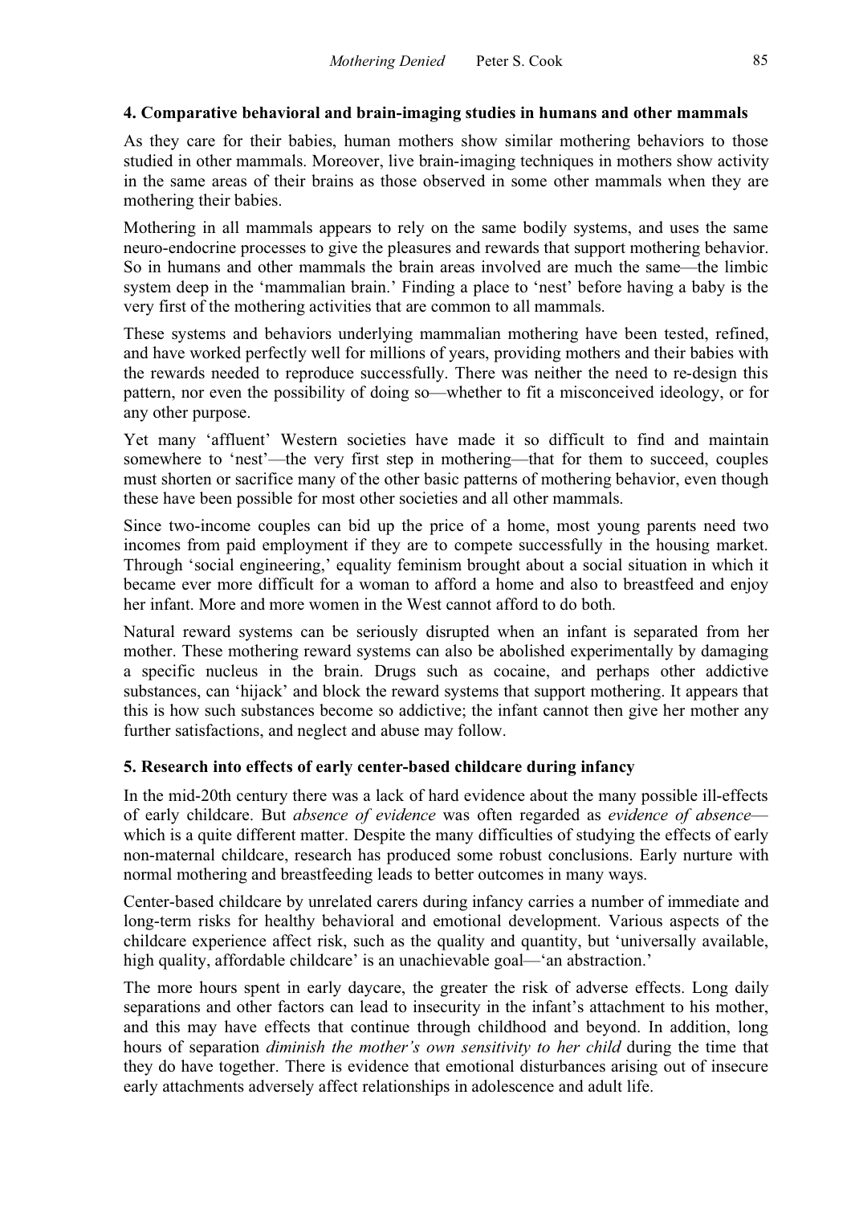### 4. Comparative behavioral and brain-imaging studies in humans and other mammals

As they care for their babies, human mothers show similar mothering behaviors to those studied in other mammals. Moreover, live brain-imaging techniques in mothers show activity in the same areas of their brains as those observed in some other mammals when they are mothering their babies.

Mothering in all mammals appears to rely on the same bodily systems, and uses the same neuro-endocrine processes to give the pleasures and rewards that support mothering behavior. So in humans and other mammals the brain areas involved are much the same—the limbic system deep in the 'mammalian brain.' Finding a place to 'nest' before having a baby is the very first of the mothering activities that are common to all mammals.

These systems and behaviors underlying mammalian mothering have been tested, refined, and have worked perfectly well for millions of years, providing mothers and their babies with the rewards needed to reproduce successfully. There was neither the need to re-design this pattern, nor even the possibility of doing so—whether to fit a misconceived ideology, or for any other purpose.

Yet many 'affluent' Western societies have made it so difficult to find and maintain somewhere to 'nest'—the very first step in mothering—that for them to succeed, couples must shorten or sacrifice many of the other basic patterns of mothering behavior, even though these have been possible for most other societies and all other mammals.

Since two-income couples can bid up the price of a home, most young parents need two incomes from paid employment if they are to compete successfully in the housing market. Through 'social engineering,' equality feminism brought about a social situation in which it became ever more difficult for a woman to afford a home and also to breastfeed and enjoy her infant. More and more women in the West cannot afford to do both.

Natural reward systems can be seriously disrupted when an infant is separated from her mother. These mothering reward systems can also be abolished experimentally by damaging a specific nucleus in the brain. Drugs such as cocaine, and perhaps other addictive substances, can 'hijack' and block the reward systems that support mothering. It appears that this is how such substances become so addictive; the infant cannot then give her mother any further satisfactions, and neglect and abuse may follow.

### 5. Research into effects of early center-based childcare during infancy

In the mid-20th century there was a lack of hard evidence about the many possible ill-effects of early childcare. But *absence of evidence* was often regarded as *evidence of absence*—which is a quite different matter. Despite the many difficulties of studying the effects of early non-maternal childcare, research has produced some robust conclusions. Early nurture with normal mothering and breastfeeding leads to better outcomes in many ways.

Center-based childcare by unrelated carers during infancy carries a number of immediate and long-term risks for healthy behavioral and emotional development. Various aspects of the childcare experience affect risk, such as the quality and quantity, but 'universally available, high quality, affordable childcare' is an unachievable goal—'an abstraction.'

The more hours spent in early daycare, the greater the risk of adverse effects. Long daily separations and other factors can lead to insecurity in the infant's attachment to his mother, and this may have effects that continue through childhood and beyond. In addition, long hours of separation *diminish the mother's own sensitivity to her child* during the time that they do have together. There is evidence that emotional disturbances arising out of insecure early attachments adversely affect relationships in adolescence and adult life.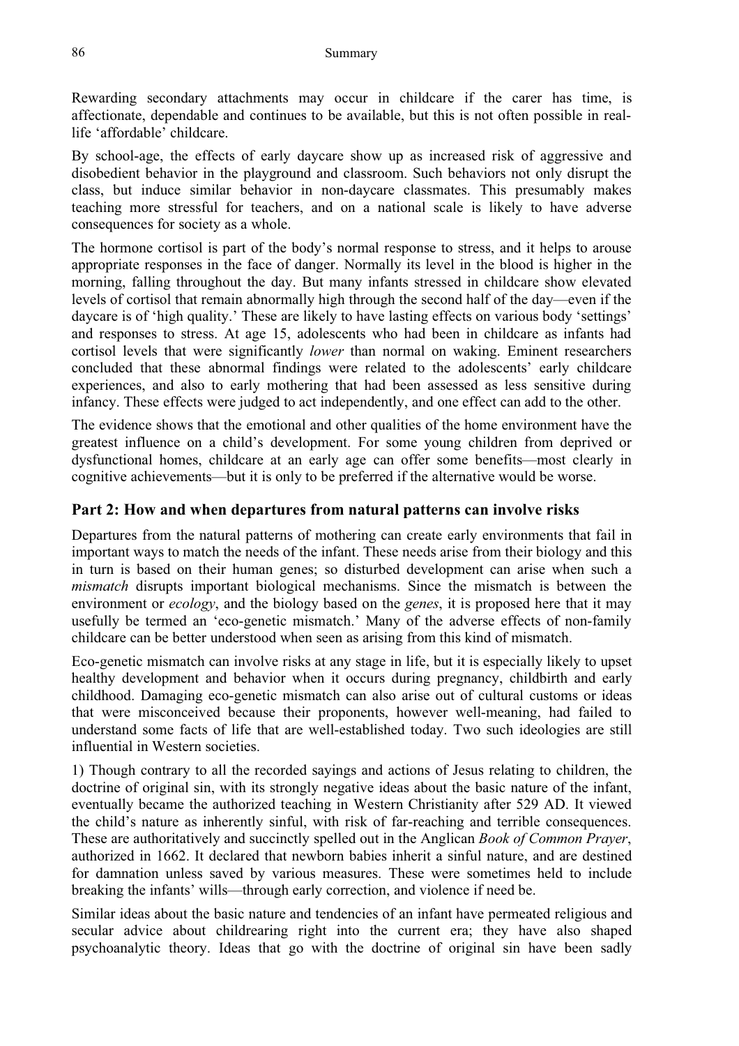Rewarding secondary attachments may occur in childcare if the carer has time, is affectionate, dependable and continues to be available, but this is not often possible in real-life 'affordable' childcare.

By school-age, the effects of early daycare show up as increased risk of aggressive and disobedient behavior in the playground and classroom. Such behaviors not only disrupt the class, but induce similar behavior in non-daycare classmates. This presumably makes teaching more stressful for teachers, and on a national scale is likely to have adverse consequences for society as a whole.

The hormone cortisol is part of the body's normal response to stress, and it helps to arouse appropriate responses in the face of danger. Normally its level in the blood is higher in the morning, falling throughout the day. But many infants stressed in childcare show elevated levels of cortisol that remain abnormally high through the second half of the day—even if the daycare is of 'high quality.' These are likely to have lasting effects on various body 'settings' and responses to stress. At age 15, adolescents who had been in childcare as infants had cortisol levels that were significantly *lower* than normal on waking. Eminent researchers concluded that these abnormal findings were related to the adolescents' early childcare experiences, and also to early mothering that had been assessed as less sensitive during infancy. These effects were judged to act independently, and one effect can add to the other.

The evidence shows that the emotional and other qualities of the home environment have the greatest influence on a child's development. For some young children from deprived or dysfunctional homes, childcare at an early age can offer some benefits—most clearly in cognitive achievements—but it is only to be preferred if the alternative would be worse.

## Part 2: How and when departures from natural patterns can involve risks

Departures from the natural patterns of mothering can create early environments that fail in important ways to match the needs of the infant. These needs arise from their biology and this in turn is based on their human genes; so disturbed development can arise when such a *mismatch* disrupts important biological mechanisms. Since the mismatch is between the environment or *ecology*, and the biology based on the *genes*, it is proposed here that it may usefully be termed an 'eco-genetic mismatch.' Many of the adverse effects of non-family childcare can be better understood when seen as arising from this kind of mismatch.

Eco-genetic mismatch can involve risks at any stage in life, but it is especially likely to upset healthy development and behavior when it occurs during pregnancy, childbirth and early childhood. Damaging eco-genetic mismatch can also arise out of cultural customs or ideas that were misconceived because their proponents, however well-meaning, had failed to understand some facts of life that are well-established today. Two such ideologies are still influential in Western societies.

1) Though contrary to all the recorded sayings and actions of Jesus relating to children, the doctrine of original sin, with its strongly negative ideas about the basic nature of the infant, eventually became the authorized teaching in Western Christianity after 529 AD. It viewed the child's nature as inherently sinful, with risk of far-reaching and terrible consequences. These are authoritatively and succinctly spelled out in the Anglican *Book of Common Prayer*, authorized in 1662. It declared that newborn babies inherit a sinful nature, and are destined for damnation unless saved by various measures. These were sometimes held to include breaking the infants' wills—through early correction, and violence if need be.

Similar ideas about the basic nature and tendencies of an infant have permeated religious and secular advice about childrearing right into the current era; they have also shaped psychoanalytic theory. Ideas that go with the doctrine of original sin have been sadly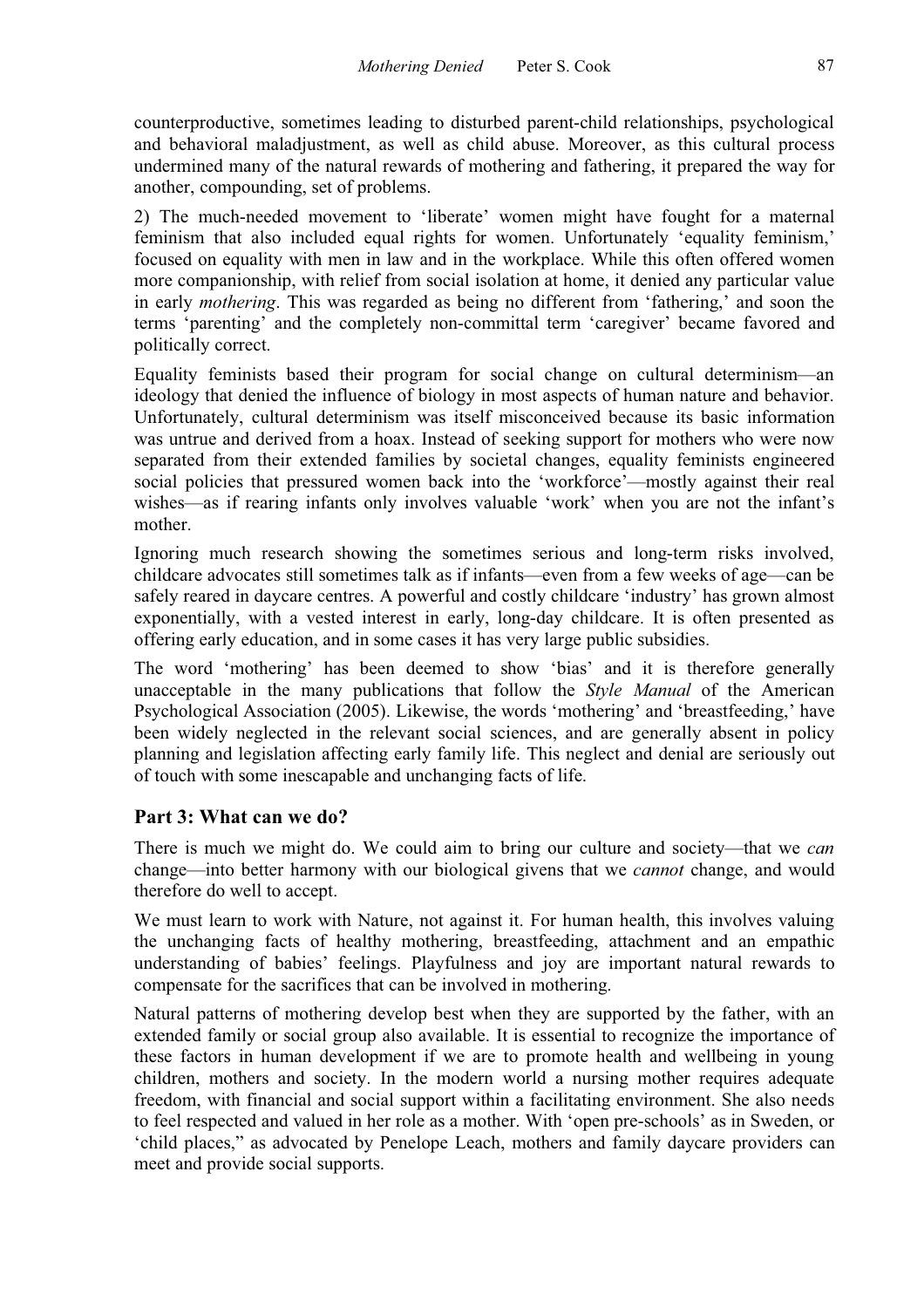counterproductive, sometimes leading to disturbed parent-child relationships, psychological and behavioral maladjustment, as well as child abuse. Moreover, as this cultural process undermined many of the natural rewards of mothering and fathering, it prepared the way for another, compounding, set of problems.

2) The much-needed movement to 'liberate' women might have fought for a maternal feminism that also included equal rights for women. Unfortunately 'equality feminism,' focused on equality with men in law and in the workplace. While this often offered women more companionship, with relief from social isolation at home, it denied any particular value in early *mothering*. This was regarded as being no different from 'fathering,' and soon the terms 'parenting' and the completely non-committal term 'caregiver' became favored and politically correct.

Equality feminists based their program for social change on cultural determinism—an ideology that denied the influence of biology in most aspects of human nature and behavior. Unfortunately, cultural determinism was itself misconceived because its basic information was untrue and derived from a hoax. Instead of seeking support for mothers who were now separated from their extended families by societal changes, equality feminists engineered social policies that pressured women back into the 'workforce'—mostly against their real wishes—as if rearing infants only involves valuable 'work' when you are not the infant's mother.

Ignoring much research showing the sometimes serious and long-term risks involved, childcare advocates still sometimes talk as if infants—even from a few weeks of age—can be safely reared in daycare centres. A powerful and costly childcare 'industry' has grown almost exponentially, with a vested interest in early, long-day childcare. It is often presented as offering early education, and in some cases it has very large public subsidies.

The word 'mothering' has been deemed to show 'bias' and it is therefore generally unacceptable in the many publications that follow the *Style Manual* of the American Psychological Association (2005). Likewise, the words 'mothering' and 'breastfeeding,' have been widely neglected in the relevant social sciences, and are generally absent in policy planning and legislation affecting early family life. This neglect and denial are seriously out of touch with some inescapable and unchanging facts of life.

## Part 3: What can we do?

There is much we might do. We could aim to bring our culture and society—that we *can* change—into better harmony with our biological givens that we *cannot* change, and would therefore do well to accept.

We must learn to work with Nature, not against it. For human health, this involves valuing the unchanging facts of healthy mothering, breastfeeding, attachment and an empathic understanding of babies' feelings. Playfulness and joy are important natural rewards to compensate for the sacrifices that can be involved in mothering.

Natural patterns of mothering develop best when they are supported by the father, with an extended family or social group also available. It is essential to recognize the importance of these factors in human development if we are to promote health and wellbeing in young children, mothers and society. In the modern world a nursing mother requires adequate freedom, with financial and social support within a facilitating environment. She also needs to feel respected and valued in her role as a mother. With 'open pre-schools' as in Sweden, or 'child places," as advocated by Penelope Leach, mothers and family daycare providers can meet and provide social supports.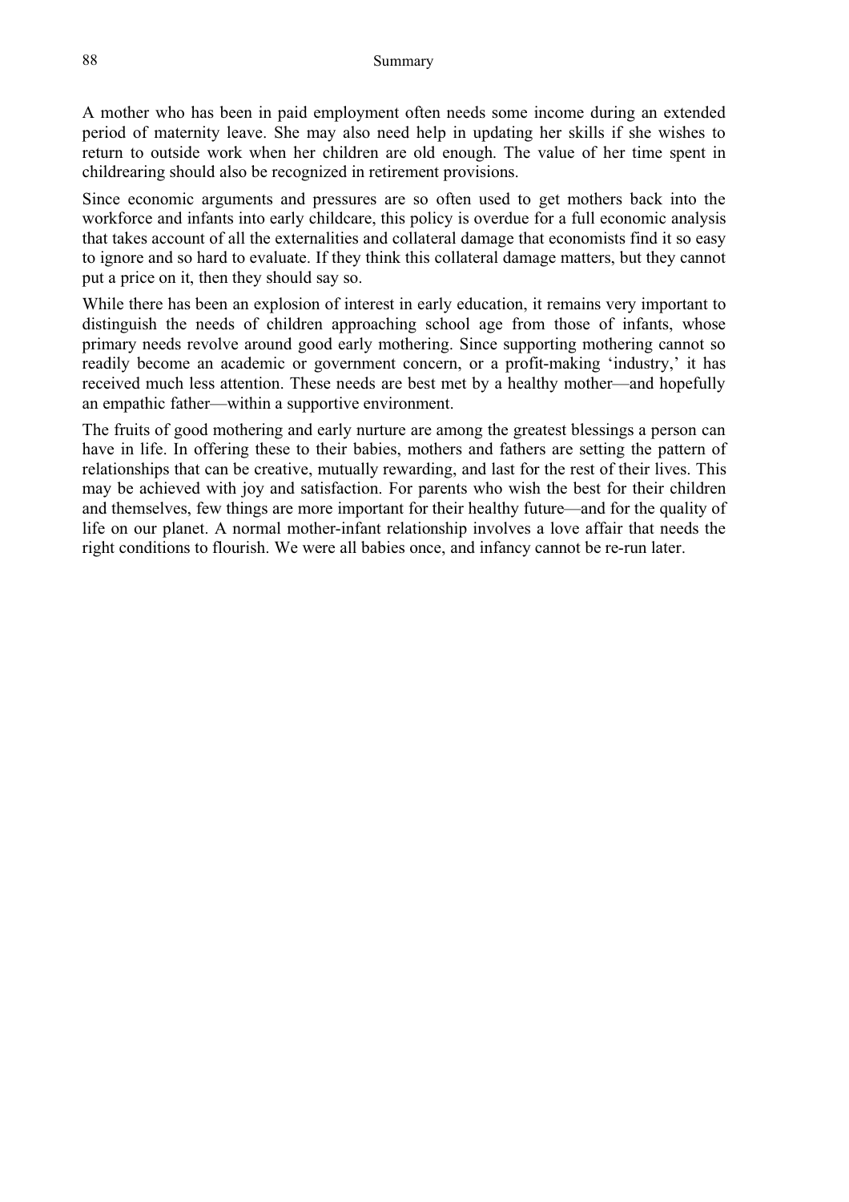A mother who has been in paid employment often needs some income during an extended period of maternity leave. She may also need help in updating her skills if she wishes to return to outside work when her children are old enough. The value of her time spent in childrearing should also be recognized in retirement provisions.

Since economic arguments and pressures are so often used to get mothers back into the workforce and infants into early childcare, this policy is overdue for a full economic analysis that takes account of all the externalities and collateral damage that economists find it so easy to ignore and so hard to evaluate. If they think this collateral damage matters, but they cannot put a price on it, then they should say so.

While there has been an explosion of interest in early education, it remains very important to distinguish the needs of children approaching school age from those of infants, whose primary needs revolve around good early mothering. Since supporting mothering cannot so readily become an academic or government concern, or a profit-making 'industry,' it has received much less attention. These needs are best met by a healthy mother—and hopefully an empathic father—within a supportive environment.

The fruits of good mothering and early nurture are among the greatest blessings a person can have in life. In offering these to their babies, mothers and fathers are setting the pattern of relationships that can be creative, mutually rewarding, and last for the rest of their lives. This may be achieved with joy and satisfaction. For parents who wish the best for their children and themselves, few things are more important for their healthy future—and for the quality of life on our planet. A normal mother-infant relationship involves a love affair that needs the right conditions to flourish. We were all babies once, and infancy cannot be re-run later.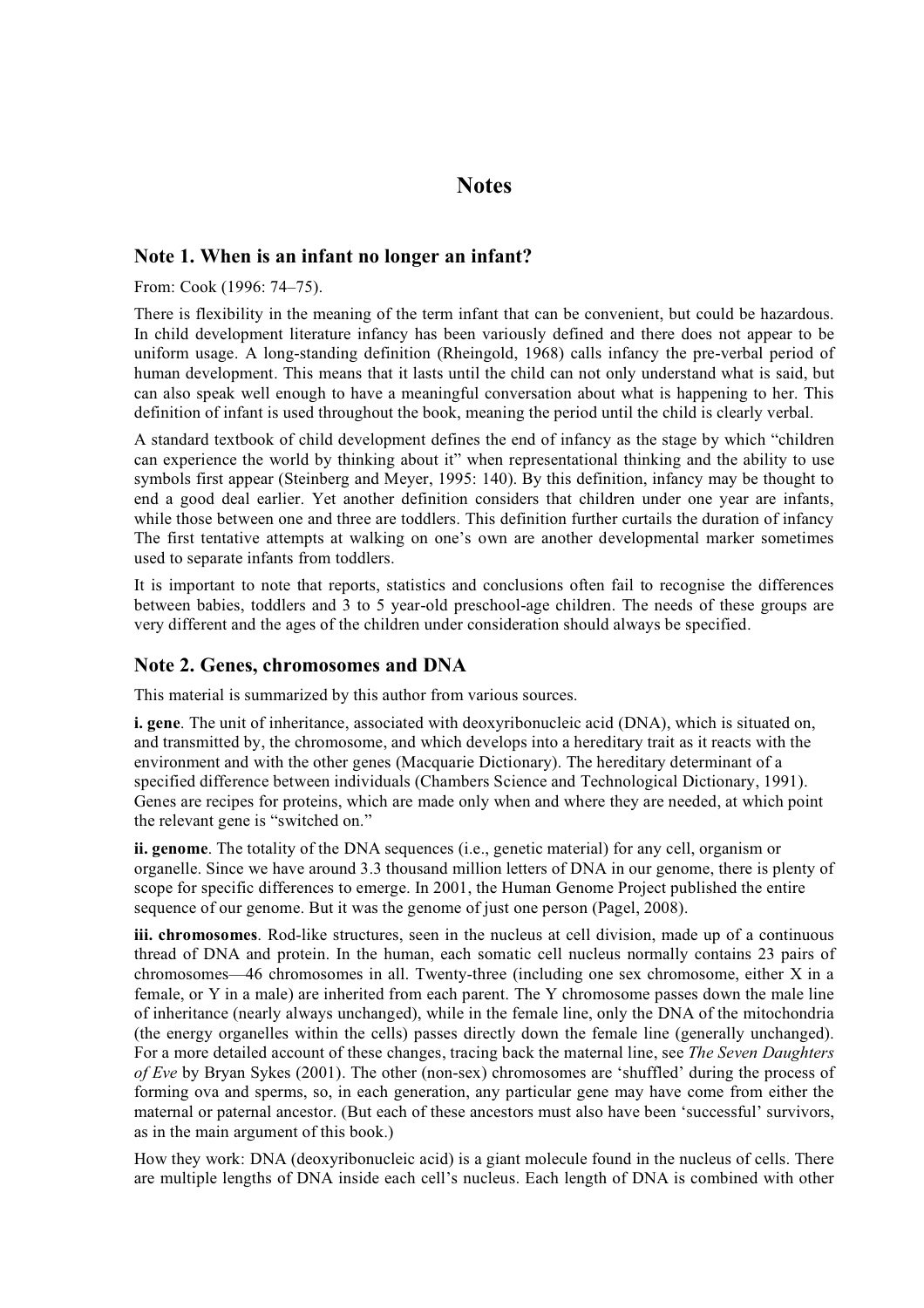# Notes

## Note 1. When is an infant no longer an infant?

From: Cook (1996: 74–75).

There is flexibility in the meaning of the term infant that can be convenient, but could be hazardous. In child development literature infancy has been variously defined and there does not appear to be uniform usage. A long-standing definition (Rheingold, 1968) calls infancy the pre-verbal period of human development. This means that it lasts until the child can not only understand what is said, but can also speak well enough to have a meaningful conversation about what is happening to her. This definition of infant is used throughout the book, meaning the period until the child is clearly verbal.

A standard textbook of child development defines the end of infancy as the stage by which "children can experience the world by thinking about it" when representational thinking and the ability to use symbols first appear (Steinberg and Meyer, 1995: 140). By this definition, infancy may be thought to end a good deal earlier. Yet another definition considers that children under one year are infants, while those between one and three are toddlers. This definition further curtails the duration of infancy The first tentative attempts at walking on one's own are another developmental marker sometimes used to separate infants from toddlers.

It is important to note that reports, statistics and conclusions often fail to recognise the differences between babies, toddlers and 3 to 5 year-old preschool-age children. The needs of these groups are very different and the ages of the children under consideration should always be specified.

## Note 2. Genes, chromosomes and DNA

This material is summarized by this author from various sources.

**i. gene**. The unit of inheritance, associated with deoxyribonucleic acid (DNA), which is situated on, and transmitted by, the chromosome, and which develops into a hereditary trait as it reacts with the environment and with the other genes (Macquarie Dictionary). The hereditary determinant of a specified difference between individuals (Chambers Science and Technological Dictionary, 1991). Genes are recipes for proteins, which are made only when and where they are needed, at which point the relevant gene is "switched on."

**ii. genome**. The totality of the DNA sequences (i.e., genetic material) for any cell, organism or organelle. Since we have around 3.3 thousand million letters of DNA in our genome, there is plenty of scope for specific differences to emerge. In 2001, the Human Genome Project published the entire sequence of our genome. But it was the genome of just one person (Pagel, 2008).

**iii. chromosomes**. Rod-like structures, seen in the nucleus at cell division, made up of a continuous thread of DNA and protein. In the human, each somatic cell nucleus normally contains 23 pairs of chromosomes—46 chromosomes in all. Twenty-three (including one sex chromosome, either X in a female, or Y in a male) are inherited from each parent. The Y chromosome passes down the male line of inheritance (nearly always unchanged), while in the female line, only the DNA of the mitochondria (the energy organelles within the cells) passes directly down the female line (generally unchanged). For a more detailed account of these changes, tracing back the maternal line, see *The Seven Daughters of Eve* by Bryan Sykes (2001). The other (non-sex) chromosomes are 'shuffled' during the process of forming ova and sperms, so, in each generation, any particular gene may have come from either the maternal or paternal ancestor. (But each of these ancestors must also have been 'successful' survivors, as in the main argument of this book.)

How they work: DNA (deoxyribonucleic acid) is a giant molecule found in the nucleus of cells. There are multiple lengths of DNA inside each cell's nucleus. Each length of DNA is combined with other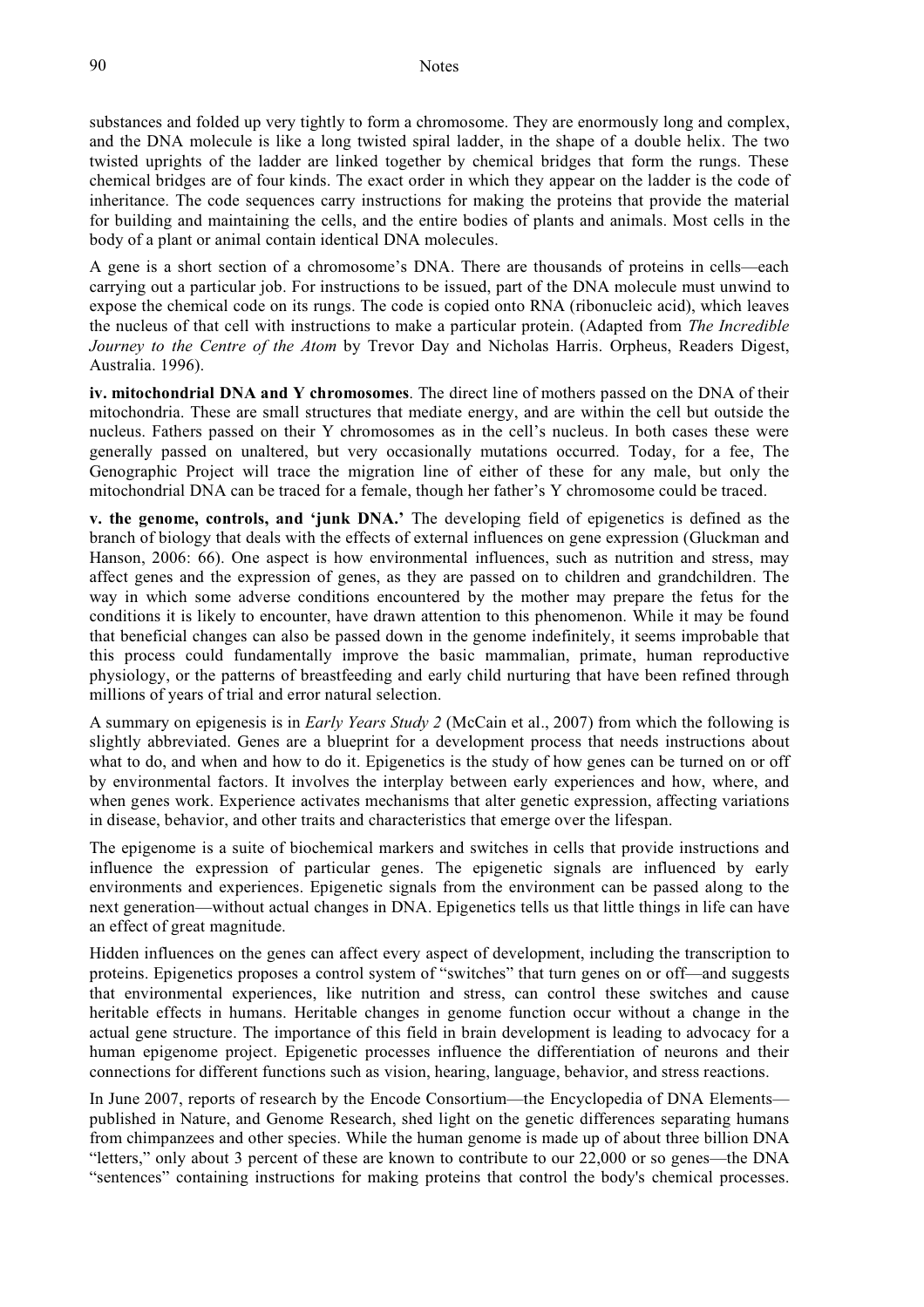substances and folded up very tightly to form a chromosome. They are enormously long and complex, and the DNA molecule is like a long twisted spiral ladder, in the shape of a double helix. The two twisted uprights of the ladder are linked together by chemical bridges that form the rungs. These chemical bridges are of four kinds. The exact order in which they appear on the ladder is the code of inheritance. The code sequences carry instructions for making the proteins that provide the material for building and maintaining the cells, and the entire bodies of plants and animals. Most cells in the body of a plant or animal contain identical DNA molecules.

A gene is a short section of a chromosome's DNA. There are thousands of proteins in cells—each carrying out a particular job. For instructions to be issued, part of the DNA molecule must unwind to expose the chemical code on its rungs. The code is copied onto RNA (ribonucleic acid), which leaves the nucleus of that cell with instructions to make a particular protein. (Adapted from *The Incredible Journey to the Centre of the Atom* by Trevor Day and Nicholas Harris. Orpheus, Readers Digest, Australia. 1996).

**iv. mitochondrial DNA and Y chromosomes**. The direct line of mothers passed on the DNA of their mitochondria. These are small structures that mediate energy, and are within the cell but outside the nucleus. Fathers passed on their Y chromosomes as in the cell's nucleus. In both cases these were generally passed on unaltered, but very occasionally mutations occurred. Today, for a fee, The Genographic Project will trace the migration line of either of these for any male, but only the mitochondrial DNA can be traced for a female, though her father's Y chromosome could be traced.

**v. the genome, controls, and 'junk DNA.'** The developing field of epigenetics is defined as the branch of biology that deals with the effects of external influences on gene expression (Gluckman and Hanson, 2006: 66). One aspect is how environmental influences, such as nutrition and stress, may affect genes and the expression of genes, as they are passed on to children and grandchildren. The way in which some adverse conditions encountered by the mother may prepare the fetus for the conditions it is likely to encounter, have drawn attention to this phenomenon. While it may be found that beneficial changes can also be passed down in the genome indefinitely, it seems improbable that this process could fundamentally improve the basic mammalian, primate, human reproductive physiology, or the patterns of breastfeeding and early child nurturing that have been refined through millions of years of trial and error natural selection.

A summary on epigenesis is in *Early Years Study 2* (McCain et al., 2007) from which the following is slightly abbreviated. Genes are a blueprint for a development process that needs instructions about what to do, and when and how to do it. Epigenetics is the study of how genes can be turned on or off by environmental factors. It involves the interplay between early experiences and how, where, and when genes work. Experience activates mechanisms that alter genetic expression, affecting variations in disease, behavior, and other traits and characteristics that emerge over the lifespan.

The epigenome is a suite of biochemical markers and switches in cells that provide instructions and influence the expression of particular genes. The epigenetic signals are influenced by early environments and experiences. Epigenetic signals from the environment can be passed along to the next generation—without actual changes in DNA. Epigenetics tells us that little things in life can have an effect of great magnitude.

Hidden influences on the genes can affect every aspect of development, including the transcription to proteins. Epigenetics proposes a control system of "switches" that turn genes on or off—and suggests that environmental experiences, like nutrition and stress, can control these switches and cause heritable effects in humans. Heritable changes in genome function occur without a change in the actual gene structure. The importance of this field in brain development is leading to advocacy for a human epigenome project. Epigenetic processes influence the differentiation of neurons and their connections for different functions such as vision, hearing, language, behavior, and stress reactions.

In June 2007, reports of research by the Encode Consortium—the Encyclopedia of DNA Elements—published in Nature, and Genome Research, shed light on the genetic differences separating humans from chimpanzees and other species. While the human genome is made up of about three billion DNA "letters," only about 3 percent of these are known to contribute to our 22,000 or so genes—the DNA "sentences" containing instructions for making proteins that control the body's chemical processes.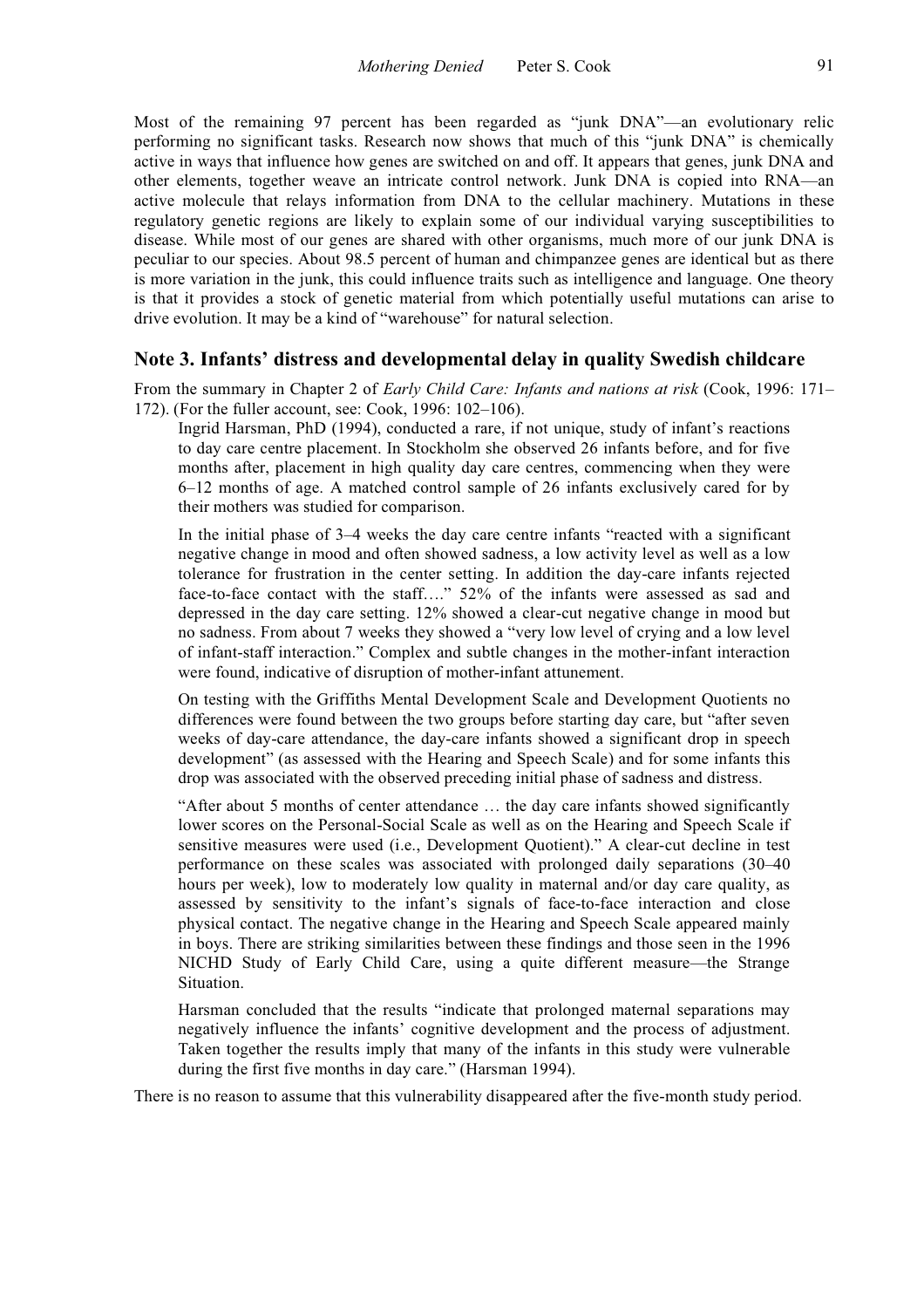Most of the remaining 97 percent has been regarded as "junk DNA"—an evolutionary relic performing no significant tasks. Research now shows that much of this "junk DNA" is chemically active in ways that influence how genes are switched on and off. It appears that genes, junk DNA and other elements, together weave an intricate control network. Junk DNA is copied into RNA—an active molecule that relays information from DNA to the cellular machinery. Mutations in these regulatory genetic regions are likely to explain some of our individual varying susceptibilities to disease. While most of our genes are shared with other organisms, much more of our junk DNA is peculiar to our species. About 98.5 percent of human and chimpanzee genes are identical but as there is more variation in the junk, this could influence traits such as intelligence and language. One theory is that it provides a stock of genetic material from which potentially useful mutations can arise to drive evolution. It may be a kind of "warehouse" for natural selection.

## Note 3. Infants' distress and developmental delay in quality Swedish childcare

From the summary in Chapter 2 of *Early Child Care: Infants and nations at risk* (Cook, 1996: 171–172). (For the fuller account, see: Cook, 1996: 102–106).

> Ingrid Harsman, PhD (1994), conducted a rare, if not unique, study of infant's reactions to day care centre placement. In Stockholm she observed 26 infants before, and for five months after, placement in high quality day care centres, commencing when they were 6–12 months of age. A matched control sample of 26 infants exclusively cared for by their mothers was studied for comparison.
>
> In the initial phase of 3–4 weeks the day care centre infants "reacted with a significant negative change in mood and often showed sadness, a low activity level as well as a low tolerance for frustration in the center setting. In addition the day-care infants rejected face-to-face contact with the staff…." 52% of the infants were assessed as sad and depressed in the day care setting. 12% showed a clear-cut negative change in mood but no sadness. From about 7 weeks they showed a "very low level of crying and a low level of infant-staff interaction." Complex and subtle changes in the mother-infant interaction were found, indicative of disruption of mother-infant attunement.
>
> On testing with the Griffiths Mental Development Scale and Development Quotients no differences were found between the two groups before starting day care, but "after seven weeks of day-care attendance, the day-care infants showed a significant drop in speech development" (as assessed with the Hearing and Speech Scale) and for some infants this drop was associated with the observed preceding initial phase of sadness and distress.
>
> "After about 5 months of center attendance … the day care infants showed significantly lower scores on the Personal-Social Scale as well as on the Hearing and Speech Scale if sensitive measures were used (i.e., Development Quotient)." A clear-cut decline in test performance on these scales was associated with prolonged daily separations (30–40 hours per week), low to moderately low quality in maternal and/or day care quality, as assessed by sensitivity to the infant's signals of face-to-face interaction and close physical contact. The negative change in the Hearing and Speech Scale appeared mainly in boys. There are striking similarities between these findings and those seen in the 1996 NICHD Study of Early Child Care, using a quite different measure—the Strange Situation.
>
> Harsman concluded that the results "indicate that prolonged maternal separations may negatively influence the infants' cognitive development and the process of adjustment. Taken together the results imply that many of the infants in this study were vulnerable during the first five months in day care." (Harsman 1994).

There is no reason to assume that this vulnerability disappeared after the five-month study period.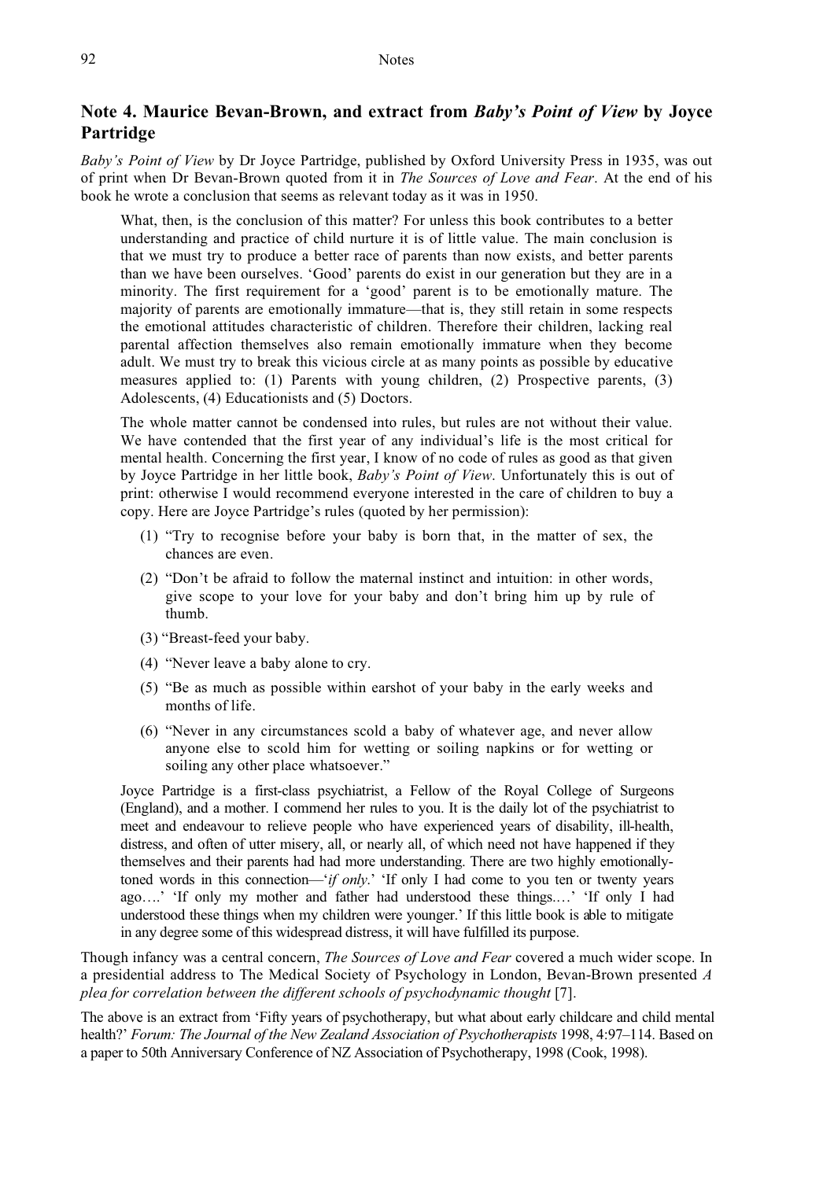## Note 4. Maurice Bevan-Brown, and extract from *Baby's Point of View* by Joyce Partridge

*Baby's Point of View* by Dr Joyce Partridge, published by Oxford University Press in 1935, was out of print when Dr Bevan-Brown quoted from it in *The Sources of Love and Fear*. At the end of his book he wrote a conclusion that seems as relevant today as it was in 1950.

> What, then, is the conclusion of this matter? For unless this book contributes to a better understanding and practice of child nurture it is of little value. The main conclusion is that we must try to produce a better race of parents than now exists, and better parents than we have been ourselves. 'Good' parents do exist in our generation but they are in a minority. The first requirement for a 'good' parent is to be emotionally mature. The majority of parents are emotionally immature—that is, they still retain in some respects the emotional attitudes characteristic of children. Therefore their children, lacking real parental affection themselves also remain emotionally immature when they become adult. We must try to break this vicious circle at as many points as possible by educative measures applied to: (1) Parents with young children, (2) Prospective parents, (3) Adolescents, (4) Educationists and (5) Doctors.
>
> The whole matter cannot be condensed into rules, but rules are not without their value. We have contended that the first year of any individual's life is the most critical for mental health. Concerning the first year, I know of no code of rules as good as that given by Joyce Partridge in her little book, *Baby's Point of View*. Unfortunately this is out of print: otherwise I would recommend everyone interested in the care of children to buy a copy. Here are Joyce Partridge's rules (quoted by her permission):
>
> (1) "Try to recognise before your baby is born that, in the matter of sex, the chances are even.
>
> (2) "Don't be afraid to follow the maternal instinct and intuition: in other words, give scope to your love for your baby and don't bring him up by rule of thumb.
>
> (3) "Breast-feed your baby.
>
> (4) "Never leave a baby alone to cry.
>
> (5) "Be as much as possible within earshot of your baby in the early weeks and months of life.
>
> (6) "Never in any circumstances scold a baby of whatever age, and never allow anyone else to scold him for wetting or soiling napkins or for wetting or soiling any other place whatsoever."
>
> Joyce Partridge is a first-class psychiatrist, a Fellow of the Royal College of Surgeons (England), and a mother. I commend her rules to you. It is the daily lot of the psychiatrist to meet and endeavour to relieve people who have experienced years of disability, ill-health, distress, and often of utter misery, all, or nearly all, of which need not have happened if they themselves and their parents had had more understanding. There are two highly emotionally-toned words in this connection—'*if only*.' 'If only I had come to you ten or twenty years ago….' 'If only my mother and father had understood these things.…' 'If only I had understood these things when my children were younger.' If this little book is able to mitigate in any degree some of this widespread distress, it will have fulfilled its purpose.

Though infancy was a central concern, *The Sources of Love and Fear* covered a much wider scope. In a presidential address to The Medical Society of Psychology in London, Bevan-Brown presented *A plea for correlation between the different schools of psychodynamic thought* [7].

The above is an extract from 'Fifty years of psychotherapy, but what about early childcare and child mental health?' *Forum: The Journal of the New Zealand Association of Psychotherapists* 1998, 4:97–114. Based on a paper to 50th Anniversary Conference of NZ Association of Psychotherapy, 1998 (Cook, 1998).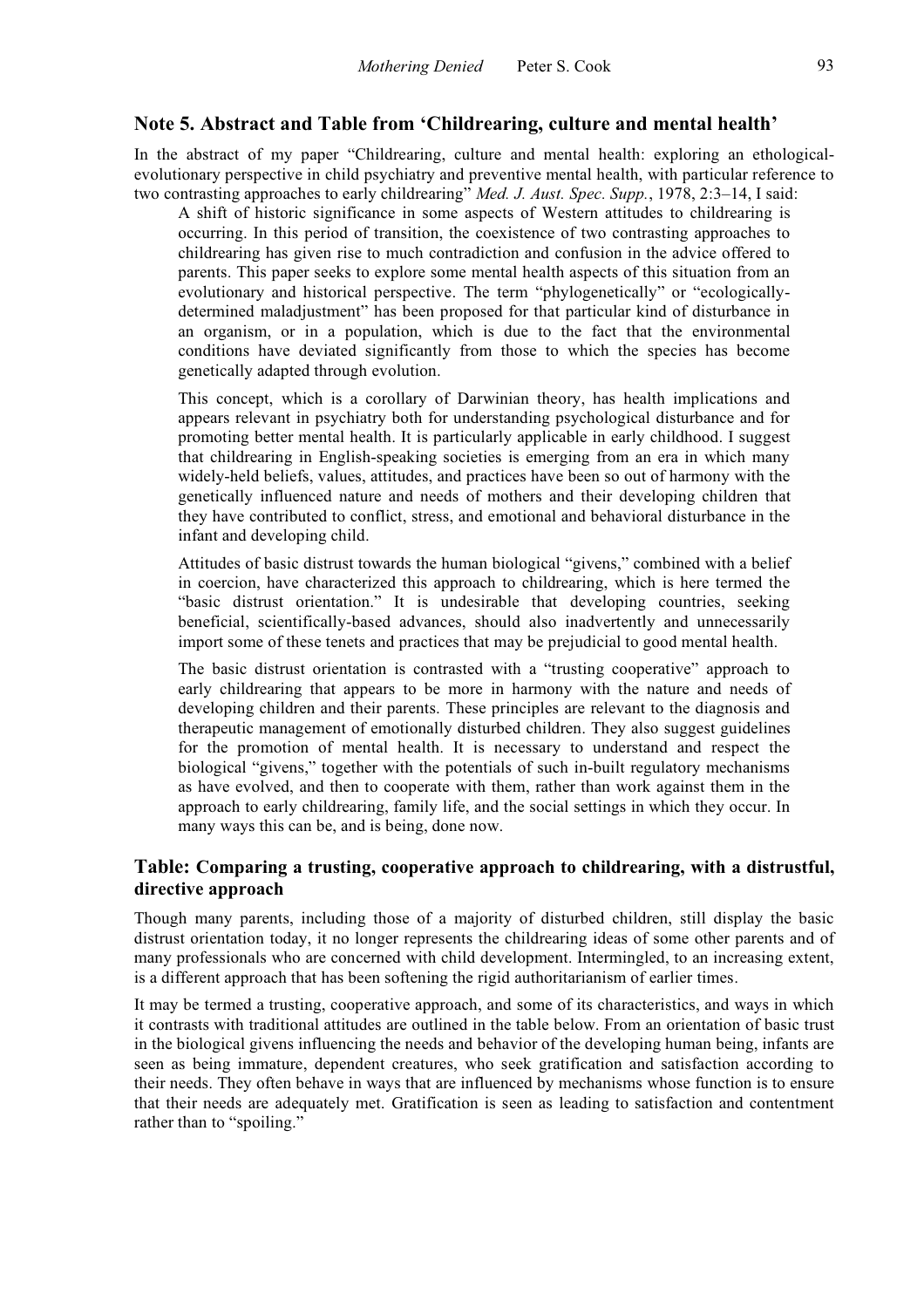## Note 5. Abstract and Table from 'Childrearing, culture and mental health'

In the abstract of my paper "Childrearing, culture and mental health: exploring an ethological-evolutionary perspective in child psychiatry and preventive mental health, with particular reference to two contrasting approaches to early childrearing" *Med. J. Aust. Spec. Supp.*, 1978, 2:3–14, I said:

> A shift of historic significance in some aspects of Western attitudes to childrearing is occurring. In this period of transition, the coexistence of two contrasting approaches to childrearing has given rise to much contradiction and confusion in the advice offered to parents. This paper seeks to explore some mental health aspects of this situation from an evolutionary and historical perspective. The term "phylogenetically" or "ecologically-determined maladjustment" has been proposed for that particular kind of disturbance in an organism, or in a population, which is due to the fact that the environmental conditions have deviated significantly from those to which the species has become genetically adapted through evolution.
>
> This concept, which is a corollary of Darwinian theory, has health implications and appears relevant in psychiatry both for understanding psychological disturbance and for promoting better mental health. It is particularly applicable in early childhood. I suggest that childrearing in English-speaking societies is emerging from an era in which many widely-held beliefs, values, attitudes, and practices have been so out of harmony with the genetically influenced nature and needs of mothers and their developing children that they have contributed to conflict, stress, and emotional and behavioral disturbance in the infant and developing child.
>
> Attitudes of basic distrust towards the human biological "givens," combined with a belief in coercion, have characterized this approach to childrearing, which is here termed the "basic distrust orientation." It is undesirable that developing countries, seeking beneficial, scientifically-based advances, should also inadvertently and unnecessarily import some of these tenets and practices that may be prejudicial to good mental health.
>
> The basic distrust orientation is contrasted with a "trusting cooperative" approach to early childrearing that appears to be more in harmony with the nature and needs of developing children and their parents. These principles are relevant to the diagnosis and therapeutic management of emotionally disturbed children. They also suggest guidelines for the promotion of mental health. It is necessary to understand and respect the biological "givens," together with the potentials of such in-built regulatory mechanisms as have evolved, and then to cooperate with them, rather than work against them in the approach to early childrearing, family life, and the social settings in which they occur. In many ways this can be, and is being, done now.

## Table: Comparing a trusting, cooperative approach to childrearing, with a distrustful, directive approach

Though many parents, including those of a majority of disturbed children, still display the basic distrust orientation today, it no longer represents the childrearing ideas of some other parents and of many professionals who are concerned with child development. Intermingled, to an increasing extent, is a different approach that has been softening the rigid authoritarianism of earlier times.

It may be termed a trusting, cooperative approach, and some of its characteristics, and ways in which it contrasts with traditional attitudes are outlined in the table below. From an orientation of basic trust in the biological givens influencing the needs and behavior of the developing human being, infants are seen as being immature, dependent creatures, who seek gratification and satisfaction according to their needs. They often behave in ways that are influenced by mechanisms whose function is to ensure that their needs are adequately met. Gratification is seen as leading to satisfaction and contentment rather than to "spoiling."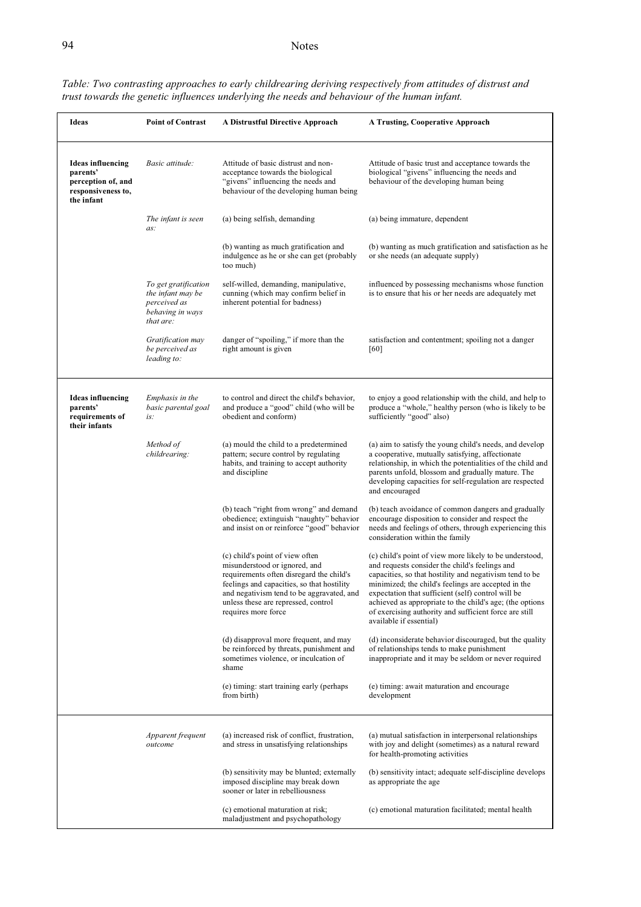*Table: Two contrasting approaches to early childrearing deriving respectively from attitudes of distrust and trust towards the genetic influences underlying the needs and behaviour of the human infant.*

| Ideas | Point of Contrast | A Distrustful Directive Approach | A Trusting, Cooperative Approach |
|---|---|---|---|
| **Ideas influencing parents' perception of, and responsiveness to, the infant** | *Basic attitude:* | Attitude of basic distrust and non-acceptance towards the biological "givens" influencing the needs and behaviour of the developing human being | Attitude of basic trust and acceptance towards the biological "givens" influencing the needs and behaviour of the developing human being |
| | *The infant is seen as:* | (a) being selfish, demanding | (a) being immature, dependent |
| | | (b) wanting as much gratification and indulgence as he or she can get (probably too much) | (b) wanting as much gratification and satisfaction as he or she needs (an adequate supply) |
| | *To get gratification the infant may be perceived as behaving in ways that are:* | self-willed, demanding, manipulative, cunning (which may confirm belief in inherent potential for badness) | influenced by possessing mechanisms whose function is to ensure that his or her needs are adequately met |
| | *Gratification may be perceived as leading to:* | danger of "spoiling," if more than the right amount is given | satisfaction and contentment; spoiling not a danger [60] |
| **Ideas influencing parents' requirements of their infants** | *Emphasis in the basic parental goal is:* | to control and direct the child's behavior, and produce a "good" child (who will be obedient and conform) | to enjoy a good relationship with the child, and help to produce a "whole," healthy person (who is likely to be sufficiently "good" also) |
| | *Method of childrearing:* | (a) mould the child to a predetermined pattern; secure control by regulating habits, and training to accept authority and discipline | (a) aim to satisfy the young child's needs, and develop a cooperative, mutually satisfying, affectionate relationship, in which the potentialities of the child and parents unfold, blossom and gradually mature. The developing capacities for self-regulation are respected and encouraged |
| | | (b) teach "right from wrong" and demand obedience; extinguish "naughty" behavior and insist on or reinforce "good" behavior | (b) teach avoidance of common dangers and gradually encourage disposition to consider and respect the needs and feelings of others, through experiencing this consideration within the family |
| | | (c) child's point of view often misunderstood or ignored, and requirements often disregard the child's feelings and capacities, so that hostility and negativism tend to be aggravated, and unless these are repressed, control requires more force | (c) child's point of view more likely to be understood, and requests consider the child's feelings and capacities, so that hostility and negativism tend to be minimized; the child's feelings are accepted in the expectation that sufficient (self) control will be achieved as appropriate to the child's age; (the options of exercising authority and sufficient force are still available if essential) |
| | | (d) disapproval more frequent, and may be reinforced by threats, punishment and sometimes violence, or inculcation of shame | (d) inconsiderate behavior discouraged, but the quality of relationships tends to make punishment inappropriate and it may be seldom or never required |
| | | (e) timing: start training early (perhaps from birth) | (e) timing: await maturation and encourage development |
| | *Apparent frequent outcome* | (a) increased risk of conflict, frustration, and stress in unsatisfying relationships | (a) mutual satisfaction in interpersonal relationships with joy and delight (sometimes) as a natural reward for health-promoting activities |
| | | (b) sensitivity may be blunted; externally imposed discipline may break down sooner or later in rebelliousness | (b) sensitivity intact; adequate self-discipline develops as appropriate the age |
| | | (c) emotional maturation at risk; maladjustment and psychopathology | (c) emotional maturation facilitated; mental health |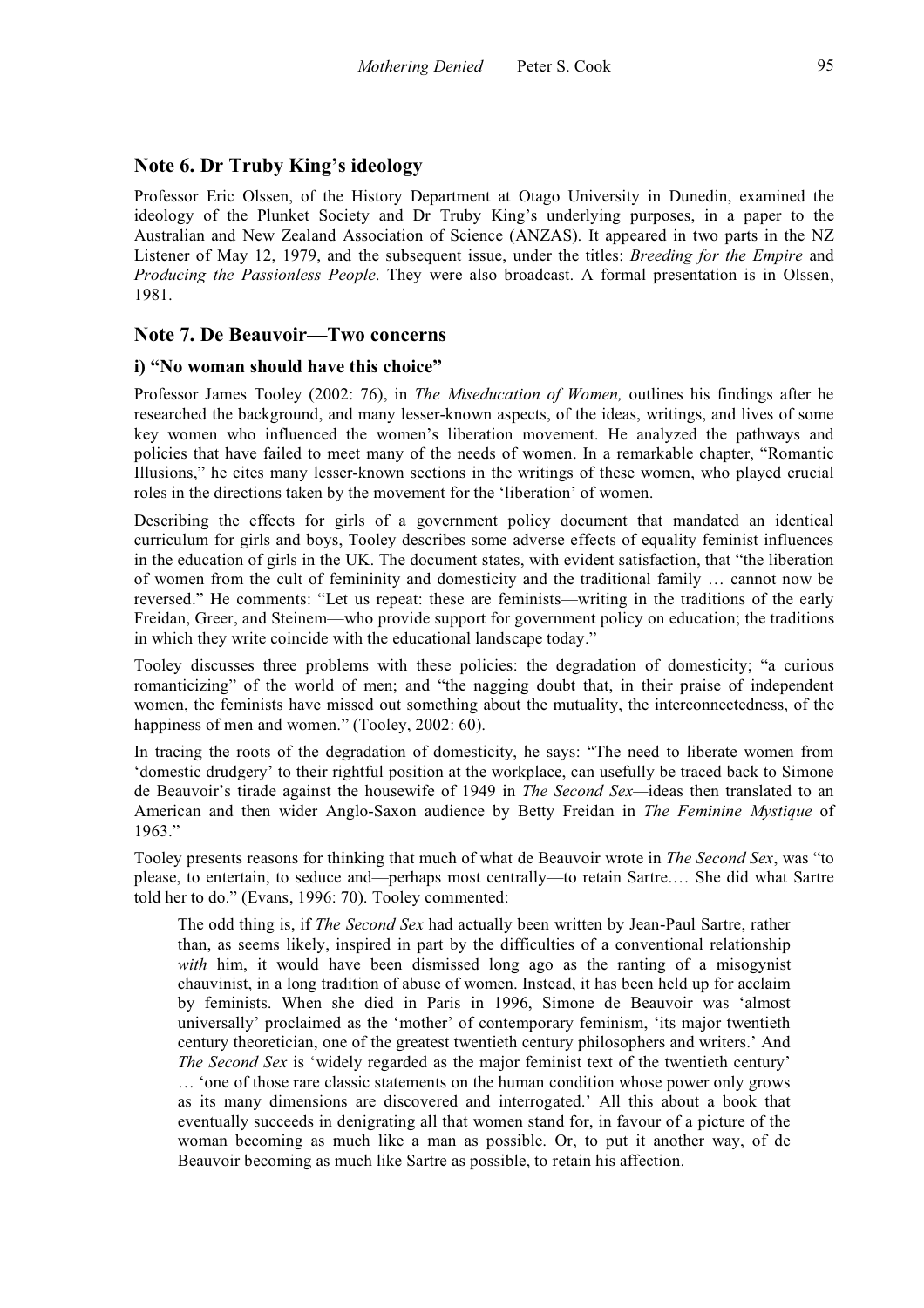## Note 6. Dr Truby King's ideology

Professor Eric Olssen, of the History Department at Otago University in Dunedin, examined the ideology of the Plunket Society and Dr Truby King's underlying purposes, in a paper to the Australian and New Zealand Association of Science (ANZAS). It appeared in two parts in the NZ Listener of May 12, 1979, and the subsequent issue, under the titles: *Breeding for the Empire* and *Producing the Passionless People*. They were also broadcast. A formal presentation is in Olssen, 1981.

## Note 7. De Beauvoir—Two concerns

### i) "No woman should have this choice"

Professor James Tooley (2002: 76), in *The Miseducation of Women,* outlines his findings after he researched the background, and many lesser-known aspects, of the ideas, writings, and lives of some key women who influenced the women's liberation movement. He analyzed the pathways and policies that have failed to meet many of the needs of women. In a remarkable chapter, "Romantic Illusions," he cites many lesser-known sections in the writings of these women, who played crucial roles in the directions taken by the movement for the 'liberation' of women.

Describing the effects for girls of a government policy document that mandated an identical curriculum for girls and boys, Tooley describes some adverse effects of equality feminist influences in the education of girls in the UK. The document states, with evident satisfaction, that "the liberation of women from the cult of femininity and domesticity and the traditional family … cannot now be reversed." He comments: "Let us repeat: these are feminists—writing in the traditions of the early Freidan, Greer, and Steinem—who provide support for government policy on education; the traditions in which they write coincide with the educational landscape today."

Tooley discusses three problems with these policies: the degradation of domesticity; "a curious romanticizing" of the world of men; and "the nagging doubt that, in their praise of independent women, the feminists have missed out something about the mutuality, the interconnectedness, of the happiness of men and women." (Tooley, 2002: 60).

In tracing the roots of the degradation of domesticity, he says: "The need to liberate women from 'domestic drudgery' to their rightful position at the workplace, can usefully be traced back to Simone de Beauvoir's tirade against the housewife of 1949 in *The Second Sex*—ideas then translated to an American and then wider Anglo-Saxon audience by Betty Freidan in *The Feminine Mystique* of 1963."

Tooley presents reasons for thinking that much of what de Beauvoir wrote in *The Second Sex*, was "to please, to entertain, to seduce and—perhaps most centrally—to retain Sartre.… She did what Sartre told her to do." (Evans, 1996: 70). Tooley commented:

> The odd thing is, if *The Second Sex* had actually been written by Jean-Paul Sartre, rather than, as seems likely, inspired in part by the difficulties of a conventional relationship *with* him, it would have been dismissed long ago as the ranting of a misogynist chauvinist, in a long tradition of abuse of women. Instead, it has been held up for acclaim by feminists. When she died in Paris in 1996, Simone de Beauvoir was 'almost universally' proclaimed as the 'mother' of contemporary feminism, 'its major twentieth century theoretician, one of the greatest twentieth century philosophers and writers.' And *The Second Sex* is 'widely regarded as the major feminist text of the twentieth century' … 'one of those rare classic statements on the human condition whose power only grows as its many dimensions are discovered and interrogated.' All this about a book that eventually succeeds in denigrating all that women stand for, in favour of a picture of the woman becoming as much like a man as possible. Or, to put it another way, of de Beauvoir becoming as much like Sartre as possible, to retain his affection.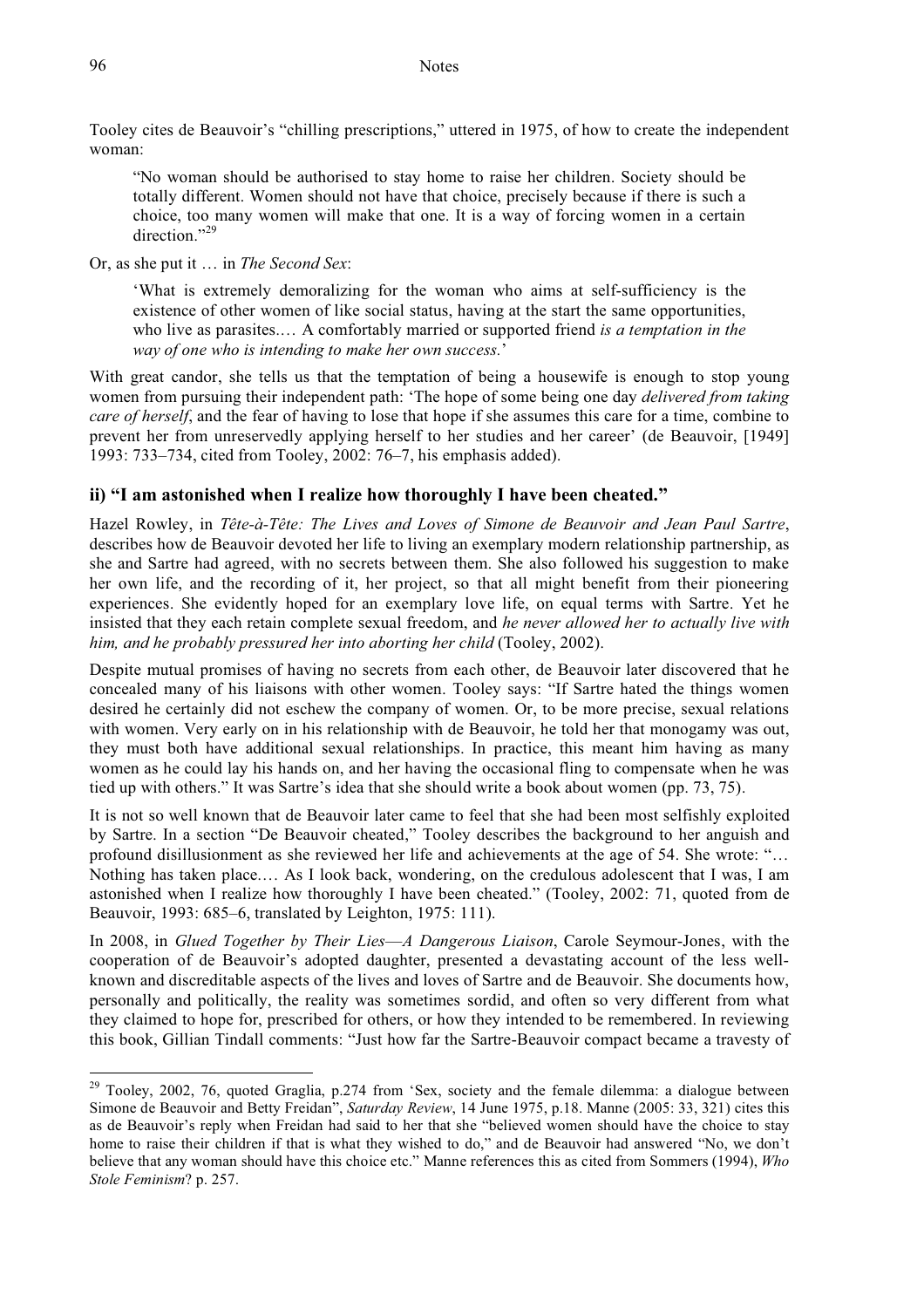Tooley cites de Beauvoir's "chilling prescriptions," uttered in 1975, of how to create the independent woman:

> "No woman should be authorised to stay home to raise her children. Society should be totally different. Women should not have that choice, precisely because if there is such a choice, too many women will make that one. It is a way of forcing women in a certain direction."[29]

Or, as she put it … in *The Second Sex*:

> 'What is extremely demoralizing for the woman who aims at self-sufficiency is the existence of other women of like social status, having at the start the same opportunities, who live as parasites.… A comfortably married or supported friend *is a temptation in the way of one who is intending to make her own success.*'

With great candor, she tells us that the temptation of being a housewife is enough to stop young women from pursuing their independent path: 'The hope of some being one day *delivered from taking care of herself*, and the fear of having to lose that hope if she assumes this care for a time, combine to prevent her from unreservedly applying herself to her studies and her career' (de Beauvoir, [1949] 1993: 733–734, cited from Tooley, 2002: 76–7, his emphasis added).

### ii) "I am astonished when I realize how thoroughly I have been cheated."

Hazel Rowley, in *Tête-à-Tête: The Lives and Loves of Simone de Beauvoir and Jean Paul Sartre*, describes how de Beauvoir devoted her life to living an exemplary modern relationship partnership, as she and Sartre had agreed, with no secrets between them. She also followed his suggestion to make her own life, and the recording of it, her project, so that all might benefit from their pioneering experiences. She evidently hoped for an exemplary love life, on equal terms with Sartre. Yet he insisted that they each retain complete sexual freedom, and *he never allowed her to actually live with him, and he probably pressured her into aborting her child* (Tooley, 2002).

Despite mutual promises of having no secrets from each other, de Beauvoir later discovered that he concealed many of his liaisons with other women. Tooley says: "If Sartre hated the things women desired he certainly did not eschew the company of women. Or, to be more precise, sexual relations with women. Very early on in his relationship with de Beauvoir, he told her that monogamy was out, they must both have additional sexual relationships. In practice, this meant him having as many women as he could lay his hands on, and her having the occasional fling to compensate when he was tied up with others." It was Sartre's idea that she should write a book about women (pp. 73, 75).

It is not so well known that de Beauvoir later came to feel that she had been most selfishly exploited by Sartre. In a section "De Beauvoir cheated," Tooley describes the background to her anguish and profound disillusionment as she reviewed her life and achievements at the age of 54. She wrote: "… Nothing has taken place.… As I look back, wondering, on the credulous adolescent that I was, I am astonished when I realize how thoroughly I have been cheated." (Tooley, 2002: 71, quoted from de Beauvoir, 1993: 685–6, translated by Leighton, 1975: 111).

In 2008, in *Glued Together by Their Lies—A Dangerous Liaison*, Carole Seymour-Jones, with the cooperation of de Beauvoir's adopted daughter, presented a devastating account of the less well-known and discreditable aspects of the lives and loves of Sartre and de Beauvoir. She documents how, personally and politically, the reality was sometimes sordid, and often so very different from what they claimed to hope for, prescribed for others, or how they intended to be remembered. In reviewing this book, Gillian Tindall comments: "Just how far the Sartre-Beauvoir compact became a travesty of

---

[29] Tooley, 2002, 76, quoted Graglia, p.274 from 'Sex, society and the female dilemma: a dialogue between Simone de Beauvoir and Betty Freidan", *Saturday Review*, 14 June 1975, p.18. Manne (2005: 33, 321) cites this as de Beauvoir's reply when Freidan had said to her that she "believed women should have the choice to stay home to raise their children if that is what they wished to do," and de Beauvoir had answered "No, we don't believe that any woman should have this choice etc." Manne references this as cited from Sommers (1994), *Who Stole Feminism*? p. 257.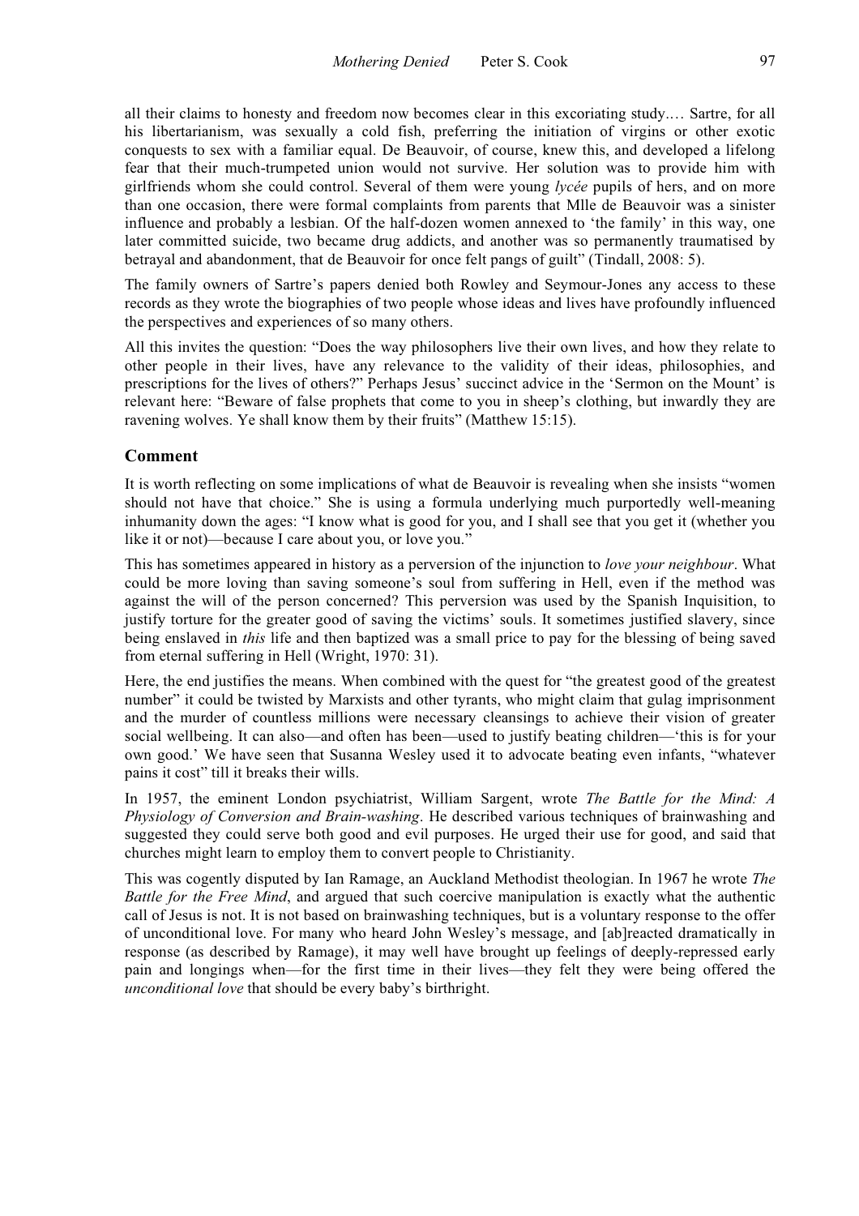all their claims to honesty and freedom now becomes clear in this excoriating study.… Sartre, for all his libertarianism, was sexually a cold fish, preferring the initiation of virgins or other exotic conquests to sex with a familiar equal. De Beauvoir, of course, knew this, and developed a lifelong fear that their much-trumpeted union would not survive. Her solution was to provide him with girlfriends whom she could control. Several of them were young *lycée* pupils of hers, and on more than one occasion, there were formal complaints from parents that Mlle de Beauvoir was a sinister influence and probably a lesbian. Of the half-dozen women annexed to 'the family' in this way, one later committed suicide, two became drug addicts, and another was so permanently traumatised by betrayal and abandonment, that de Beauvoir for once felt pangs of guilt" (Tindall, 2008: 5).

The family owners of Sartre's papers denied both Rowley and Seymour-Jones any access to these records as they wrote the biographies of two people whose ideas and lives have profoundly influenced the perspectives and experiences of so many others.

All this invites the question: "Does the way philosophers live their own lives, and how they relate to other people in their lives, have any relevance to the validity of their ideas, philosophies, and prescriptions for the lives of others?" Perhaps Jesus' succinct advice in the 'Sermon on the Mount' is relevant here: "Beware of false prophets that come to you in sheep's clothing, but inwardly they are ravening wolves. Ye shall know them by their fruits" (Matthew 15:15).

## Comment

It is worth reflecting on some implications of what de Beauvoir is revealing when she insists "women should not have that choice." She is using a formula underlying much purportedly well-meaning inhumanity down the ages: "I know what is good for you, and I shall see that you get it (whether you like it or not)—because I care about you, or love you."

This has sometimes appeared in history as a perversion of the injunction to *love your neighbour*. What could be more loving than saving someone's soul from suffering in Hell, even if the method was against the will of the person concerned? This perversion was used by the Spanish Inquisition, to justify torture for the greater good of saving the victims' souls. It sometimes justified slavery, since being enslaved in *this* life and then baptized was a small price to pay for the blessing of being saved from eternal suffering in Hell (Wright, 1970: 31).

Here, the end justifies the means. When combined with the quest for "the greatest good of the greatest number" it could be twisted by Marxists and other tyrants, who might claim that gulag imprisonment and the murder of countless millions were necessary cleansings to achieve their vision of greater social wellbeing. It can also—and often has been—used to justify beating children—'this is for your own good.' We have seen that Susanna Wesley used it to advocate beating even infants, "whatever pains it cost" till it breaks their wills.

In 1957, the eminent London psychiatrist, William Sargent, wrote *The Battle for the Mind: A Physiology of Conversion and Brain-washing*. He described various techniques of brainwashing and suggested they could serve both good and evil purposes. He urged their use for good, and said that churches might learn to employ them to convert people to Christianity.

This was cogently disputed by Ian Ramage, an Auckland Methodist theologian. In 1967 he wrote *The Battle for the Free Mind*, and argued that such coercive manipulation is exactly what the authentic call of Jesus is not. It is not based on brainwashing techniques, but is a voluntary response to the offer of unconditional love. For many who heard John Wesley's message, and [ab]reacted dramatically in response (as described by Ramage), it may well have brought up feelings of deeply-repressed early pain and longings when—for the first time in their lives—they felt they were being offered the *unconditional love* that should be every baby's birthright.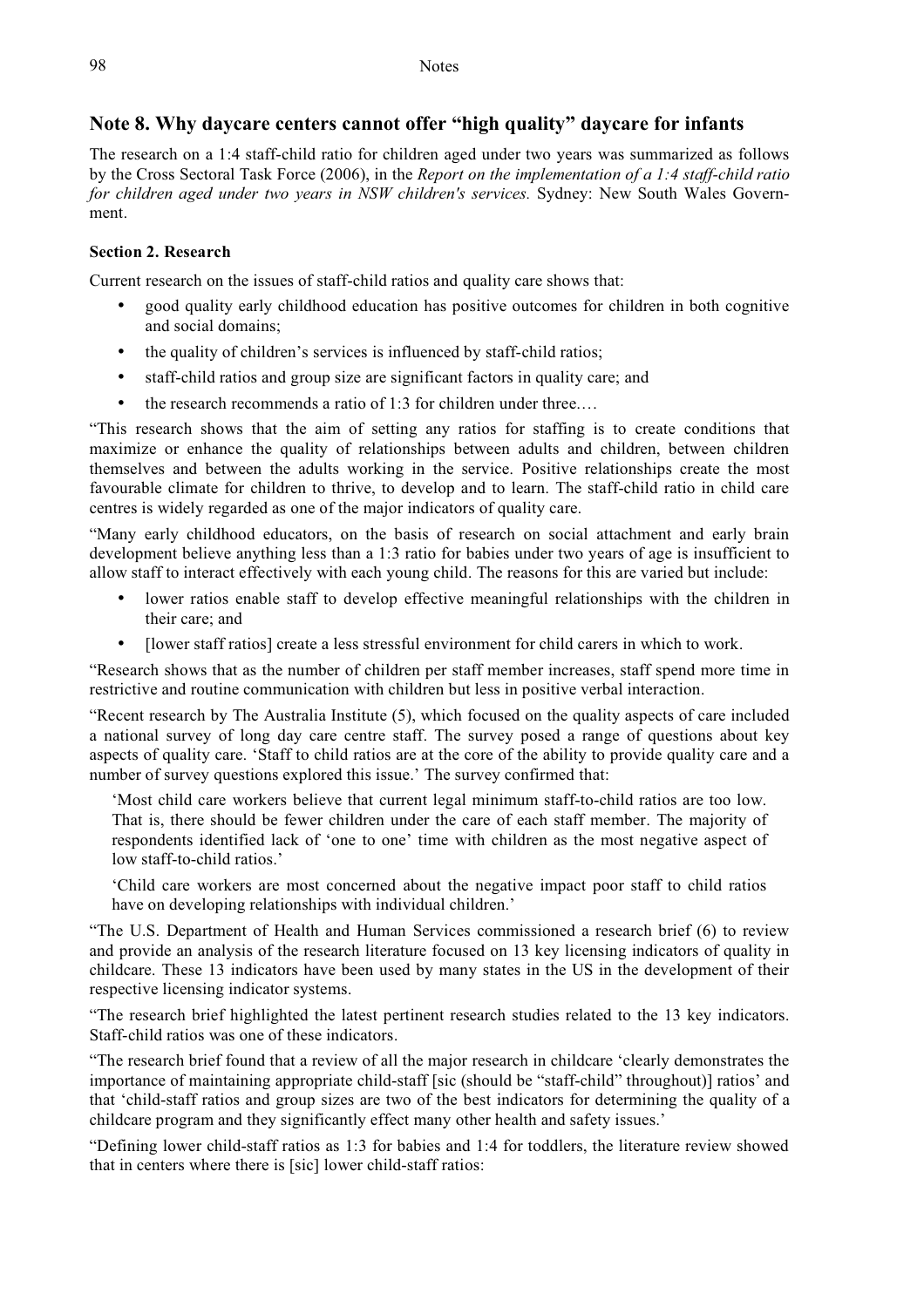## Note 8. Why daycare centers cannot offer "high quality" daycare for infants

The research on a 1:4 staff-child ratio for children aged under two years was summarized as follows by the Cross Sectoral Task Force (2006), in the *Report on the implementation of a 1:4 staff-child ratio for children aged under two years in NSW children's services.* Sydney: New South Wales Government.

**Section 2. Research**

Current research on the issues of staff-child ratios and quality care shows that:

- good quality early childhood education has positive outcomes for children in both cognitive and social domains;
- the quality of children's services is influenced by staff-child ratios;
- staff-child ratios and group size are significant factors in quality care; and
- the research recommends a ratio of 1:3 for children under three.…

"This research shows that the aim of setting any ratios for staffing is to create conditions that maximize or enhance the quality of relationships between adults and children, between children themselves and between the adults working in the service. Positive relationships create the most favourable climate for children to thrive, to develop and to learn. The staff-child ratio in child care centres is widely regarded as one of the major indicators of quality care.

"Many early childhood educators, on the basis of research on social attachment and early brain development believe anything less than a 1:3 ratio for babies under two years of age is insufficient to allow staff to interact effectively with each young child. The reasons for this are varied but include:

- lower ratios enable staff to develop effective meaningful relationships with the children in their care; and
- [lower staff ratios] create a less stressful environment for child carers in which to work.

"Research shows that as the number of children per staff member increases, staff spend more time in restrictive and routine communication with children but less in positive verbal interaction.

"Recent research by The Australia Institute (5), which focused on the quality aspects of care included a national survey of long day care centre staff. The survey posed a range of questions about key aspects of quality care. 'Staff to child ratios are at the core of the ability to provide quality care and a number of survey questions explored this issue.' The survey confirmed that:

> 'Most child care workers believe that current legal minimum staff-to-child ratios are too low. That is, there should be fewer children under the care of each staff member. The majority of respondents identified lack of 'one to one' time with children as the most negative aspect of low staff-to-child ratios.'
>
> 'Child care workers are most concerned about the negative impact poor staff to child ratios have on developing relationships with individual children.'

"The U.S. Department of Health and Human Services commissioned a research brief (6) to review and provide an analysis of the research literature focused on 13 key licensing indicators of quality in childcare. These 13 indicators have been used by many states in the US in the development of their respective licensing indicator systems.

"The research brief highlighted the latest pertinent research studies related to the 13 key indicators. Staff-child ratios was one of these indicators.

"The research brief found that a review of all the major research in childcare 'clearly demonstrates the importance of maintaining appropriate child-staff [sic (should be "staff-child" throughout)] ratios' and that 'child-staff ratios and group sizes are two of the best indicators for determining the quality of a childcare program and they significantly effect many other health and safety issues.'

"Defining lower child-staff ratios as 1:3 for babies and 1:4 for toddlers, the literature review showed that in centers where there is [sic] lower child-staff ratios: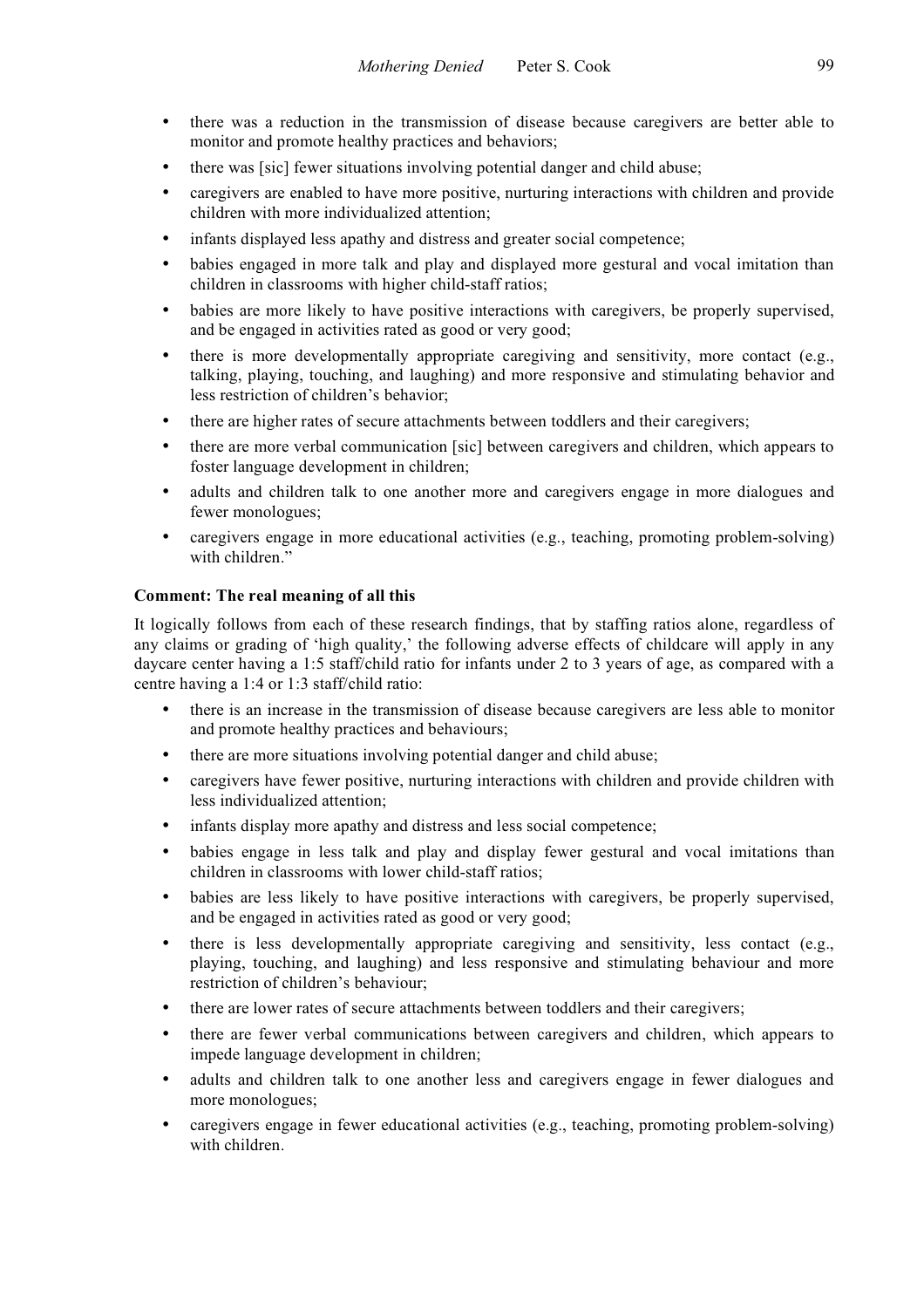- there was a reduction in the transmission of disease because caregivers are better able to monitor and promote healthy practices and behaviors;
- there was [sic] fewer situations involving potential danger and child abuse;
- caregivers are enabled to have more positive, nurturing interactions with children and provide children with more individualized attention;
- infants displayed less apathy and distress and greater social competence;
- babies engaged in more talk and play and displayed more gestural and vocal imitation than children in classrooms with higher child-staff ratios;
- babies are more likely to have positive interactions with caregivers, be properly supervised, and be engaged in activities rated as good or very good;
- there is more developmentally appropriate caregiving and sensitivity, more contact (e.g., talking, playing, touching, and laughing) and more responsive and stimulating behavior and less restriction of children's behavior;
- there are higher rates of secure attachments between toddlers and their caregivers;
- there are more verbal communication [sic] between caregivers and children, which appears to foster language development in children;
- adults and children talk to one another more and caregivers engage in more dialogues and fewer monologues;
- caregivers engage in more educational activities (e.g., teaching, promoting problem-solving) with children."

**Comment: The real meaning of all this**

It logically follows from each of these research findings, that by staffing ratios alone, regardless of any claims or grading of 'high quality,' the following adverse effects of childcare will apply in any daycare center having a 1:5 staff/child ratio for infants under 2 to 3 years of age, as compared with a centre having a 1:4 or 1:3 staff/child ratio:

- there is an increase in the transmission of disease because caregivers are less able to monitor and promote healthy practices and behaviours;
- there are more situations involving potential danger and child abuse;
- caregivers have fewer positive, nurturing interactions with children and provide children with less individualized attention;
- infants display more apathy and distress and less social competence;
- babies engage in less talk and play and display fewer gestural and vocal imitations than children in classrooms with lower child-staff ratios;
- babies are less likely to have positive interactions with caregivers, be properly supervised, and be engaged in activities rated as good or very good;
- there is less developmentally appropriate caregiving and sensitivity, less contact (e.g., playing, touching, and laughing) and less responsive and stimulating behaviour and more restriction of children's behaviour;
- there are lower rates of secure attachments between toddlers and their caregivers;
- there are fewer verbal communications between caregivers and children, which appears to impede language development in children;
- adults and children talk to one another less and caregivers engage in fewer dialogues and more monologues;
- caregivers engage in fewer educational activities (e.g., teaching, promoting problem-solving) with children.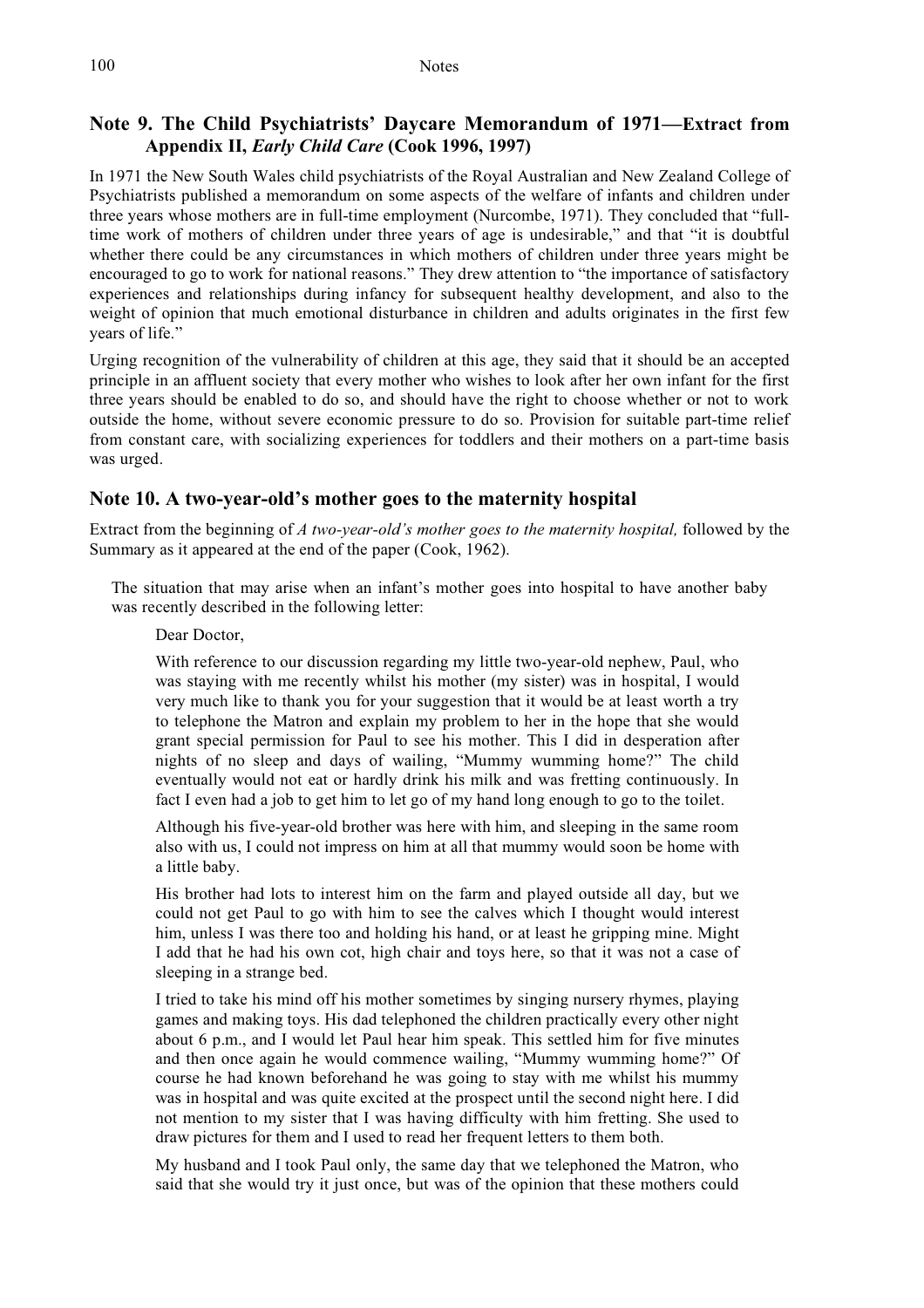## Note 9. The Child Psychiatrists' Daycare Memorandum of 1971—Extract from Appendix II, *Early Child Care* (Cook 1996, 1997)

In 1971 the New South Wales child psychiatrists of the Royal Australian and New Zealand College of Psychiatrists published a memorandum on some aspects of the welfare of infants and children under three years whose mothers are in full-time employment (Nurcombe, 1971). They concluded that "full-time work of mothers of children under three years of age is undesirable," and that "it is doubtful whether there could be any circumstances in which mothers of children under three years might be encouraged to go to work for national reasons." They drew attention to "the importance of satisfactory experiences and relationships during infancy for subsequent healthy development, and also to the weight of opinion that much emotional disturbance in children and adults originates in the first few years of life."

Urging recognition of the vulnerability of children at this age, they said that it should be an accepted principle in an affluent society that every mother who wishes to look after her own infant for the first three years should be enabled to do so, and should have the right to choose whether or not to work outside the home, without severe economic pressure to do so. Provision for suitable part-time relief from constant care, with socializing experiences for toddlers and their mothers on a part-time basis was urged.

## Note 10. A two-year-old's mother goes to the maternity hospital

Extract from the beginning of *A two-year-old's mother goes to the maternity hospital,* followed by the Summary as it appeared at the end of the paper (Cook, 1962).

> The situation that may arise when an infant's mother goes into hospital to have another baby was recently described in the following letter:
>
> > Dear Doctor,
> >
> > With reference to our discussion regarding my little two-year-old nephew, Paul, who was staying with me recently whilst his mother (my sister) was in hospital, I would very much like to thank you for your suggestion that it would be at least worth a try to telephone the Matron and explain my problem to her in the hope that she would grant special permission for Paul to see his mother. This I did in desperation after nights of no sleep and days of wailing, "Mummy wumming home?" The child eventually would not eat or hardly drink his milk and was fretting continuously. In fact I even had a job to get him to let go of my hand long enough to go to the toilet.
> >
> > Although his five-year-old brother was here with him, and sleeping in the same room also with us, I could not impress on him at all that mummy would soon be home with a little baby.
> >
> > His brother had lots to interest him on the farm and played outside all day, but we could not get Paul to go with him to see the calves which I thought would interest him, unless I was there too and holding his hand, or at least he gripping mine. Might I add that he had his own cot, high chair and toys here, so that it was not a case of sleeping in a strange bed.
> >
> > I tried to take his mind off his mother sometimes by singing nursery rhymes, playing games and making toys. His dad telephoned the children practically every other night about 6 p.m., and I would let Paul hear him speak. This settled him for five minutes and then once again he would commence wailing, "Mummy wumming home?" Of course he had known beforehand he was going to stay with me whilst his mummy was in hospital and was quite excited at the prospect until the second night here. I did not mention to my sister that I was having difficulty with him fretting. She used to draw pictures for them and I used to read her frequent letters to them both.
> >
> > My husband and I took Paul only, the same day that we telephoned the Matron, who said that she would try it just once, but was of the opinion that these mothers could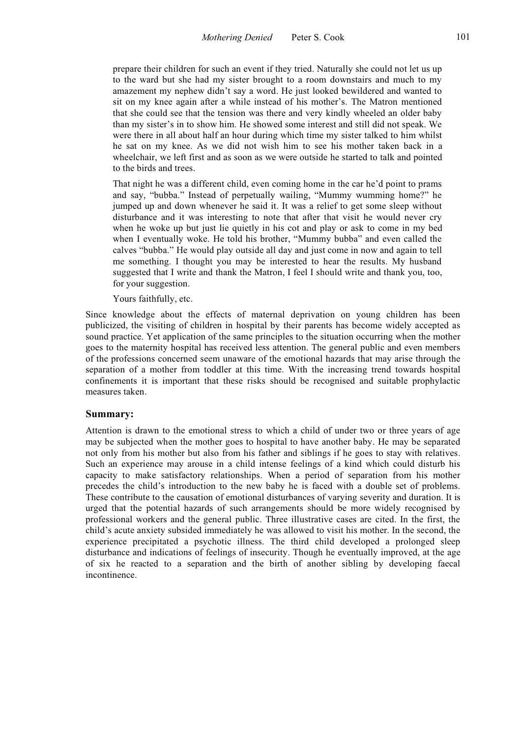> prepare their children for such an event if they tried. Naturally she could not let us up to the ward but she had my sister brought to a room downstairs and much to my amazement my nephew didn't say a word. He just looked bewildered and wanted to sit on my knee again after a while instead of his mother's. The Matron mentioned that she could see that the tension was there and very kindly wheeled an older baby than my sister's in to show him. He showed some interest and still did not speak. We were there in all about half an hour during which time my sister talked to him whilst he sat on my knee. As we did not wish him to see his mother taken back in a wheelchair, we left first and as soon as we were outside he started to talk and pointed to the birds and trees.
>
> That night he was a different child, even coming home in the car he'd point to prams and say, "bubba." Instead of perpetually wailing, "Mummy wumming home?" he jumped up and down whenever he said it. It was a relief to get some sleep without disturbance and it was interesting to note that after that visit he would never cry when he woke up but just lie quietly in his cot and play or ask to come in my bed when I eventually woke. He told his brother, "Mummy bubba" and even called the calves "bubba." He would play outside all day and just come in now and again to tell me something. I thought you may be interested to hear the results. My husband suggested that I write and thank the Matron, I feel I should write and thank you, too, for your suggestion.
>
> Yours faithfully, etc.

Since knowledge about the effects of maternal deprivation on young children has been publicized, the visiting of children in hospital by their parents has become widely accepted as sound practice. Yet application of the same principles to the situation occurring when the mother goes to the maternity hospital has received less attention. The general public and even members of the professions concerned seem unaware of the emotional hazards that may arise through the separation of a mother from toddler at this time. With the increasing trend towards hospital confinements it is important that these risks should be recognised and suitable prophylactic measures taken.

## Summary:

Attention is drawn to the emotional stress to which a child of under two or three years of age may be subjected when the mother goes to hospital to have another baby. He may be separated not only from his mother but also from his father and siblings if he goes to stay with relatives. Such an experience may arouse in a child intense feelings of a kind which could disturb his capacity to make satisfactory relationships. When a period of separation from his mother precedes the child's introduction to the new baby he is faced with a double set of problems. These contribute to the causation of emotional disturbances of varying severity and duration. It is urged that the potential hazards of such arrangements should be more widely recognised by professional workers and the general public. Three illustrative cases are cited. In the first, the child's acute anxiety subsided immediately he was allowed to visit his mother. In the second, the experience precipitated a psychotic illness. The third child developed a prolonged sleep disturbance and indications of feelings of insecurity. Though he eventually improved, at the age of six he reacted to a separation and the birth of another sibling by developing faecal incontinence.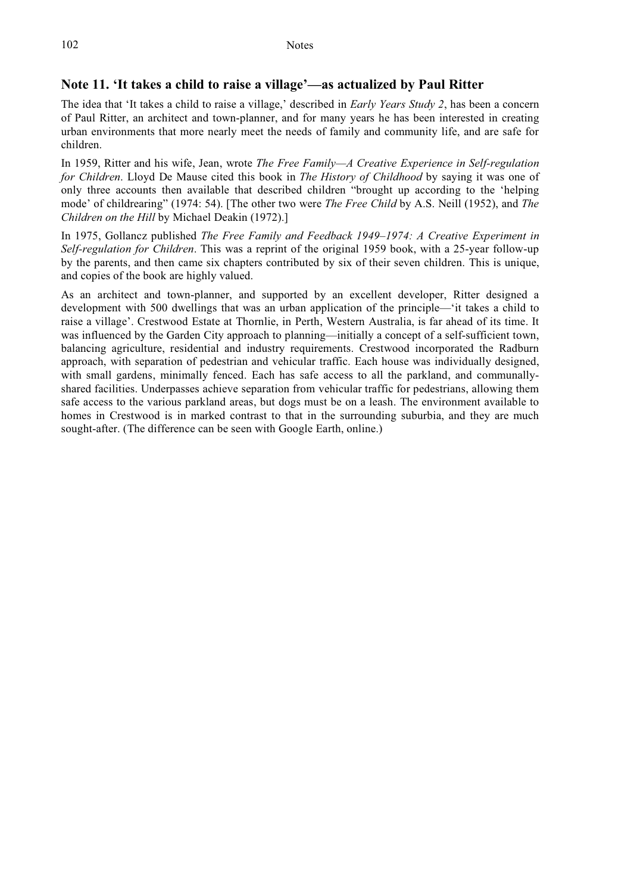## Note 11. 'It takes a child to raise a village'—as actualized by Paul Ritter

The idea that 'It takes a child to raise a village,' described in *Early Years Study 2*, has been a concern of Paul Ritter, an architect and town-planner, and for many years he has been interested in creating urban environments that more nearly meet the needs of family and community life, and are safe for children.

In 1959, Ritter and his wife, Jean, wrote *The Free Family—A Creative Experience in Self-regulation for Children*. Lloyd De Mause cited this book in *The History of Childhood* by saying it was one of only three accounts then available that described children "brought up according to the 'helping mode' of childrearing" (1974: 54). [The other two were *The Free Child* by A.S. Neill (1952), and *The Children on the Hill* by Michael Deakin (1972).]

In 1975, Gollancz published *The Free Family and Feedback 1949–1974: A Creative Experiment in Self-regulation for Children*. This was a reprint of the original 1959 book, with a 25-year follow-up by the parents, and then came six chapters contributed by six of their seven children. This is unique, and copies of the book are highly valued.

As an architect and town-planner, and supported by an excellent developer, Ritter designed a development with 500 dwellings that was an urban application of the principle—'it takes a child to raise a village'. Crestwood Estate at Thornlie, in Perth, Western Australia, is far ahead of its time. It was influenced by the Garden City approach to planning—initially a concept of a self-sufficient town, balancing agriculture, residential and industry requirements. Crestwood incorporated the Radburn approach, with separation of pedestrian and vehicular traffic. Each house was individually designed, with small gardens, minimally fenced. Each has safe access to all the parkland, and communally-shared facilities. Underpasses achieve separation from vehicular traffic for pedestrians, allowing them safe access to the various parkland areas, but dogs must be on a leash. The environment available to homes in Crestwood is in marked contrast to that in the surrounding suburbia, and they are much sought-after. (The difference can be seen with Google Earth, online.)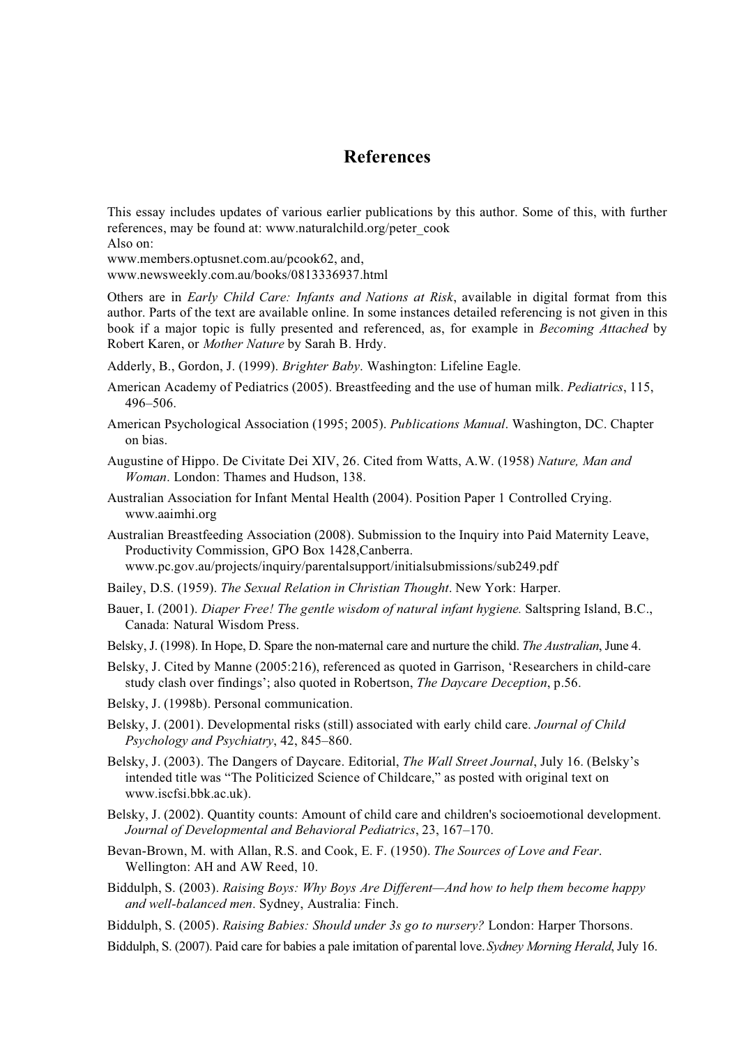# References

This essay includes updates of various earlier publications by this author. Some of this, with further references, may be found at: www.naturalchild.org/peter_cook
Also on:
www.members.optusnet.com.au/pcook62, and,
www.newsweekly.com.au/books/0813336937.html

Others are in *Early Child Care: Infants and Nations at Risk*, available in digital format from this author. Parts of the text are available online. In some instances detailed referencing is not given in this book if a major topic is fully presented and referenced, as, for example in *Becoming Attached* by Robert Karen, or *Mother Nature* by Sarah B. Hrdy.

Adderly, B., Gordon, J. (1999). *Brighter Baby*. Washington: Lifeline Eagle.

American Academy of Pediatrics (2005). Breastfeeding and the use of human milk. *Pediatrics*, 115, 496–506.

American Psychological Association (1995; 2005). *Publications Manual*. Washington, DC. Chapter on bias.

Augustine of Hippo. De Civitate Dei XIV, 26. Cited from Watts, A.W. (1958) *Nature, Man and Woman*. London: Thames and Hudson, 138.

Australian Association for Infant Mental Health (2004). Position Paper 1 Controlled Crying. www.aaimhi.org

Australian Breastfeeding Association (2008). Submission to the Inquiry into Paid Maternity Leave, Productivity Commission, GPO Box 1428,Canberra. www.pc.gov.au/projects/inquiry/parentalsupport/initialsubmissions/sub249.pdf

Bailey, D.S. (1959). *The Sexual Relation in Christian Thought*. New York: Harper.

Bauer, I. (2001). *Diaper Free! The gentle wisdom of natural infant hygiene.* Saltspring Island, B.C., Canada: Natural Wisdom Press.

Belsky, J. (1998). In Hope, D. Spare the non-maternal care and nurture the child. *The Australian*, June 4.

Belsky, J. Cited by Manne (2005:216), referenced as quoted in Garrison, 'Researchers in child-care study clash over findings'; also quoted in Robertson, *The Daycare Deception*, p.56.

Belsky, J. (1998b). Personal communication.

Belsky, J. (2001). Developmental risks (still) associated with early child care. *Journal of Child Psychology and Psychiatry*, 42, 845–860.

Belsky, J. (2003). The Dangers of Daycare. Editorial, *The Wall Street Journal*, July 16. (Belsky's intended title was "The Politicized Science of Childcare," as posted with original text on www.iscfsi.bbk.ac.uk).

Belsky, J. (2002). Quantity counts: Amount of child care and children's socioemotional development. *Journal of Developmental and Behavioral Pediatrics*, 23, 167–170.

Bevan-Brown, M. with Allan, R.S. and Cook, E. F. (1950). *The Sources of Love and Fear*. Wellington: AH and AW Reed, 10.

Biddulph, S. (2003). *Raising Boys: Why Boys Are Different—And how to help them become happy and well-balanced men*. Sydney, Australia: Finch.

Biddulph, S. (2005). *Raising Babies: Should under 3s go to nursery?* London: Harper Thorsons.

Biddulph, S. (2007). Paid care for babies a pale imitation of parental love. *Sydney Morning Herald*, July 16.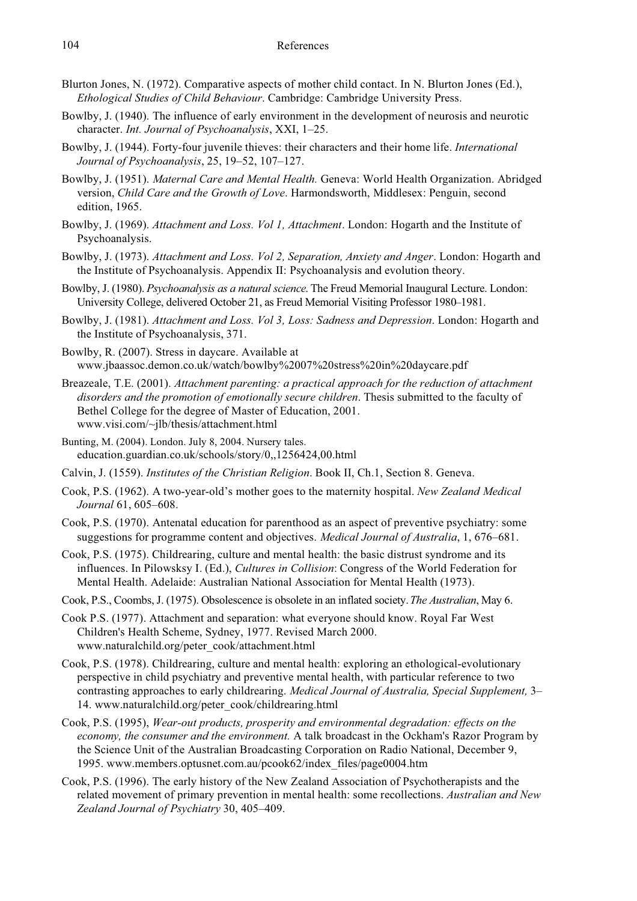Blurton Jones, N. (1972). Comparative aspects of mother child contact. In N. Blurton Jones (Ed.), *Ethological Studies of Child Behaviour*. Cambridge: Cambridge University Press.

Bowlby, J. (1940). The influence of early environment in the development of neurosis and neurotic character. *Int. Journal of Psychoanalysis*, XXI, 1–25.

Bowlby, J. (1944). Forty-four juvenile thieves: their characters and their home life. *International Journal of Psychoanalysis*, 25, 19–52, 107–127.

Bowlby, J. (1951). *Maternal Care and Mental Health.* Geneva: World Health Organization. Abridged version, *Child Care and the Growth of Love*. Harmondsworth, Middlesex: Penguin, second edition, 1965.

Bowlby, J. (1969). *Attachment and Loss. Vol 1, Attachment*. London: Hogarth and the Institute of Psychoanalysis.

Bowlby, J. (1973). *Attachment and Loss. Vol 2, Separation, Anxiety and Anger*. London: Hogarth and the Institute of Psychoanalysis. Appendix II: Psychoanalysis and evolution theory.

Bowlby, J. (1980). *Psychoanalysis as a natural science.* The Freud Memorial Inaugural Lecture. London: University College, delivered October 21, as Freud Memorial Visiting Professor 1980–1981.

Bowlby, J. (1981). *Attachment and Loss. Vol 3, Loss: Sadness and Depression*. London: Hogarth and the Institute of Psychoanalysis, 371.

Bowlby, R. (2007). Stress in daycare. Available at www.jbaassoc.demon.co.uk/watch/bowlby%2007%20stress%20in%20daycare.pdf

Breazeale, T.E. (2001). *Attachment parenting: a practical approach for the reduction of attachment disorders and the promotion of emotionally secure children*. Thesis submitted to the faculty of Bethel College for the degree of Master of Education, 2001. www.visi.com/~jlb/thesis/attachment.html

Bunting, M. (2004). London. July 8, 2004. Nursery tales. education.guardian.co.uk/schools/story/0,,1256424,00.html

Calvin, J. (1559). *Institutes of the Christian Religion*. Book II, Ch.1, Section 8. Geneva.

Cook, P.S. (1962). A two-year-old's mother goes to the maternity hospital. *New Zealand Medical Journal* 61, 605–608.

Cook, P.S. (1970). Antenatal education for parenthood as an aspect of preventive psychiatry: some suggestions for programme content and objectives. *Medical Journal of Australia*, 1, 676–681.

Cook, P.S. (1975). Childrearing, culture and mental health: the basic distrust syndrome and its influences. In Pilowsksy I. (Ed.), *Cultures in Collision*: Congress of the World Federation for Mental Health. Adelaide: Australian National Association for Mental Health (1973).

Cook, P.S., Coombs, J. (1975). Obsolescence is obsolete in an inflated society. *The Australian*, May 6.

Cook P.S. (1977). Attachment and separation: what everyone should know. Royal Far West Children's Health Scheme, Sydney, 1977. Revised March 2000. www.naturalchild.org/peter_cook/attachment.html

Cook, P.S. (1978). Childrearing, culture and mental health: exploring an ethological-evolutionary perspective in child psychiatry and preventive mental health, with particular reference to two contrasting approaches to early childrearing. *Medical Journal of Australia, Special Supplement,* 3–14. www.naturalchild.org/peter_cook/childrearing.html

Cook, P.S. (1995), *Wear-out products, prosperity and environmental degradation: effects on the economy, the consumer and the environment.* A talk broadcast in the Ockham's Razor Program by the Science Unit of the Australian Broadcasting Corporation on Radio National, December 9, 1995. www.members.optusnet.com.au/pcook62/index_files/page0004.htm

Cook, P.S. (1996). The early history of the New Zealand Association of Psychotherapists and the related movement of primary prevention in mental health: some recollections. *Australian and New Zealand Journal of Psychiatry* 30, 405–409.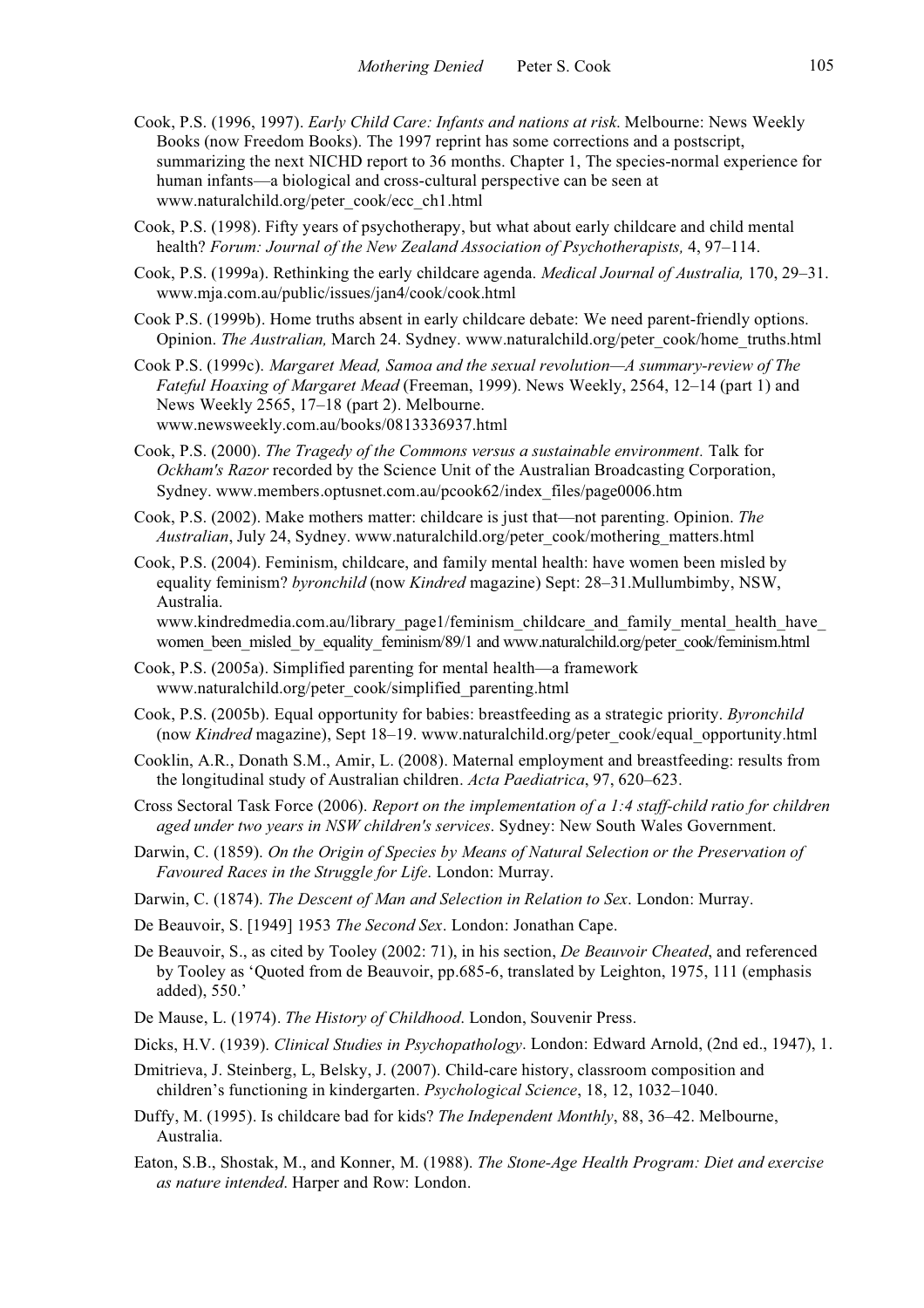Cook, P.S. (1996, 1997). *Early Child Care: Infants and nations at risk*. Melbourne: News Weekly Books (now Freedom Books). The 1997 reprint has some corrections and a postscript, summarizing the next NICHD report to 36 months. Chapter 1, The species-normal experience for human infants—a biological and cross-cultural perspective can be seen at www.naturalchild.org/peter_cook/ecc_ch1.html

Cook, P.S. (1998). Fifty years of psychotherapy, but what about early childcare and child mental health? *Forum: Journal of the New Zealand Association of Psychotherapists,* 4, 97–114.

Cook, P.S. (1999a). Rethinking the early childcare agenda. *Medical Journal of Australia,* 170, 29–31. www.mja.com.au/public/issues/jan4/cook/cook.html

Cook P.S. (1999b). Home truths absent in early childcare debate: We need parent-friendly options. Opinion. *The Australian,* March 24. Sydney. www.naturalchild.org/peter_cook/home_truths.html

Cook P.S. (1999c). *Margaret Mead, Samoa and the sexual revolution—A summary-review of The Fateful Hoaxing of Margaret Mead* (Freeman, 1999). News Weekly, 2564, 12–14 (part 1) and News Weekly 2565, 17–18 (part 2). Melbourne. www.newsweekly.com.au/books/0813336937.html

Cook, P.S. (2000). *The Tragedy of the Commons versus a sustainable environment.* Talk for *Ockham's Razor* recorded by the Science Unit of the Australian Broadcasting Corporation, Sydney. www.members.optusnet.com.au/pcook62/index_files/page0006.htm

Cook, P.S. (2002). Make mothers matter: childcare is just that—not parenting. Opinion. *The Australian*, July 24, Sydney. www.naturalchild.org/peter_cook/mothering_matters.html

Cook, P.S. (2004). Feminism, childcare, and family mental health: have women been misled by equality feminism? *byronchild* (now *Kindred* magazine) Sept: 28–31.Mullumbimby, NSW, Australia. www.kindredmedia.com.au/library_page1/feminism_childcare_and_family_mental_health_have_women_been_misled_by_equality_feminism/89/1 and www.naturalchild.org/peter_cook/feminism.html

Cook, P.S. (2005a). Simplified parenting for mental health—a framework www.naturalchild.org/peter_cook/simplified_parenting.html

Cook, P.S. (2005b). Equal opportunity for babies: breastfeeding as a strategic priority. *Byronchild* (now *Kindred* magazine), Sept 18–19. www.naturalchild.org/peter_cook/equal_opportunity.html

Cooklin, A.R., Donath S.M., Amir, L. (2008). Maternal employment and breastfeeding: results from the longitudinal study of Australian children. *Acta Paediatrica*, 97, 620–623.

Cross Sectoral Task Force (2006). *Report on the implementation of a 1:4 staff-child ratio for children aged under two years in NSW children's services*. Sydney: New South Wales Government.

Darwin, C. (1859). *On the Origin of Species by Means of Natural Selection or the Preservation of Favoured Races in the Struggle for Life*. London: Murray.

Darwin, C. (1874). *The Descent of Man and Selection in Relation to Sex*. London: Murray.

De Beauvoir, S. [1949] 1953 *The Second Sex*. London: Jonathan Cape.

De Beauvoir, S., as cited by Tooley (2002: 71), in his section, *De Beauvoir Cheated*, and referenced by Tooley as 'Quoted from de Beauvoir, pp.685-6, translated by Leighton, 1975, 111 (emphasis added), 550.'

De Mause, L. (1974). *The History of Childhood*. London, Souvenir Press.

Dicks, H.V. (1939). *Clinical Studies in Psychopathology*. London: Edward Arnold, (2nd ed., 1947), 1.

Dmitrieva, J. Steinberg, L, Belsky, J. (2007). Child-care history, classroom composition and children's functioning in kindergarten. *Psychological Science*, 18, 12, 1032–1040.

Duffy, M. (1995). Is childcare bad for kids? *The Independent Monthly*, 88, 36–42. Melbourne, Australia.

Eaton, S.B., Shostak, M., and Konner, M. (1988). *The Stone-Age Health Program: Diet and exercise as nature intended*. Harper and Row: London.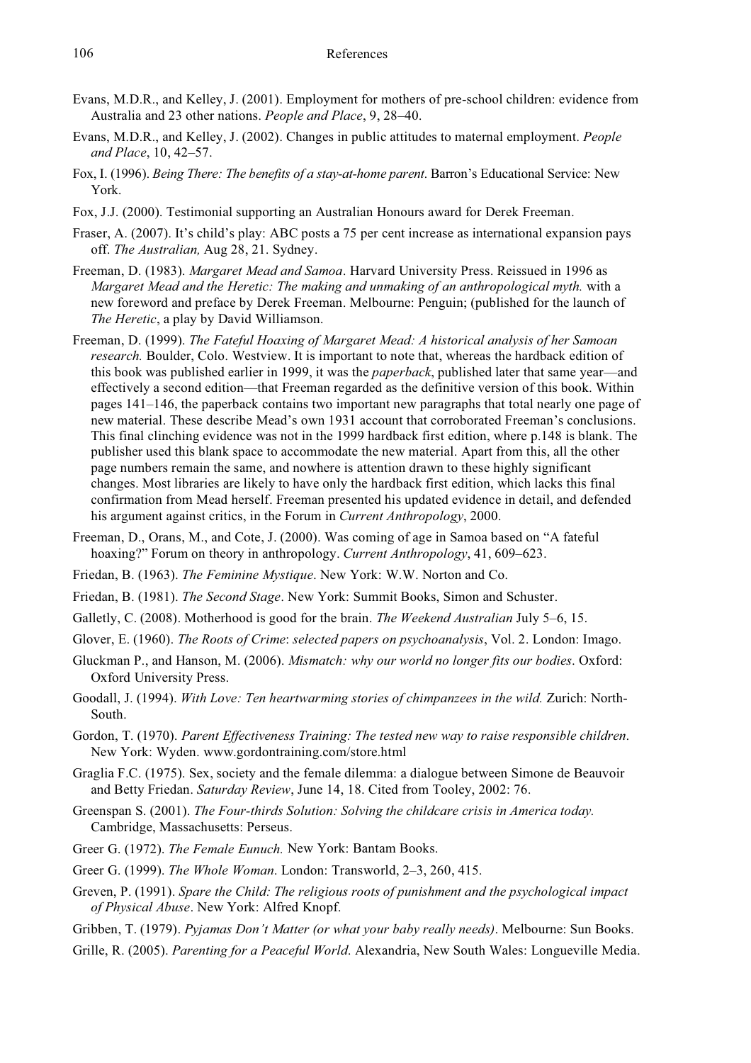Evans, M.D.R., and Kelley, J. (2001). Employment for mothers of pre-school children: evidence from Australia and 23 other nations. *People and Place*, 9, 28–40.

Evans, M.D.R., and Kelley, J. (2002). Changes in public attitudes to maternal employment. *People and Place*, 10, 42–57.

Fox, I. (1996). *Being There: The benefits of a stay-at-home parent*. Barron's Educational Service: New York.

Fox, J.J. (2000). Testimonial supporting an Australian Honours award for Derek Freeman.

Fraser, A. (2007). It's child's play: ABC posts a 75 per cent increase as international expansion pays off. *The Australian,* Aug 28, 21. Sydney.

Freeman, D. (1983). *Margaret Mead and Samoa*. Harvard University Press. Reissued in 1996 as *Margaret Mead and the Heretic: The making and unmaking of an anthropological myth.* with a new foreword and preface by Derek Freeman. Melbourne: Penguin; (published for the launch of *The Heretic*, a play by David Williamson.

Freeman, D. (1999). *The Fateful Hoaxing of Margaret Mead: A historical analysis of her Samoan research.* Boulder, Colo. Westview. It is important to note that, whereas the hardback edition of this book was published earlier in 1999, it was the *paperback*, published later that same year—and effectively a second edition—that Freeman regarded as the definitive version of this book. Within pages 141–146, the paperback contains two important new paragraphs that total nearly one page of new material. These describe Mead's own 1931 account that corroborated Freeman's conclusions. This final clinching evidence was not in the 1999 hardback first edition, where p.148 is blank. The publisher used this blank space to accommodate the new material. Apart from this, all the other page numbers remain the same, and nowhere is attention drawn to these highly significant changes. Most libraries are likely to have only the hardback first edition, which lacks this final confirmation from Mead herself. Freeman presented his updated evidence in detail, and defended his argument against critics, in the Forum in *Current Anthropology*, 2000.

Freeman, D., Orans, M., and Cote, J. (2000). Was coming of age in Samoa based on "A fateful hoaxing?" Forum on theory in anthropology. *Current Anthropology*, 41, 609–623.

Friedan, B. (1963). *The Feminine Mystique*. New York: W.W. Norton and Co.

Friedan, B. (1981). *The Second Stage*. New York: Summit Books, Simon and Schuster.

Galletly, C. (2008). Motherhood is good for the brain. *The Weekend Australian* July 5–6, 15.

Glover, E. (1960). *The Roots of Crime*: *selected papers on psychoanalysis*, Vol. 2. London: Imago.

Gluckman P., and Hanson, M. (2006). *Mismatch: why our world no longer fits our bodies*. Oxford: Oxford University Press.

Goodall, J. (1994). *With Love: Ten heartwarming stories of chimpanzees in the wild.* Zurich: North-South.

Gordon, T. (1970). *Parent Effectiveness Training: The tested new way to raise responsible children*. New York: Wyden. www.gordontraining.com/store.html

Graglia F.C. (1975). Sex, society and the female dilemma: a dialogue between Simone de Beauvoir and Betty Friedan. *Saturday Review*, June 14, 18. Cited from Tooley, 2002: 76.

Greenspan S. (2001). *The Four-thirds Solution: Solving the childcare crisis in America today.* Cambridge, Massachusetts: Perseus.

Greer G. (1972). *The Female Eunuch.* New York: Bantam Books.

Greer G. (1999). *The Whole Woman*. London: Transworld, 2–3, 260, 415.

Greven, P. (1991). *Spare the Child: The religious roots of punishment and the psychological impact of Physical Abuse*. New York: Alfred Knopf.

Gribben, T. (1979). *Pyjamas Don't Matter (or what your baby really needs)*. Melbourne: Sun Books.

Grille, R. (2005). *Parenting for a Peaceful World.* Alexandria, New South Wales: Longueville Media.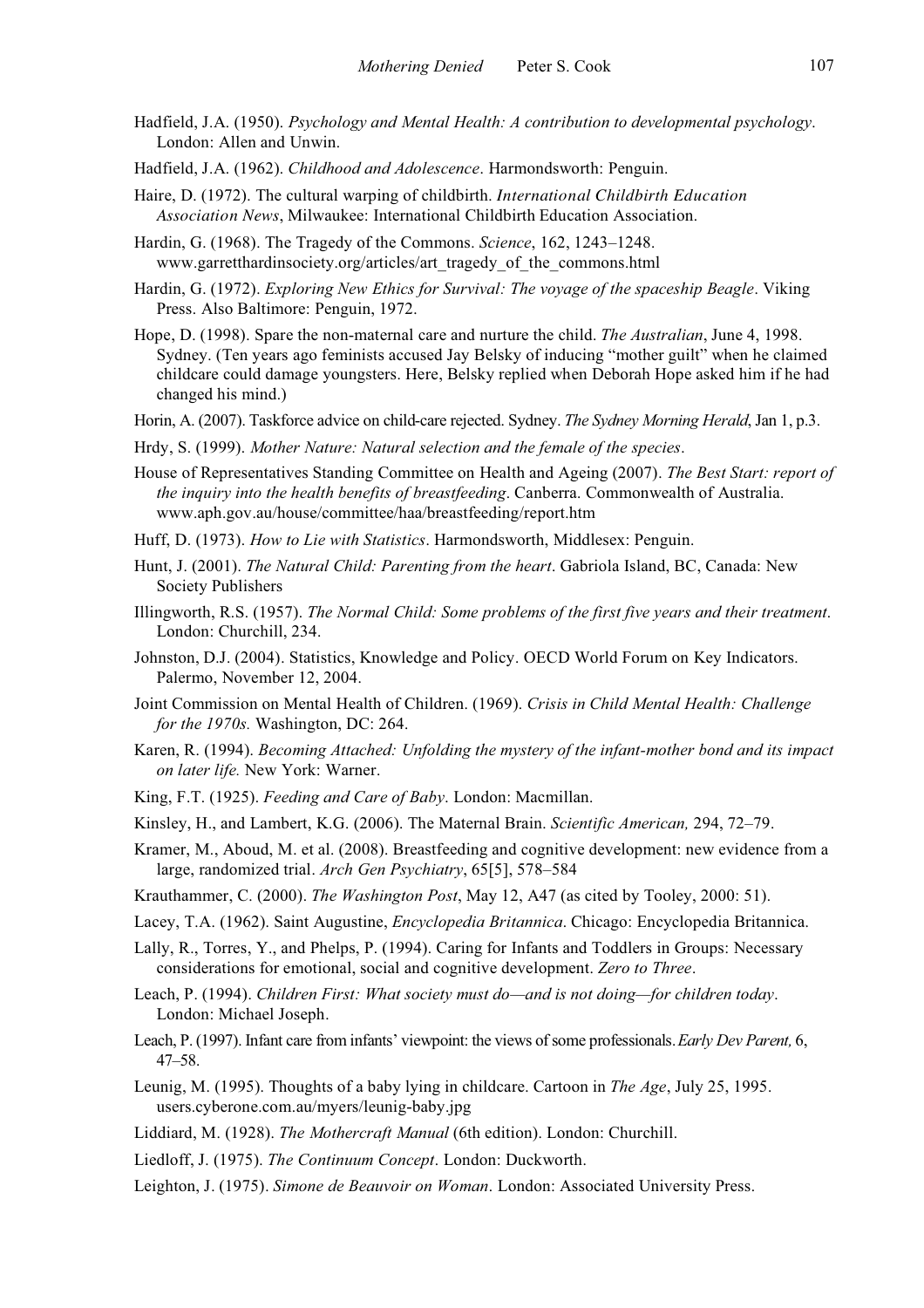Hadfield, J.A. (1950). *Psychology and Mental Health: A contribution to developmental psychology*. London: Allen and Unwin.

Hadfield, J.A. (1962). *Childhood and Adolescence*. Harmondsworth: Penguin.

Haire, D. (1972). The cultural warping of childbirth. *International Childbirth Education Association News*, Milwaukee: International Childbirth Education Association.

Hardin, G. (1968). The Tragedy of the Commons. *Science*, 162, 1243–1248. www.garretthardinsociety.org/articles/art_tragedy_of_the_commons.html

Hardin, G. (1972). *Exploring New Ethics for Survival: The voyage of the spaceship Beagle*. Viking Press. Also Baltimore: Penguin, 1972.

Hope, D. (1998). Spare the non-maternal care and nurture the child. *The Australian*, June 4, 1998. Sydney. (Ten years ago feminists accused Jay Belsky of inducing "mother guilt" when he claimed childcare could damage youngsters. Here, Belsky replied when Deborah Hope asked him if he had changed his mind.)

Horin, A. (2007). Taskforce advice on child-care rejected. Sydney. *The Sydney Morning Herald*, Jan 1, p.3.

Hrdy, S. (1999). *Mother Nature: Natural selection and the female of the species*.

House of Representatives Standing Committee on Health and Ageing (2007). *The Best Start: report of the inquiry into the health benefits of breastfeeding*. Canberra. Commonwealth of Australia. www.aph.gov.au/house/committee/haa/breastfeeding/report.htm

Huff, D. (1973). *How to Lie with Statistics*. Harmondsworth, Middlesex: Penguin.

Hunt, J. (2001). *The Natural Child: Parenting from the heart*. Gabriola Island, BC, Canada: New Society Publishers

Illingworth, R.S. (1957). *The Normal Child: Some problems of the first five years and their treatment*. London: Churchill, 234.

Johnston, D.J. (2004). Statistics, Knowledge and Policy. OECD World Forum on Key Indicators. Palermo, November 12, 2004.

Joint Commission on Mental Health of Children. (1969). *Crisis in Child Mental Health: Challenge for the 1970s.* Washington, DC: 264.

Karen, R. (1994). *Becoming Attached: Unfolding the mystery of the infant-mother bond and its impact on later life.* New York: Warner.

King, F.T. (1925). *Feeding and Care of Baby*. London: Macmillan.

Kinsley, H., and Lambert, K.G. (2006). The Maternal Brain. *Scientific American,* 294, 72–79.

Kramer, M., Aboud, M. et al. (2008). Breastfeeding and cognitive development: new evidence from a large, randomized trial. *Arch Gen Psychiatry*, 65[5], 578–584

Krauthammer, C. (2000). *The Washington Post*, May 12, A47 (as cited by Tooley, 2000: 51).

Lacey, T.A. (1962). Saint Augustine, *Encyclopedia Britannica*. Chicago: Encyclopedia Britannica.

Lally, R., Torres, Y., and Phelps, P. (1994). Caring for Infants and Toddlers in Groups: Necessary considerations for emotional, social and cognitive development. *Zero to Three*.

Leach, P. (1994). *Children First: What society must do—and is not doing—for children today*. London: Michael Joseph.

Leach, P. (1997). Infant care from infants' viewpoint: the views of some professionals. *Early Dev Parent,* 6, 47–58.

Leunig, M. (1995). Thoughts of a baby lying in childcare. Cartoon in *The Age*, July 25, 1995. users.cyberone.com.au/myers/leunig-baby.jpg

Liddiard, M. (1928). *The Mothercraft Manual* (6th edition). London: Churchill.

Liedloff, J. (1975). *The Continuum Concept*. London: Duckworth.

Leighton, J. (1975). *Simone de Beauvoir on Woman*. London: Associated University Press.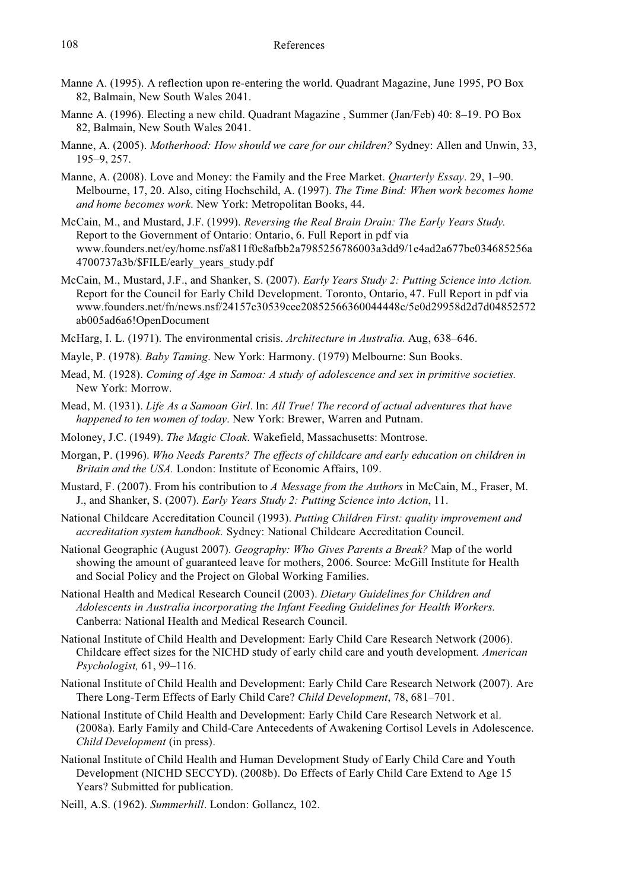Manne A. (1995). A reflection upon re-entering the world. Quadrant Magazine, June 1995, PO Box 82, Balmain, New South Wales 2041.

Manne A. (1996). Electing a new child. Quadrant Magazine , Summer (Jan/Feb) 40: 8–19. PO Box 82, Balmain, New South Wales 2041.

Manne, A. (2005). *Motherhood: How should we care for our children?* Sydney: Allen and Unwin, 33, 195–9, 257.

Manne, A. (2008). Love and Money: the Family and the Free Market. *Quarterly Essay*. 29, 1–90. Melbourne, 17, 20. Also, citing Hochschild, A. (1997). *The Time Bind: When work becomes home and home becomes work*. New York: Metropolitan Books, 44.

McCain, M., and Mustard, J.F. (1999). *Reversing the Real Brain Drain: The Early Years Study.* Report to the Government of Ontario: Ontario, 6. Full Report in pdf via www.founders.net/ey/home.nsf/a811f0e8afbb2a7985256786003a3dd9/1e4ad2a677be034685256a4700737a3b/$FILE/early_years_study.pdf

McCain, M., Mustard, J.F., and Shanker, S. (2007). *Early Years Study 2: Putting Science into Action.* Report for the Council for Early Child Development. Toronto, Ontario, 47. Full Report in pdf via www.founders.net/fn/news.nsf/24157c30539cee20852566360044448c/5e0d29958d2d7d04852572ab005ad6a6!OpenDocument

McHarg, I. L. (1971). The environmental crisis. *Architecture in Australia.* Aug, 638–646.

Mayle, P. (1978). *Baby Taming*. New York: Harmony. (1979) Melbourne: Sun Books.

Mead, M. (1928). *Coming of Age in Samoa: A study of adolescence and sex in primitive societies.* New York: Morrow.

Mead, M. (1931). *Life As a Samoan Girl*. In: *All True! The record of actual adventures that have happened to ten women of today*. New York: Brewer, Warren and Putnam.

Moloney, J.C. (1949). *The Magic Cloak*. Wakefield, Massachusetts: Montrose.

Morgan, P. (1996). *Who Needs Parents? The effects of childcare and early education on children in Britain and the USA.* London: Institute of Economic Affairs, 109.

Mustard, F. (2007). From his contribution to *A Message from the Authors* in McCain, M., Fraser, M. J., and Shanker, S. (2007). *Early Years Study 2: Putting Science into Action*, 11.

National Childcare Accreditation Council (1993). *Putting Children First: quality improvement and accreditation system handbook.* Sydney: National Childcare Accreditation Council.

National Geographic (August 2007). *Geography: Who Gives Parents a Break?* Map of the world showing the amount of guaranteed leave for mothers, 2006. Source: McGill Institute for Health and Social Policy and the Project on Global Working Families.

National Health and Medical Research Council (2003). *Dietary Guidelines for Children and Adolescents in Australia incorporating the Infant Feeding Guidelines for Health Workers.* Canberra: National Health and Medical Research Council.

National Institute of Child Health and Development: Early Child Care Research Network (2006). Childcare effect sizes for the NICHD study of early child care and youth development*. American Psychologist,* 61, 99–116.

National Institute of Child Health and Development: Early Child Care Research Network (2007). Are There Long-Term Effects of Early Child Care? *Child Development*, 78, 681–701.

National Institute of Child Health and Development: Early Child Care Research Network et al. (2008a). Early Family and Child-Care Antecedents of Awakening Cortisol Levels in Adolescence. *Child Development* (in press).

National Institute of Child Health and Human Development Study of Early Child Care and Youth Development (NICHD SECCYD). (2008b). Do Effects of Early Child Care Extend to Age 15 Years? Submitted for publication.

Neill, A.S. (1962). *Summerhill*. London: Gollancz, 102.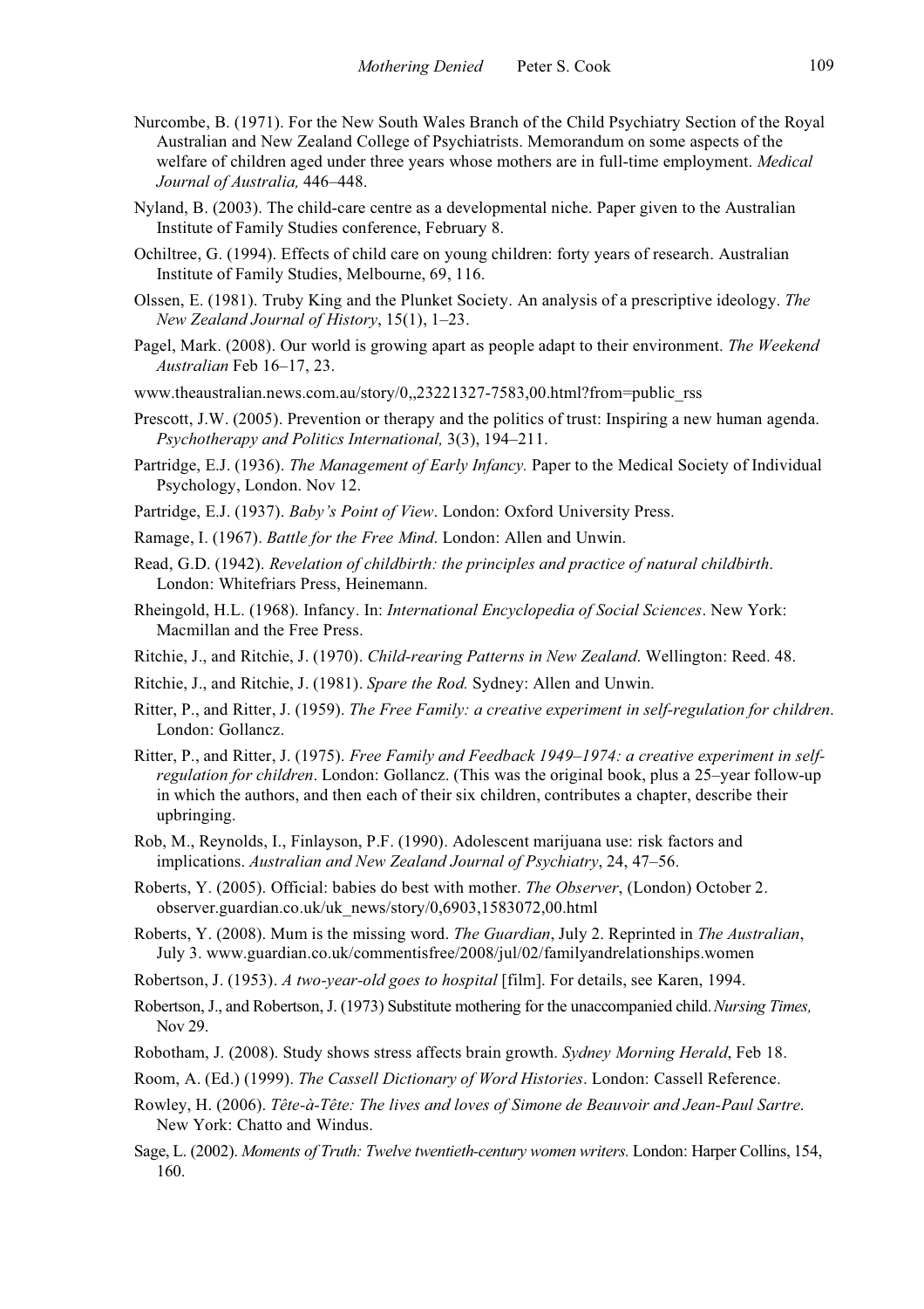Nurcombe, B. (1971). For the New South Wales Branch of the Child Psychiatry Section of the Royal Australian and New Zealand College of Psychiatrists. Memorandum on some aspects of the welfare of children aged under three years whose mothers are in full-time employment. *Medical Journal of Australia,* 446–448.

Nyland, B. (2003). The child-care centre as a developmental niche. Paper given to the Australian Institute of Family Studies conference, February 8.

Ochiltree, G. (1994). Effects of child care on young children: forty years of research. Australian Institute of Family Studies, Melbourne, 69, 116.

Olssen, E. (1981). Truby King and the Plunket Society. An analysis of a prescriptive ideology. *The New Zealand Journal of History*, 15(1), 1–23.

Pagel, Mark. (2008). Our world is growing apart as people adapt to their environment. *The Weekend Australian* Feb 16–17, 23.

www.theaustralian.news.com.au/story/0,,23221327-7583,00.html?from=public_rss

Prescott, J.W. (2005). Prevention or therapy and the politics of trust: Inspiring a new human agenda. *Psychotherapy and Politics International,* 3(3), 194–211.

Partridge, E.J. (1936). *The Management of Early Infancy.* Paper to the Medical Society of Individual Psychology, London. Nov 12.

Partridge, E.J. (1937). *Baby's Point of View*. London: Oxford University Press.

Ramage, I. (1967). *Battle for the Free Mind*. London: Allen and Unwin.

Read, G.D. (1942). *Revelation of childbirth: the principles and practice of natural childbirth*. London: Whitefriars Press, Heinemann.

Rheingold, H.L. (1968). Infancy. In: *International Encyclopedia of Social Sciences*. New York: Macmillan and the Free Press.

Ritchie, J., and Ritchie, J. (1970). *Child-rearing Patterns in New Zealand*. Wellington: Reed. 48.

Ritchie, J., and Ritchie, J. (1981). *Spare the Rod.* Sydney: Allen and Unwin.

Ritter, P., and Ritter, J. (1959). *The Free Family: a creative experiment in self-regulation for children*. London: Gollancz.

Ritter, P., and Ritter, J. (1975). *Free Family and Feedback 1949–1974: a creative experiment in self-regulation for children*. London: Gollancz. (This was the original book, plus a 25–year follow-up in which the authors, and then each of their six children, contributes a chapter, describe their upbringing.

Rob, M., Reynolds, I., Finlayson, P.F. (1990). Adolescent marijuana use: risk factors and implications. *Australian and New Zealand Journal of Psychiatry*, 24, 47–56.

Roberts, Y. (2005). Official: babies do best with mother. *The Observer*, (London) October 2. observer.guardian.co.uk/uk_news/story/0,6903,1583072,00.html

Roberts, Y. (2008). Mum is the missing word. *The Guardian*, July 2. Reprinted in *The Australian*, July 3. www.guardian.co.uk/commentisfree/2008/jul/02/familyandrelationships.women

Robertson, J. (1953). *A two-year-old goes to hospital* [film]. For details, see Karen, 1994.

Robertson, J., and Robertson, J. (1973) Substitute mothering for the unaccompanied child. *Nursing Times,* Nov 29.

Robotham, J. (2008). Study shows stress affects brain growth. *Sydney Morning Herald*, Feb 18.

Room, A. (Ed.) (1999). *The Cassell Dictionary of Word Histories*. London: Cassell Reference.

Rowley, H. (2006). *Tête-à-Tête: The lives and loves of Simone de Beauvoir and Jean-Paul Sartre*. New York: Chatto and Windus.

Sage, L. (2002). *Moments of Truth: Twelve twentieth-century women writers.* London: Harper Collins, 154, 160.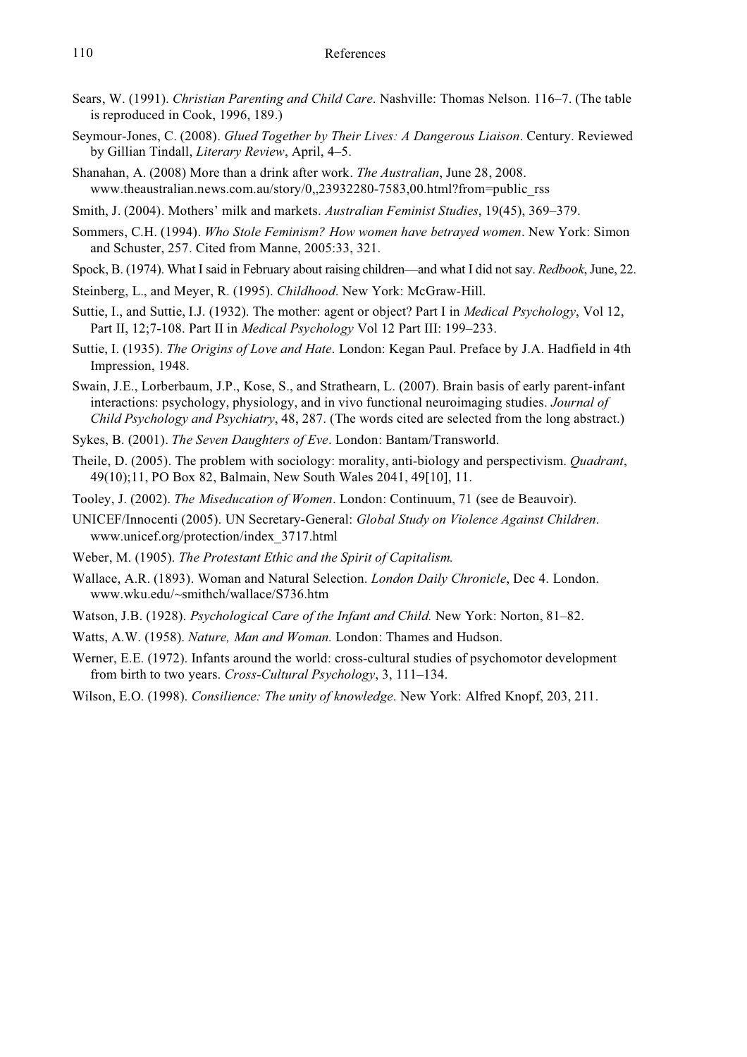Sears, W. (1991). *Christian Parenting and Child Care*. Nashville: Thomas Nelson. 116–7. (The table is reproduced in Cook, 1996, 189.)

Seymour-Jones, C. (2008). *Glued Together by Their Lives: A Dangerous Liaison*. Century. Reviewed by Gillian Tindall, *Literary Review*, April, 4–5.

Shanahan, A. (2008) More than a drink after work. *The Australian*, June 28, 2008. www.theaustralian.news.com.au/story/0,,23932280-7583,00.html?from=public_rss

Smith, J. (2004). Mothers' milk and markets. *Australian Feminist Studies*, 19(45), 369–379.

Sommers, C.H. (1994). *Who Stole Feminism? How women have betrayed women*. New York: Simon and Schuster, 257. Cited from Manne, 2005:33, 321.

Spock, B. (1974). What I said in February about raising children—and what I did not say. *Redbook*, June, 22.

Steinberg, L., and Meyer, R. (1995). *Childhood*. New York: McGraw-Hill.

Suttie, I., and Suttie, I.J. (1932). The mother: agent or object? Part I in *Medical Psychology*, Vol 12, Part II, 12;7-108. Part II in *Medical Psychology* Vol 12 Part III: 199–233.

Suttie, I. (1935). *The Origins of Love and Hate*. London: Kegan Paul. Preface by J.A. Hadfield in 4th Impression, 1948.

Swain, J.E., Lorberbaum, J.P., Kose, S., and Strathearn, L. (2007). Brain basis of early parent-infant interactions: psychology, physiology, and in vivo functional neuroimaging studies. *Journal of Child Psychology and Psychiatry*, 48, 287. (The words cited are selected from the long abstract.)

Sykes, B. (2001). *The Seven Daughters of Eve*. London: Bantam/Transworld.

Theile, D. (2005). The problem with sociology: morality, anti-biology and perspectivism. *Quadrant*, 49(10);11, PO Box 82, Balmain, New South Wales 2041, 49[10], 11.

Tooley, J. (2002). *The Miseducation of Women*. London: Continuum, 71 (see de Beauvoir).

UNICEF/Innocenti (2005). UN Secretary-General: *Global Study on Violence Against Children*. www.unicef.org/protection/index_3717.html

Weber, M. (1905). *The Protestant Ethic and the Spirit of Capitalism.*

Wallace, A.R. (1893). Woman and Natural Selection. *London Daily Chronicle*, Dec 4. London. www.wku.edu/~smithch/wallace/S736.htm

Watson, J.B. (1928). *Psychological Care of the Infant and Child.* New York: Norton, 81–82.

Watts, A.W. (1958). *Nature, Man and Woman.* London: Thames and Hudson.

Werner, E.E. (1972). Infants around the world: cross-cultural studies of psychomotor development from birth to two years. *Cross-Cultural Psychology*, 3, 111–134.

Wilson, E.O. (1998). *Consilience: The unity of knowledge*. New York: Alfred Knopf, 203, 211.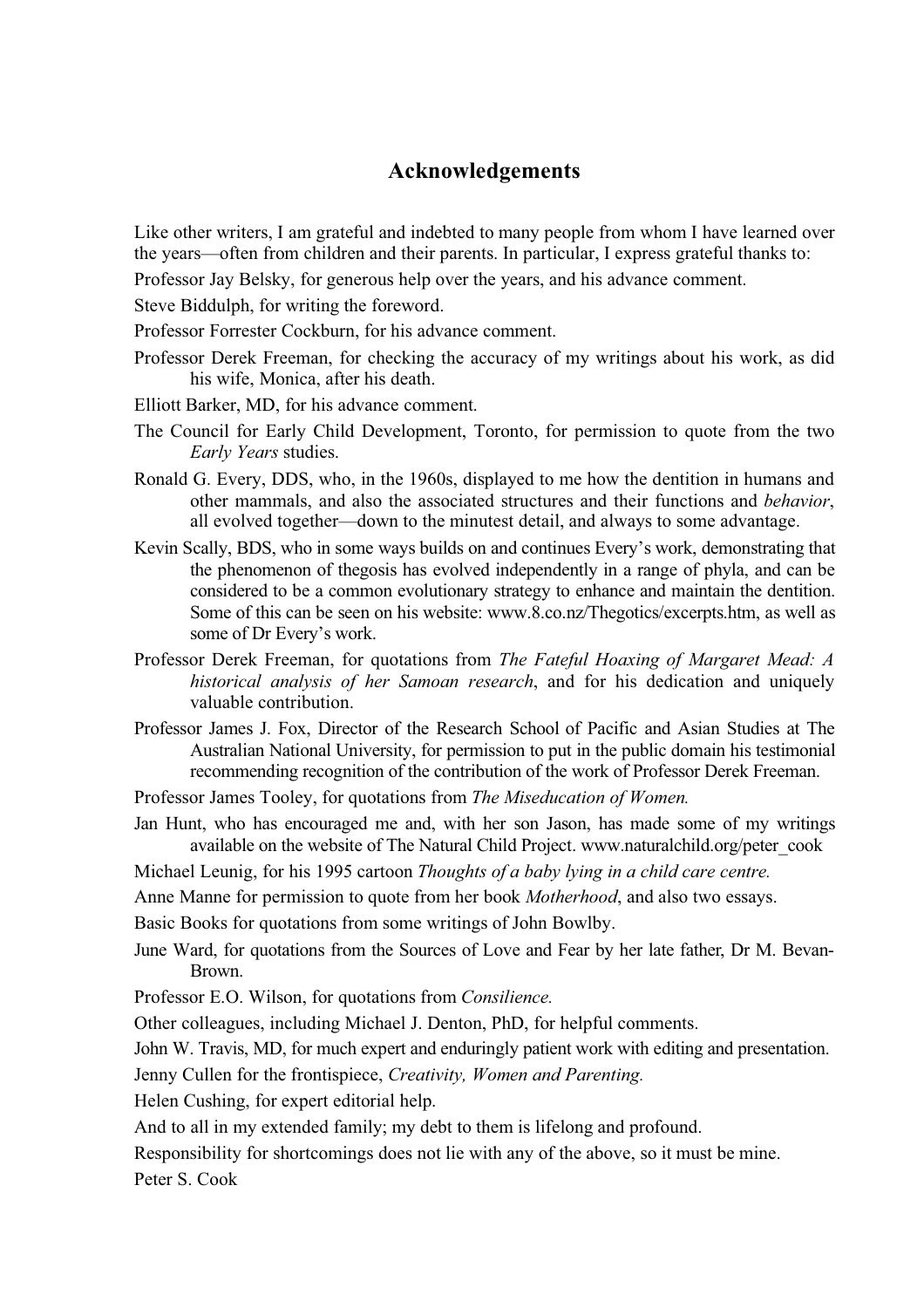## Acknowledgements

Like other writers, I am grateful and indebted to many people from whom I have learned over the years—often from children and their parents. In particular, I express grateful thanks to:

Professor Jay Belsky, for generous help over the years, and his advance comment.

Steve Biddulph, for writing the foreword.

Professor Forrester Cockburn, for his advance comment.

Professor Derek Freeman, for checking the accuracy of my writings about his work, as did his wife, Monica, after his death.

Elliott Barker, MD, for his advance comment.

The Council for Early Child Development, Toronto, for permission to quote from the two *Early Years* studies.

Ronald G. Every, DDS, who, in the 1960s, displayed to me how the dentition in humans and other mammals, and also the associated structures and their functions and *behavior*, all evolved together—down to the minutest detail, and always to some advantage.

Kevin Scally, BDS, who in some ways builds on and continues Every's work, demonstrating that the phenomenon of thegosis has evolved independently in a range of phyla, and can be considered to be a common evolutionary strategy to enhance and maintain the dentition. Some of this can be seen on his website: www.8.co.nz/Thegotics/excerpts.htm, as well as some of Dr Every's work.

Professor Derek Freeman, for quotations from *The Fateful Hoaxing of Margaret Mead: A historical analysis of her Samoan research*, and for his dedication and uniquely valuable contribution.

Professor James J. Fox, Director of the Research School of Pacific and Asian Studies at The Australian National University, for permission to put in the public domain his testimonial recommending recognition of the contribution of the work of Professor Derek Freeman.

Professor James Tooley, for quotations from *The Miseducation of Women.*

Jan Hunt, who has encouraged me and, with her son Jason, has made some of my writings available on the website of The Natural Child Project. www.naturalchild.org/peter_cook

Michael Leunig, for his 1995 cartoon *Thoughts of a baby lying in a child care centre.*

Anne Manne for permission to quote from her book *Motherhood*, and also two essays.

Basic Books for quotations from some writings of John Bowlby.

June Ward, for quotations from the Sources of Love and Fear by her late father, Dr M. Bevan-Brown.

Professor E.O. Wilson, for quotations from *Consilience.*

Other colleagues, including Michael J. Denton, PhD, for helpful comments.

John W. Travis, MD, for much expert and enduringly patient work with editing and presentation.

Jenny Cullen for the frontispiece, *Creativity, Women and Parenting.*

Helen Cushing, for expert editorial help.

And to all in my extended family; my debt to them is lifelong and profound.

Responsibility for shortcomings does not lie with any of the above, so it must be mine.

Peter S. Cook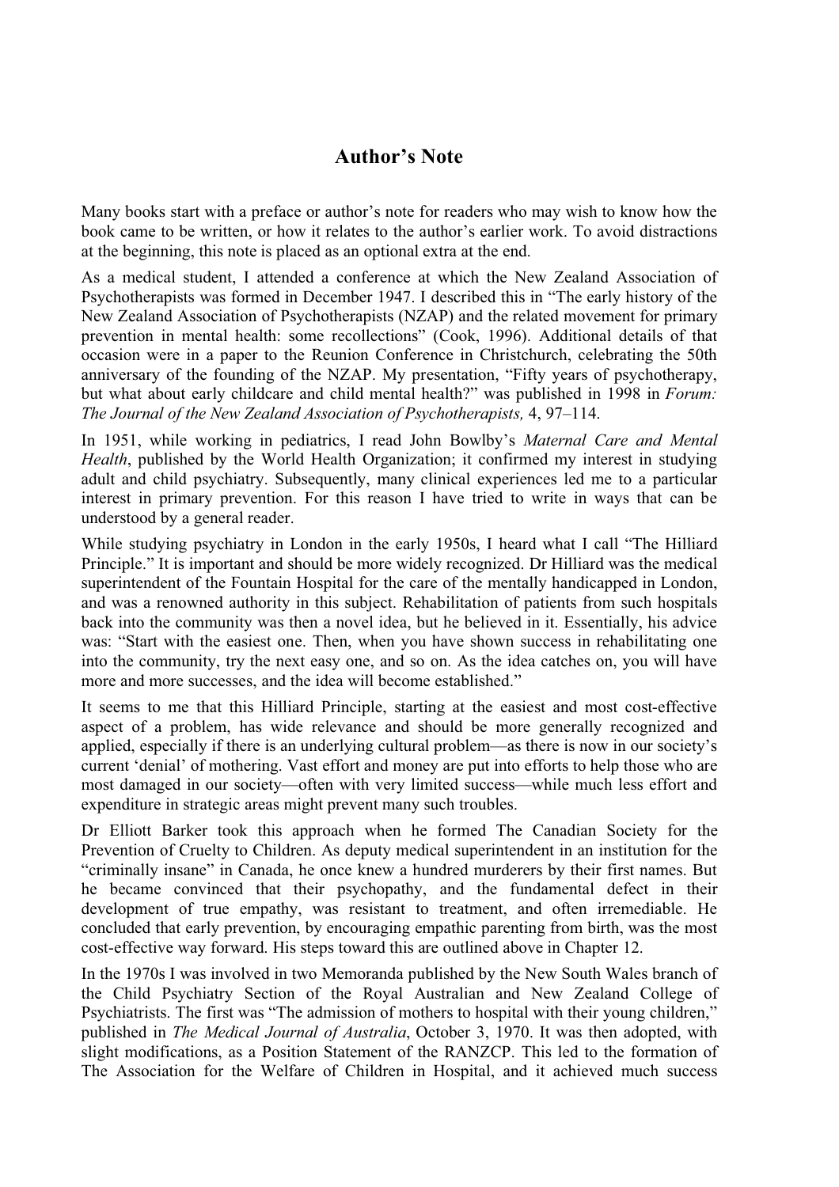## Author's Note

Many books start with a preface or author's note for readers who may wish to know how the book came to be written, or how it relates to the author's earlier work. To avoid distractions at the beginning, this note is placed as an optional extra at the end.

As a medical student, I attended a conference at which the New Zealand Association of Psychotherapists was formed in December 1947. I described this in "The early history of the New Zealand Association of Psychotherapists (NZAP) and the related movement for primary prevention in mental health: some recollections" (Cook, 1996). Additional details of that occasion were in a paper to the Reunion Conference in Christchurch, celebrating the 50th anniversary of the founding of the NZAP. My presentation, "Fifty years of psychotherapy, but what about early childcare and child mental health?" was published in 1998 in *Forum: The Journal of the New Zealand Association of Psychotherapists,* 4, 97–114.

In 1951, while working in pediatrics, I read John Bowlby's *Maternal Care and Mental Health*, published by the World Health Organization; it confirmed my interest in studying adult and child psychiatry. Subsequently, many clinical experiences led me to a particular interest in primary prevention. For this reason I have tried to write in ways that can be understood by a general reader.

While studying psychiatry in London in the early 1950s, I heard what I call "The Hilliard Principle." It is important and should be more widely recognized. Dr Hilliard was the medical superintendent of the Fountain Hospital for the care of the mentally handicapped in London, and was a renowned authority in this subject. Rehabilitation of patients from such hospitals back into the community was then a novel idea, but he believed in it. Essentially, his advice was: "Start with the easiest one. Then, when you have shown success in rehabilitating one into the community, try the next easy one, and so on. As the idea catches on, you will have more and more successes, and the idea will become established."

It seems to me that this Hilliard Principle, starting at the easiest and most cost-effective aspect of a problem, has wide relevance and should be more generally recognized and applied, especially if there is an underlying cultural problem—as there is now in our society's current 'denial' of mothering. Vast effort and money are put into efforts to help those who are most damaged in our society—often with very limited success—while much less effort and expenditure in strategic areas might prevent many such troubles.

Dr Elliott Barker took this approach when he formed The Canadian Society for the Prevention of Cruelty to Children. As deputy medical superintendent in an institution for the "criminally insane" in Canada, he once knew a hundred murderers by their first names. But he became convinced that their psychopathy, and the fundamental defect in their development of true empathy, was resistant to treatment, and often irremediable. He concluded that early prevention, by encouraging empathic parenting from birth, was the most cost-effective way forward. His steps toward this are outlined above in Chapter 12.

In the 1970s I was involved in two Memoranda published by the New South Wales branch of the Child Psychiatry Section of the Royal Australian and New Zealand College of Psychiatrists. The first was "The admission of mothers to hospital with their young children," published in *The Medical Journal of Australia*, October 3, 1970. It was then adopted, with slight modifications, as a Position Statement of the RANZCP. This led to the formation of The Association for the Welfare of Children in Hospital, and it achieved much success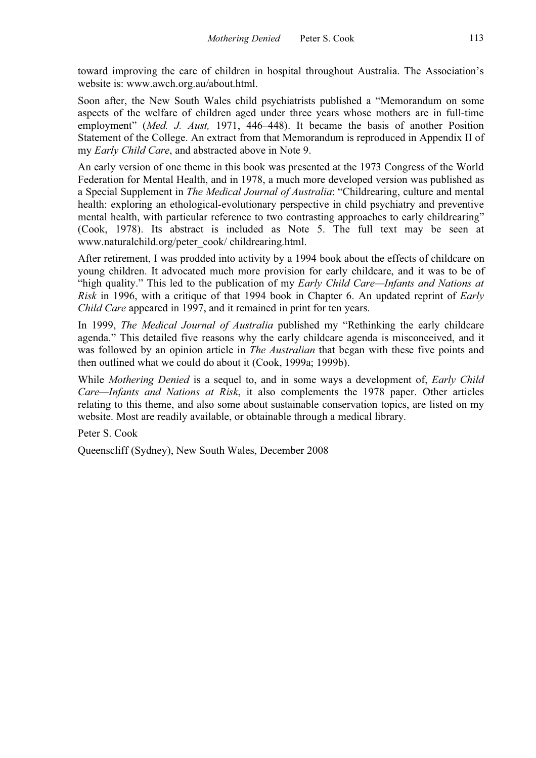toward improving the care of children in hospital throughout Australia. The Association's website is: www.awch.org.au/about.html.

Soon after, the New South Wales child psychiatrists published a "Memorandum on some aspects of the welfare of children aged under three years whose mothers are in full-time employment" (*Med. J. Aust,* 1971, 446–448). It became the basis of another Position Statement of the College. An extract from that Memorandum is reproduced in Appendix II of my *Early Child Care*, and abstracted above in Note 9.

An early version of one theme in this book was presented at the 1973 Congress of the World Federation for Mental Health, and in 1978, a much more developed version was published as a Special Supplement in *The Medical Journal of Australia*: "Childrearing, culture and mental health: exploring an ethological-evolutionary perspective in child psychiatry and preventive mental health, with particular reference to two contrasting approaches to early childrearing" (Cook, 1978). Its abstract is included as Note 5. The full text may be seen at www.naturalchild.org/peter_cook/ childrearing.html.

After retirement, I was prodded into activity by a 1994 book about the effects of childcare on young children. It advocated much more provision for early childcare, and it was to be of "high quality." This led to the publication of my *Early Child Care—Infants and Nations at Risk* in 1996, with a critique of that 1994 book in Chapter 6. An updated reprint of *Early Child Care* appeared in 1997, and it remained in print for ten years.

In 1999, *The Medical Journal of Australia* published my "Rethinking the early childcare agenda." This detailed five reasons why the early childcare agenda is misconceived, and it was followed by an opinion article in *The Australian* that began with these five points and then outlined what we could do about it (Cook, 1999a; 1999b).

While *Mothering Denied* is a sequel to, and in some ways a development of, *Early Child Care—Infants and Nations at Risk*, it also complements the 1978 paper. Other articles relating to this theme, and also some about sustainable conservation topics, are listed on my website. Most are readily available, or obtainable through a medical library.

Peter S. Cook

Queenscliff (Sydney), New South Wales, December 2008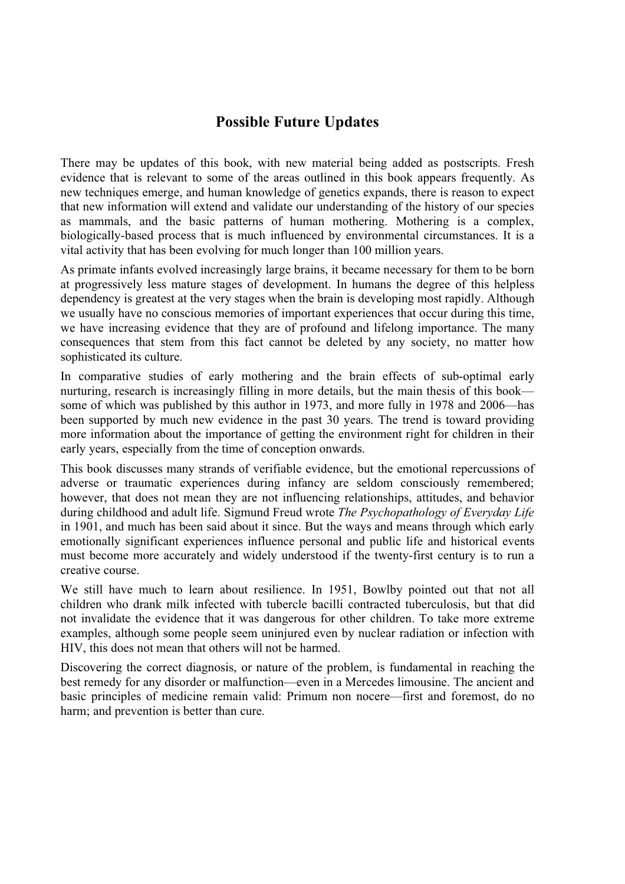# Possible Future Updates

There may be updates of this book, with new material being added as postscripts. Fresh evidence that is relevant to some of the areas outlined in this book appears frequently. As new techniques emerge, and human knowledge of genetics expands, there is reason to expect that new information will extend and validate our understanding of the history of our species as mammals, and the basic patterns of human mothering. Mothering is a complex, biologically-based process that is much influenced by environmental circumstances. It is a vital activity that has been evolving for much longer than 100 million years.

As primate infants evolved increasingly large brains, it became necessary for them to be born at progressively less mature stages of development. In humans the degree of this helpless dependency is greatest at the very stages when the brain is developing most rapidly. Although we usually have no conscious memories of important experiences that occur during this time, we have increasing evidence that they are of profound and lifelong importance. The many consequences that stem from this fact cannot be deleted by any society, no matter how sophisticated its culture.

In comparative studies of early mothering and the brain effects of sub-optimal early nurturing, research is increasingly filling in more details, but the main thesis of this book—some of which was published by this author in 1973, and more fully in 1978 and 2006—has been supported by much new evidence in the past 30 years. The trend is toward providing more information about the importance of getting the environment right for children in their early years, especially from the time of conception onwards.

This book discusses many strands of verifiable evidence, but the emotional repercussions of adverse or traumatic experiences during infancy are seldom consciously remembered; however, that does not mean they are not influencing relationships, attitudes, and behavior during childhood and adult life. Sigmund Freud wrote *The Psychopathology of Everyday Life* in 1901, and much has been said about it since. But the ways and means through which early emotionally significant experiences influence personal and public life and historical events must become more accurately and widely understood if the twenty-first century is to run a creative course.

We still have much to learn about resilience. In 1951, Bowlby pointed out that not all children who drank milk infected with tubercle bacilli contracted tuberculosis, but that did not invalidate the evidence that it was dangerous for other children. To take more extreme examples, although some people seem uninjured even by nuclear radiation or infection with HIV, this does not mean that others will not be harmed.

Discovering the correct diagnosis, or nature of the problem, is fundamental in reaching the best remedy for any disorder or malfunction—even in a Mercedes limousine. The ancient and basic principles of medicine remain valid: Primum non nocere—first and foremost, do no harm; and prevention is better than cure.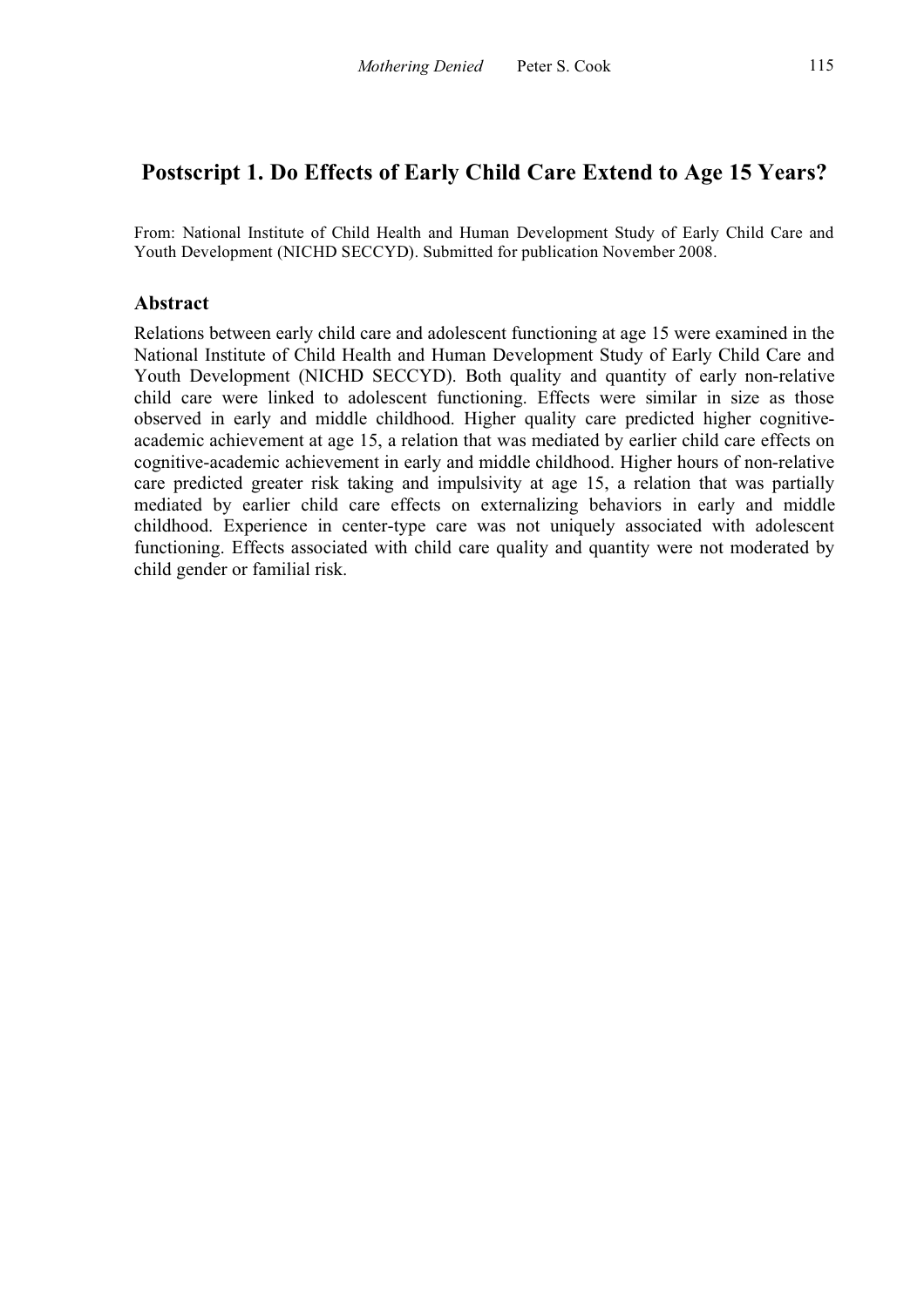# Postscript 1. Do Effects of Early Child Care Extend to Age 15 Years?

From: National Institute of Child Health and Human Development Study of Early Child Care and Youth Development (NICHD SECCYD). Submitted for publication November 2008.

## Abstract

Relations between early child care and adolescent functioning at age 15 were examined in the National Institute of Child Health and Human Development Study of Early Child Care and Youth Development (NICHD SECCYD). Both quality and quantity of early non-relative child care were linked to adolescent functioning. Effects were similar in size as those observed in early and middle childhood. Higher quality care predicted higher cognitive-academic achievement at age 15, a relation that was mediated by earlier child care effects on cognitive-academic achievement in early and middle childhood. Higher hours of non-relative care predicted greater risk taking and impulsivity at age 15, a relation that was partially mediated by earlier child care effects on externalizing behaviors in early and middle childhood. Experience in center-type care was not uniquely associated with adolescent functioning. Effects associated with child care quality and quantity were not moderated by child gender or familial risk.